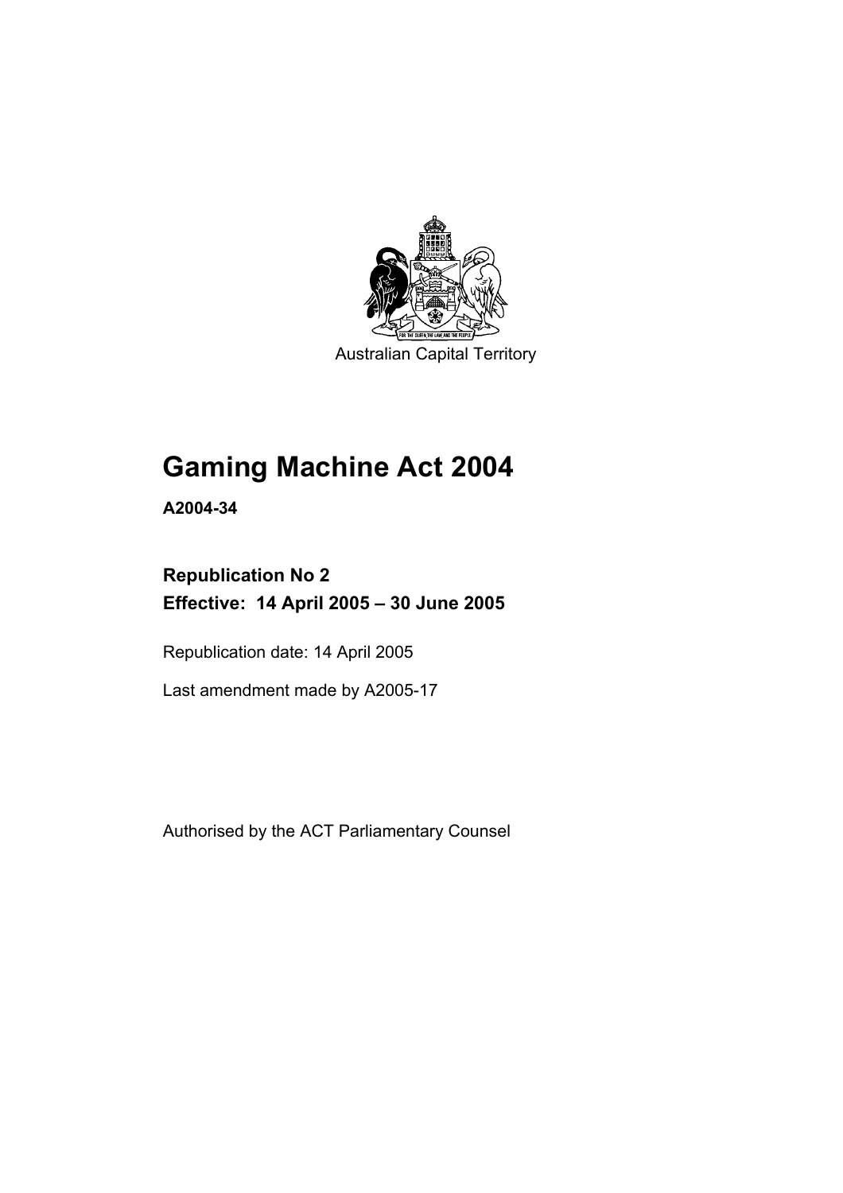Australian Capital Territory

# Gaming Machine Act 2004

**A2004-34**

**Republication No 2**
**Effective: 14 April 2005 – 30 June 2005**

Republication date: 14 April 2005

Last amendment made by A2005-17

Authorised by the ACT Parliamentary Counsel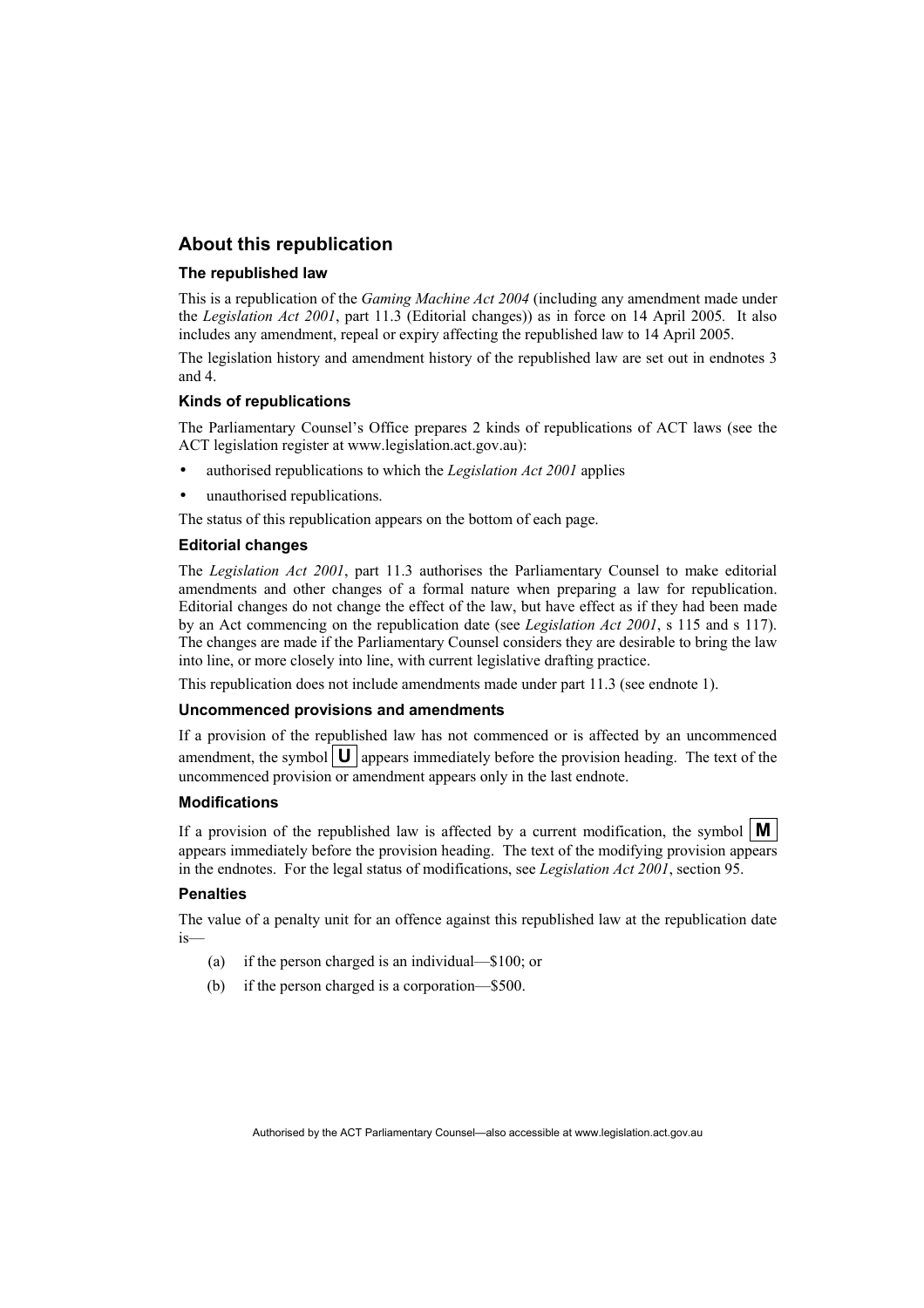## About this republication

### The republished law

This is a republication of the *Gaming Machine Act 2004* (including any amendment made under the *Legislation Act 2001*, part 11.3 (Editorial changes)) as in force on 14 April 2005*.* It also includes any amendment, repeal or expiry affecting the republished law to 14 April 2005.

The legislation history and amendment history of the republished law are set out in endnotes 3 and 4.

### Kinds of republications

The Parliamentary Counsel's Office prepares 2 kinds of republications of ACT laws (see the ACT legislation register at www.legislation.act.gov.au):

- authorised republications to which the *Legislation Act 2001* applies
- unauthorised republications.

The status of this republication appears on the bottom of each page.

### Editorial changes

The *Legislation Act 2001*, part 11.3 authorises the Parliamentary Counsel to make editorial amendments and other changes of a formal nature when preparing a law for republication. Editorial changes do not change the effect of the law, but have effect as if they had been made by an Act commencing on the republication date (see *Legislation Act 2001*, s 115 and s 117). The changes are made if the Parliamentary Counsel considers they are desirable to bring the law into line, or more closely into line, with current legislative drafting practice.

This republication does not include amendments made under part 11.3 (see endnote 1).

### Uncommenced provisions and amendments

If a provision of the republished law has not commenced or is affected by an uncommenced amendment, the symbol **U** appears immediately before the provision heading. The text of the uncommenced provision or amendment appears only in the last endnote.

### Modifications

If a provision of the republished law is affected by a current modification, the symbol **M** appears immediately before the provision heading. The text of the modifying provision appears in the endnotes. For the legal status of modifications, see *Legislation Act 2001*, section 95.

### Penalties

The value of a penalty unit for an offence against this republished law at the republication date is—

(a) if the person charged is an individual—$100; or

(b) if the person charged is a corporation—$500.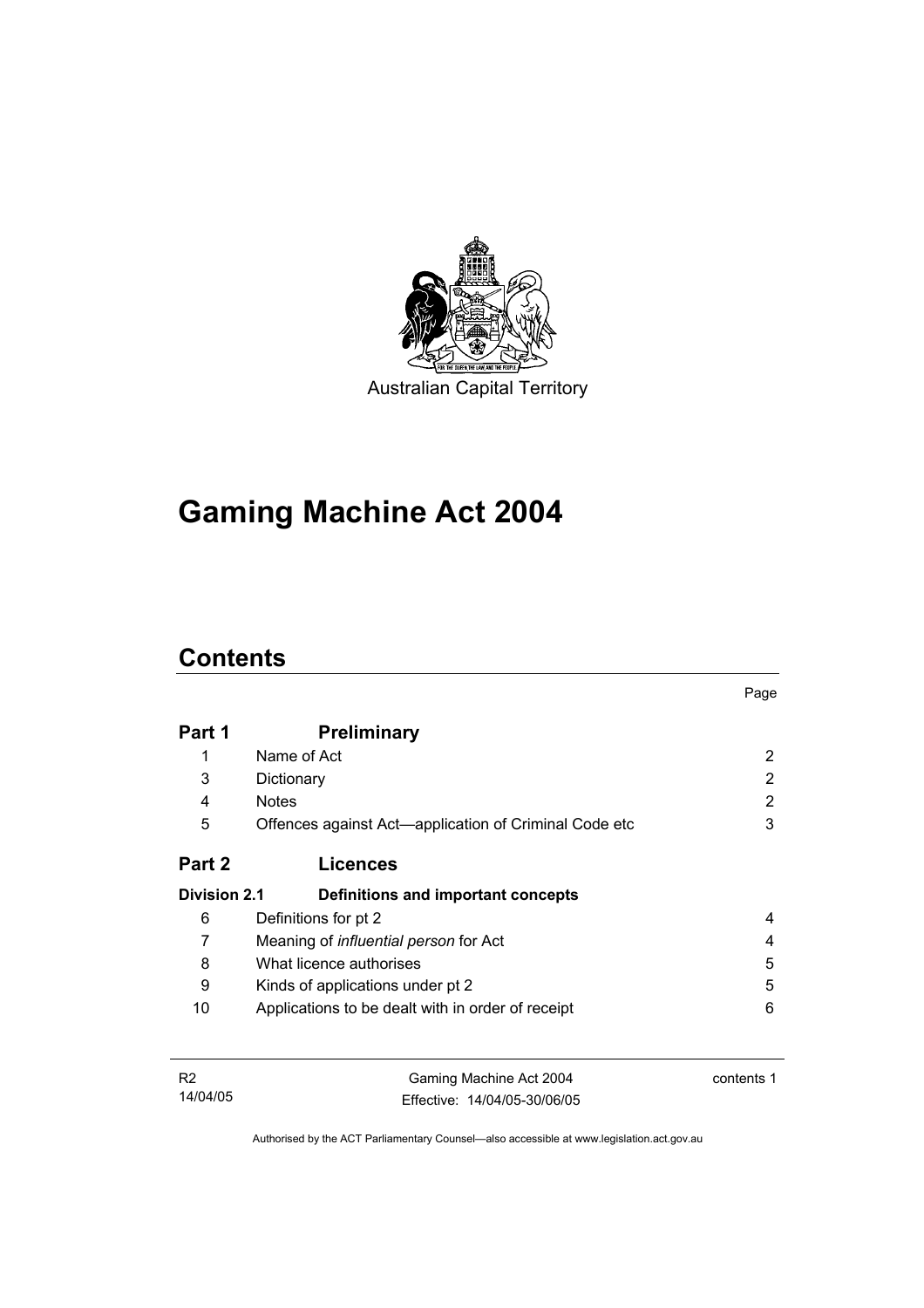Australian Capital Territory

# Gaming Machine Act 2004

## Contents

| | | Page |
|---|---|---|
| **Part 1** | **Preliminary** | |
| 1 | Name of Act | 2 |
| 3 | Dictionary | 2 |
| 4 | Notes | 2 |
| 5 | Offences against Act—application of Criminal Code etc | 3 |
| **Part 2** | **Licences** | |
| **Division 2.1** | **Definitions and important concepts** | |
| 6 | Definitions for pt 2 | 4 |
| 7 | Meaning of *influential person* for Act | 4 |
| 8 | What licence authorises | 5 |
| 9 | Kinds of applications under pt 2 | 5 |
| 10 | Applications to be dealt with in order of receipt | 6 |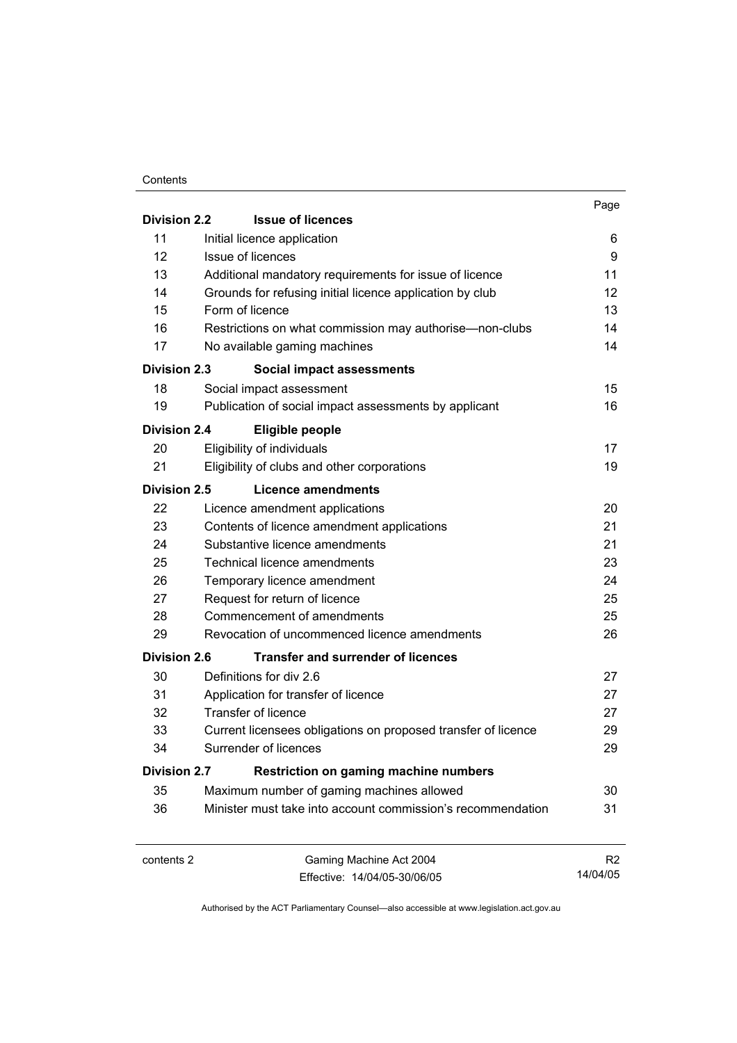| | | Page |
|---|---|---|
| **Division 2.2** | **Issue of licences** | |
| 11 | Initial licence application | 6 |
| 12 | Issue of licences | 9 |
| 13 | Additional mandatory requirements for issue of licence | 11 |
| 14 | Grounds for refusing initial licence application by club | 12 |
| 15 | Form of licence | 13 |
| 16 | Restrictions on what commission may authorise—non-clubs | 14 |
| 17 | No available gaming machines | 14 |
| **Division 2.3** | **Social impact assessments** | |
| 18 | Social impact assessment | 15 |
| 19 | Publication of social impact assessments by applicant | 16 |
| **Division 2.4** | **Eligible people** | |
| 20 | Eligibility of individuals | 17 |
| 21 | Eligibility of clubs and other corporations | 19 |
| **Division 2.5** | **Licence amendments** | |
| 22 | Licence amendment applications | 20 |
| 23 | Contents of licence amendment applications | 21 |
| 24 | Substantive licence amendments | 21 |
| 25 | Technical licence amendments | 23 |
| 26 | Temporary licence amendment | 24 |
| 27 | Request for return of licence | 25 |
| 28 | Commencement of amendments | 25 |
| 29 | Revocation of uncommenced licence amendments | 26 |
| **Division 2.6** | **Transfer and surrender of licences** | |
| 30 | Definitions for div 2.6 | 27 |
| 31 | Application for transfer of licence | 27 |
| 32 | Transfer of licence | 27 |
| 33 | Current licensees obligations on proposed transfer of licence | 29 |
| 34 | Surrender of licences | 29 |
| **Division 2.7** | **Restriction on gaming machine numbers** | |
| 35 | Maximum number of gaming machines allowed | 30 |
| 36 | Minister must take into account commission's recommendation | 31 |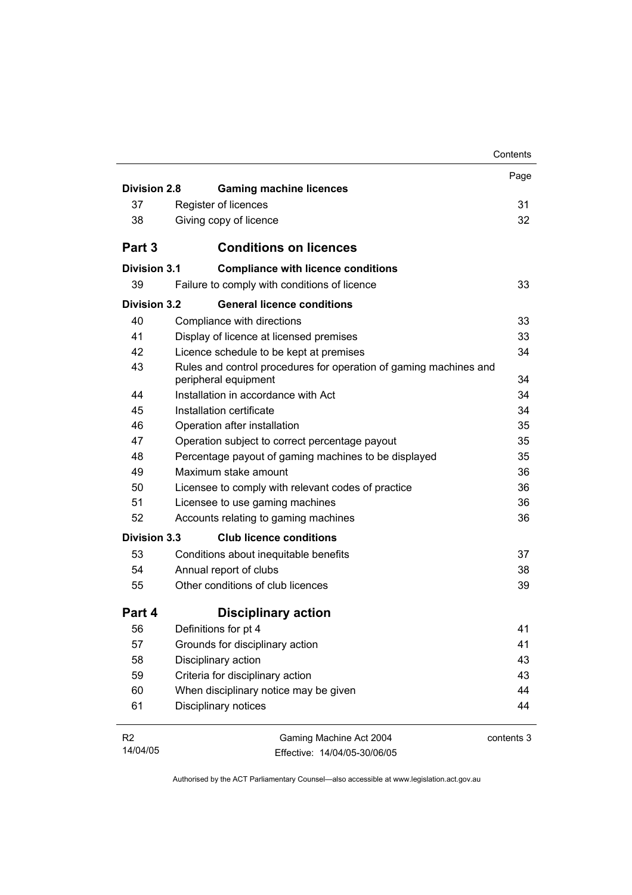| | | Page |
|---|---|---|
| **Division 2.8** | **Gaming machine licences** | |
| 37 | Register of licences | 31 |
| 38 | Giving copy of licence | 32 |
| **Part 3** | **Conditions on licences** | |
| **Division 3.1** | **Compliance with licence conditions** | |
| 39 | Failure to comply with conditions of licence | 33 |
| **Division 3.2** | **General licence conditions** | |
| 40 | Compliance with directions | 33 |
| 41 | Display of licence at licensed premises | 33 |
| 42 | Licence schedule to be kept at premises | 34 |
| 43 | Rules and control procedures for operation of gaming machines and peripheral equipment | 34 |
| 44 | Installation in accordance with Act | 34 |
| 45 | Installation certificate | 34 |
| 46 | Operation after installation | 35 |
| 47 | Operation subject to correct percentage payout | 35 |
| 48 | Percentage payout of gaming machines to be displayed | 35 |
| 49 | Maximum stake amount | 36 |
| 50 | Licensee to comply with relevant codes of practice | 36 |
| 51 | Licensee to use gaming machines | 36 |
| 52 | Accounts relating to gaming machines | 36 |
| **Division 3.3** | **Club licence conditions** | |
| 53 | Conditions about inequitable benefits | 37 |
| 54 | Annual report of clubs | 38 |
| 55 | Other conditions of club licences | 39 |
| **Part 4** | **Disciplinary action** | |
| 56 | Definitions for pt 4 | 41 |
| 57 | Grounds for disciplinary action | 41 |
| 58 | Disciplinary action | 43 |
| 59 | Criteria for disciplinary action | 43 |
| 60 | When disciplinary notice may be given | 44 |
| 61 | Disciplinary notices | 44 |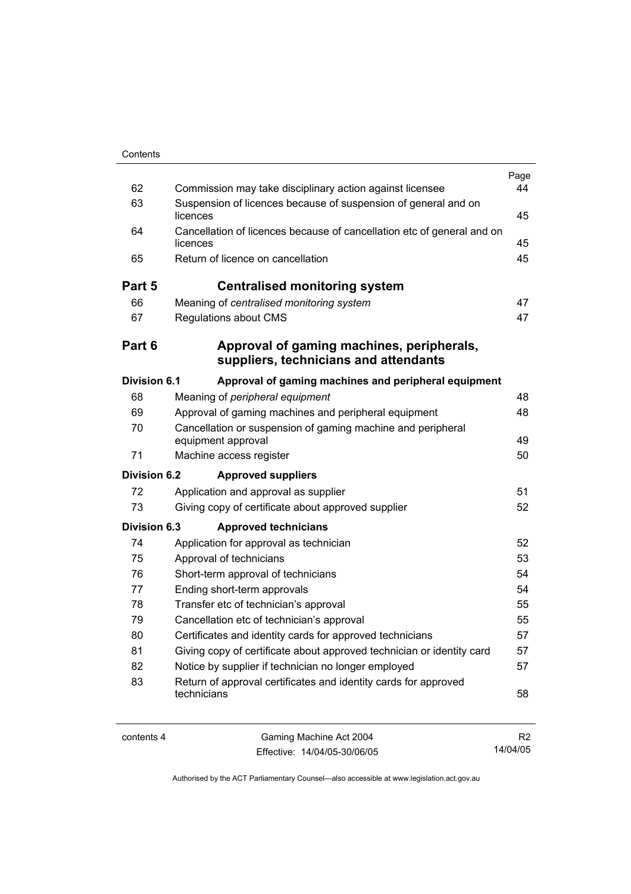| | | Page |
|---|---|---|
| 62 | Commission may take disciplinary action against licensee | 44 |
| 63 | Suspension of licences because of suspension of general and on licences | 45 |
| 64 | Cancellation of licences because of cancellation etc of general and on licences | 45 |
| 65 | Return of licence on cancellation | 45 |
| **Part 5** | **Centralised monitoring system** | |
| 66 | Meaning of *centralised monitoring system* | 47 |
| 67 | Regulations about CMS | 47 |
| **Part 6** | **Approval of gaming machines, peripherals, suppliers, technicians and attendants** | |
| **Division 6.1** | **Approval of gaming machines and peripheral equipment** | |
| 68 | Meaning of *peripheral equipment* | 48 |
| 69 | Approval of gaming machines and peripheral equipment | 48 |
| 70 | Cancellation or suspension of gaming machine and peripheral equipment approval | 49 |
| 71 | Machine access register | 50 |
| **Division 6.2** | **Approved suppliers** | |
| 72 | Application and approval as supplier | 51 |
| 73 | Giving copy of certificate about approved supplier | 52 |
| **Division 6.3** | **Approved technicians** | |
| 74 | Application for approval as technician | 52 |
| 75 | Approval of technicians | 53 |
| 76 | Short-term approval of technicians | 54 |
| 77 | Ending short-term approvals | 54 |
| 78 | Transfer etc of technician's approval | 55 |
| 79 | Cancellation etc of technician's approval | 55 |
| 80 | Certificates and identity cards for approved technicians | 57 |
| 81 | Giving copy of certificate about approved technician or identity card | 57 |
| 82 | Notice by supplier if technician no longer employed | 57 |
| 83 | Return of approval certificates and identity cards for approved technicians | 58 |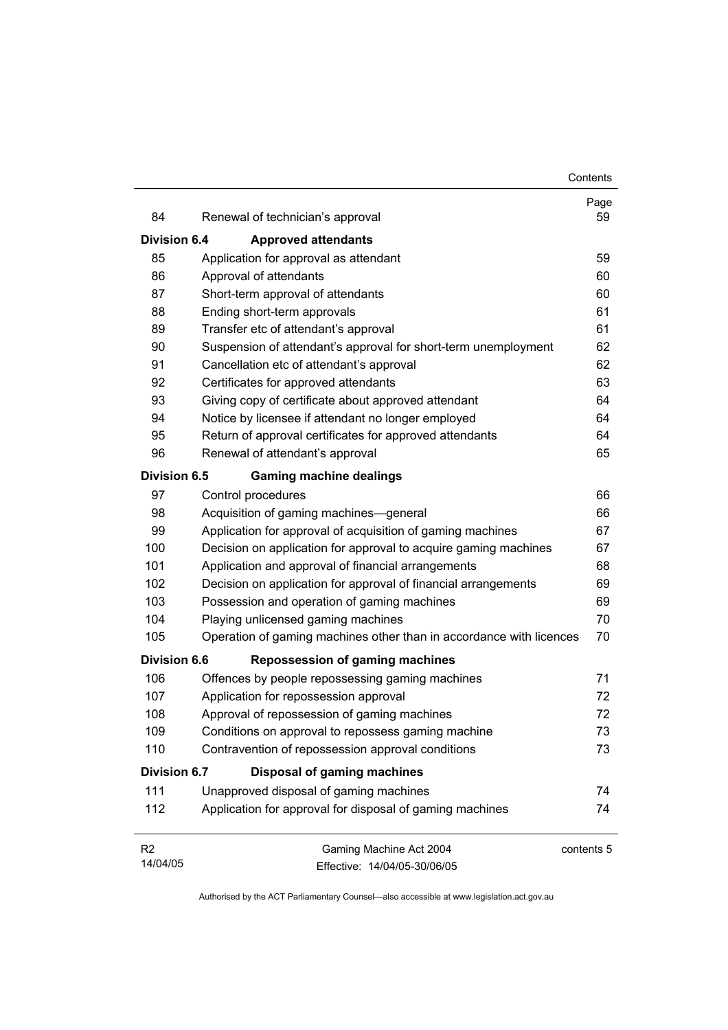| | | Page |
|---|---|---|
| 84 | Renewal of technician's approval | 59 |
| **Division 6.4** | **Approved attendants** | |
| 85 | Application for approval as attendant | 59 |
| 86 | Approval of attendants | 60 |
| 87 | Short-term approval of attendants | 60 |
| 88 | Ending short-term approvals | 61 |
| 89 | Transfer etc of attendant's approval | 61 |
| 90 | Suspension of attendant's approval for short-term unemployment | 62 |
| 91 | Cancellation etc of attendant's approval | 62 |
| 92 | Certificates for approved attendants | 63 |
| 93 | Giving copy of certificate about approved attendant | 64 |
| 94 | Notice by licensee if attendant no longer employed | 64 |
| 95 | Return of approval certificates for approved attendants | 64 |
| 96 | Renewal of attendant's approval | 65 |
| **Division 6.5** | **Gaming machine dealings** | |
| 97 | Control procedures | 66 |
| 98 | Acquisition of gaming machines—general | 66 |
| 99 | Application for approval of acquisition of gaming machines | 67 |
| 100 | Decision on application for approval to acquire gaming machines | 67 |
| 101 | Application and approval of financial arrangements | 68 |
| 102 | Decision on application for approval of financial arrangements | 69 |
| 103 | Possession and operation of gaming machines | 69 |
| 104 | Playing unlicensed gaming machines | 70 |
| 105 | Operation of gaming machines other than in accordance with licences | 70 |
| **Division 6.6** | **Repossession of gaming machines** | |
| 106 | Offences by people repossessing gaming machines | 71 |
| 107 | Application for repossession approval | 72 |
| 108 | Approval of repossession of gaming machines | 72 |
| 109 | Conditions on approval to repossess gaming machine | 73 |
| 110 | Contravention of repossession approval conditions | 73 |
| **Division 6.7** | **Disposal of gaming machines** | |
| 111 | Unapproved disposal of gaming machines | 74 |
| 112 | Application for approval for disposal of gaming machines | 74 |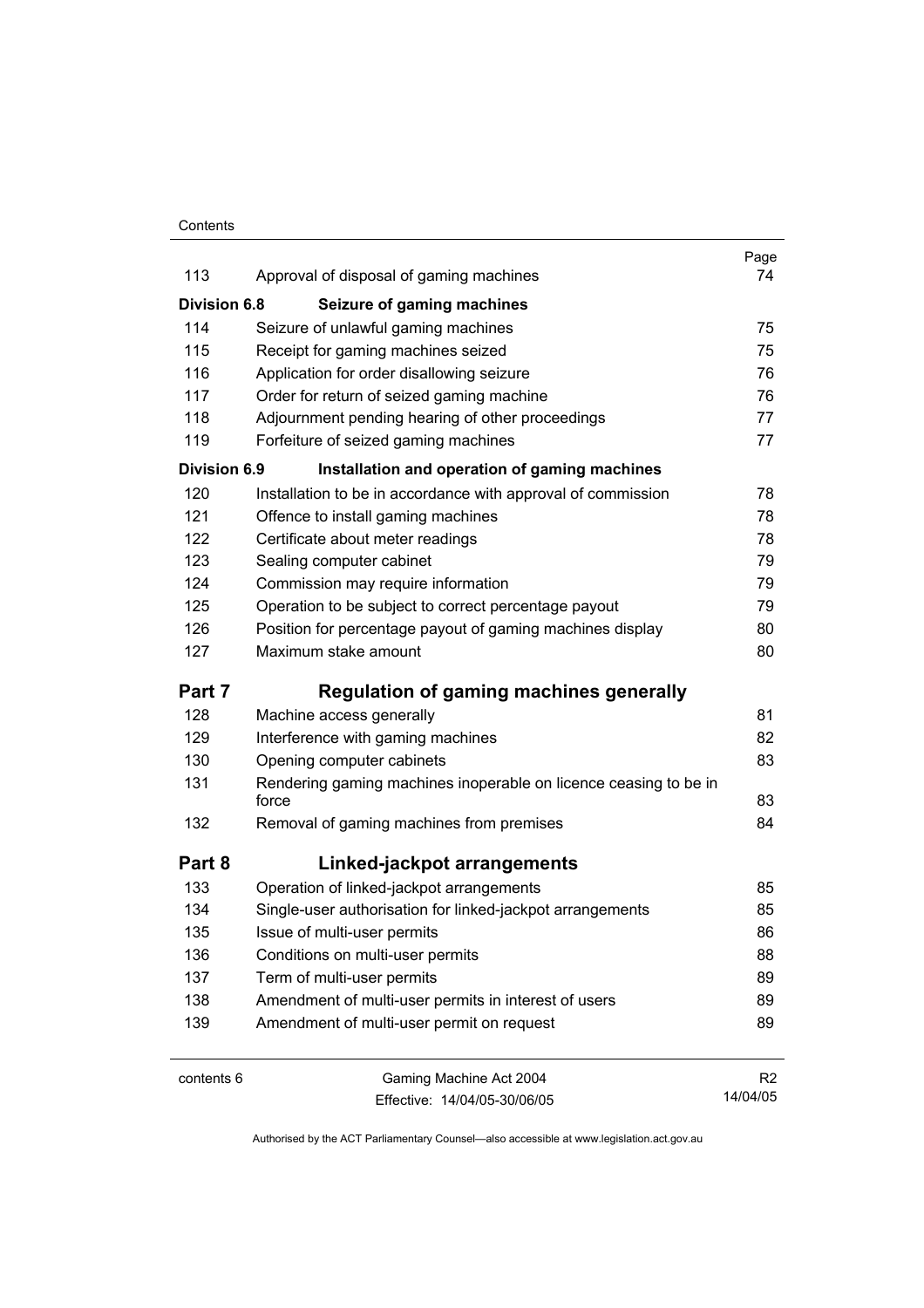| | | Page |
|---|---|---|
| 113 | Approval of disposal of gaming machines | 74 |
| **Division 6.8** | **Seizure of gaming machines** | |
| 114 | Seizure of unlawful gaming machines | 75 |
| 115 | Receipt for gaming machines seized | 75 |
| 116 | Application for order disallowing seizure | 76 |
| 117 | Order for return of seized gaming machine | 76 |
| 118 | Adjournment pending hearing of other proceedings | 77 |
| 119 | Forfeiture of seized gaming machines | 77 |
| **Division 6.9** | **Installation and operation of gaming machines** | |
| 120 | Installation to be in accordance with approval of commission | 78 |
| 121 | Offence to install gaming machines | 78 |
| 122 | Certificate about meter readings | 78 |
| 123 | Sealing computer cabinet | 79 |
| 124 | Commission may require information | 79 |
| 125 | Operation to be subject to correct percentage payout | 79 |
| 126 | Position for percentage payout of gaming machines display | 80 |
| 127 | Maximum stake amount | 80 |
| **Part 7** | **Regulation of gaming machines generally** | |
| 128 | Machine access generally | 81 |
| 129 | Interference with gaming machines | 82 |
| 130 | Opening computer cabinets | 83 |
| 131 | Rendering gaming machines inoperable on licence ceasing to be in force | 83 |
| 132 | Removal of gaming machines from premises | 84 |
| **Part 8** | **Linked-jackpot arrangements** | |
| 133 | Operation of linked-jackpot arrangements | 85 |
| 134 | Single-user authorisation for linked-jackpot arrangements | 85 |
| 135 | Issue of multi-user permits | 86 |
| 136 | Conditions on multi-user permits | 88 |
| 137 | Term of multi-user permits | 89 |
| 138 | Amendment of multi-user permits in interest of users | 89 |
| 139 | Amendment of multi-user permit on request | 89 |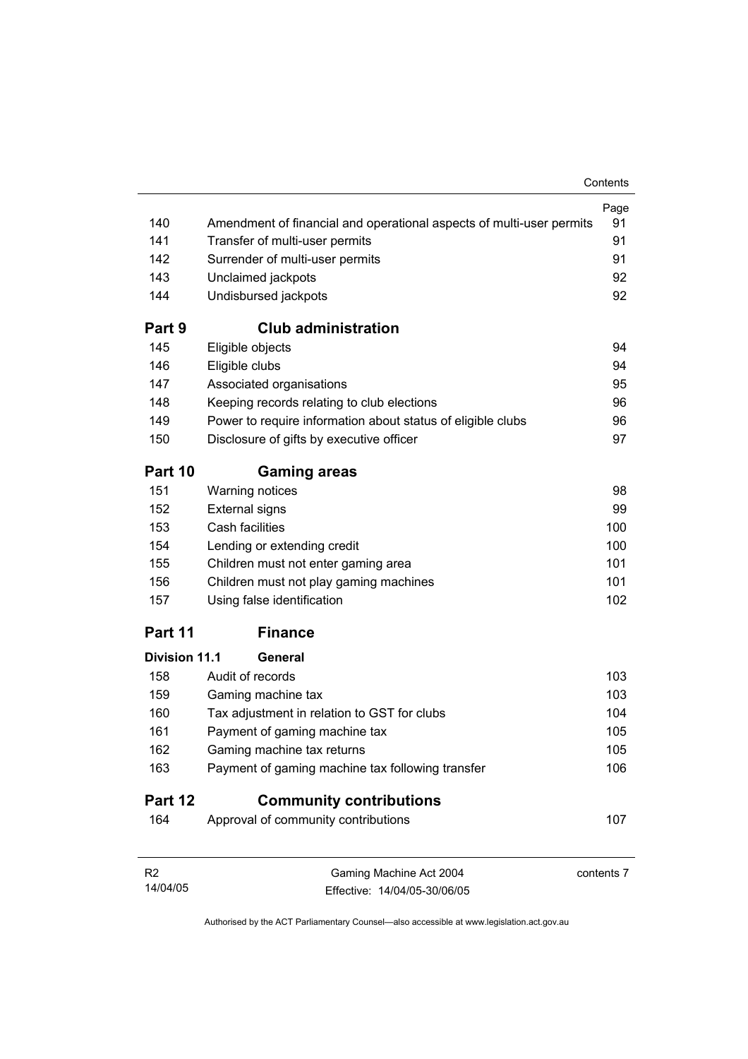| | | Page |
|---|---|---|
| 140 | Amendment of financial and operational aspects of multi-user permits | 91 |
| 141 | Transfer of multi-user permits | 91 |
| 142 | Surrender of multi-user permits | 91 |
| 143 | Unclaimed jackpots | 92 |
| 144 | Undisbursed jackpots | 92 |

## Part 9 Club administration

| | | |
|---|---|---|
| 145 | Eligible objects | 94 |
| 146 | Eligible clubs | 94 |
| 147 | Associated organisations | 95 |
| 148 | Keeping records relating to club elections | 96 |
| 149 | Power to require information about status of eligible clubs | 96 |
| 150 | Disclosure of gifts by executive officer | 97 |

## Part 10 Gaming areas

| | | |
|---|---|---|
| 151 | Warning notices | 98 |
| 152 | External signs | 99 |
| 153 | Cash facilities | 100 |
| 154 | Lending or extending credit | 100 |
| 155 | Children must not enter gaming area | 101 |
| 156 | Children must not play gaming machines | 101 |
| 157 | Using false identification | 102 |

## Part 11 Finance

### Division 11.1 General

| | | |
|---|---|---|
| 158 | Audit of records | 103 |
| 159 | Gaming machine tax | 103 |
| 160 | Tax adjustment in relation to GST for clubs | 104 |
| 161 | Payment of gaming machine tax | 105 |
| 162 | Gaming machine tax returns | 105 |
| 163 | Payment of gaming machine tax following transfer | 106 |

## Part 12 Community contributions

| | | |
|---|---|---|
| 164 | Approval of community contributions | 107 |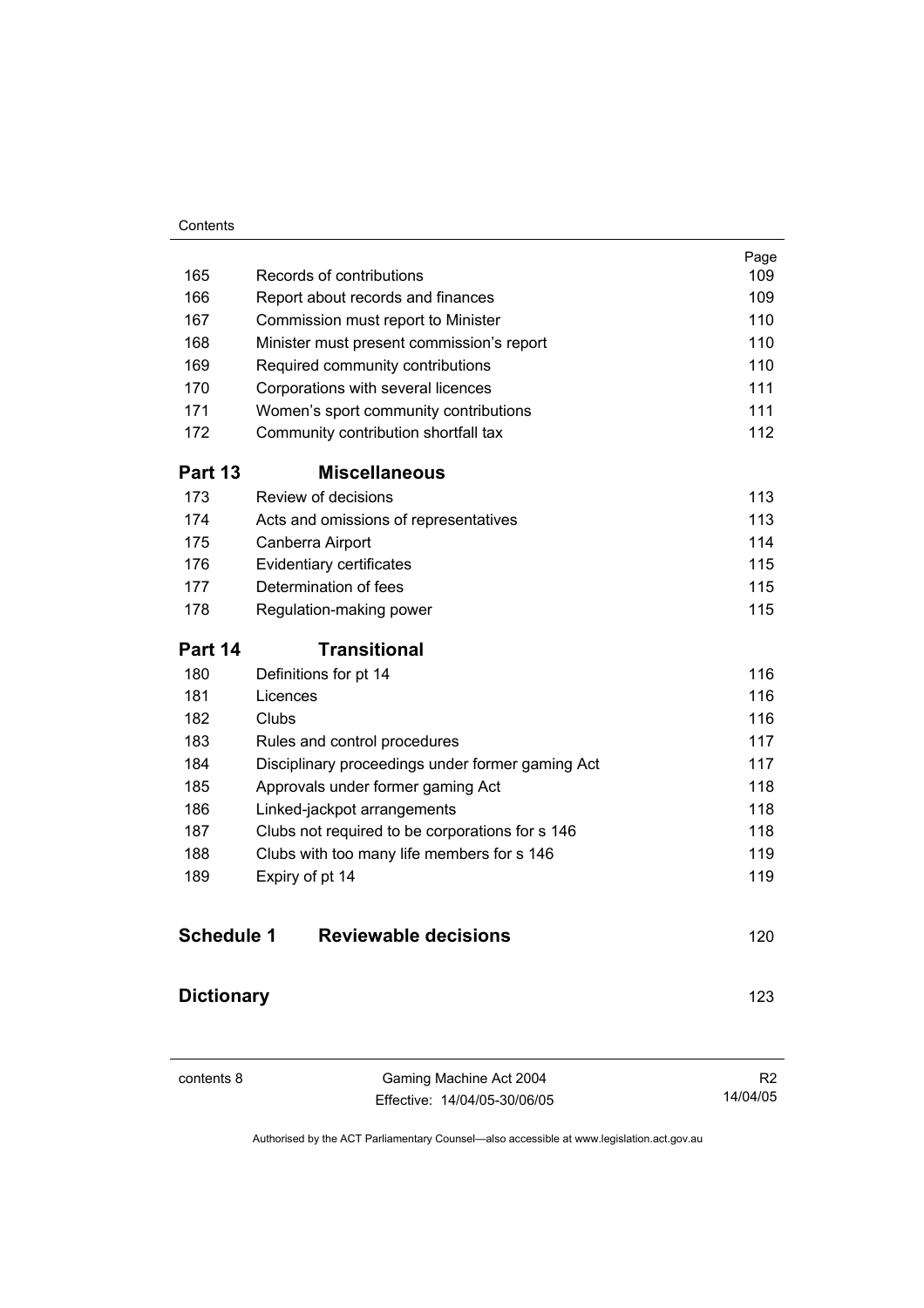| | | Page |
|---|---|---|
| 165 | Records of contributions | 109 |
| 166 | Report about records and finances | 109 |
| 167 | Commission must report to Minister | 110 |
| 168 | Minister must present commission's report | 110 |
| 169 | Required community contributions | 110 |
| 170 | Corporations with several licences | 111 |
| 171 | Women's sport community contributions | 111 |
| 172 | Community contribution shortfall tax | 112 |

## Part 13 Miscellaneous

| | | |
|---|---|---|
| 173 | Review of decisions | 113 |
| 174 | Acts and omissions of representatives | 113 |
| 175 | Canberra Airport | 114 |
| 176 | Evidentiary certificates | 115 |
| 177 | Determination of fees | 115 |
| 178 | Regulation-making power | 115 |

## Part 14 Transitional

| | | |
|---|---|---|
| 180 | Definitions for pt 14 | 116 |
| 181 | Licences | 116 |
| 182 | Clubs | 116 |
| 183 | Rules and control procedures | 117 |
| 184 | Disciplinary proceedings under former gaming Act | 117 |
| 185 | Approvals under former gaming Act | 118 |
| 186 | Linked-jackpot arrangements | 118 |
| 187 | Clubs not required to be corporations for s 146 | 118 |
| 188 | Clubs with too many life members for s 146 | 119 |
| 189 | Expiry of pt 14 | 119 |

## Schedule 1 Reviewable decisions 120

## Dictionary 123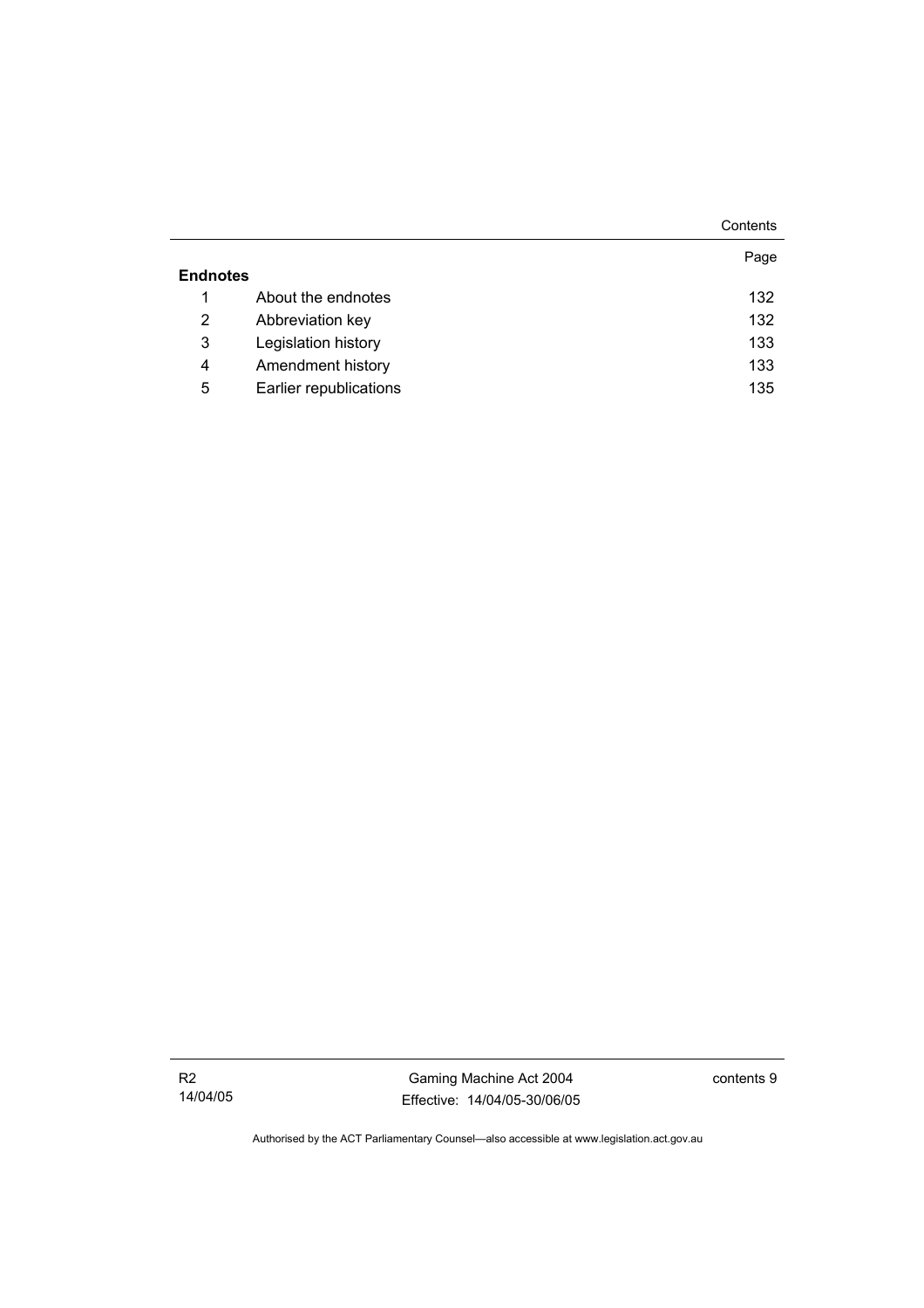| | | Page |
|---|---|---|
| **Endnotes** | | |
| 1 | About the endnotes | 132 |
| 2 | Abbreviation key | 132 |
| 3 | Legislation history | 133 |
| 4 | Amendment history | 133 |
| 5 | Earlier republications | 135 |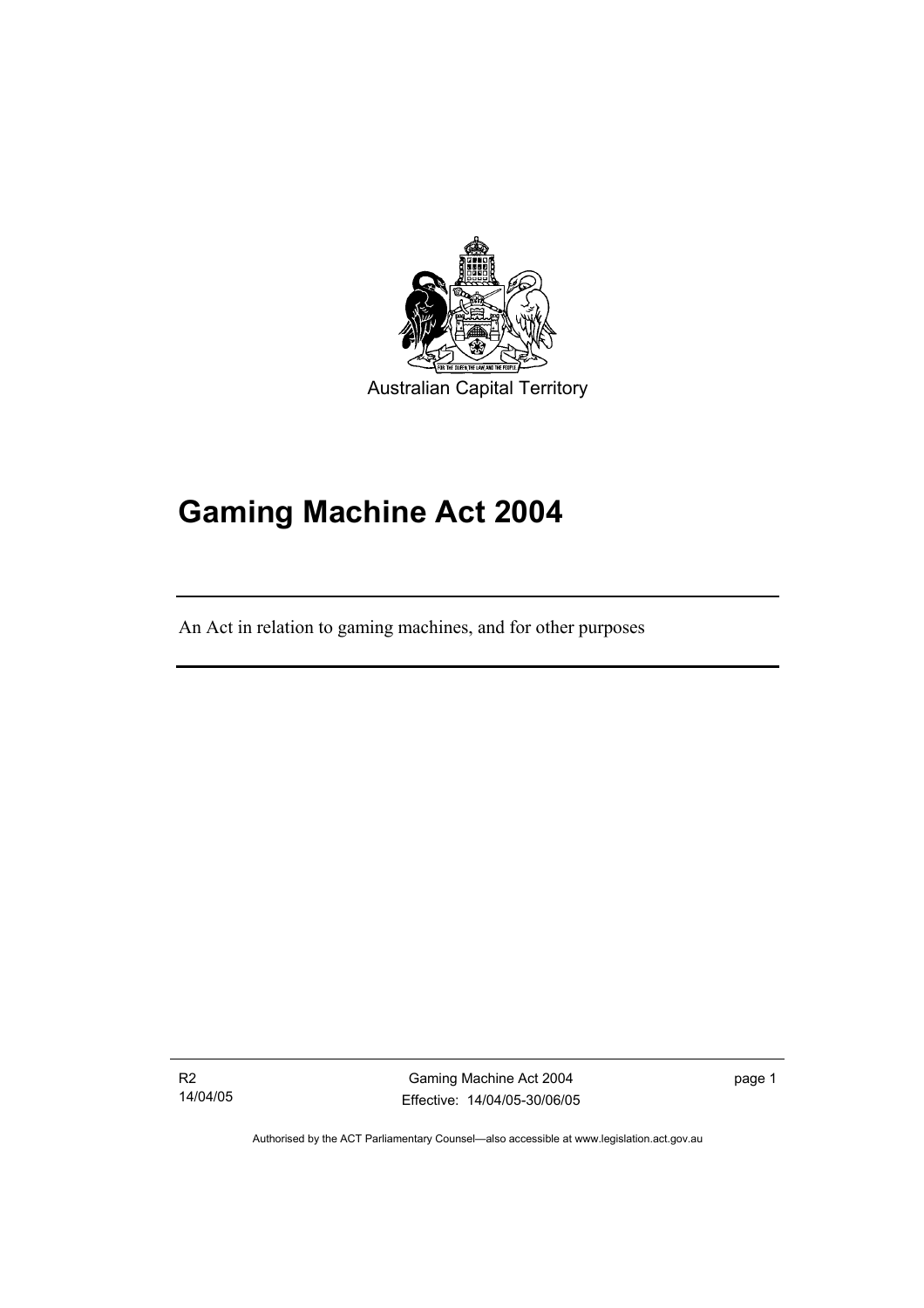Australian Capital Territory

# Gaming Machine Act 2004

An Act in relation to gaming machines, and for other purposes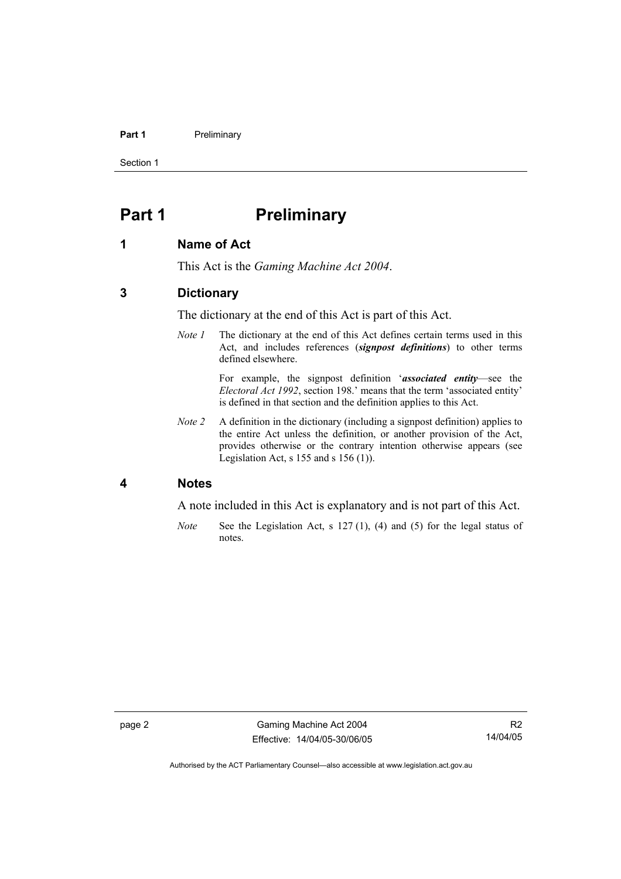# Part 1 Preliminary

## 1 Name of Act

This Act is the *Gaming Machine Act 2004*.

## 3 Dictionary

The dictionary at the end of this Act is part of this Act.

*Note 1* The dictionary at the end of this Act defines certain terms used in this Act, and includes references (***signpost definitions***) to other terms defined elsewhere.

For example, the signpost definition '***associated entity***—see the *Electoral Act 1992*, section 198.' means that the term 'associated entity' is defined in that section and the definition applies to this Act.

*Note 2* A definition in the dictionary (including a signpost definition) applies to the entire Act unless the definition, or another provision of the Act, provides otherwise or the contrary intention otherwise appears (see Legislation Act, s 155 and s 156 (1)).

## 4 Notes

A note included in this Act is explanatory and is not part of this Act.

*Note* See the Legislation Act, s 127 (1), (4) and (5) for the legal status of notes.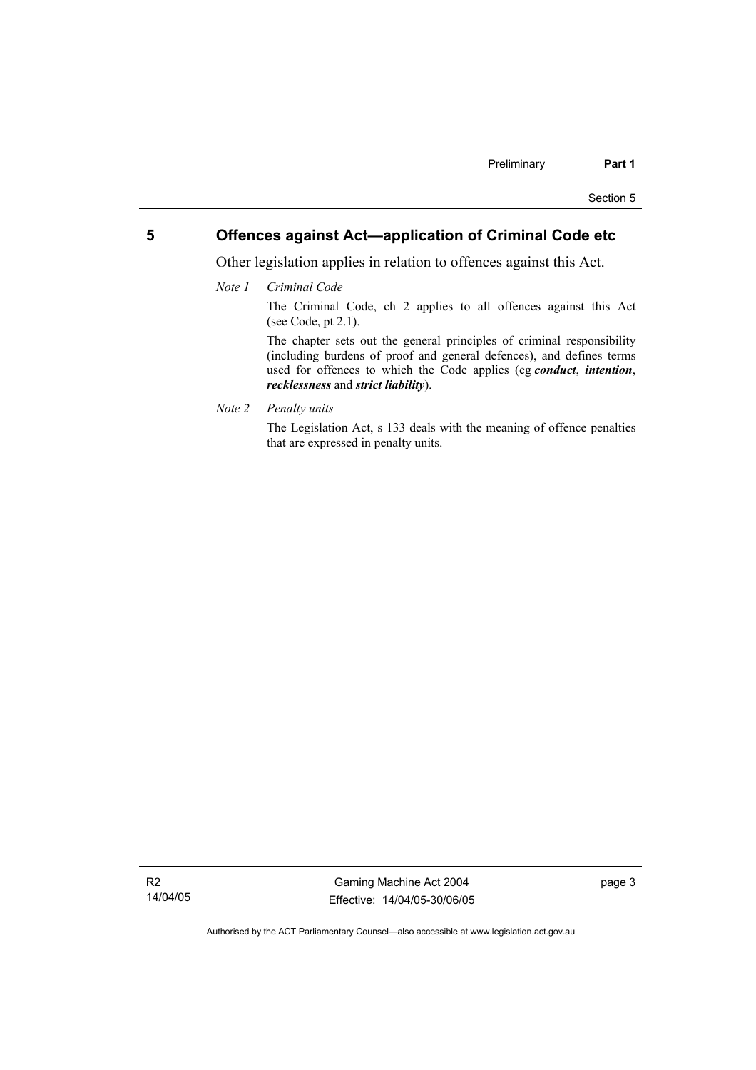## 5 Offences against Act—application of Criminal Code etc

Other legislation applies in relation to offences against this Act.

*Note 1* *Criminal Code*

The Criminal Code, ch 2 applies to all offences against this Act (see Code, pt 2.1).

The chapter sets out the general principles of criminal responsibility (including burdens of proof and general defences), and defines terms used for offences to which the Code applies (eg ***conduct***, ***intention***, ***recklessness*** and ***strict liability***).

*Note 2* *Penalty units*

The Legislation Act, s 133 deals with the meaning of offence penalties that are expressed in penalty units.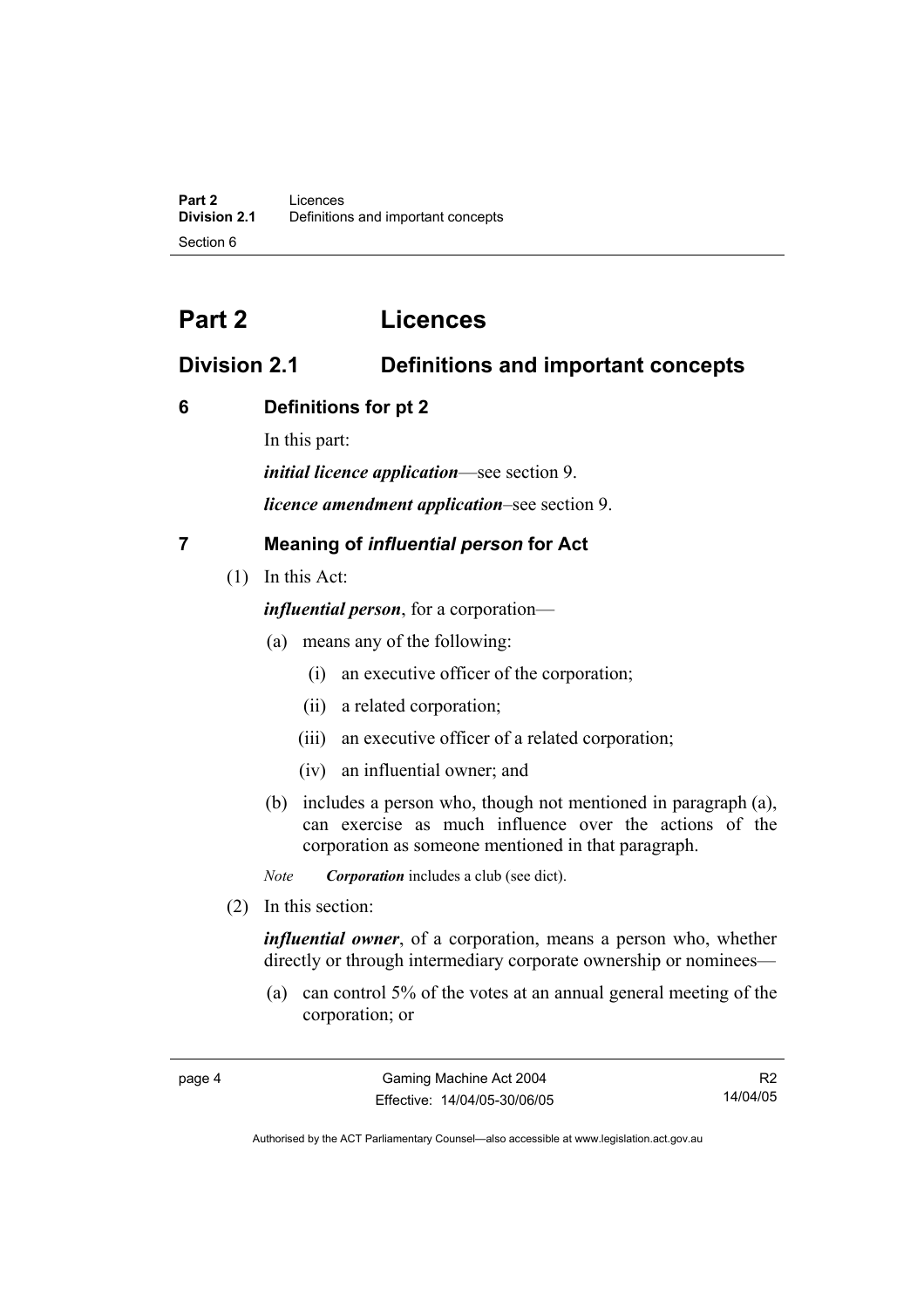# Part 2 Licences

## Division 2.1 Definitions and important concepts

### 6 Definitions for pt 2

In this part:

***initial licence application***—see section 9.

***licence amendment application***–see section 9.

### 7 Meaning of *influential person* for Act

(1) In this Act:

***influential person***, for a corporation—

(a) means any of the following:

(i) an executive officer of the corporation;

(ii) a related corporation;

(iii) an executive officer of a related corporation;

(iv) an influential owner; and

(b) includes a person who, though not mentioned in paragraph (a), can exercise as much influence over the actions of the corporation as someone mentioned in that paragraph.

*Note* ***Corporation*** includes a club (see dict).

(2) In this section:

***influential owner***, of a corporation, means a person who, whether directly or through intermediary corporate ownership or nominees—

(a) can control 5% of the votes at an annual general meeting of the corporation; or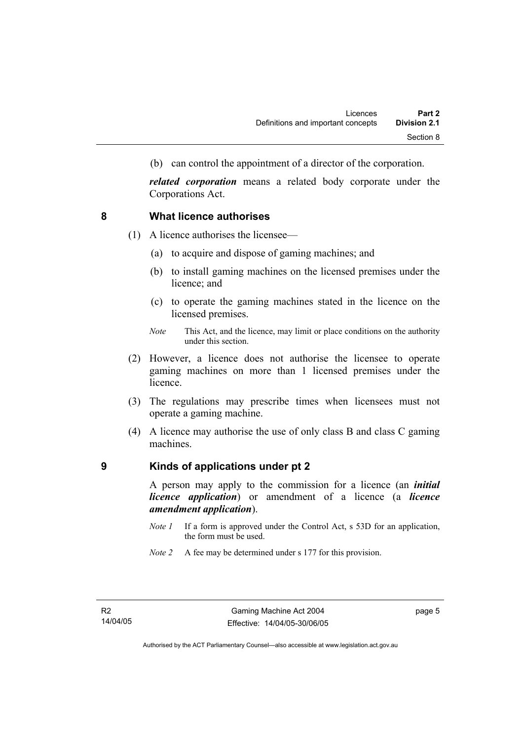(b) can control the appointment of a director of the corporation.

***related corporation*** means a related body corporate under the Corporations Act.

## 8 What licence authorises

(1) A licence authorises the licensee—

(a) to acquire and dispose of gaming machines; and

(b) to install gaming machines on the licensed premises under the licence; and

(c) to operate the gaming machines stated in the licence on the licensed premises.

*Note* This Act, and the licence, may limit or place conditions on the authority under this section.

(2) However, a licence does not authorise the licensee to operate gaming machines on more than 1 licensed premises under the licence.

(3) The regulations may prescribe times when licensees must not operate a gaming machine.

(4) A licence may authorise the use of only class B and class C gaming machines.

## 9 Kinds of applications under pt 2

A person may apply to the commission for a licence (an ***initial licence application***) or amendment of a licence (a ***licence amendment application***).

*Note 1* If a form is approved under the Control Act, s 53D for an application, the form must be used.

*Note 2* A fee may be determined under s 177 for this provision.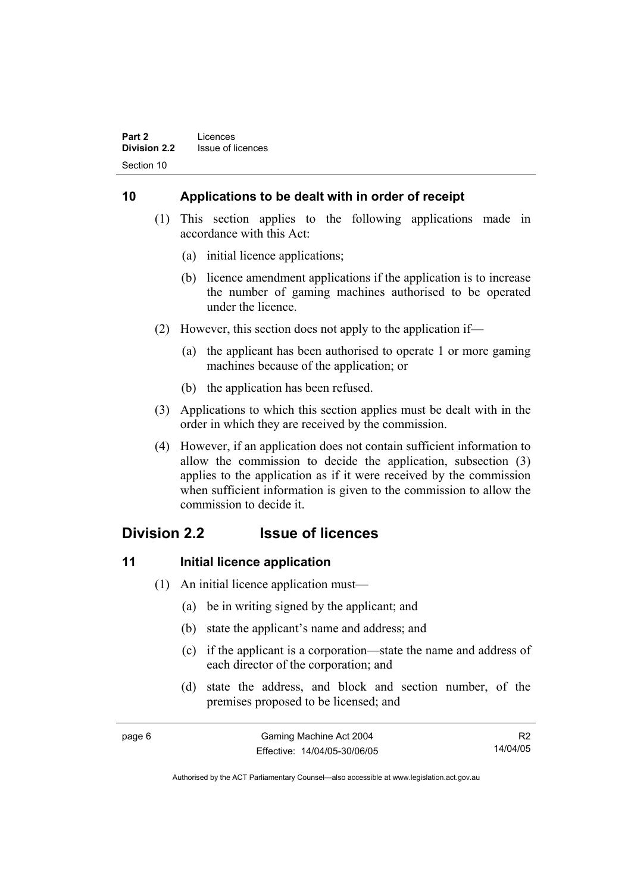## 10 Applications to be dealt with in order of receipt

(1) This section applies to the following applications made in accordance with this Act:

(a) initial licence applications;

(b) licence amendment applications if the application is to increase the number of gaming machines authorised to be operated under the licence.

(2) However, this section does not apply to the application if—

(a) the applicant has been authorised to operate 1 or more gaming machines because of the application; or

(b) the application has been refused.

(3) Applications to which this section applies must be dealt with in the order in which they are received by the commission.

(4) However, if an application does not contain sufficient information to allow the commission to decide the application, subsection (3) applies to the application as if it were received by the commission when sufficient information is given to the commission to allow the commission to decide it.

# Division 2.2 Issue of licences

## 11 Initial licence application

(1) An initial licence application must—

(a) be in writing signed by the applicant; and

(b) state the applicant's name and address; and

(c) if the applicant is a corporation—state the name and address of each director of the corporation; and

(d) state the address, and block and section number, of the premises proposed to be licensed; and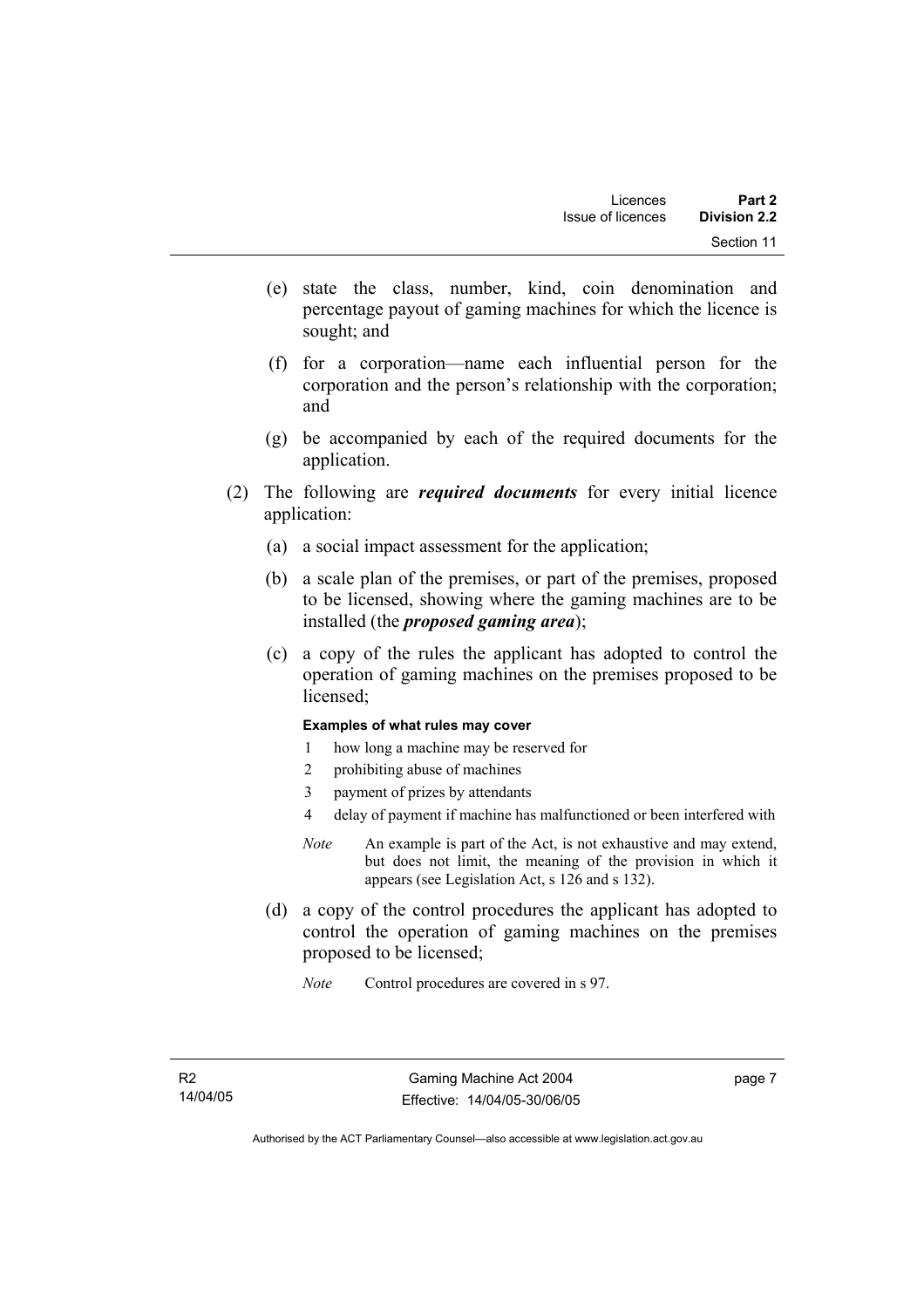(e) state the class, number, kind, coin denomination and percentage payout of gaming machines for which the licence is sought; and

(f) for a corporation—name each influential person for the corporation and the person's relationship with the corporation; and

(g) be accompanied by each of the required documents for the application.

(2) The following are ***required documents*** for every initial licence application:

(a) a social impact assessment for the application;

(b) a scale plan of the premises, or part of the premises, proposed to be licensed, showing where the gaming machines are to be installed (the ***proposed gaming area***);

(c) a copy of the rules the applicant has adopted to control the operation of gaming machines on the premises proposed to be licensed;

**Examples of what rules may cover**

1 how long a machine may be reserved for

2 prohibiting abuse of machines

3 payment of prizes by attendants

4 delay of payment if machine has malfunctioned or been interfered with

*Note* An example is part of the Act, is not exhaustive and may extend, but does not limit, the meaning of the provision in which it appears (see Legislation Act, s 126 and s 132).

(d) a copy of the control procedures the applicant has adopted to control the operation of gaming machines on the premises proposed to be licensed;

*Note* Control procedures are covered in s 97.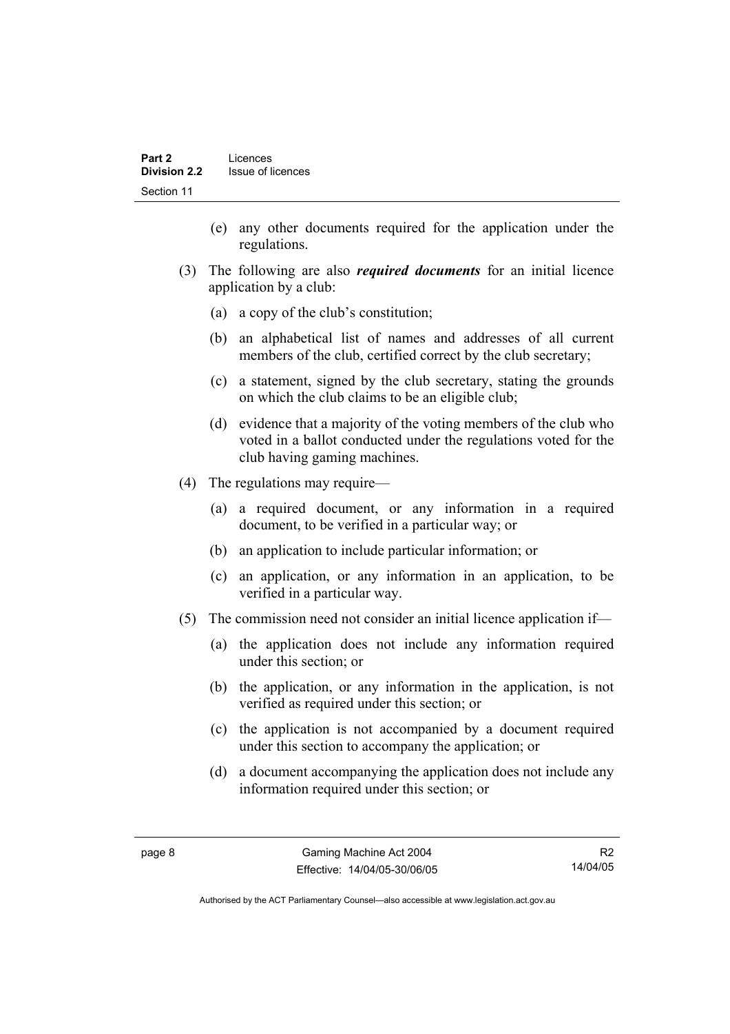(e) any other documents required for the application under the regulations.

(3) The following are also ***required documents*** for an initial licence application by a club:

(a) a copy of the club's constitution;

(b) an alphabetical list of names and addresses of all current members of the club, certified correct by the club secretary;

(c) a statement, signed by the club secretary, stating the grounds on which the club claims to be an eligible club;

(d) evidence that a majority of the voting members of the club who voted in a ballot conducted under the regulations voted for the club having gaming machines.

(4) The regulations may require—

(a) a required document, or any information in a required document, to be verified in a particular way; or

(b) an application to include particular information; or

(c) an application, or any information in an application, to be verified in a particular way.

(5) The commission need not consider an initial licence application if—

(a) the application does not include any information required under this section; or

(b) the application, or any information in the application, is not verified as required under this section; or

(c) the application is not accompanied by a document required under this section to accompany the application; or

(d) a document accompanying the application does not include any information required under this section; or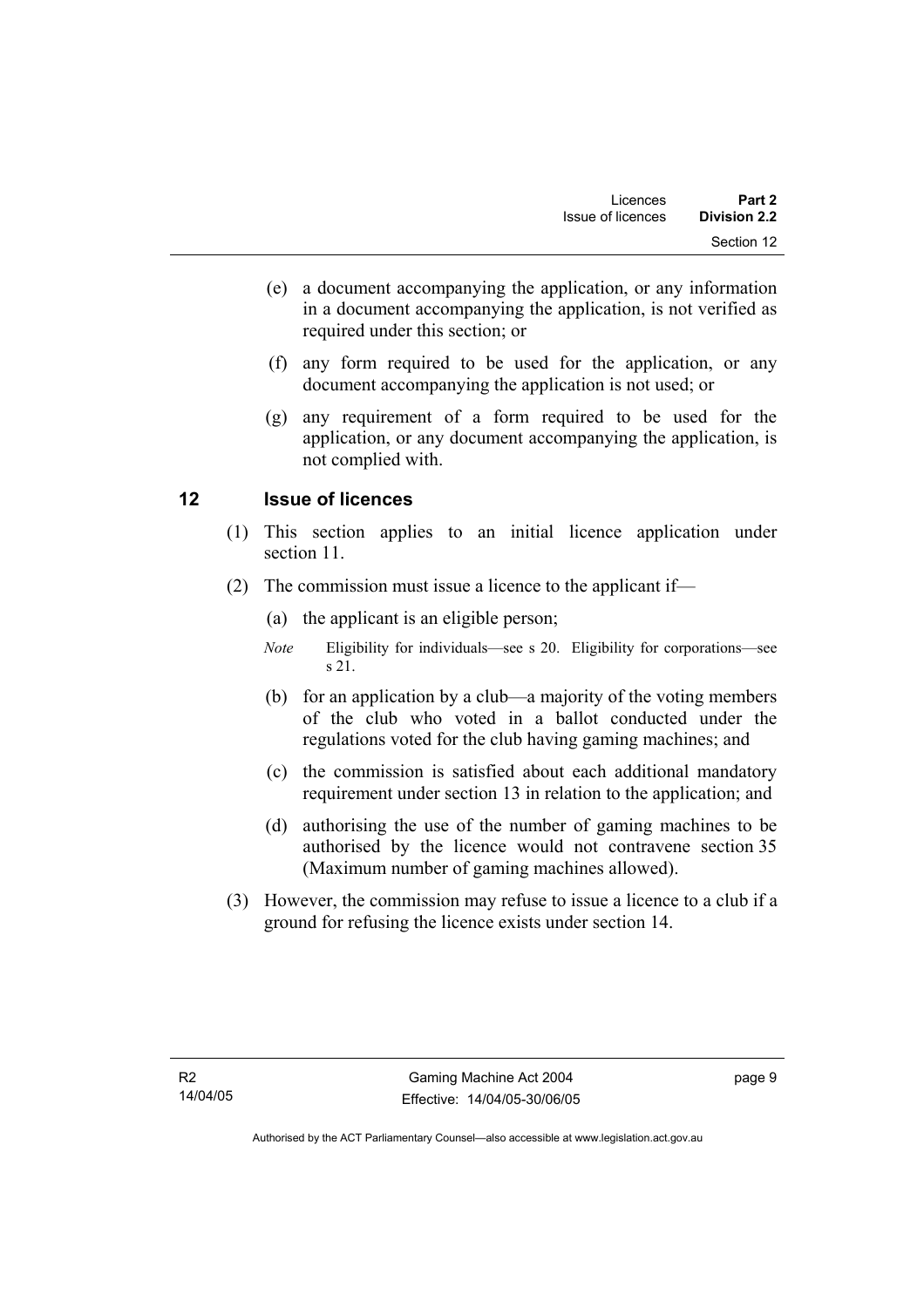(e) a document accompanying the application, or any information in a document accompanying the application, is not verified as required under this section; or

(f) any form required to be used for the application, or any document accompanying the application is not used; or

(g) any requirement of a form required to be used for the application, or any document accompanying the application, is not complied with.

## 12 Issue of licences

(1) This section applies to an initial licence application under section 11.

(2) The commission must issue a licence to the applicant if—

(a) the applicant is an eligible person;

*Note* Eligibility for individuals—see s 20. Eligibility for corporations—see s 21.

(b) for an application by a club—a majority of the voting members of the club who voted in a ballot conducted under the regulations voted for the club having gaming machines; and

(c) the commission is satisfied about each additional mandatory requirement under section 13 in relation to the application; and

(d) authorising the use of the number of gaming machines to be authorised by the licence would not contravene section 35 (Maximum number of gaming machines allowed).

(3) However, the commission may refuse to issue a licence to a club if a ground for refusing the licence exists under section 14.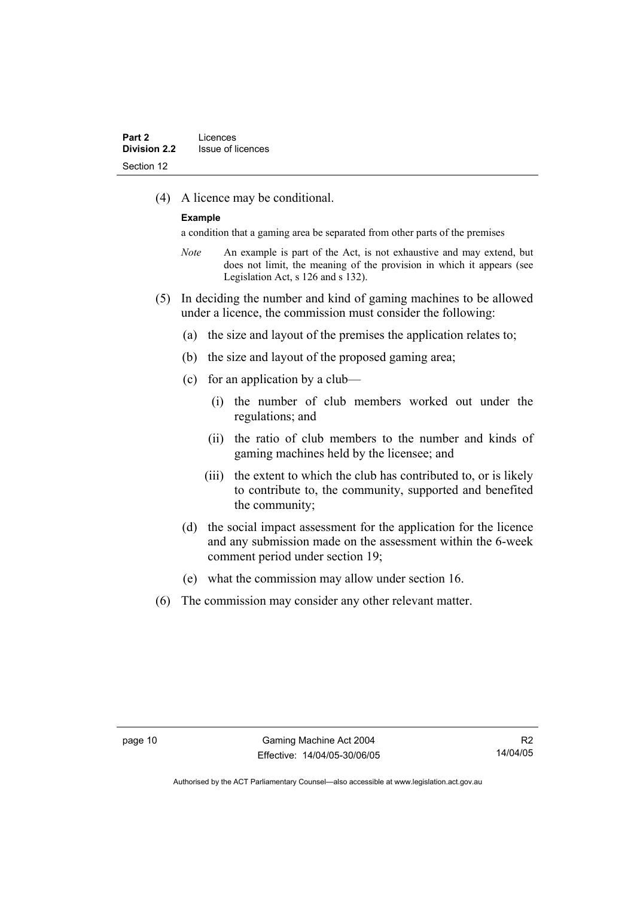(4) A licence may be conditional.

**Example**

a condition that a gaming area be separated from other parts of the premises

*Note* An example is part of the Act, is not exhaustive and may extend, but does not limit, the meaning of the provision in which it appears (see Legislation Act, s 126 and s 132).

(5) In deciding the number and kind of gaming machines to be allowed under a licence, the commission must consider the following:

(a) the size and layout of the premises the application relates to;

(b) the size and layout of the proposed gaming area;

(c) for an application by a club—

(i) the number of club members worked out under the regulations; and

(ii) the ratio of club members to the number and kinds of gaming machines held by the licensee; and

(iii) the extent to which the club has contributed to, or is likely to contribute to, the community, supported and benefited the community;

(d) the social impact assessment for the application for the licence and any submission made on the assessment within the 6-week comment period under section 19;

(e) what the commission may allow under section 16.

(6) The commission may consider any other relevant matter.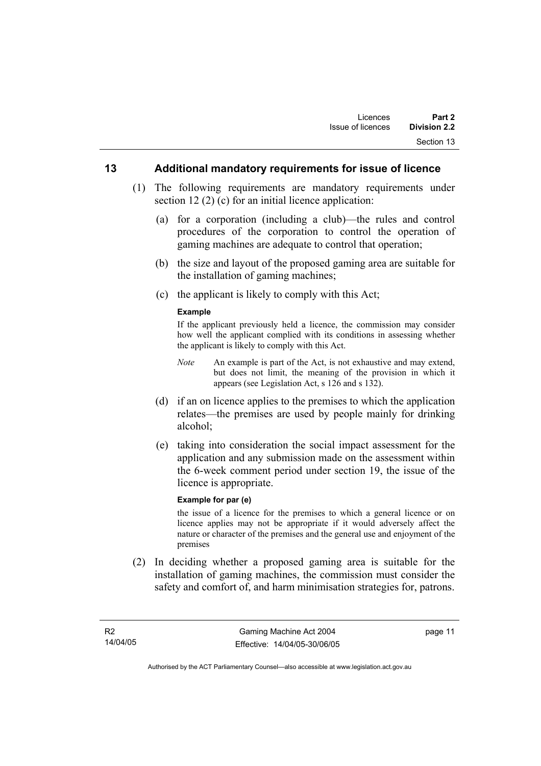## 13 Additional mandatory requirements for issue of licence

(1) The following requirements are mandatory requirements under section 12 (2) (c) for an initial licence application:

(a) for a corporation (including a club)—the rules and control procedures of the corporation to control the operation of gaming machines are adequate to control that operation;

(b) the size and layout of the proposed gaming area are suitable for the installation of gaming machines;

(c) the applicant is likely to comply with this Act;

**Example**

If the applicant previously held a licence, the commission may consider how well the applicant complied with its conditions in assessing whether the applicant is likely to comply with this Act.

*Note* An example is part of the Act, is not exhaustive and may extend, but does not limit, the meaning of the provision in which it appears (see Legislation Act, s 126 and s 132).

(d) if an on licence applies to the premises to which the application relates—the premises are used by people mainly for drinking alcohol;

(e) taking into consideration the social impact assessment for the application and any submission made on the assessment within the 6-week comment period under section 19, the issue of the licence is appropriate.

**Example for par (e)**

the issue of a licence for the premises to which a general licence or on licence applies may not be appropriate if it would adversely affect the nature or character of the premises and the general use and enjoyment of the premises

(2) In deciding whether a proposed gaming area is suitable for the installation of gaming machines, the commission must consider the safety and comfort of, and harm minimisation strategies for, patrons.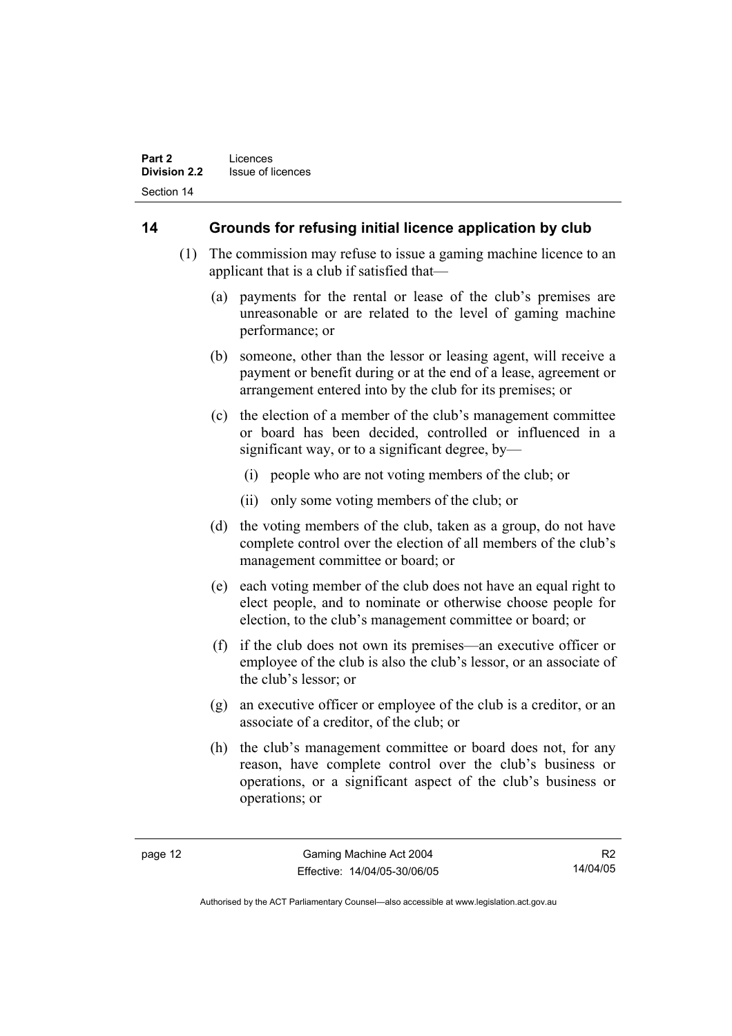## 14 Grounds for refusing initial licence application by club

(1) The commission may refuse to issue a gaming machine licence to an applicant that is a club if satisfied that—

(a) payments for the rental or lease of the club's premises are unreasonable or are related to the level of gaming machine performance; or

(b) someone, other than the lessor or leasing agent, will receive a payment or benefit during or at the end of a lease, agreement or arrangement entered into by the club for its premises; or

(c) the election of a member of the club's management committee or board has been decided, controlled or influenced in a significant way, or to a significant degree, by—

(i) people who are not voting members of the club; or

(ii) only some voting members of the club; or

(d) the voting members of the club, taken as a group, do not have complete control over the election of all members of the club's management committee or board; or

(e) each voting member of the club does not have an equal right to elect people, and to nominate or otherwise choose people for election, to the club's management committee or board; or

(f) if the club does not own its premises—an executive officer or employee of the club is also the club's lessor, or an associate of the club's lessor; or

(g) an executive officer or employee of the club is a creditor, or an associate of a creditor, of the club; or

(h) the club's management committee or board does not, for any reason, have complete control over the club's business or operations, or a significant aspect of the club's business or operations; or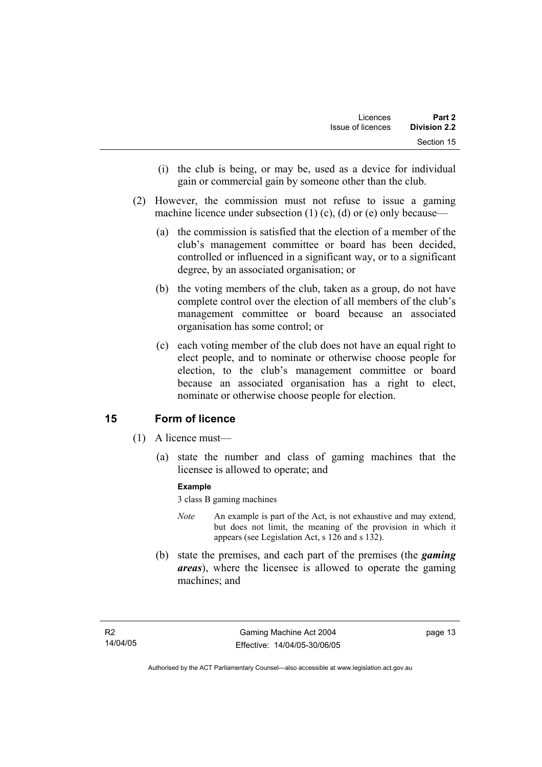(i) the club is being, or may be, used as a device for individual gain or commercial gain by someone other than the club.

(2) However, the commission must not refuse to issue a gaming machine licence under subsection (1) (c), (d) or (e) only because—

(a) the commission is satisfied that the election of a member of the club's management committee or board has been decided, controlled or influenced in a significant way, or to a significant degree, by an associated organisation; or

(b) the voting members of the club, taken as a group, do not have complete control over the election of all members of the club's management committee or board because an associated organisation has some control; or

(c) each voting member of the club does not have an equal right to elect people, and to nominate or otherwise choose people for election, to the club's management committee or board because an associated organisation has a right to elect, nominate or otherwise choose people for election.

## 15 Form of licence

(1) A licence must—

(a) state the number and class of gaming machines that the licensee is allowed to operate; and

**Example**

3 class B gaming machines

*Note* An example is part of the Act, is not exhaustive and may extend, but does not limit, the meaning of the provision in which it appears (see Legislation Act, s 126 and s 132).

(b) state the premises, and each part of the premises (the ***gaming areas***), where the licensee is allowed to operate the gaming machines; and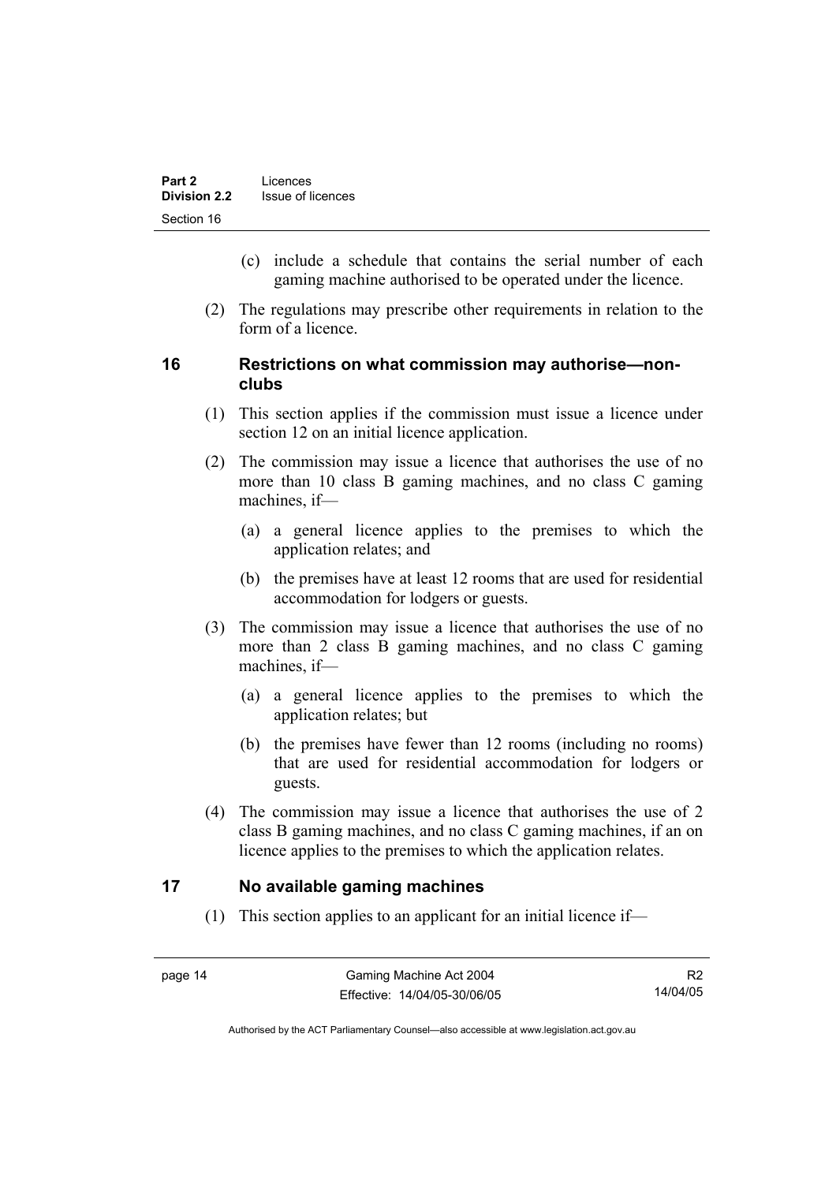(c) include a schedule that contains the serial number of each gaming machine authorised to be operated under the licence.

(2) The regulations may prescribe other requirements in relation to the form of a licence.

## 16 Restrictions on what commission may authorise—non-clubs

(1) This section applies if the commission must issue a licence under section 12 on an initial licence application.

(2) The commission may issue a licence that authorises the use of no more than 10 class B gaming machines, and no class C gaming machines, if—

(a) a general licence applies to the premises to which the application relates; and

(b) the premises have at least 12 rooms that are used for residential accommodation for lodgers or guests.

(3) The commission may issue a licence that authorises the use of no more than 2 class B gaming machines, and no class C gaming machines, if—

(a) a general licence applies to the premises to which the application relates; but

(b) the premises have fewer than 12 rooms (including no rooms) that are used for residential accommodation for lodgers or guests.

(4) The commission may issue a licence that authorises the use of 2 class B gaming machines, and no class C gaming machines, if an on licence applies to the premises to which the application relates.

## 17 No available gaming machines

(1) This section applies to an applicant for an initial licence if—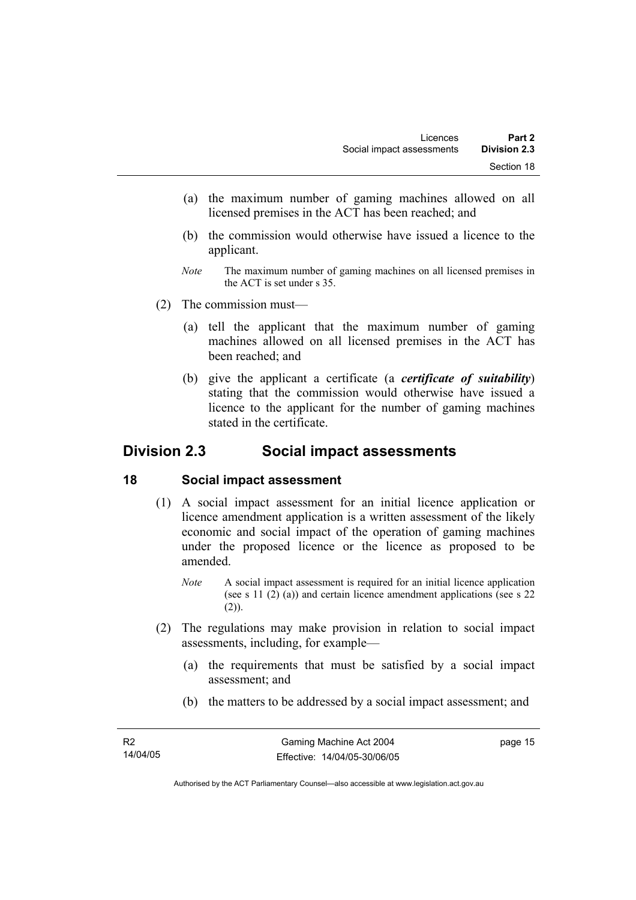(a) the maximum number of gaming machines allowed on all licensed premises in the ACT has been reached; and

(b) the commission would otherwise have issued a licence to the applicant.

*Note* The maximum number of gaming machines on all licensed premises in the ACT is set under s 35.

(2) The commission must—

(a) tell the applicant that the maximum number of gaming machines allowed on all licensed premises in the ACT has been reached; and

(b) give the applicant a certificate (a ***certificate of suitability***) stating that the commission would otherwise have issued a licence to the applicant for the number of gaming machines stated in the certificate.

## Division 2.3 Social impact assessments

### 18 Social impact assessment

(1) A social impact assessment for an initial licence application or licence amendment application is a written assessment of the likely economic and social impact of the operation of gaming machines under the proposed licence or the licence as proposed to be amended.

*Note* A social impact assessment is required for an initial licence application (see s 11 (2) (a)) and certain licence amendment applications (see s 22 (2)).

(2) The regulations may make provision in relation to social impact assessments, including, for example—

(a) the requirements that must be satisfied by a social impact assessment; and

(b) the matters to be addressed by a social impact assessment; and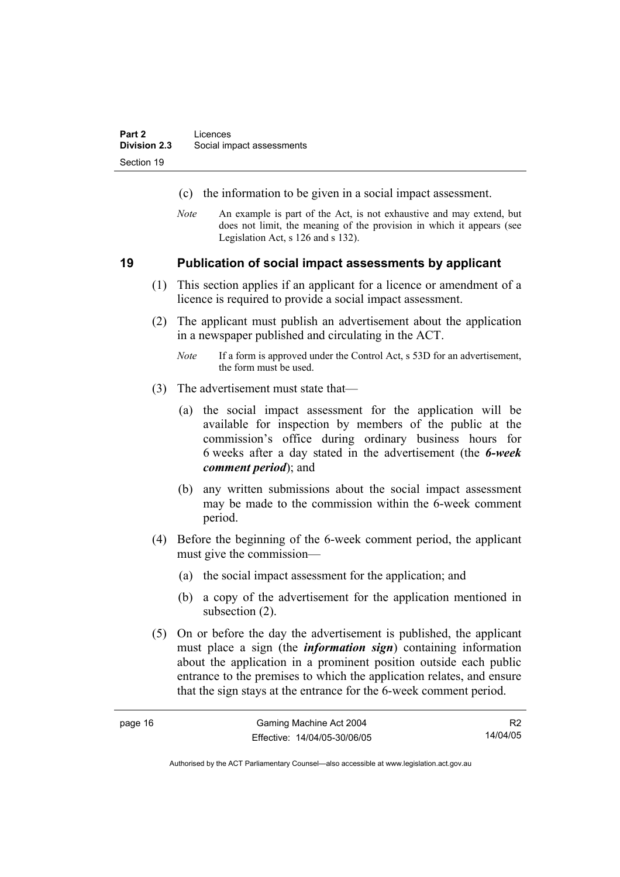(c) the information to be given in a social impact assessment.

*Note* An example is part of the Act, is not exhaustive and may extend, but does not limit, the meaning of the provision in which it appears (see Legislation Act, s 126 and s 132).

## 19 Publication of social impact assessments by applicant

(1) This section applies if an applicant for a licence or amendment of a licence is required to provide a social impact assessment.

(2) The applicant must publish an advertisement about the application in a newspaper published and circulating in the ACT.

*Note* If a form is approved under the Control Act, s 53D for an advertisement, the form must be used.

(3) The advertisement must state that—

(a) the social impact assessment for the application will be available for inspection by members of the public at the commission's office during ordinary business hours for 6 weeks after a day stated in the advertisement (the ***6-week comment period***); and

(b) any written submissions about the social impact assessment may be made to the commission within the 6-week comment period.

(4) Before the beginning of the 6-week comment period, the applicant must give the commission—

(a) the social impact assessment for the application; and

(b) a copy of the advertisement for the application mentioned in subsection (2).

(5) On or before the day the advertisement is published, the applicant must place a sign (the ***information sign***) containing information about the application in a prominent position outside each public entrance to the premises to which the application relates, and ensure that the sign stays at the entrance for the 6-week comment period.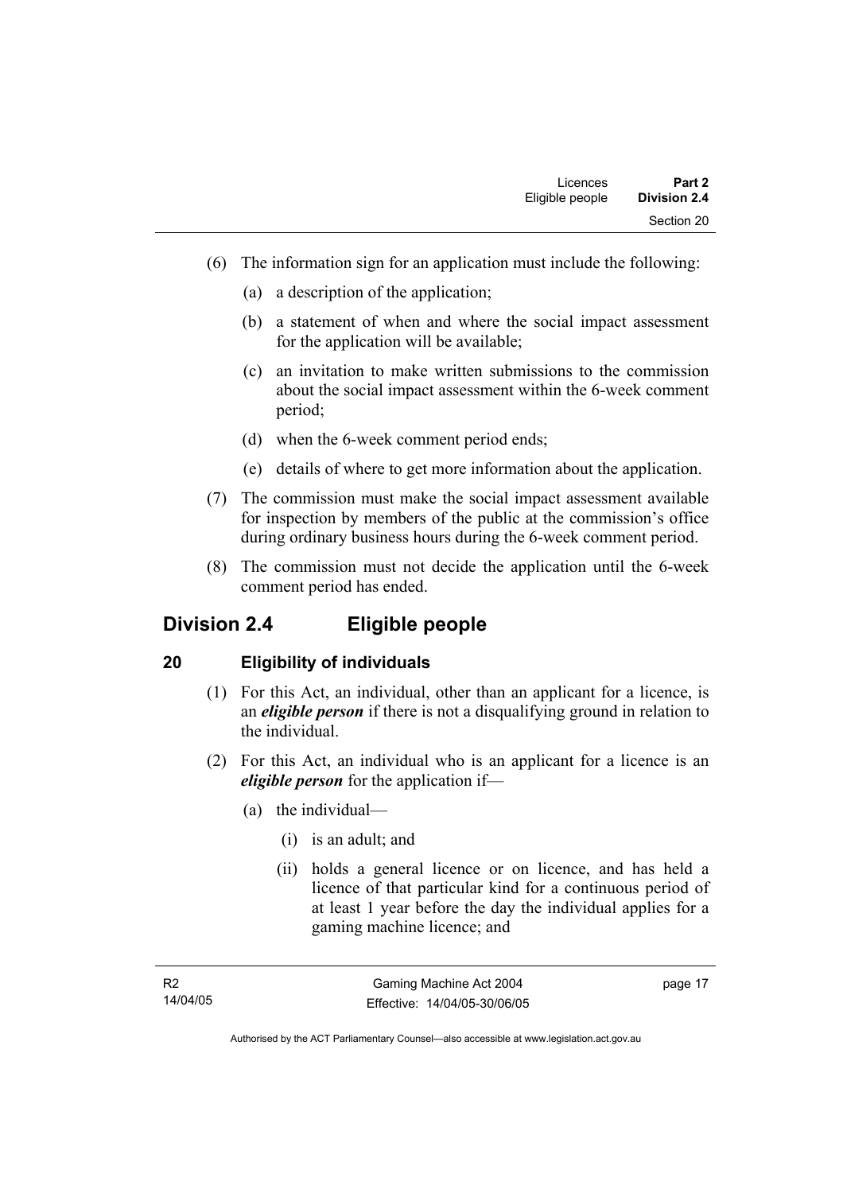(6) The information sign for an application must include the following:

(a) a description of the application;

(b) a statement of when and where the social impact assessment for the application will be available;

(c) an invitation to make written submissions to the commission about the social impact assessment within the 6-week comment period;

(d) when the 6-week comment period ends;

(e) details of where to get more information about the application.

(7) The commission must make the social impact assessment available for inspection by members of the public at the commission's office during ordinary business hours during the 6-week comment period.

(8) The commission must not decide the application until the 6-week comment period has ended.

## Division 2.4 Eligible people

### 20 Eligibility of individuals

(1) For this Act, an individual, other than an applicant for a licence, is an ***eligible person*** if there is not a disqualifying ground in relation to the individual.

(2) For this Act, an individual who is an applicant for a licence is an ***eligible person*** for the application if—

(a) the individual—

(i) is an adult; and

(ii) holds a general licence or on licence, and has held a licence of that particular kind for a continuous period of at least 1 year before the day the individual applies for a gaming machine licence; and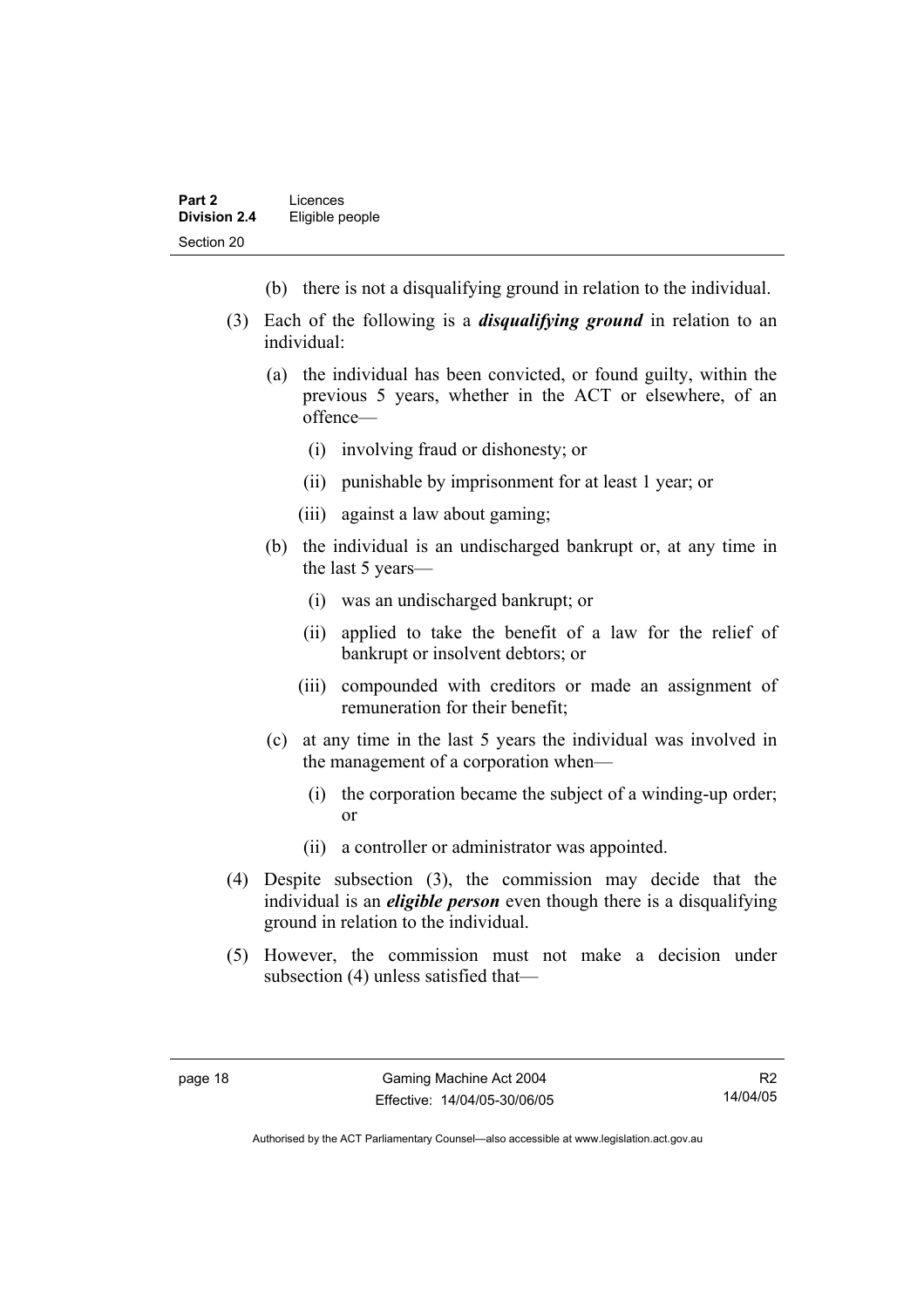(b) there is not a disqualifying ground in relation to the individual.

(3) Each of the following is a ***disqualifying ground*** in relation to an individual:

(a) the individual has been convicted, or found guilty, within the previous 5 years, whether in the ACT or elsewhere, of an offence—

(i) involving fraud or dishonesty; or

(ii) punishable by imprisonment for at least 1 year; or

(iii) against a law about gaming;

(b) the individual is an undischarged bankrupt or, at any time in the last 5 years—

(i) was an undischarged bankrupt; or

(ii) applied to take the benefit of a law for the relief of bankrupt or insolvent debtors; or

(iii) compounded with creditors or made an assignment of remuneration for their benefit;

(c) at any time in the last 5 years the individual was involved in the management of a corporation when—

(i) the corporation became the subject of a winding-up order; or

(ii) a controller or administrator was appointed.

(4) Despite subsection (3), the commission may decide that the individual is an ***eligible person*** even though there is a disqualifying ground in relation to the individual.

(5) However, the commission must not make a decision under subsection (4) unless satisfied that—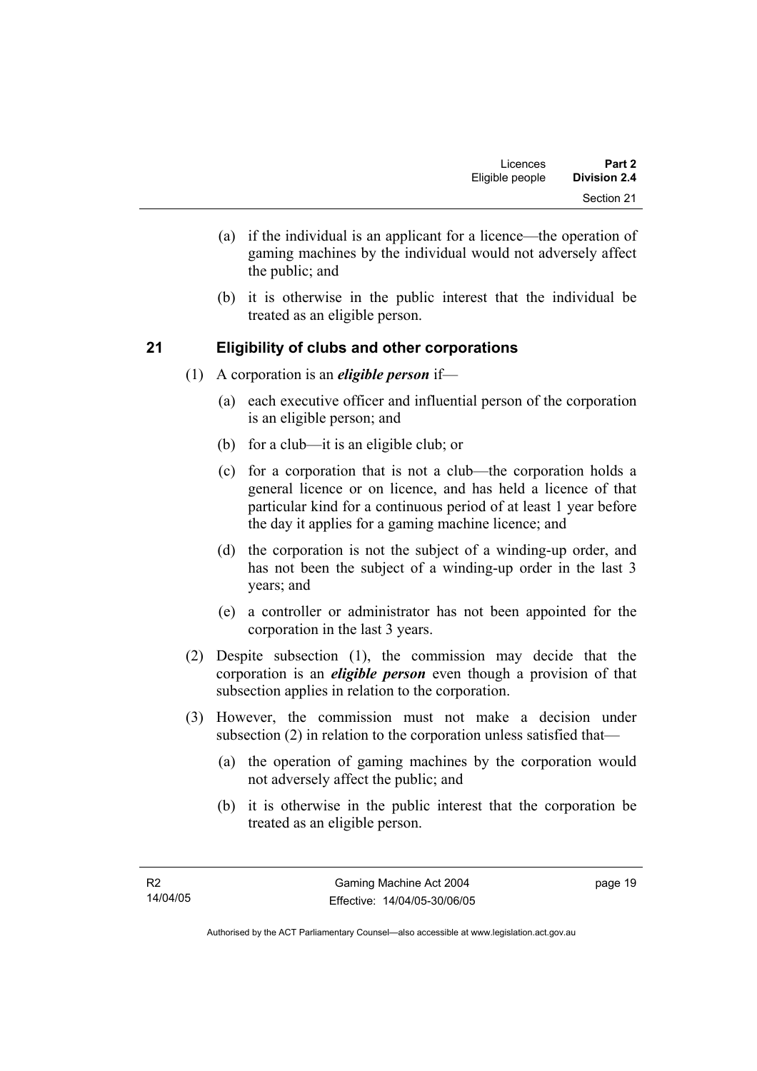(a) if the individual is an applicant for a licence—the operation of gaming machines by the individual would not adversely affect the public; and

(b) it is otherwise in the public interest that the individual be treated as an eligible person.

## 21 Eligibility of clubs and other corporations

(1) A corporation is an ***eligible person*** if—

(a) each executive officer and influential person of the corporation is an eligible person; and

(b) for a club—it is an eligible club; or

(c) for a corporation that is not a club—the corporation holds a general licence or on licence, and has held a licence of that particular kind for a continuous period of at least 1 year before the day it applies for a gaming machine licence; and

(d) the corporation is not the subject of a winding-up order, and has not been the subject of a winding-up order in the last 3 years; and

(e) a controller or administrator has not been appointed for the corporation in the last 3 years.

(2) Despite subsection (1), the commission may decide that the corporation is an ***eligible person*** even though a provision of that subsection applies in relation to the corporation.

(3) However, the commission must not make a decision under subsection (2) in relation to the corporation unless satisfied that—

(a) the operation of gaming machines by the corporation would not adversely affect the public; and

(b) it is otherwise in the public interest that the corporation be treated as an eligible person.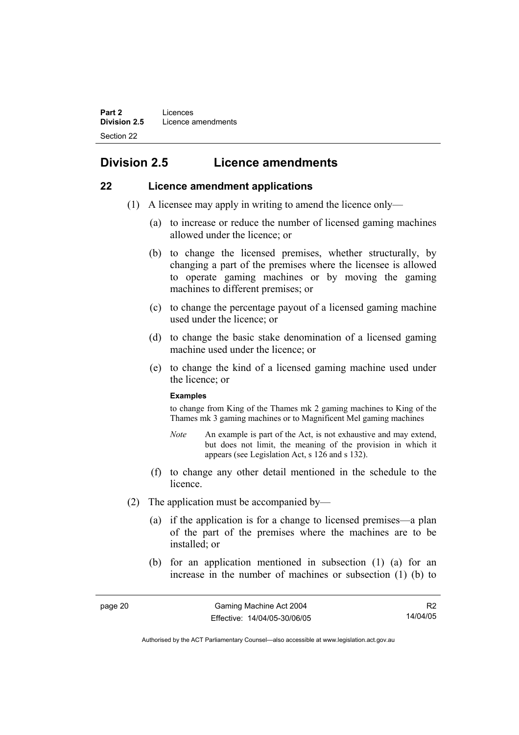## Division 2.5 Licence amendments

### 22 Licence amendment applications

(1) A licensee may apply in writing to amend the licence only—

(a) to increase or reduce the number of licensed gaming machines allowed under the licence; or

(b) to change the licensed premises, whether structurally, by changing a part of the premises where the licensee is allowed to operate gaming machines or by moving the gaming machines to different premises; or

(c) to change the percentage payout of a licensed gaming machine used under the licence; or

(d) to change the basic stake denomination of a licensed gaming machine used under the licence; or

(e) to change the kind of a licensed gaming machine used under the licence; or

**Examples**

to change from King of the Thames mk 2 gaming machines to King of the Thames mk 3 gaming machines or to Magnificent Mel gaming machines

*Note* An example is part of the Act, is not exhaustive and may extend, but does not limit, the meaning of the provision in which it appears (see Legislation Act, s 126 and s 132).

(f) to change any other detail mentioned in the schedule to the licence.

(2) The application must be accompanied by—

(a) if the application is for a change to licensed premises—a plan of the part of the premises where the machines are to be installed; or

(b) for an application mentioned in subsection (1) (a) for an increase in the number of machines or subsection (1) (b) to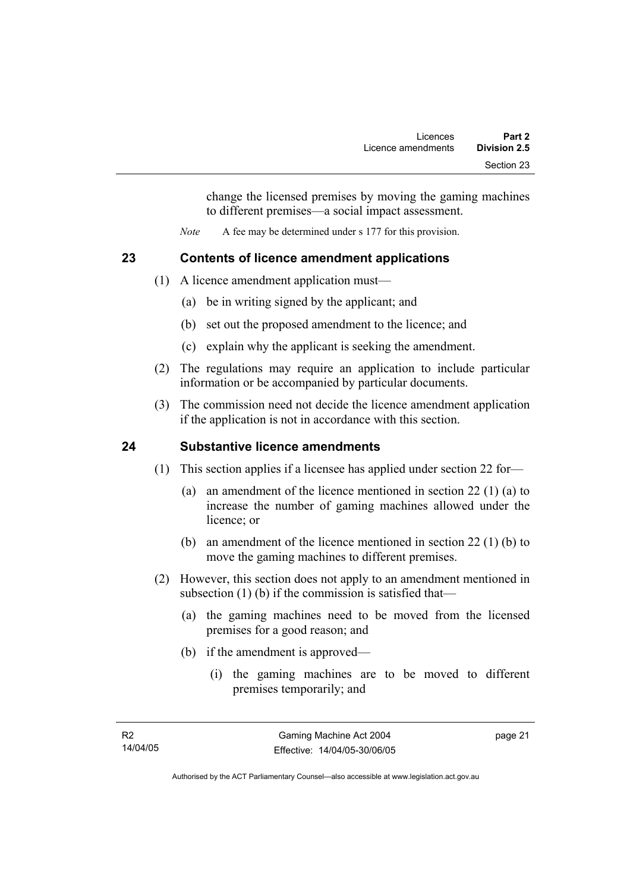change the licensed premises by moving the gaming machines to different premises—a social impact assessment.

*Note* A fee may be determined under s 177 for this provision.

## 23 Contents of licence amendment applications

(1) A licence amendment application must—

(a) be in writing signed by the applicant; and

(b) set out the proposed amendment to the licence; and

(c) explain why the applicant is seeking the amendment.

(2) The regulations may require an application to include particular information or be accompanied by particular documents.

(3) The commission need not decide the licence amendment application if the application is not in accordance with this section.

## 24 Substantive licence amendments

(1) This section applies if a licensee has applied under section 22 for—

(a) an amendment of the licence mentioned in section 22 (1) (a) to increase the number of gaming machines allowed under the licence; or

(b) an amendment of the licence mentioned in section 22 (1) (b) to move the gaming machines to different premises.

(2) However, this section does not apply to an amendment mentioned in subsection (1) (b) if the commission is satisfied that—

(a) the gaming machines need to be moved from the licensed premises for a good reason; and

(b) if the amendment is approved—

(i) the gaming machines are to be moved to different premises temporarily; and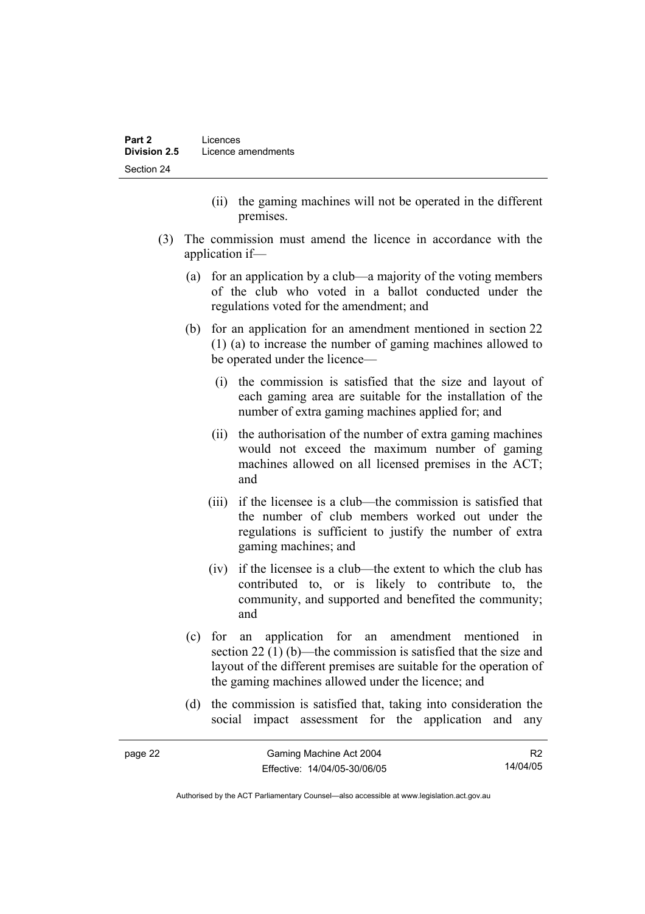(ii) the gaming machines will not be operated in the different premises.

(3) The commission must amend the licence in accordance with the application if—

(a) for an application by a club—a majority of the voting members of the club who voted in a ballot conducted under the regulations voted for the amendment; and

(b) for an application for an amendment mentioned in section 22 (1) (a) to increase the number of gaming machines allowed to be operated under the licence—

(i) the commission is satisfied that the size and layout of each gaming area are suitable for the installation of the number of extra gaming machines applied for; and

(ii) the authorisation of the number of extra gaming machines would not exceed the maximum number of gaming machines allowed on all licensed premises in the ACT; and

(iii) if the licensee is a club—the commission is satisfied that the number of club members worked out under the regulations is sufficient to justify the number of extra gaming machines; and

(iv) if the licensee is a club—the extent to which the club has contributed to, or is likely to contribute to, the community, and supported and benefited the community; and

(c) for an application for an amendment mentioned in section 22 (1) (b)—the commission is satisfied that the size and layout of the different premises are suitable for the operation of the gaming machines allowed under the licence; and

(d) the commission is satisfied that, taking into consideration the social impact assessment for the application and any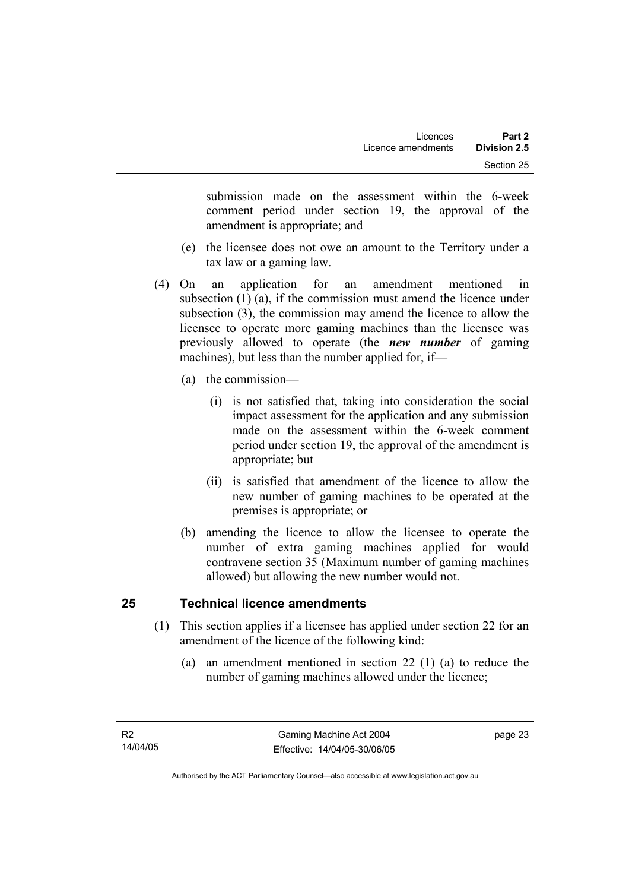submission made on the assessment within the 6-week comment period under section 19, the approval of the amendment is appropriate; and

(e) the licensee does not owe an amount to the Territory under a tax law or a gaming law.

(4) On an application for an amendment mentioned in subsection (1) (a), if the commission must amend the licence under subsection (3), the commission may amend the licence to allow the licensee to operate more gaming machines than the licensee was previously allowed to operate (the ***new number*** of gaming machines), but less than the number applied for, if—

(a) the commission—

(i) is not satisfied that, taking into consideration the social impact assessment for the application and any submission made on the assessment within the 6-week comment period under section 19, the approval of the amendment is appropriate; but

(ii) is satisfied that amendment of the licence to allow the new number of gaming machines to be operated at the premises is appropriate; or

(b) amending the licence to allow the licensee to operate the number of extra gaming machines applied for would contravene section 35 (Maximum number of gaming machines allowed) but allowing the new number would not.

## 25 Technical licence amendments

(1) This section applies if a licensee has applied under section 22 for an amendment of the licence of the following kind:

(a) an amendment mentioned in section 22 (1) (a) to reduce the number of gaming machines allowed under the licence;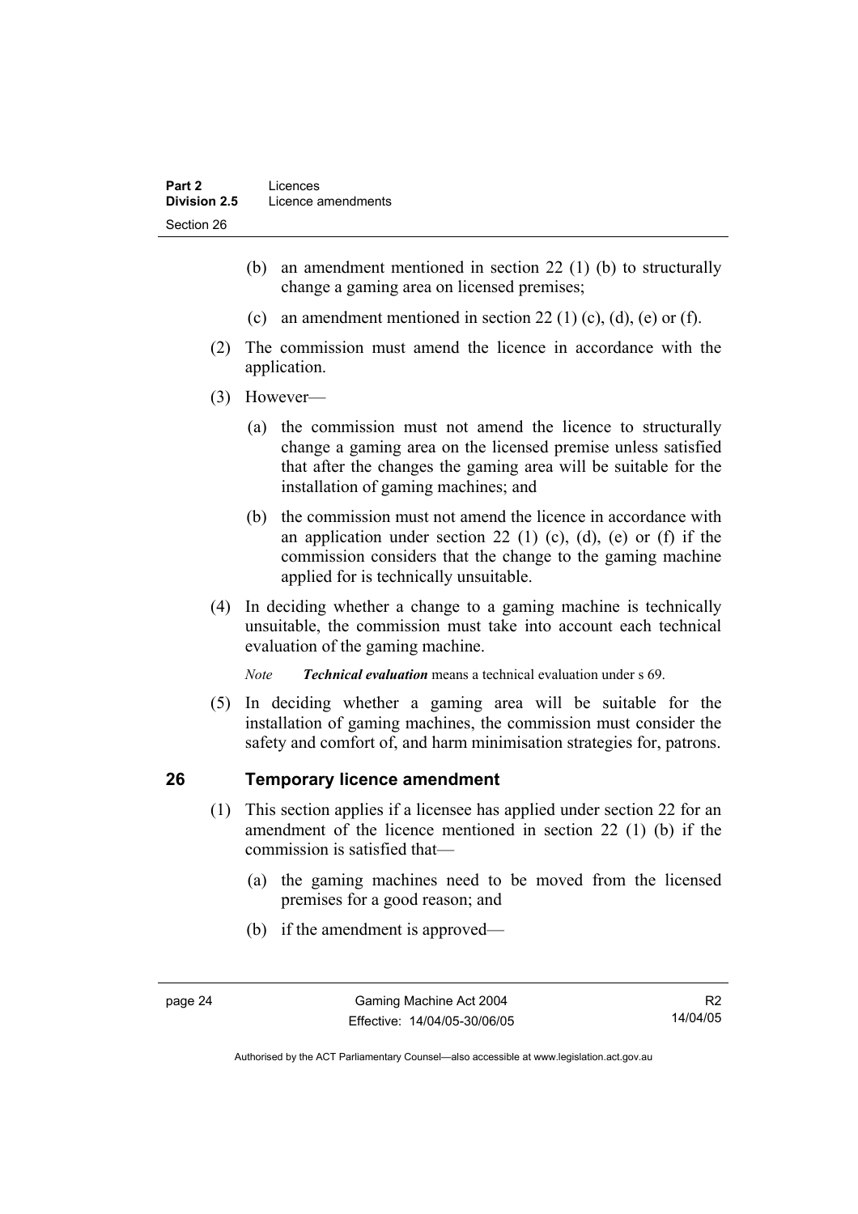(b) an amendment mentioned in section 22 (1) (b) to structurally change a gaming area on licensed premises;

(c) an amendment mentioned in section 22 (1) (c), (d), (e) or (f).

(2) The commission must amend the licence in accordance with the application.

(3) However—

(a) the commission must not amend the licence to structurally change a gaming area on the licensed premise unless satisfied that after the changes the gaming area will be suitable for the installation of gaming machines; and

(b) the commission must not amend the licence in accordance with an application under section 22 (1) (c), (d), (e) or (f) if the commission considers that the change to the gaming machine applied for is technically unsuitable.

(4) In deciding whether a change to a gaming machine is technically unsuitable, the commission must take into account each technical evaluation of the gaming machine.

*Note* ***Technical evaluation*** means a technical evaluation under s 69.

(5) In deciding whether a gaming area will be suitable for the installation of gaming machines, the commission must consider the safety and comfort of, and harm minimisation strategies for, patrons.

## 26 Temporary licence amendment

(1) This section applies if a licensee has applied under section 22 for an amendment of the licence mentioned in section 22 (1) (b) if the commission is satisfied that—

(a) the gaming machines need to be moved from the licensed premises for a good reason; and

(b) if the amendment is approved—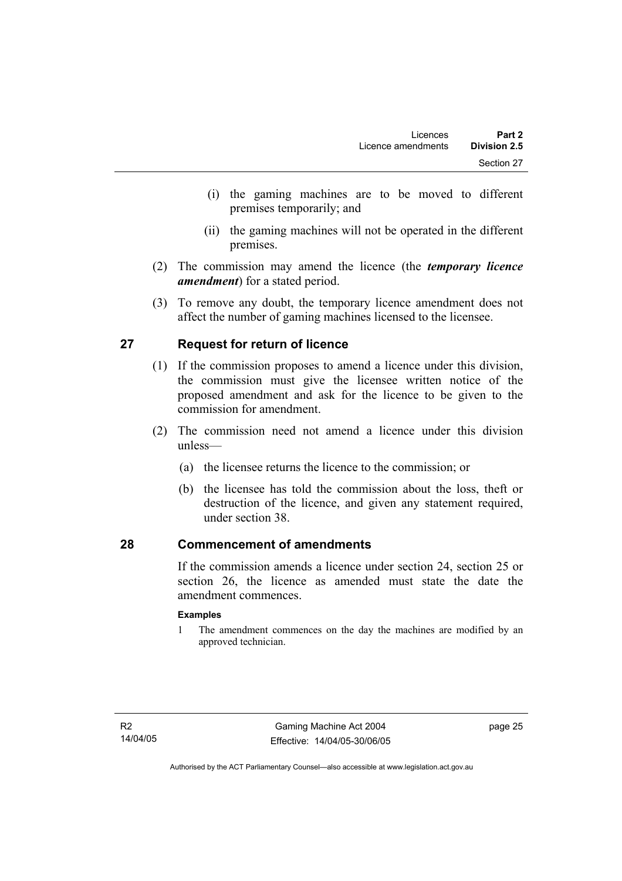(i) the gaming machines are to be moved to different premises temporarily; and

(ii) the gaming machines will not be operated in the different premises.

(2) The commission may amend the licence (the ***temporary licence amendment***) for a stated period.

(3) To remove any doubt, the temporary licence amendment does not affect the number of gaming machines licensed to the licensee.

## 27 Request for return of licence

(1) If the commission proposes to amend a licence under this division, the commission must give the licensee written notice of the proposed amendment and ask for the licence to be given to the commission for amendment.

(2) The commission need not amend a licence under this division unless—

(a) the licensee returns the licence to the commission; or

(b) the licensee has told the commission about the loss, theft or destruction of the licence, and given any statement required, under section 38.

## 28 Commencement of amendments

If the commission amends a licence under section 24, section 25 or section 26, the licence as amended must state the date the amendment commences.

**Examples**

1 The amendment commences on the day the machines are modified by an approved technician.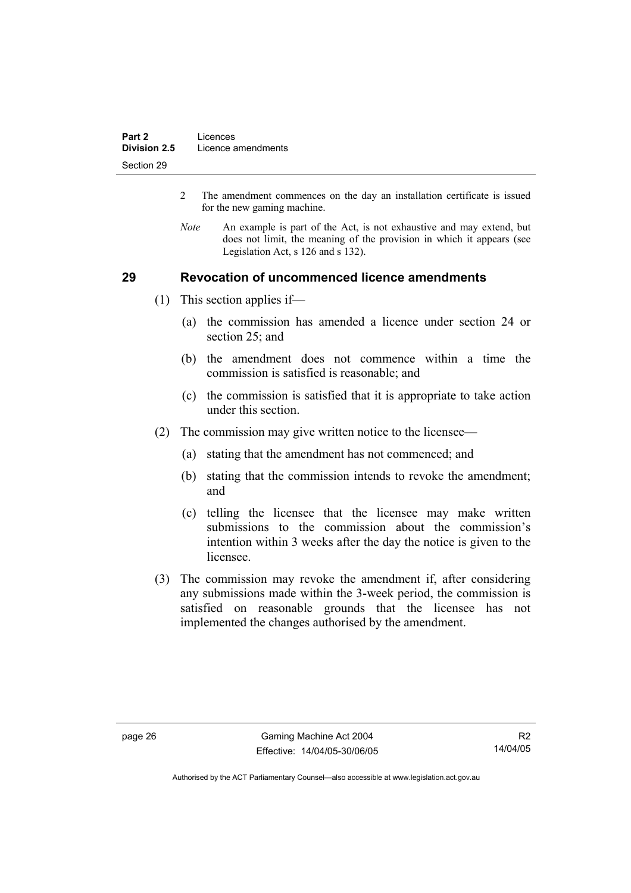2 The amendment commences on the day an installation certificate is issued for the new gaming machine.

*Note* An example is part of the Act, is not exhaustive and may extend, but does not limit, the meaning of the provision in which it appears (see Legislation Act, s 126 and s 132).

### 29 Revocation of uncommenced licence amendments

(1) This section applies if—

(a) the commission has amended a licence under section 24 or section 25; and

(b) the amendment does not commence within a time the commission is satisfied is reasonable; and

(c) the commission is satisfied that it is appropriate to take action under this section.

(2) The commission may give written notice to the licensee—

(a) stating that the amendment has not commenced; and

(b) stating that the commission intends to revoke the amendment; and

(c) telling the licensee that the licensee may make written submissions to the commission about the commission's intention within 3 weeks after the day the notice is given to the licensee.

(3) The commission may revoke the amendment if, after considering any submissions made within the 3-week period, the commission is satisfied on reasonable grounds that the licensee has not implemented the changes authorised by the amendment.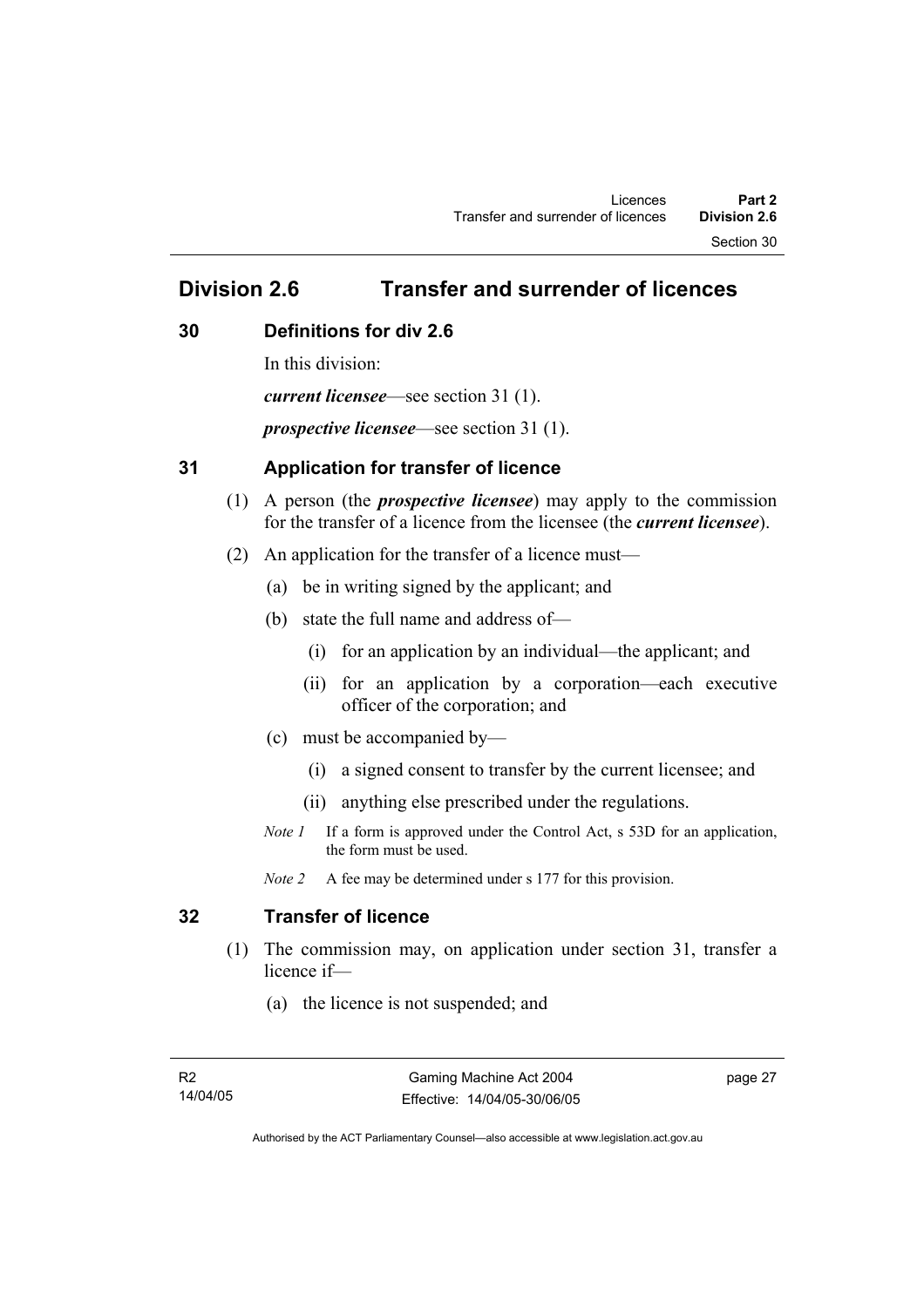## Division 2.6 Transfer and surrender of licences

### 30 Definitions for div 2.6

In this division:

***current licensee***—see section 31 (1).

***prospective licensee***—see section 31 (1).

### 31 Application for transfer of licence

(1) A person (the ***prospective licensee***) may apply to the commission for the transfer of a licence from the licensee (the ***current licensee***).

(2) An application for the transfer of a licence must—

(a) be in writing signed by the applicant; and

(b) state the full name and address of—

(i) for an application by an individual—the applicant; and

(ii) for an application by a corporation—each executive officer of the corporation; and

(c) must be accompanied by—

(i) a signed consent to transfer by the current licensee; and

(ii) anything else prescribed under the regulations.

*Note 1* If a form is approved under the Control Act, s 53D for an application, the form must be used.

*Note 2* A fee may be determined under s 177 for this provision.

### 32 Transfer of licence

(1) The commission may, on application under section 31, transfer a licence if—

(a) the licence is not suspended; and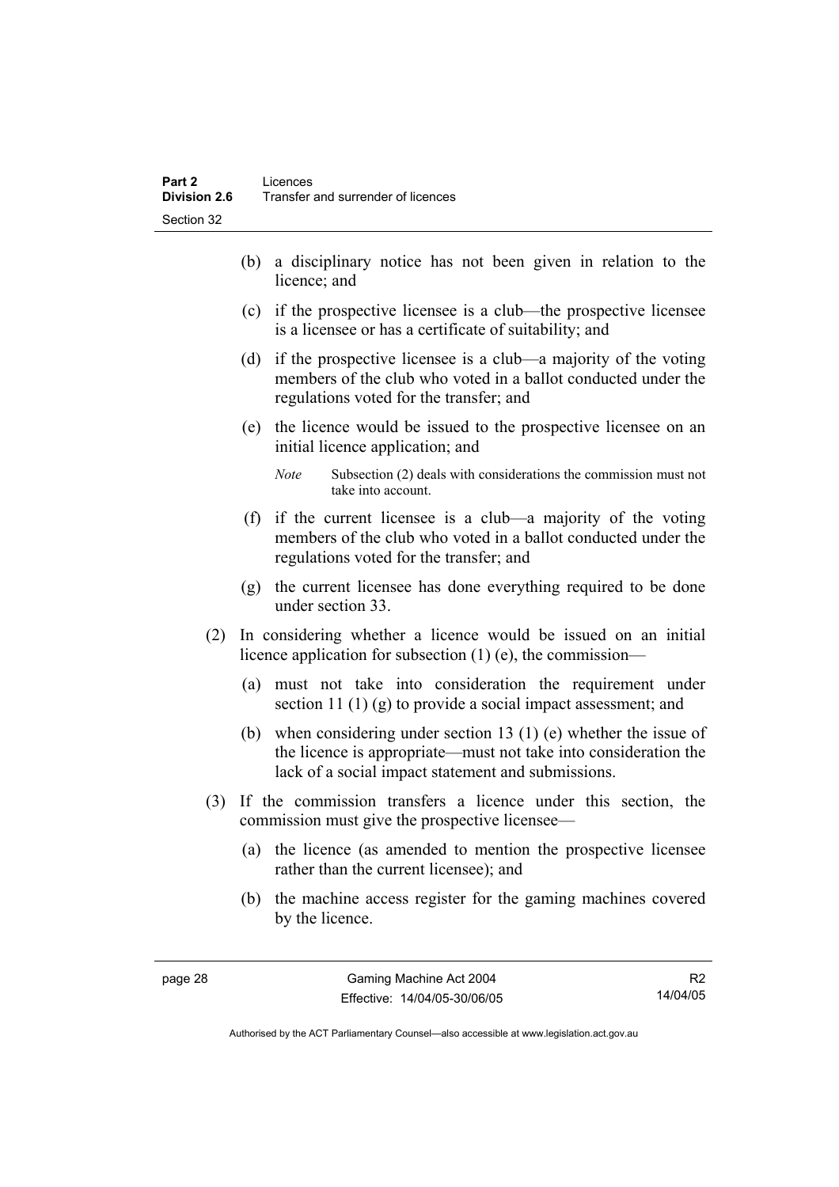(b) a disciplinary notice has not been given in relation to the licence; and

(c) if the prospective licensee is a club—the prospective licensee is a licensee or has a certificate of suitability; and

(d) if the prospective licensee is a club—a majority of the voting members of the club who voted in a ballot conducted under the regulations voted for the transfer; and

(e) the licence would be issued to the prospective licensee on an initial licence application; and

*Note* Subsection (2) deals with considerations the commission must not take into account.

(f) if the current licensee is a club—a majority of the voting members of the club who voted in a ballot conducted under the regulations voted for the transfer; and

(g) the current licensee has done everything required to be done under section 33.

(2) In considering whether a licence would be issued on an initial licence application for subsection (1) (e), the commission—

(a) must not take into consideration the requirement under section 11 (1) (g) to provide a social impact assessment; and

(b) when considering under section 13 (1) (e) whether the issue of the licence is appropriate—must not take into consideration the lack of a social impact statement and submissions.

(3) If the commission transfers a licence under this section, the commission must give the prospective licensee—

(a) the licence (as amended to mention the prospective licensee rather than the current licensee); and

(b) the machine access register for the gaming machines covered by the licence.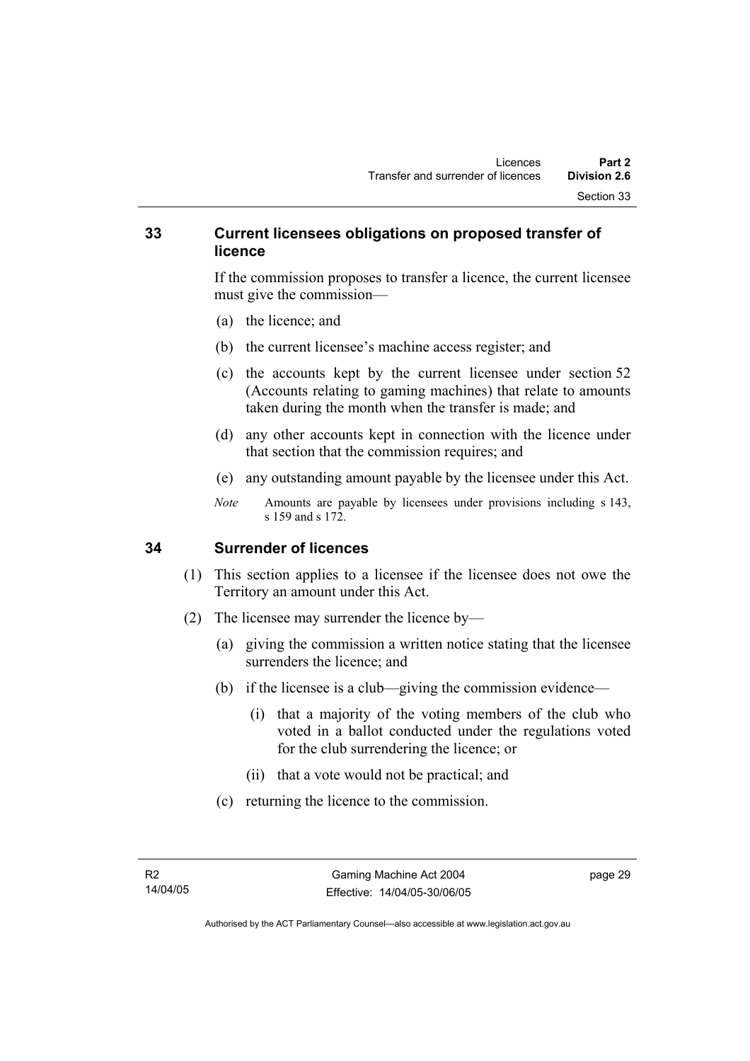## 33 Current licensees obligations on proposed transfer of licence

If the commission proposes to transfer a licence, the current licensee must give the commission—

(a) the licence; and

(b) the current licensee's machine access register; and

(c) the accounts kept by the current licensee under section 52 (Accounts relating to gaming machines) that relate to amounts taken during the month when the transfer is made; and

(d) any other accounts kept in connection with the licence under that section that the commission requires; and

(e) any outstanding amount payable by the licensee under this Act.

*Note* Amounts are payable by licensees under provisions including s 143, s 159 and s 172.

## 34 Surrender of licences

(1) This section applies to a licensee if the licensee does not owe the Territory an amount under this Act.

(2) The licensee may surrender the licence by—

(a) giving the commission a written notice stating that the licensee surrenders the licence; and

(b) if the licensee is a club—giving the commission evidence—

(i) that a majority of the voting members of the club who voted in a ballot conducted under the regulations voted for the club surrendering the licence; or

(ii) that a vote would not be practical; and

(c) returning the licence to the commission.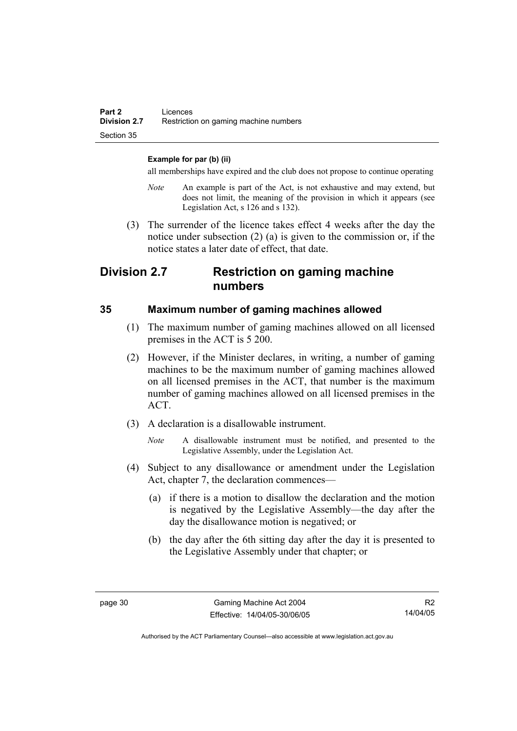**Example for par (b) (ii)**

all memberships have expired and the club does not propose to continue operating

*Note* An example is part of the Act, is not exhaustive and may extend, but does not limit, the meaning of the provision in which it appears (see Legislation Act, s 126 and s 132).

(3) The surrender of the licence takes effect 4 weeks after the day the notice under subsection (2) (a) is given to the commission or, if the notice states a later date of effect, that date.

## Division 2.7 Restriction on gaming machine numbers

### 35 Maximum number of gaming machines allowed

(1) The maximum number of gaming machines allowed on all licensed premises in the ACT is 5 200.

(2) However, if the Minister declares, in writing, a number of gaming machines to be the maximum number of gaming machines allowed on all licensed premises in the ACT, that number is the maximum number of gaming machines allowed on all licensed premises in the ACT.

(3) A declaration is a disallowable instrument.

*Note* A disallowable instrument must be notified, and presented to the Legislative Assembly, under the Legislation Act.

(4) Subject to any disallowance or amendment under the Legislation Act, chapter 7, the declaration commences—

(a) if there is a motion to disallow the declaration and the motion is negatived by the Legislative Assembly—the day after the day the disallowance motion is negatived; or

(b) the day after the 6th sitting day after the day it is presented to the Legislative Assembly under that chapter; or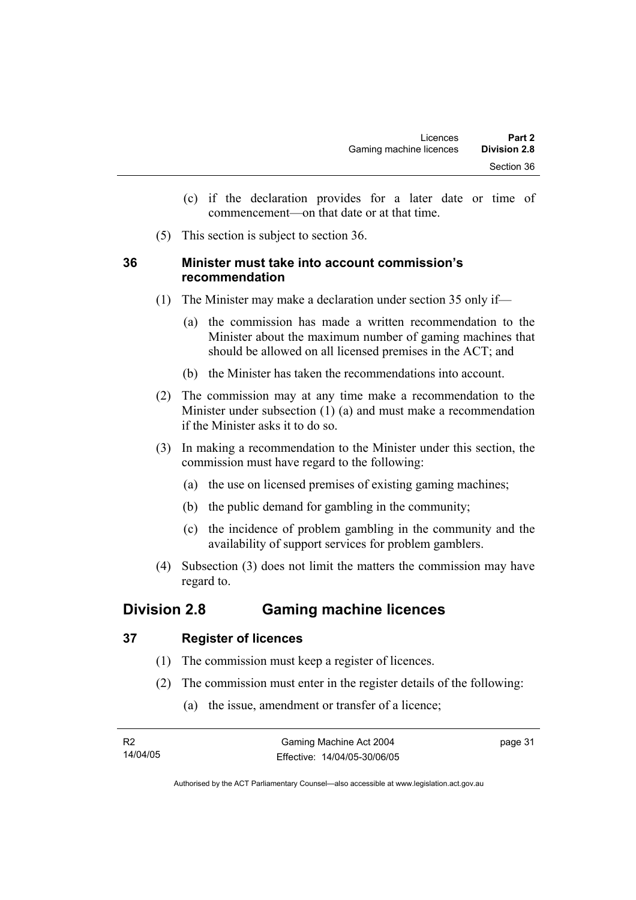(c) if the declaration provides for a later date or time of commencement—on that date or at that time.

(5) This section is subject to section 36.

### 36 Minister must take into account commission's recommendation

(1) The Minister may make a declaration under section 35 only if—

(a) the commission has made a written recommendation to the Minister about the maximum number of gaming machines that should be allowed on all licensed premises in the ACT; and

(b) the Minister has taken the recommendations into account.

(2) The commission may at any time make a recommendation to the Minister under subsection (1) (a) and must make a recommendation if the Minister asks it to do so.

(3) In making a recommendation to the Minister under this section, the commission must have regard to the following:

(a) the use on licensed premises of existing gaming machines;

(b) the public demand for gambling in the community;

(c) the incidence of problem gambling in the community and the availability of support services for problem gamblers.

(4) Subsection (3) does not limit the matters the commission may have regard to.

## Division 2.8 Gaming machine licences

### 37 Register of licences

(1) The commission must keep a register of licences.

(2) The commission must enter in the register details of the following:

(a) the issue, amendment or transfer of a licence;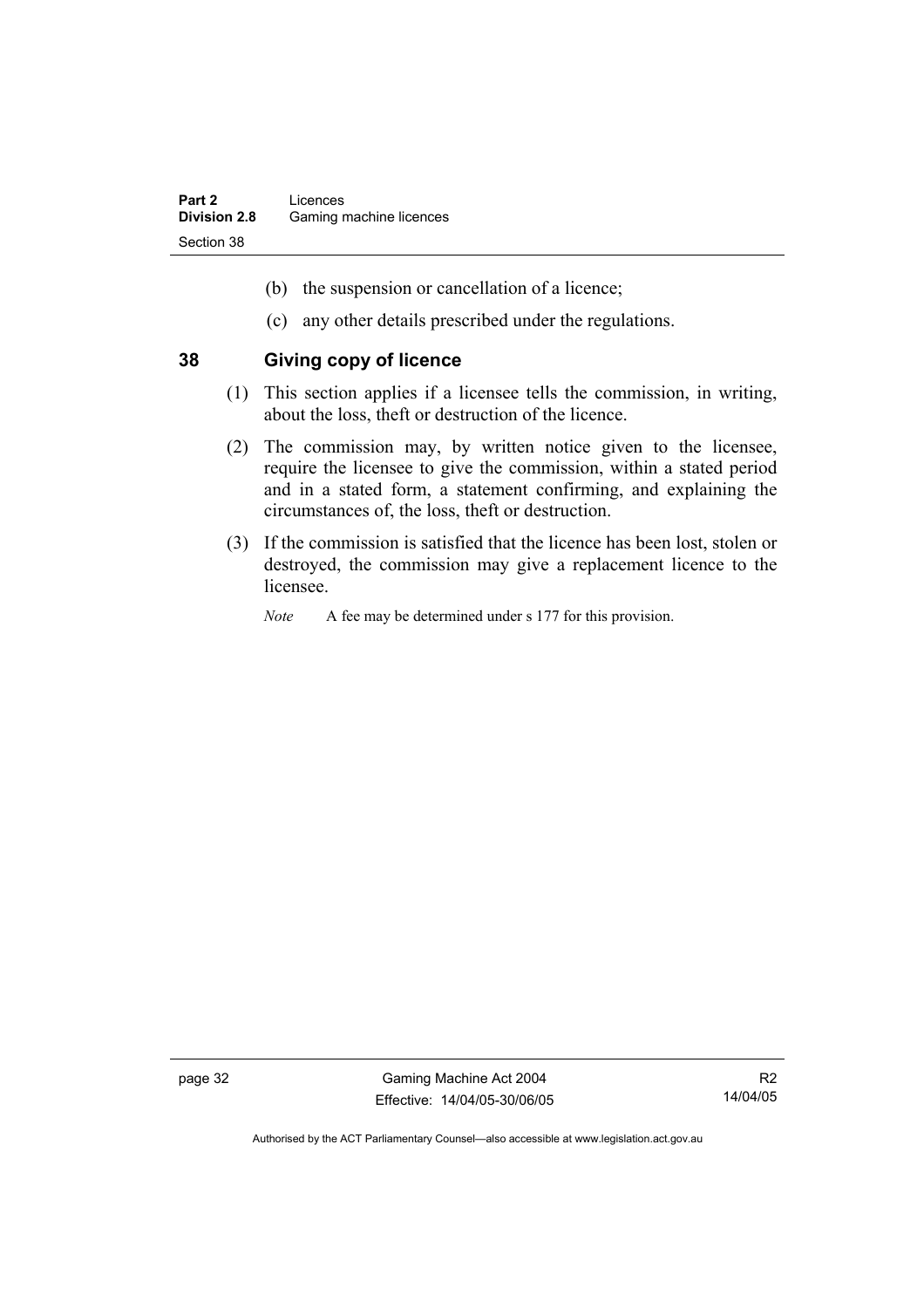(b) the suspension or cancellation of a licence;

(c) any other details prescribed under the regulations.

## 38 Giving copy of licence

(1) This section applies if a licensee tells the commission, in writing, about the loss, theft or destruction of the licence.

(2) The commission may, by written notice given to the licensee, require the licensee to give the commission, within a stated period and in a stated form, a statement confirming, and explaining the circumstances of, the loss, theft or destruction.

(3) If the commission is satisfied that the licence has been lost, stolen or destroyed, the commission may give a replacement licence to the licensee.

*Note* A fee may be determined under s 177 for this provision.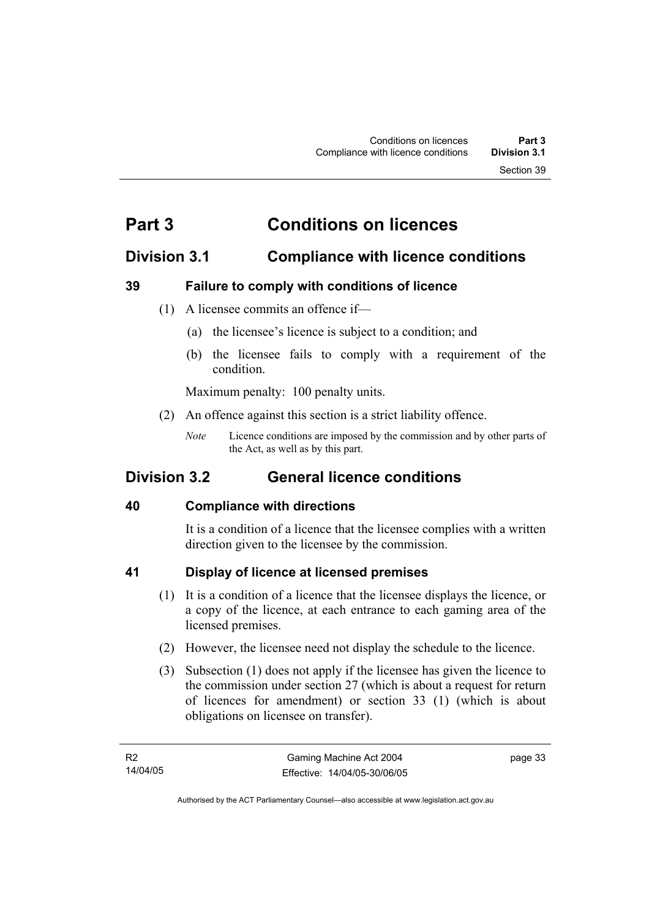# Part 3 Conditions on licences

## Division 3.1 Compliance with licence conditions

### 39 Failure to comply with conditions of licence

(1) A licensee commits an offence if—

(a) the licensee's licence is subject to a condition; and

(b) the licensee fails to comply with a requirement of the condition.

Maximum penalty: 100 penalty units.

(2) An offence against this section is a strict liability offence.

*Note* Licence conditions are imposed by the commission and by other parts of the Act, as well as by this part.

## Division 3.2 General licence conditions

### 40 Compliance with directions

It is a condition of a licence that the licensee complies with a written direction given to the licensee by the commission.

### 41 Display of licence at licensed premises

(1) It is a condition of a licence that the licensee displays the licence, or a copy of the licence, at each entrance to each gaming area of the licensed premises.

(2) However, the licensee need not display the schedule to the licence.

(3) Subsection (1) does not apply if the licensee has given the licence to the commission under section 27 (which is about a request for return of licences for amendment) or section 33 (1) (which is about obligations on licensee on transfer).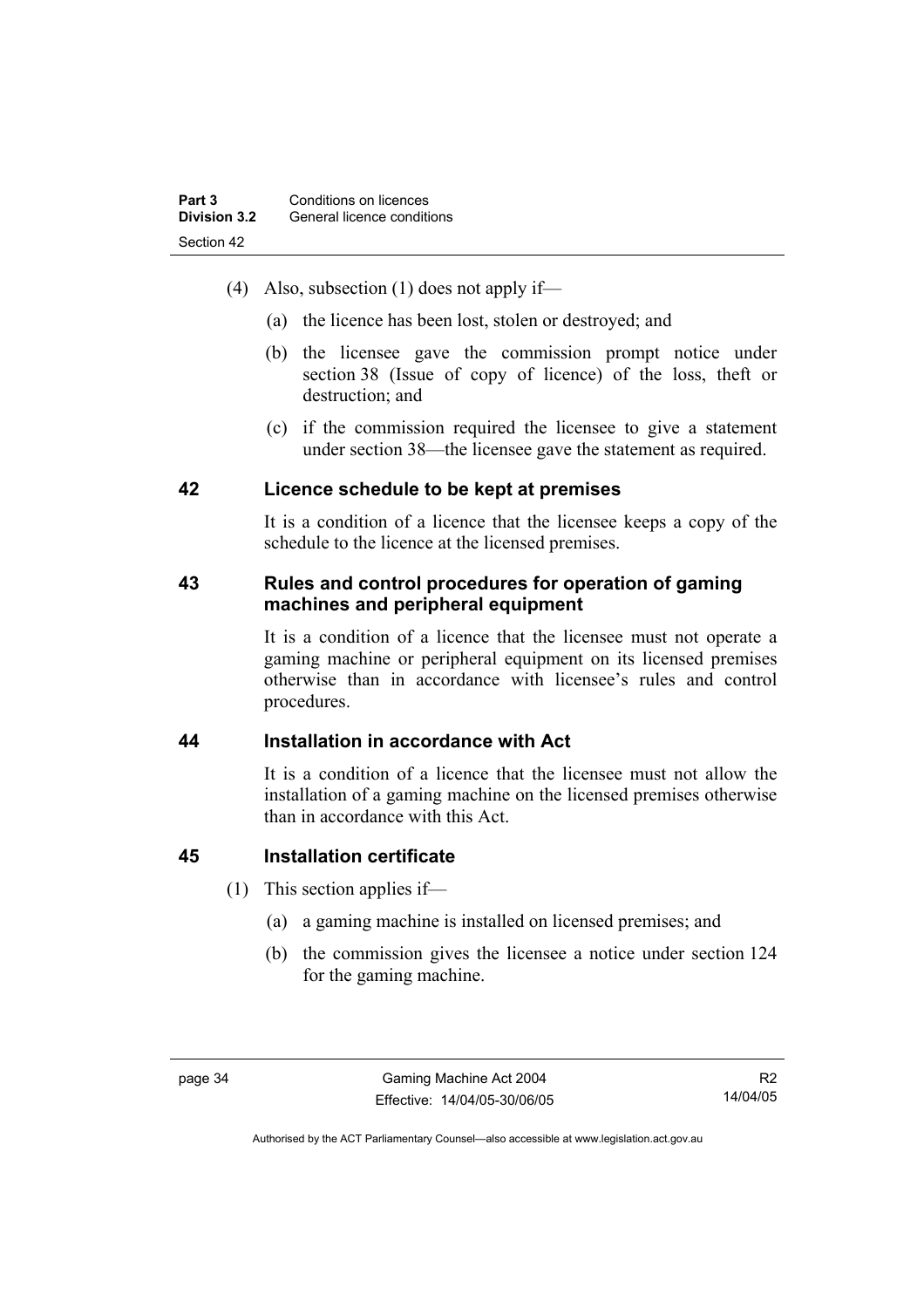(4) Also, subsection (1) does not apply if—

(a) the licence has been lost, stolen or destroyed; and

(b) the licensee gave the commission prompt notice under section 38 (Issue of copy of licence) of the loss, theft or destruction; and

(c) if the commission required the licensee to give a statement under section 38—the licensee gave the statement as required.

## 42 Licence schedule to be kept at premises

It is a condition of a licence that the licensee keeps a copy of the schedule to the licence at the licensed premises.

## 43 Rules and control procedures for operation of gaming machines and peripheral equipment

It is a condition of a licence that the licensee must not operate a gaming machine or peripheral equipment on its licensed premises otherwise than in accordance with licensee's rules and control procedures.

## 44 Installation in accordance with Act

It is a condition of a licence that the licensee must not allow the installation of a gaming machine on the licensed premises otherwise than in accordance with this Act.

## 45 Installation certificate

(1) This section applies if—

(a) a gaming machine is installed on licensed premises; and

(b) the commission gives the licensee a notice under section 124 for the gaming machine.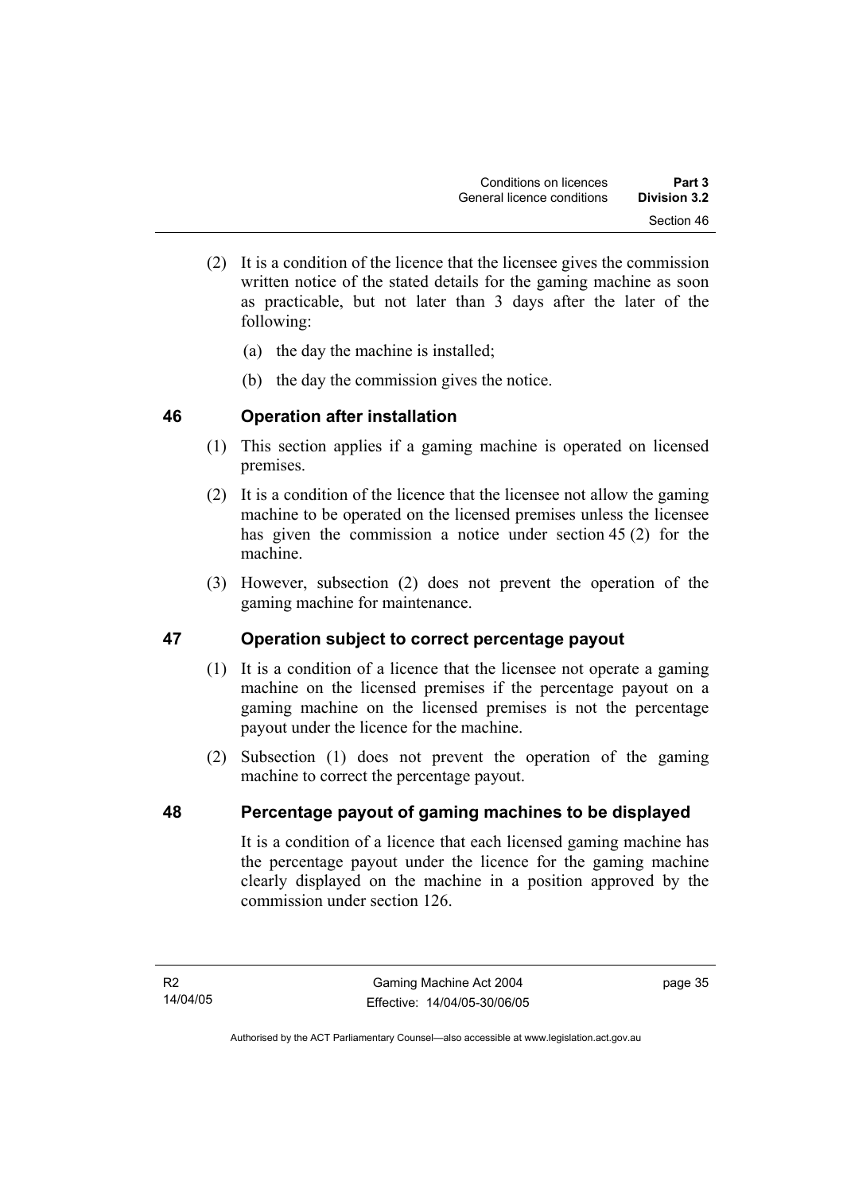(2) It is a condition of the licence that the licensee gives the commission written notice of the stated details for the gaming machine as soon as practicable, but not later than 3 days after the later of the following:

(a) the day the machine is installed;

(b) the day the commission gives the notice.

## 46 Operation after installation

(1) This section applies if a gaming machine is operated on licensed premises.

(2) It is a condition of the licence that the licensee not allow the gaming machine to be operated on the licensed premises unless the licensee has given the commission a notice under section 45 (2) for the machine.

(3) However, subsection (2) does not prevent the operation of the gaming machine for maintenance.

## 47 Operation subject to correct percentage payout

(1) It is a condition of a licence that the licensee not operate a gaming machine on the licensed premises if the percentage payout on a gaming machine on the licensed premises is not the percentage payout under the licence for the machine.

(2) Subsection (1) does not prevent the operation of the gaming machine to correct the percentage payout.

## 48 Percentage payout of gaming machines to be displayed

It is a condition of a licence that each licensed gaming machine has the percentage payout under the licence for the gaming machine clearly displayed on the machine in a position approved by the commission under section 126.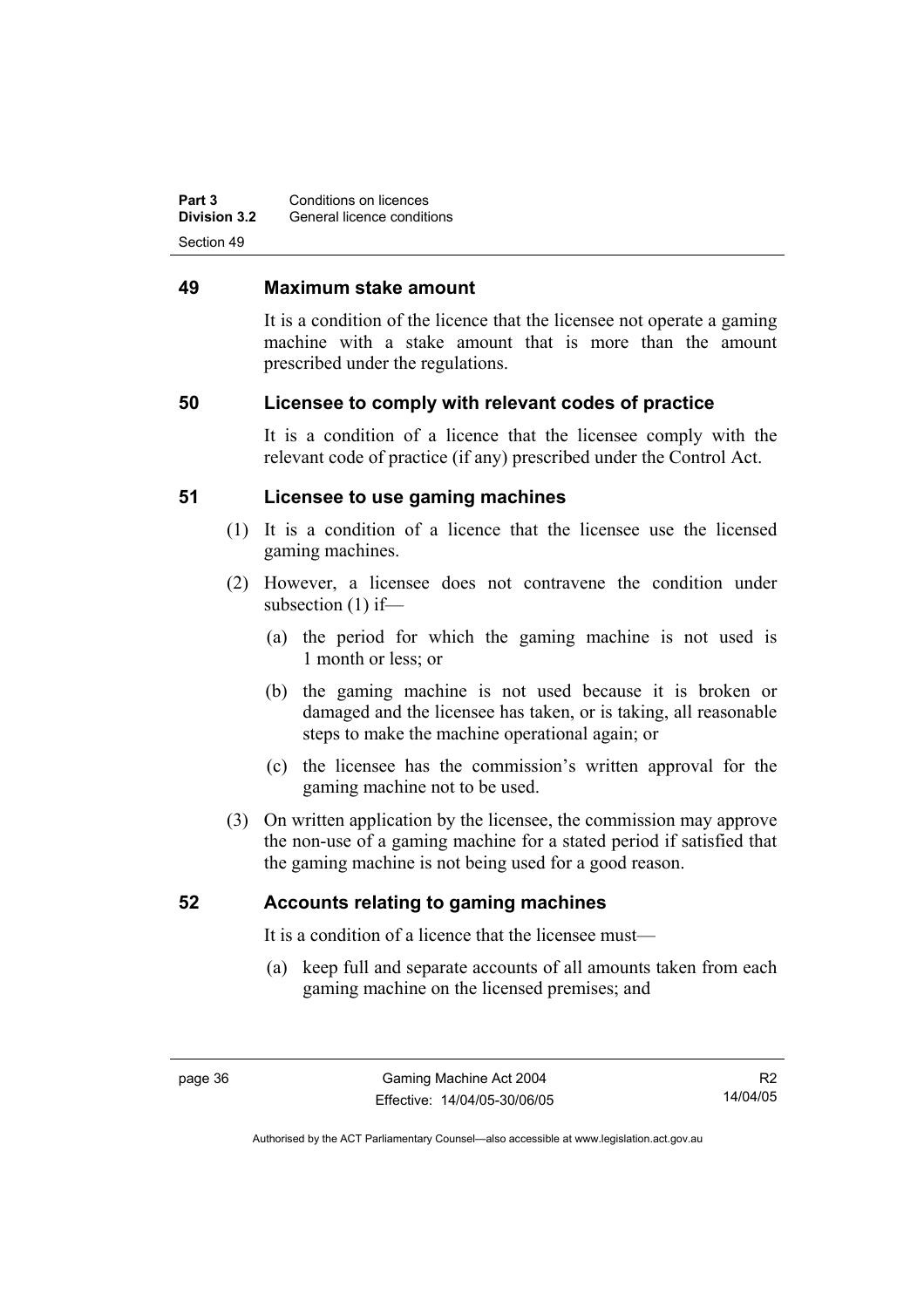## 49 Maximum stake amount

It is a condition of the licence that the licensee not operate a gaming machine with a stake amount that is more than the amount prescribed under the regulations.

## 50 Licensee to comply with relevant codes of practice

It is a condition of a licence that the licensee comply with the relevant code of practice (if any) prescribed under the Control Act.

## 51 Licensee to use gaming machines

(1) It is a condition of a licence that the licensee use the licensed gaming machines.

(2) However, a licensee does not contravene the condition under subsection (1) if—

(a) the period for which the gaming machine is not used is 1 month or less; or

(b) the gaming machine is not used because it is broken or damaged and the licensee has taken, or is taking, all reasonable steps to make the machine operational again; or

(c) the licensee has the commission's written approval for the gaming machine not to be used.

(3) On written application by the licensee, the commission may approve the non-use of a gaming machine for a stated period if satisfied that the gaming machine is not being used for a good reason.

## 52 Accounts relating to gaming machines

It is a condition of a licence that the licensee must—

(a) keep full and separate accounts of all amounts taken from each gaming machine on the licensed premises; and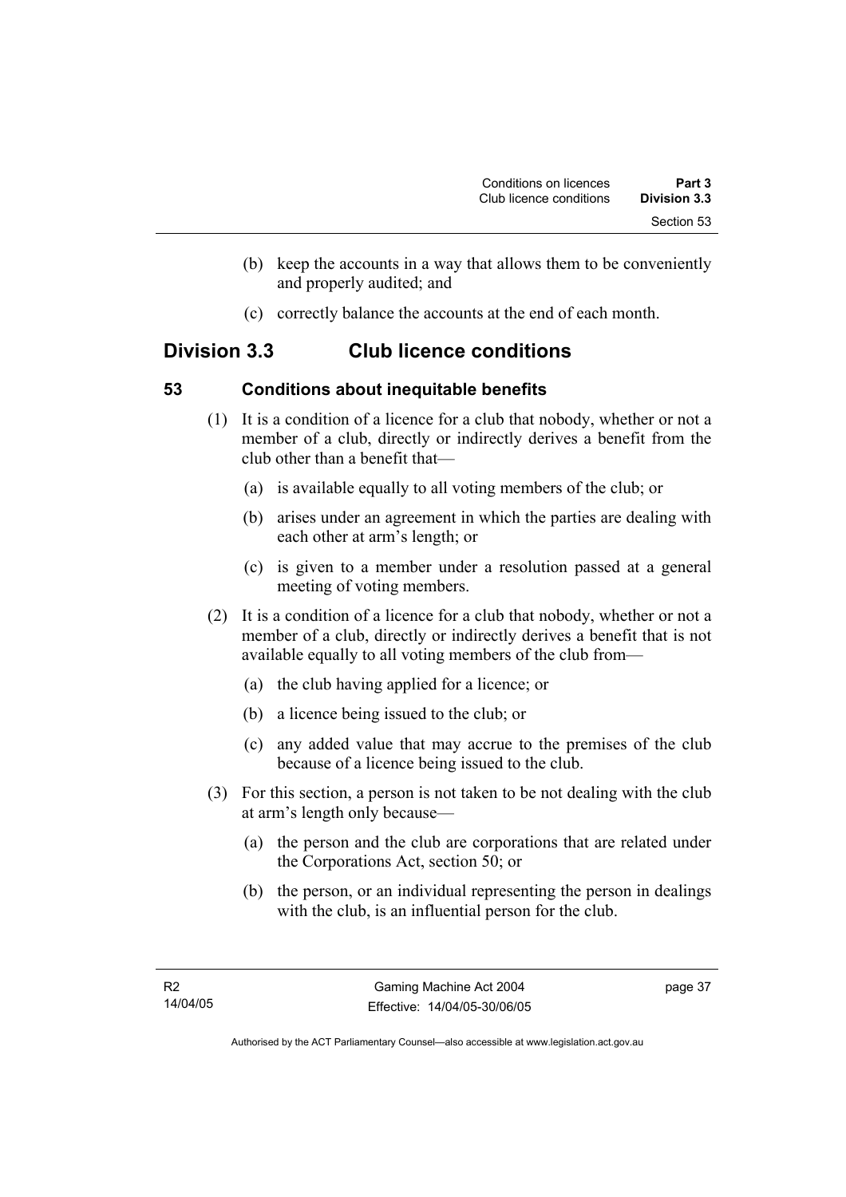(b) keep the accounts in a way that allows them to be conveniently and properly audited; and

(c) correctly balance the accounts at the end of each month.

## Division 3.3 Club licence conditions

### 53 Conditions about inequitable benefits

(1) It is a condition of a licence for a club that nobody, whether or not a member of a club, directly or indirectly derives a benefit from the club other than a benefit that—

(a) is available equally to all voting members of the club; or

(b) arises under an agreement in which the parties are dealing with each other at arm's length; or

(c) is given to a member under a resolution passed at a general meeting of voting members.

(2) It is a condition of a licence for a club that nobody, whether or not a member of a club, directly or indirectly derives a benefit that is not available equally to all voting members of the club from—

(a) the club having applied for a licence; or

(b) a licence being issued to the club; or

(c) any added value that may accrue to the premises of the club because of a licence being issued to the club.

(3) For this section, a person is not taken to be not dealing with the club at arm's length only because—

(a) the person and the club are corporations that are related under the Corporations Act, section 50; or

(b) the person, or an individual representing the person in dealings with the club, is an influential person for the club.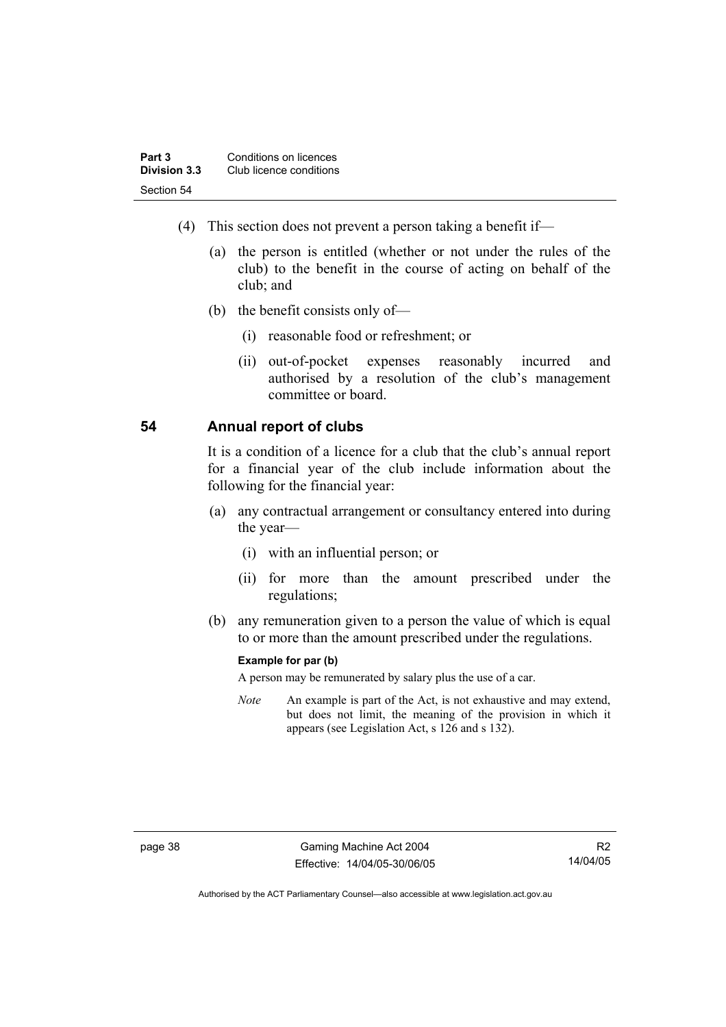(4) This section does not prevent a person taking a benefit if—

(a) the person is entitled (whether or not under the rules of the club) to the benefit in the course of acting on behalf of the club; and

(b) the benefit consists only of—

(i) reasonable food or refreshment; or

(ii) out-of-pocket expenses reasonably incurred and authorised by a resolution of the club's management committee or board.

## 54 Annual report of clubs

It is a condition of a licence for a club that the club's annual report for a financial year of the club include information about the following for the financial year:

(a) any contractual arrangement or consultancy entered into during the year—

(i) with an influential person; or

(ii) for more than the amount prescribed under the regulations;

(b) any remuneration given to a person the value of which is equal to or more than the amount prescribed under the regulations.

**Example for par (b)**

A person may be remunerated by salary plus the use of a car.

*Note* An example is part of the Act, is not exhaustive and may extend, but does not limit, the meaning of the provision in which it appears (see Legislation Act, s 126 and s 132).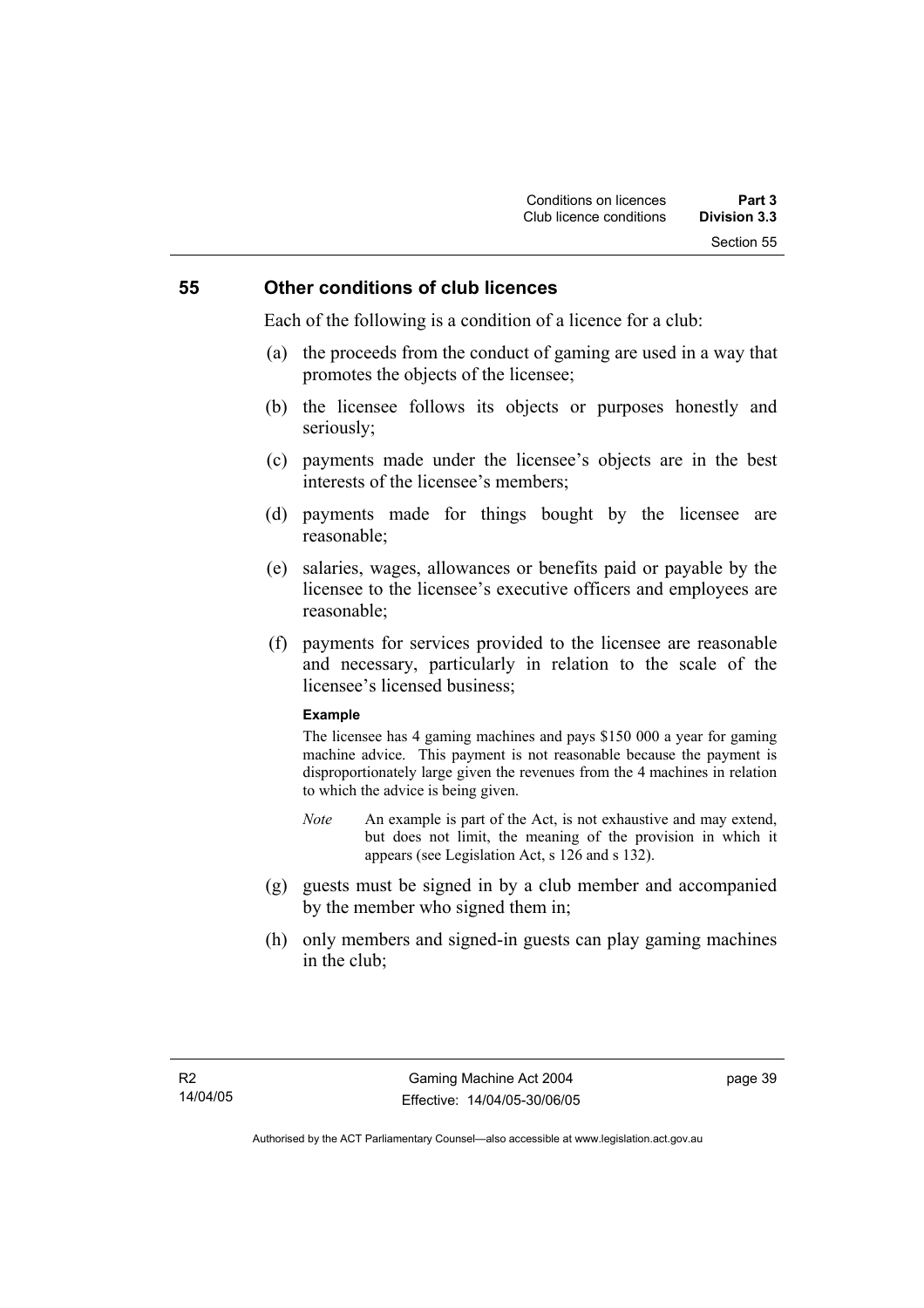## 55 Other conditions of club licences

Each of the following is a condition of a licence for a club:

(a) the proceeds from the conduct of gaming are used in a way that promotes the objects of the licensee;

(b) the licensee follows its objects or purposes honestly and seriously;

(c) payments made under the licensee's objects are in the best interests of the licensee's members;

(d) payments made for things bought by the licensee are reasonable;

(e) salaries, wages, allowances or benefits paid or payable by the licensee to the licensee's executive officers and employees are reasonable;

(f) payments for services provided to the licensee are reasonable and necessary, particularly in relation to the scale of the licensee's licensed business;

**Example**

The licensee has 4 gaming machines and pays $150 000 a year for gaming machine advice. This payment is not reasonable because the payment is disproportionately large given the revenues from the 4 machines in relation to which the advice is being given.

*Note* An example is part of the Act, is not exhaustive and may extend, but does not limit, the meaning of the provision in which it appears (see Legislation Act, s 126 and s 132).

(g) guests must be signed in by a club member and accompanied by the member who signed them in;

(h) only members and signed-in guests can play gaming machines in the club;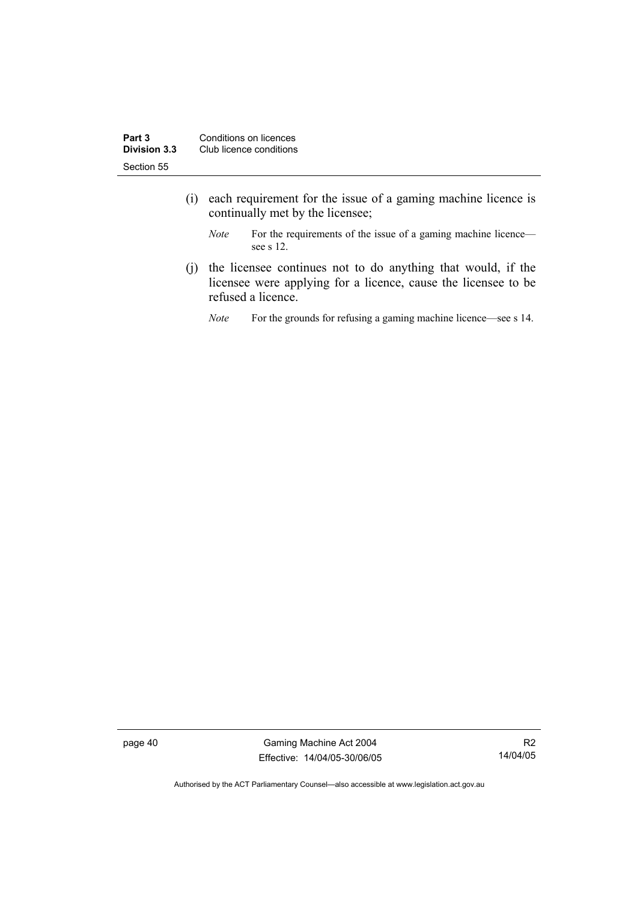(i) each requirement for the issue of a gaming machine licence is continually met by the licensee;

*Note* For the requirements of the issue of a gaming machine licence—see s 12.

(j) the licensee continues not to do anything that would, if the licensee were applying for a licence, cause the licensee to be refused a licence.

*Note* For the grounds for refusing a gaming machine licence—see s 14.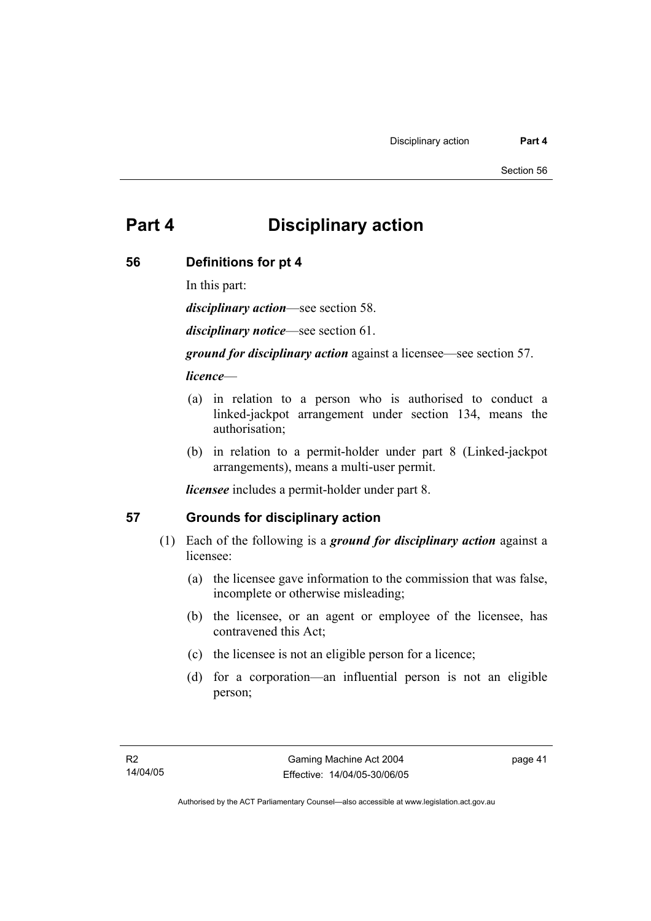# Part 4 Disciplinary action

## 56 Definitions for pt 4

In this part:

***disciplinary action***—see section 58.

***disciplinary notice***—see section 61.

***ground for disciplinary action*** against a licensee—see section 57.

***licence***—

(a) in relation to a person who is authorised to conduct a linked-jackpot arrangement under section 134, means the authorisation;

(b) in relation to a permit-holder under part 8 (Linked-jackpot arrangements), means a multi-user permit.

***licensee*** includes a permit-holder under part 8.

## 57 Grounds for disciplinary action

(1) Each of the following is a ***ground for disciplinary action*** against a licensee:

(a) the licensee gave information to the commission that was false, incomplete or otherwise misleading;

(b) the licensee, or an agent or employee of the licensee, has contravened this Act;

(c) the licensee is not an eligible person for a licence;

(d) for a corporation—an influential person is not an eligible person;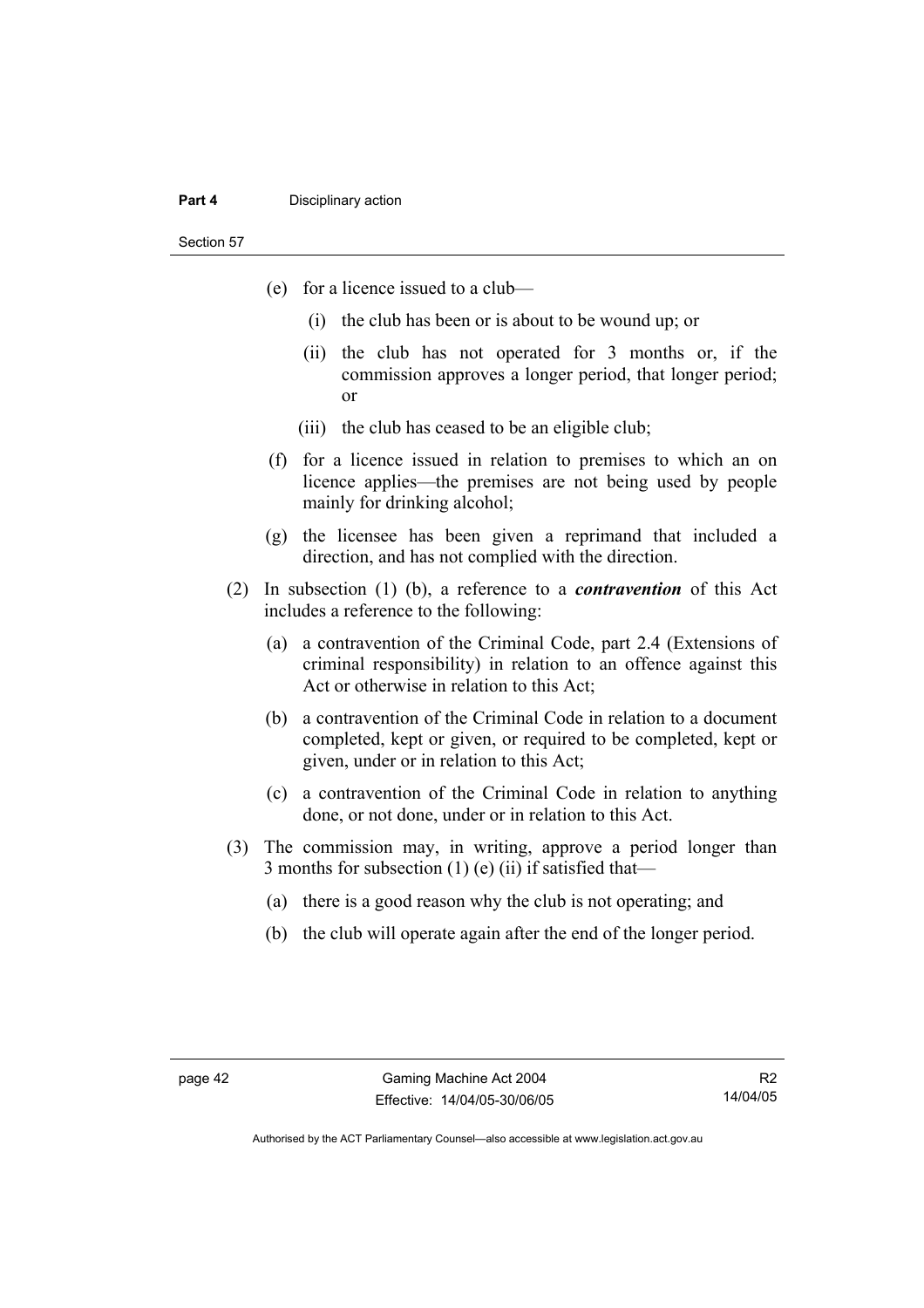(e) for a licence issued to a club—

  (i) the club has been or is about to be wound up; or

  (ii) the club has not operated for 3 months or, if the commission approves a longer period, that longer period; or

  (iii) the club has ceased to be an eligible club;

(f) for a licence issued in relation to premises to which an on licence applies—the premises are not being used by people mainly for drinking alcohol;

(g) the licensee has been given a reprimand that included a direction, and has not complied with the direction.

(2) In subsection (1) (b), a reference to a ***contravention*** of this Act includes a reference to the following:

  (a) a contravention of the Criminal Code, part 2.4 (Extensions of criminal responsibility) in relation to an offence against this Act or otherwise in relation to this Act;

  (b) a contravention of the Criminal Code in relation to a document completed, kept or given, or required to be completed, kept or given, under or in relation to this Act;

  (c) a contravention of the Criminal Code in relation to anything done, or not done, under or in relation to this Act.

(3) The commission may, in writing, approve a period longer than 3 months for subsection (1) (e) (ii) if satisfied that—

  (a) there is a good reason why the club is not operating; and

  (b) the club will operate again after the end of the longer period.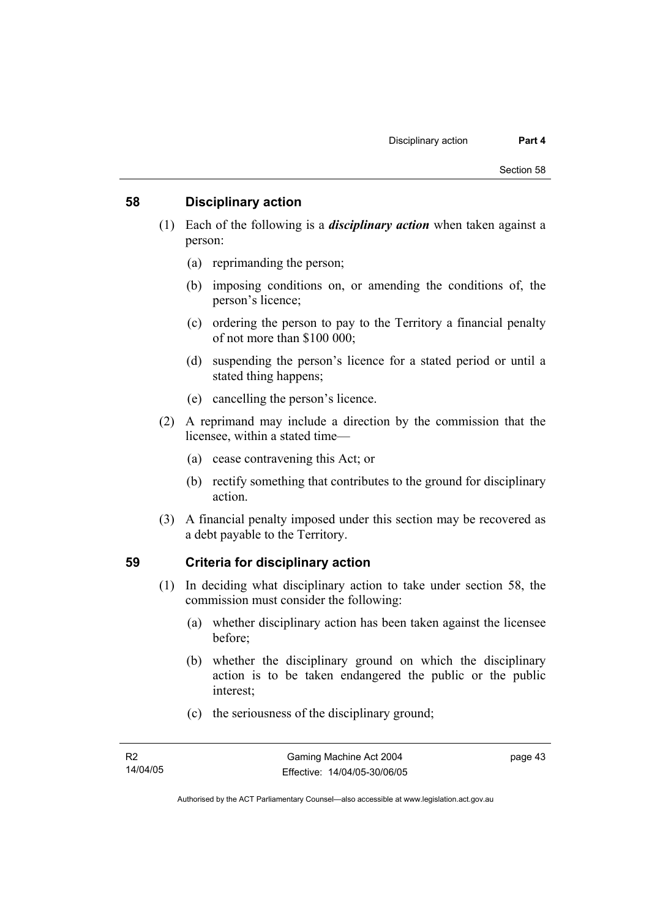## 58 Disciplinary action

(1) Each of the following is a ***disciplinary action*** when taken against a person:

  (a) reprimanding the person;

  (b) imposing conditions on, or amending the conditions of, the person's licence;

  (c) ordering the person to pay to the Territory a financial penalty of not more than $100 000;

  (d) suspending the person's licence for a stated period or until a stated thing happens;

  (e) cancelling the person's licence.

(2) A reprimand may include a direction by the commission that the licensee, within a stated time—

  (a) cease contravening this Act; or

  (b) rectify something that contributes to the ground for disciplinary action.

(3) A financial penalty imposed under this section may be recovered as a debt payable to the Territory.

## 59 Criteria for disciplinary action

(1) In deciding what disciplinary action to take under section 58, the commission must consider the following:

  (a) whether disciplinary action has been taken against the licensee before;

  (b) whether the disciplinary ground on which the disciplinary action is to be taken endangered the public or the public interest;

  (c) the seriousness of the disciplinary ground;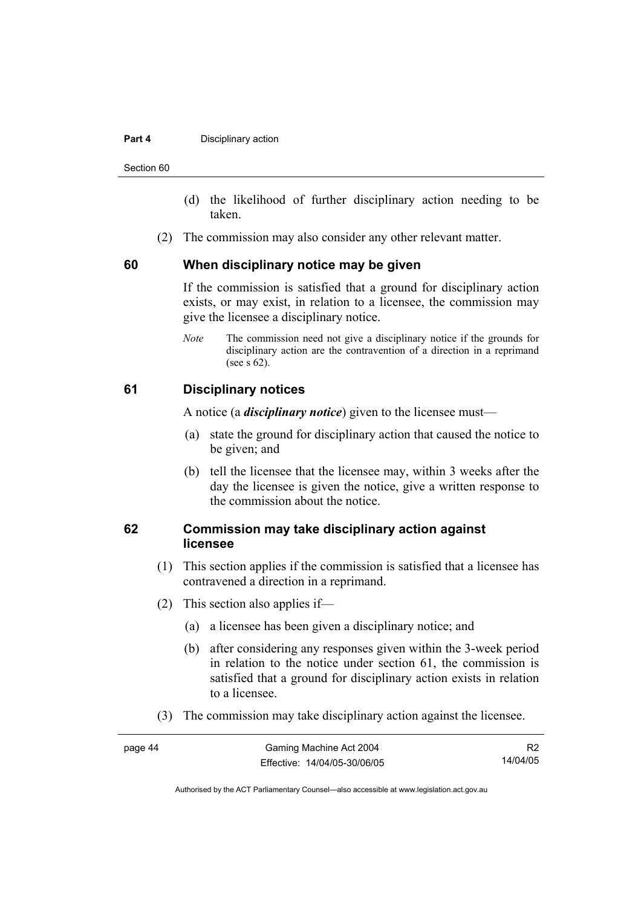(d) the likelihood of further disciplinary action needing to be taken.

(2) The commission may also consider any other relevant matter.

## 60 When disciplinary notice may be given

If the commission is satisfied that a ground for disciplinary action exists, or may exist, in relation to a licensee, the commission may give the licensee a disciplinary notice.

*Note* The commission need not give a disciplinary notice if the grounds for disciplinary action are the contravention of a direction in a reprimand (see s 62).

## 61 Disciplinary notices

A notice (a ***disciplinary notice***) given to the licensee must—

(a) state the ground for disciplinary action that caused the notice to be given; and

(b) tell the licensee that the licensee may, within 3 weeks after the day the licensee is given the notice, give a written response to the commission about the notice.

## 62 Commission may take disciplinary action against licensee

(1) This section applies if the commission is satisfied that a licensee has contravened a direction in a reprimand.

(2) This section also applies if—

(a) a licensee has been given a disciplinary notice; and

(b) after considering any responses given within the 3-week period in relation to the notice under section 61, the commission is satisfied that a ground for disciplinary action exists in relation to a licensee.

(3) The commission may take disciplinary action against the licensee.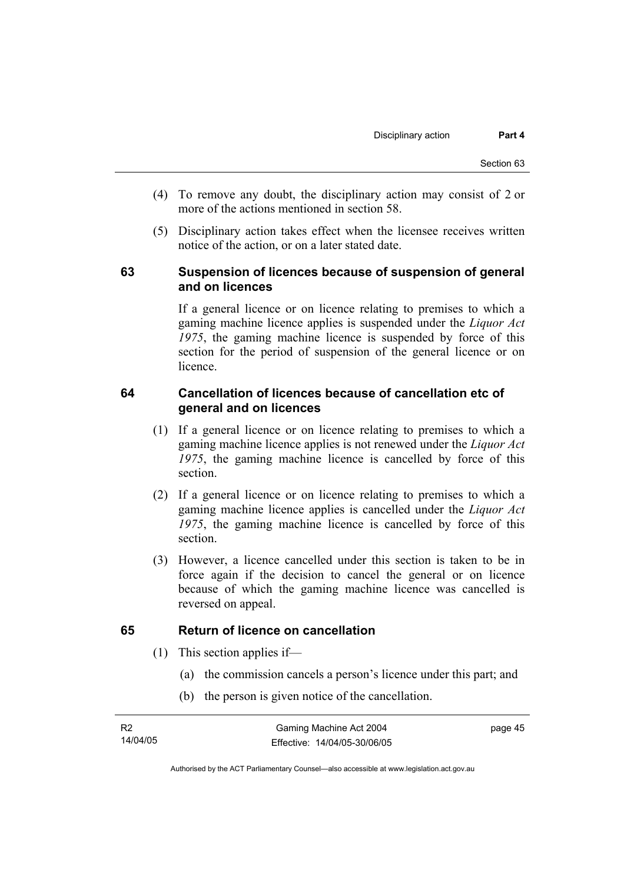(4) To remove any doubt, the disciplinary action may consist of 2 or more of the actions mentioned in section 58.

(5) Disciplinary action takes effect when the licensee receives written notice of the action, or on a later stated date.

## 63 Suspension of licences because of suspension of general and on licences

If a general licence or on licence relating to premises to which a gaming machine licence applies is suspended under the *Liquor Act 1975*, the gaming machine licence is suspended by force of this section for the period of suspension of the general licence or on licence.

## 64 Cancellation of licences because of cancellation etc of general and on licences

(1) If a general licence or on licence relating to premises to which a gaming machine licence applies is not renewed under the *Liquor Act 1975*, the gaming machine licence is cancelled by force of this section.

(2) If a general licence or on licence relating to premises to which a gaming machine licence applies is cancelled under the *Liquor Act 1975*, the gaming machine licence is cancelled by force of this section.

(3) However, a licence cancelled under this section is taken to be in force again if the decision to cancel the general or on licence because of which the gaming machine licence was cancelled is reversed on appeal.

## 65 Return of licence on cancellation

(1) This section applies if—

(a) the commission cancels a person's licence under this part; and

(b) the person is given notice of the cancellation.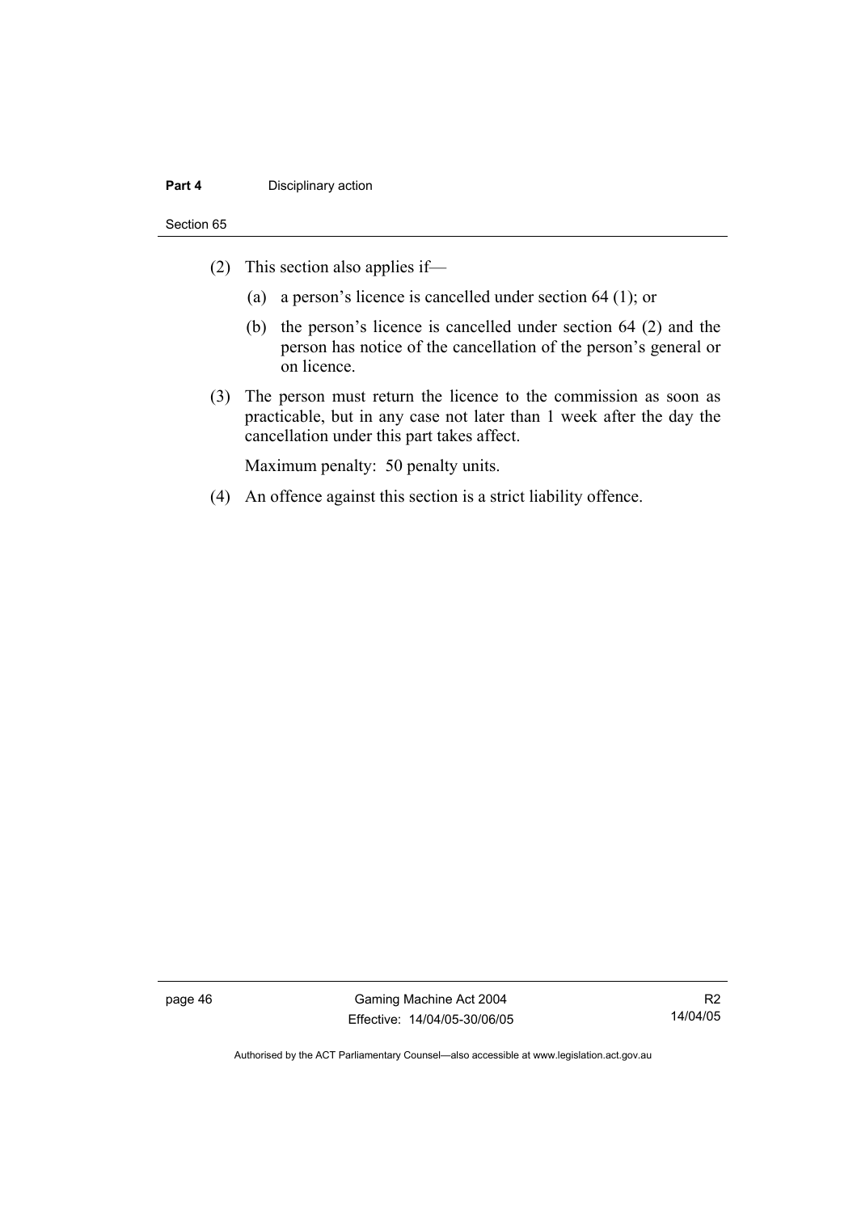(2) This section also applies if—

(a) a person's licence is cancelled under section 64 (1); or

(b) the person's licence is cancelled under section 64 (2) and the person has notice of the cancellation of the person's general or on licence.

(3) The person must return the licence to the commission as soon as practicable, but in any case not later than 1 week after the day the cancellation under this part takes affect.

Maximum penalty: 50 penalty units.

(4) An offence against this section is a strict liability offence.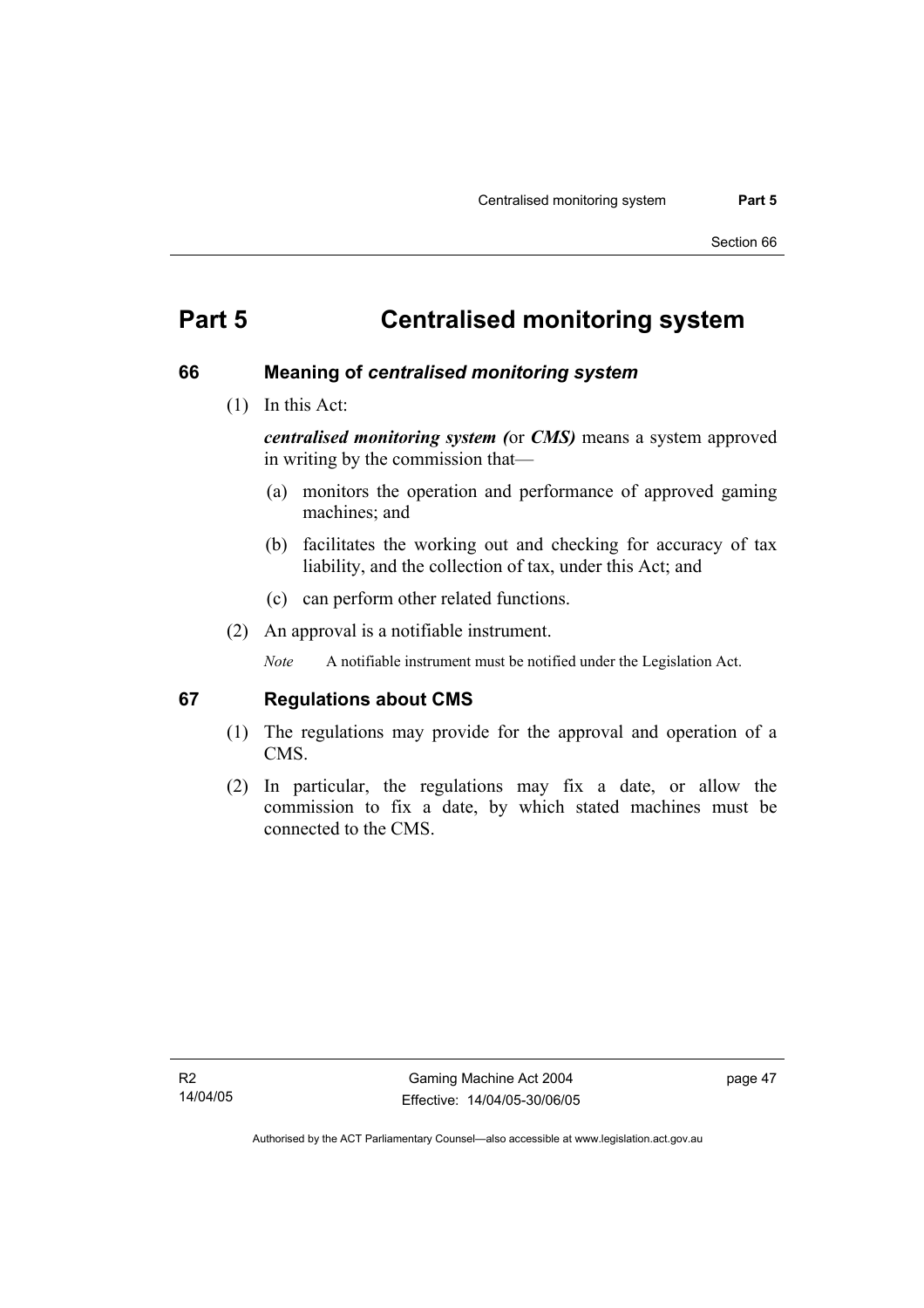# Part 5 Centralised monitoring system

## 66 Meaning of *centralised monitoring system*

(1) In this Act:

***centralised monitoring system (*or *CMS)*** means a system approved in writing by the commission that—

(a) monitors the operation and performance of approved gaming machines; and

(b) facilitates the working out and checking for accuracy of tax liability, and the collection of tax, under this Act; and

(c) can perform other related functions.

(2) An approval is a notifiable instrument.

*Note* A notifiable instrument must be notified under the Legislation Act.

## 67 Regulations about CMS

(1) The regulations may provide for the approval and operation of a CMS.

(2) In particular, the regulations may fix a date, or allow the commission to fix a date, by which stated machines must be connected to the CMS.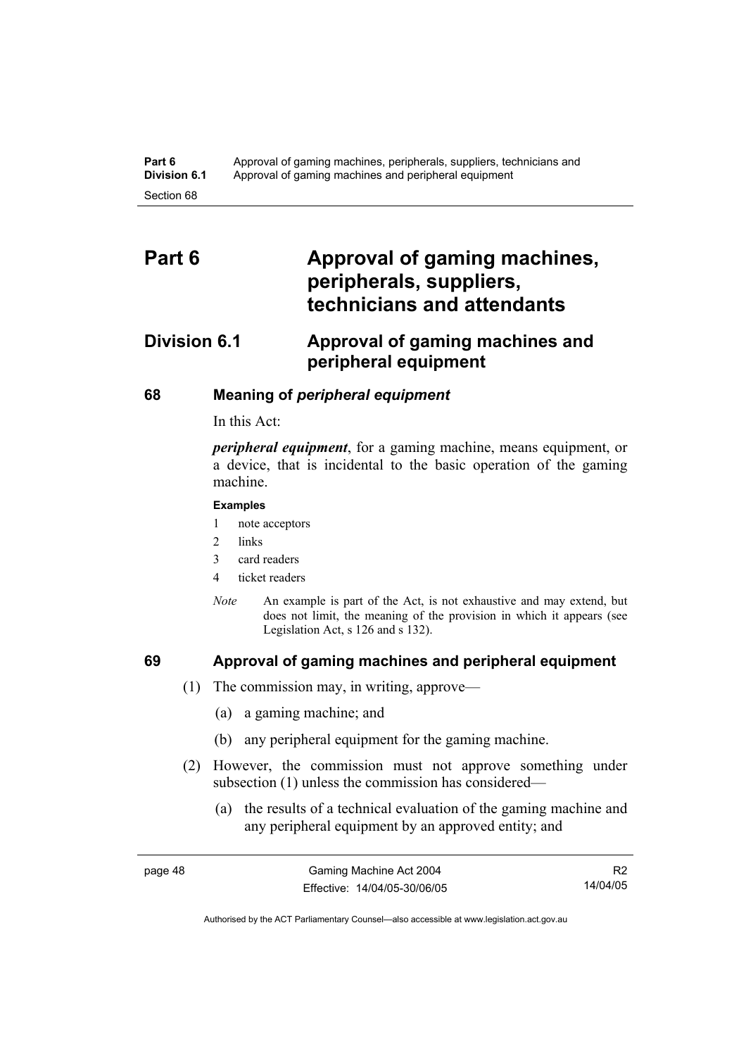# Part 6 Approval of gaming machines, peripherals, suppliers, technicians and attendants

## Division 6.1 Approval of gaming machines and peripheral equipment

### 68 Meaning of *peripheral equipment*

In this Act:

***peripheral equipment***, for a gaming machine, means equipment, or a device, that is incidental to the basic operation of the gaming machine.

**Examples**

1 note acceptors
2 links
3 card readers
4 ticket readers

*Note* An example is part of the Act, is not exhaustive and may extend, but does not limit, the meaning of the provision in which it appears (see Legislation Act, s 126 and s 132).

### 69 Approval of gaming machines and peripheral equipment

(1) The commission may, in writing, approve—

(a) a gaming machine; and

(b) any peripheral equipment for the gaming machine.

(2) However, the commission must not approve something under subsection (1) unless the commission has considered—

(a) the results of a technical evaluation of the gaming machine and any peripheral equipment by an approved entity; and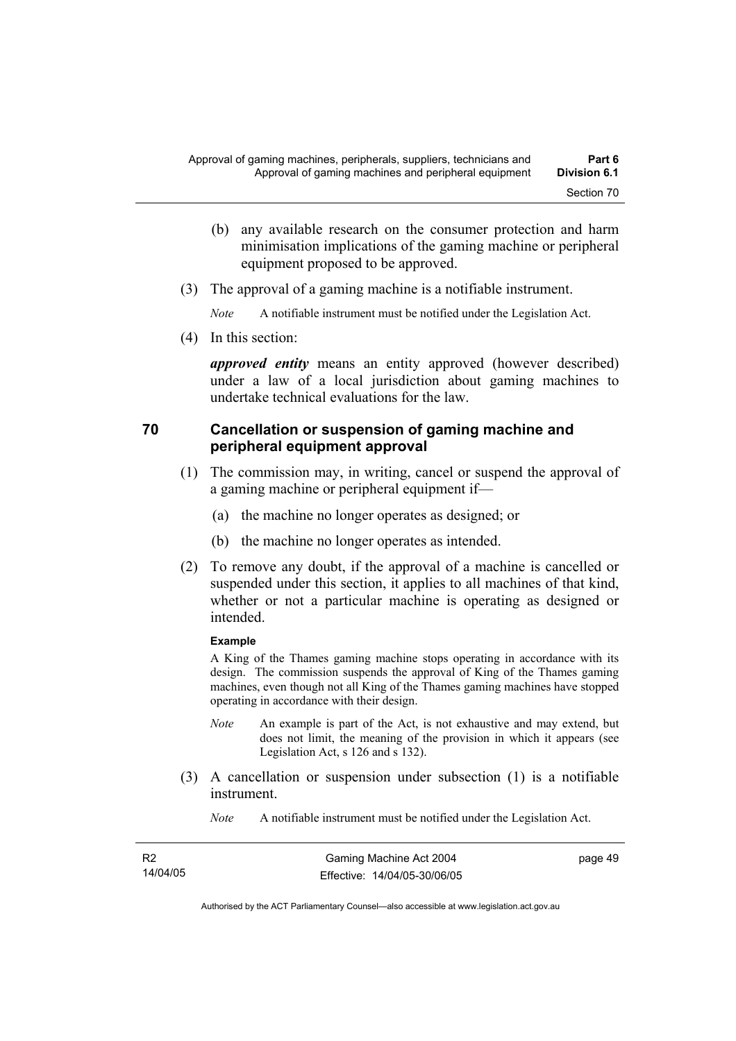(b) any available research on the consumer protection and harm minimisation implications of the gaming machine or peripheral equipment proposed to be approved.

(3) The approval of a gaming machine is a notifiable instrument.

*Note* A notifiable instrument must be notified under the Legislation Act.

(4) In this section:

***approved entity*** means an entity approved (however described) under a law of a local jurisdiction about gaming machines to undertake technical evaluations for the law.

## 70 Cancellation or suspension of gaming machine and peripheral equipment approval

(1) The commission may, in writing, cancel or suspend the approval of a gaming machine or peripheral equipment if—

(a) the machine no longer operates as designed; or

(b) the machine no longer operates as intended.

(2) To remove any doubt, if the approval of a machine is cancelled or suspended under this section, it applies to all machines of that kind, whether or not a particular machine is operating as designed or intended.

**Example**

A King of the Thames gaming machine stops operating in accordance with its design. The commission suspends the approval of King of the Thames gaming machines, even though not all King of the Thames gaming machines have stopped operating in accordance with their design.

*Note* An example is part of the Act, is not exhaustive and may extend, but does not limit, the meaning of the provision in which it appears (see Legislation Act, s 126 and s 132).

(3) A cancellation or suspension under subsection (1) is a notifiable instrument.

*Note* A notifiable instrument must be notified under the Legislation Act.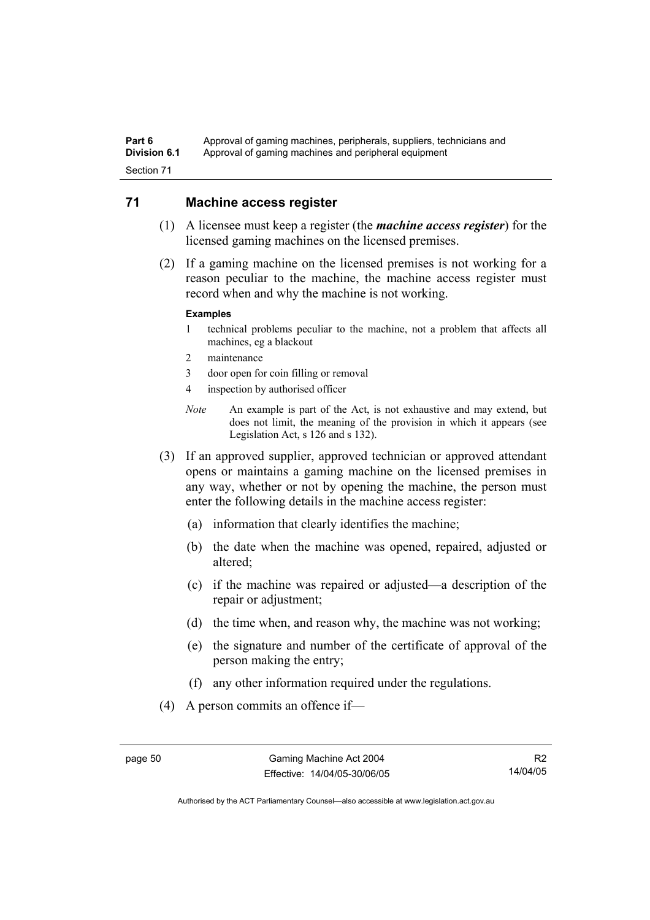## 71 Machine access register

(1) A licensee must keep a register (the ***machine access register***) for the licensed gaming machines on the licensed premises.

(2) If a gaming machine on the licensed premises is not working for a reason peculiar to the machine, the machine access register must record when and why the machine is not working.

**Examples**

1 technical problems peculiar to the machine, not a problem that affects all machines, eg a blackout

2 maintenance

3 door open for coin filling or removal

4 inspection by authorised officer

*Note* An example is part of the Act, is not exhaustive and may extend, but does not limit, the meaning of the provision in which it appears (see Legislation Act, s 126 and s 132).

(3) If an approved supplier, approved technician or approved attendant opens or maintains a gaming machine on the licensed premises in any way, whether or not by opening the machine, the person must enter the following details in the machine access register:

(a) information that clearly identifies the machine;

(b) the date when the machine was opened, repaired, adjusted or altered;

(c) if the machine was repaired or adjusted—a description of the repair or adjustment;

(d) the time when, and reason why, the machine was not working;

(e) the signature and number of the certificate of approval of the person making the entry;

(f) any other information required under the regulations.

(4) A person commits an offence if—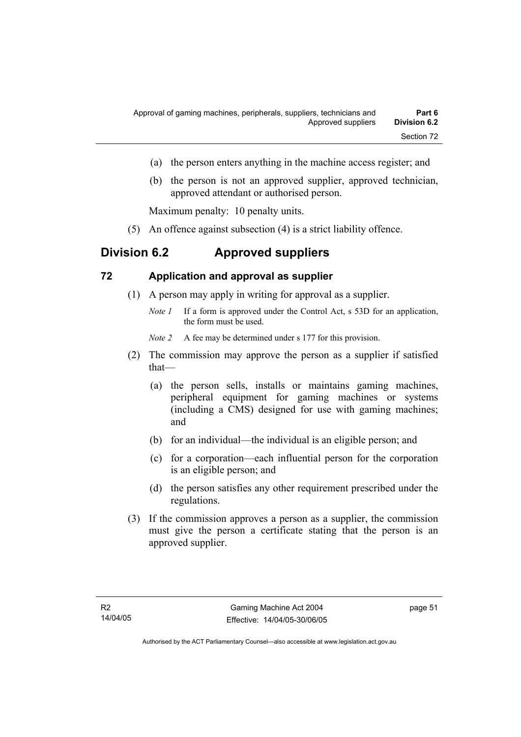(a) the person enters anything in the machine access register; and

(b) the person is not an approved supplier, approved technician, approved attendant or authorised person.

Maximum penalty: 10 penalty units.

(5) An offence against subsection (4) is a strict liability offence.

## Division 6.2 Approved suppliers

### 72 Application and approval as supplier

(1) A person may apply in writing for approval as a supplier.

*Note 1* If a form is approved under the Control Act, s 53D for an application, the form must be used.

*Note 2* A fee may be determined under s 177 for this provision.

(2) The commission may approve the person as a supplier if satisfied that—

(a) the person sells, installs or maintains gaming machines, peripheral equipment for gaming machines or systems (including a CMS) designed for use with gaming machines; and

(b) for an individual—the individual is an eligible person; and

(c) for a corporation—each influential person for the corporation is an eligible person; and

(d) the person satisfies any other requirement prescribed under the regulations.

(3) If the commission approves a person as a supplier, the commission must give the person a certificate stating that the person is an approved supplier.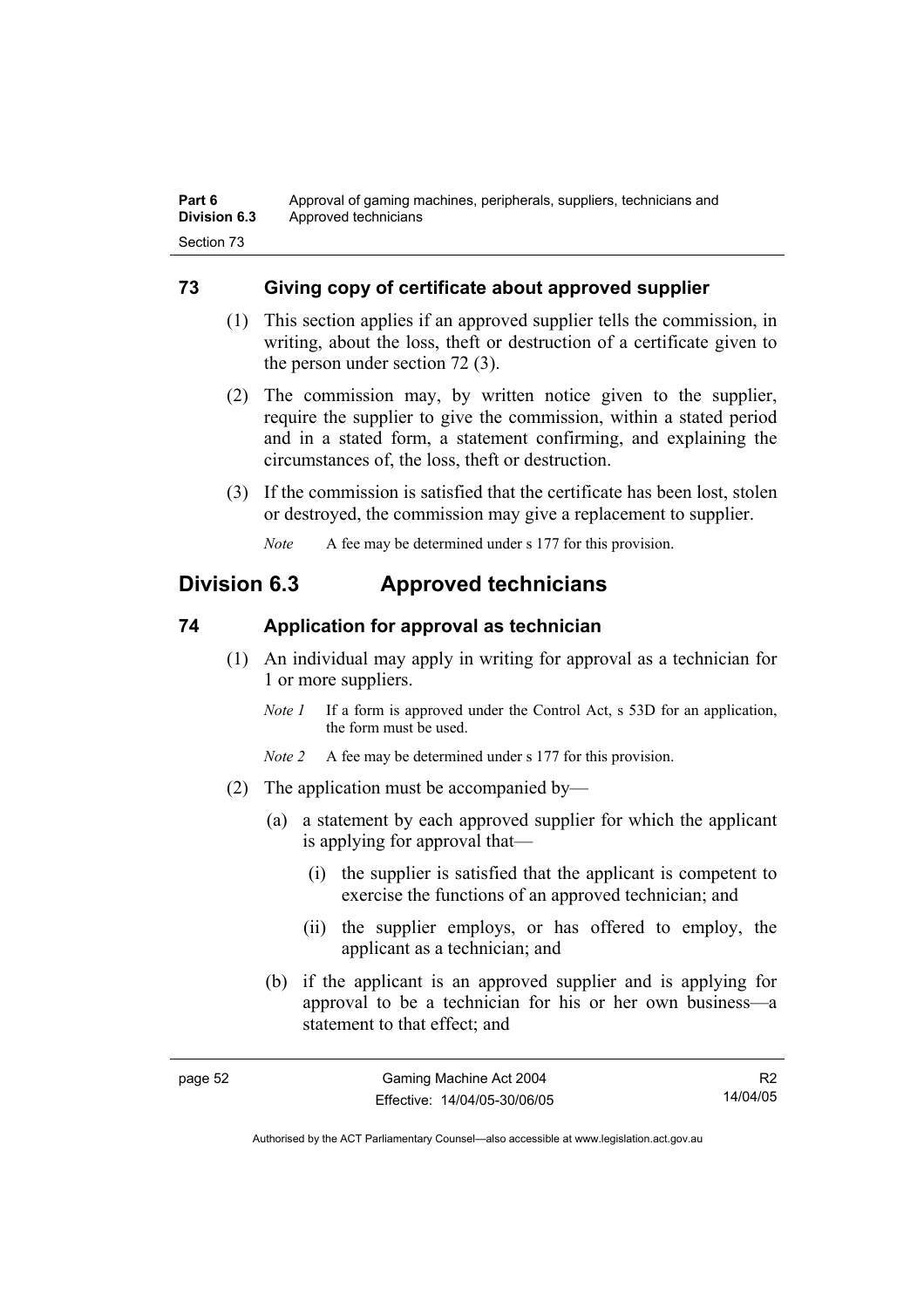## 73 Giving copy of certificate about approved supplier

(1) This section applies if an approved supplier tells the commission, in writing, about the loss, theft or destruction of a certificate given to the person under section 72 (3).

(2) The commission may, by written notice given to the supplier, require the supplier to give the commission, within a stated period and in a stated form, a statement confirming, and explaining the circumstances of, the loss, theft or destruction.

(3) If the commission is satisfied that the certificate has been lost, stolen or destroyed, the commission may give a replacement to supplier.

*Note* A fee may be determined under s 177 for this provision.

# Division 6.3 Approved technicians

## 74 Application for approval as technician

(1) An individual may apply in writing for approval as a technician for 1 or more suppliers.

*Note 1* If a form is approved under the Control Act, s 53D for an application, the form must be used.

*Note 2* A fee may be determined under s 177 for this provision.

(2) The application must be accompanied by—

(a) a statement by each approved supplier for which the applicant is applying for approval that—

(i) the supplier is satisfied that the applicant is competent to exercise the functions of an approved technician; and

(ii) the supplier employs, or has offered to employ, the applicant as a technician; and

(b) if the applicant is an approved supplier and is applying for approval to be a technician for his or her own business—a statement to that effect; and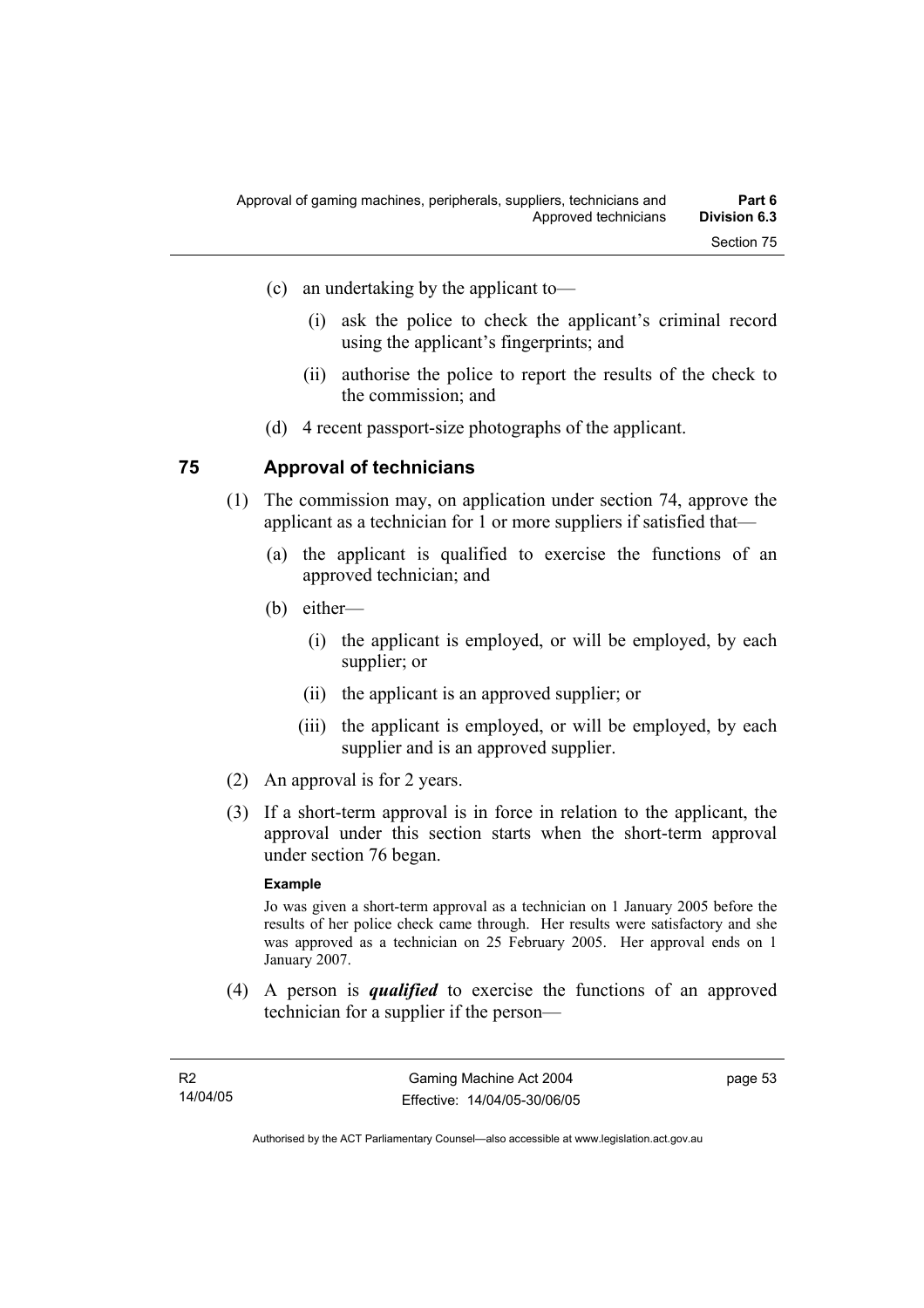(c) an undertaking by the applicant to—

  (i) ask the police to check the applicant's criminal record using the applicant's fingerprints; and

  (ii) authorise the police to report the results of the check to the commission; and

(d) 4 recent passport-size photographs of the applicant.

## 75 Approval of technicians

(1) The commission may, on application under section 74, approve the applicant as a technician for 1 or more suppliers if satisfied that—

  (a) the applicant is qualified to exercise the functions of an approved technician; and

  (b) either—

    (i) the applicant is employed, or will be employed, by each supplier; or

    (ii) the applicant is an approved supplier; or

    (iii) the applicant is employed, or will be employed, by each supplier and is an approved supplier.

(2) An approval is for 2 years.

(3) If a short-term approval is in force in relation to the applicant, the approval under this section starts when the short-term approval under section 76 began.

**Example**

Jo was given a short-term approval as a technician on 1 January 2005 before the results of her police check came through. Her results were satisfactory and she was approved as a technician on 25 February 2005. Her approval ends on 1 January 2007.

(4) A person is ***qualified*** to exercise the functions of an approved technician for a supplier if the person—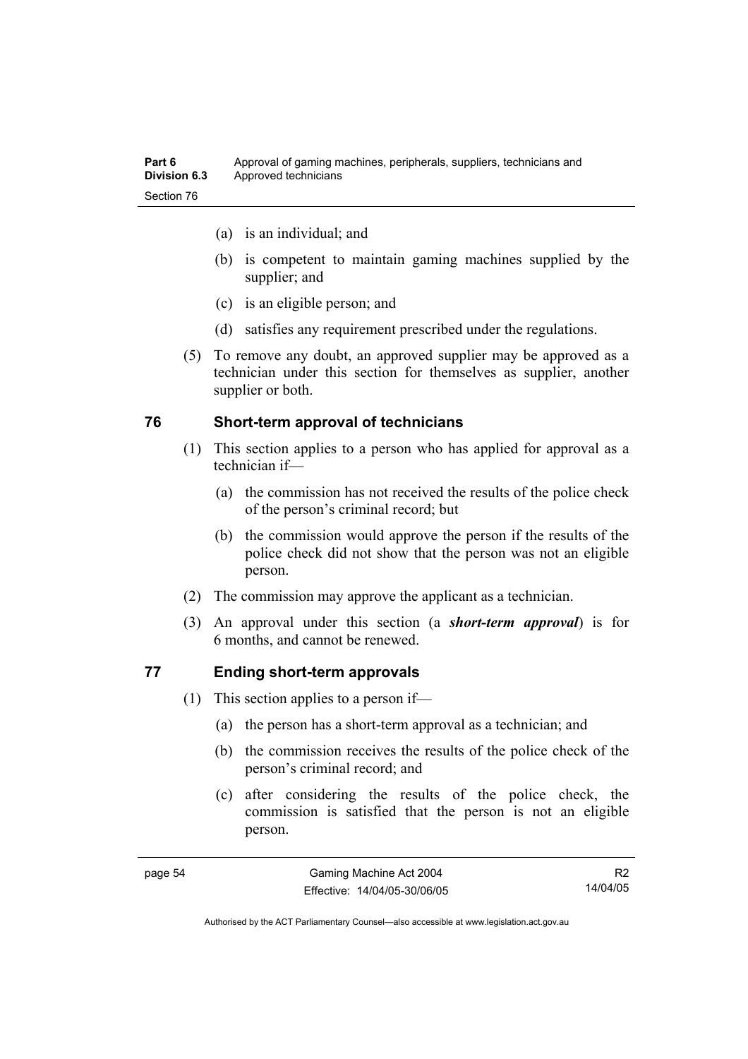(a) is an individual; and

(b) is competent to maintain gaming machines supplied by the supplier; and

(c) is an eligible person; and

(d) satisfies any requirement prescribed under the regulations.

(5) To remove any doubt, an approved supplier may be approved as a technician under this section for themselves as supplier, another supplier or both.

## 76 Short-term approval of technicians

(1) This section applies to a person who has applied for approval as a technician if—

(a) the commission has not received the results of the police check of the person's criminal record; but

(b) the commission would approve the person if the results of the police check did not show that the person was not an eligible person.

(2) The commission may approve the applicant as a technician.

(3) An approval under this section (a ***short-term approval***) is for 6 months, and cannot be renewed.

## 77 Ending short-term approvals

(1) This section applies to a person if—

(a) the person has a short-term approval as a technician; and

(b) the commission receives the results of the police check of the person's criminal record; and

(c) after considering the results of the police check, the commission is satisfied that the person is not an eligible person.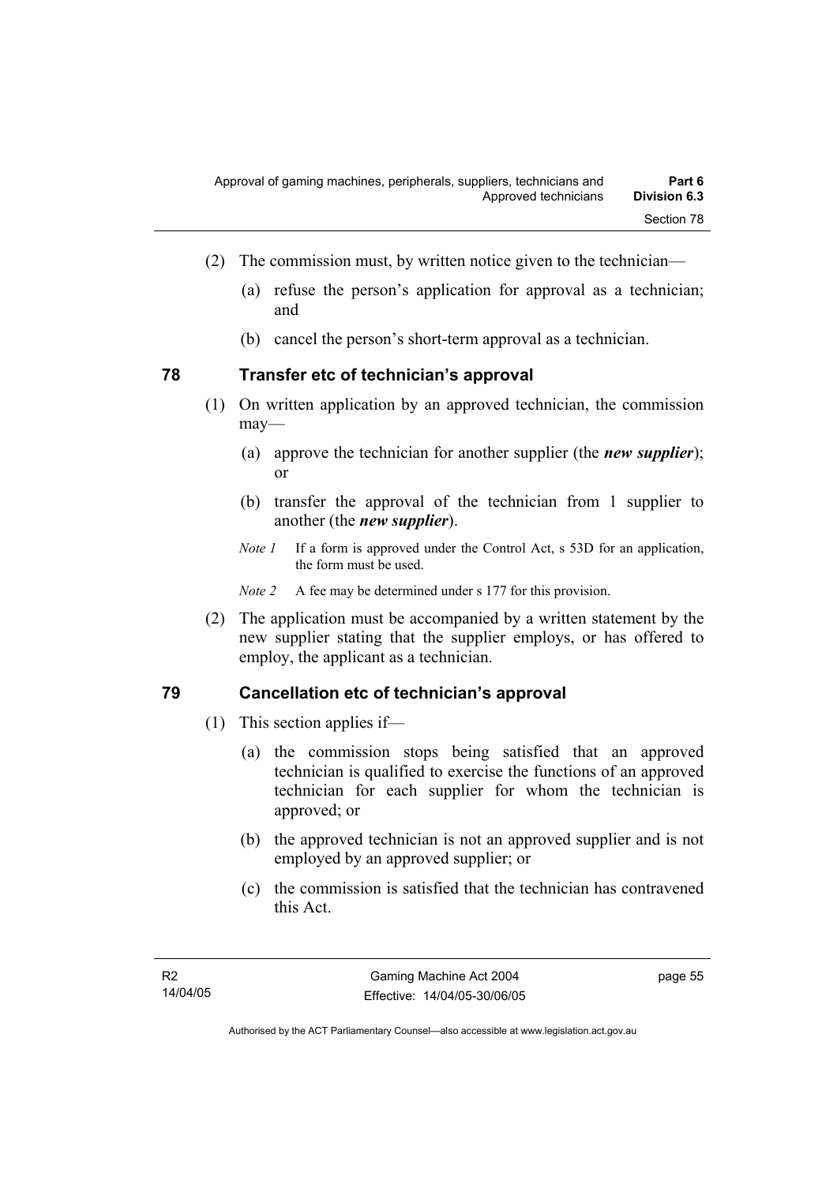(2) The commission must, by written notice given to the technician—

(a) refuse the person's application for approval as a technician; and

(b) cancel the person's short-term approval as a technician.

## 78 Transfer etc of technician's approval

(1) On written application by an approved technician, the commission may—

(a) approve the technician for another supplier (the ***new supplier***); or

(b) transfer the approval of the technician from 1 supplier to another (the ***new supplier***).

*Note 1* If a form is approved under the Control Act, s 53D for an application, the form must be used.

*Note 2* A fee may be determined under s 177 for this provision.

(2) The application must be accompanied by a written statement by the new supplier stating that the supplier employs, or has offered to employ, the applicant as a technician.

## 79 Cancellation etc of technician's approval

(1) This section applies if—

(a) the commission stops being satisfied that an approved technician is qualified to exercise the functions of an approved technician for each supplier for whom the technician is approved; or

(b) the approved technician is not an approved supplier and is not employed by an approved supplier; or

(c) the commission is satisfied that the technician has contravened this Act.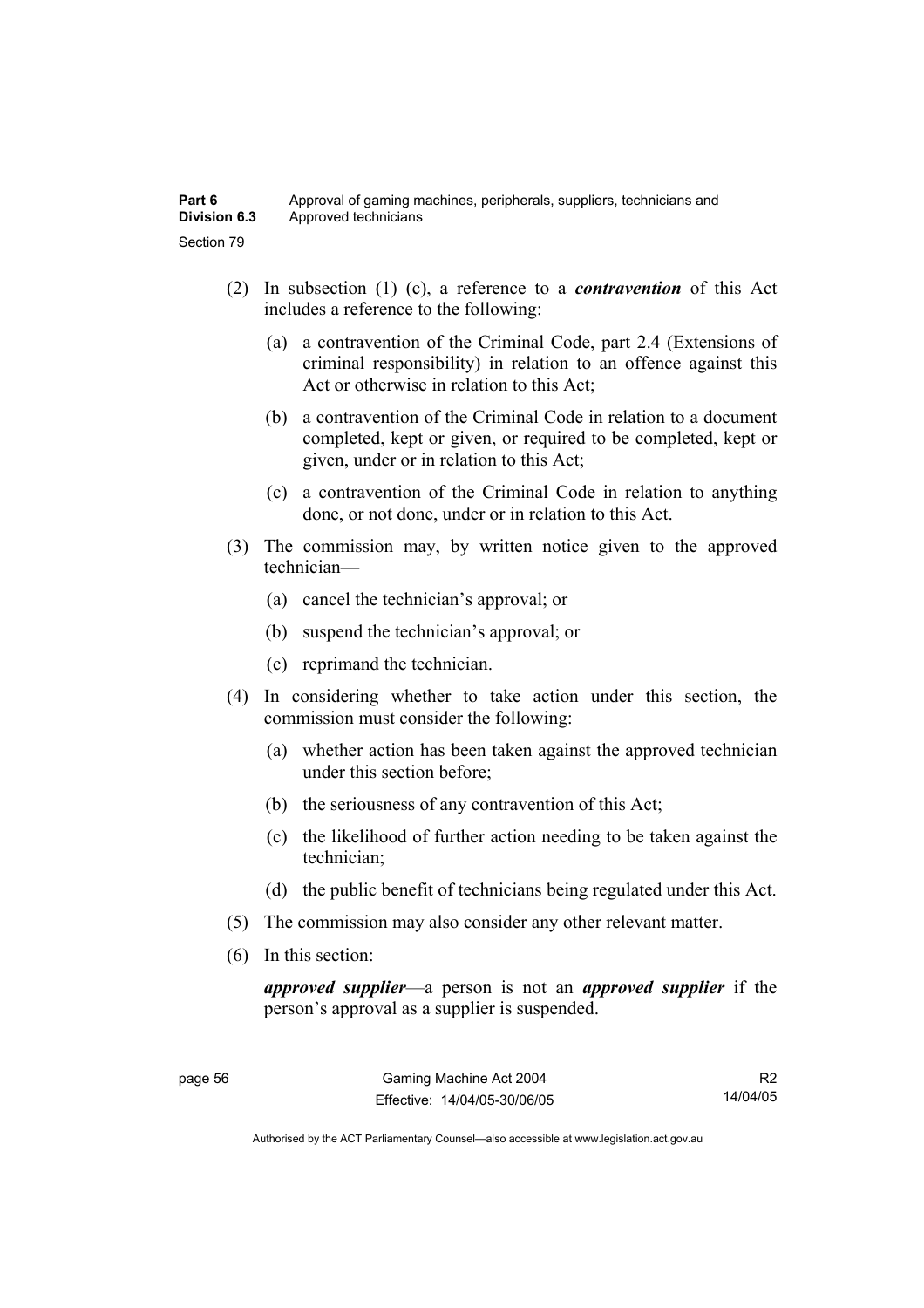(2) In subsection (1) (c), a reference to a ***contravention*** of this Act includes a reference to the following:

(a) a contravention of the Criminal Code, part 2.4 (Extensions of criminal responsibility) in relation to an offence against this Act or otherwise in relation to this Act;

(b) a contravention of the Criminal Code in relation to a document completed, kept or given, or required to be completed, kept or given, under or in relation to this Act;

(c) a contravention of the Criminal Code in relation to anything done, or not done, under or in relation to this Act.

(3) The commission may, by written notice given to the approved technician—

(a) cancel the technician's approval; or

(b) suspend the technician's approval; or

(c) reprimand the technician.

(4) In considering whether to take action under this section, the commission must consider the following:

(a) whether action has been taken against the approved technician under this section before;

(b) the seriousness of any contravention of this Act;

(c) the likelihood of further action needing to be taken against the technician;

(d) the public benefit of technicians being regulated under this Act.

(5) The commission may also consider any other relevant matter.

(6) In this section:

***approved supplier***—a person is not an ***approved supplier*** if the person's approval as a supplier is suspended.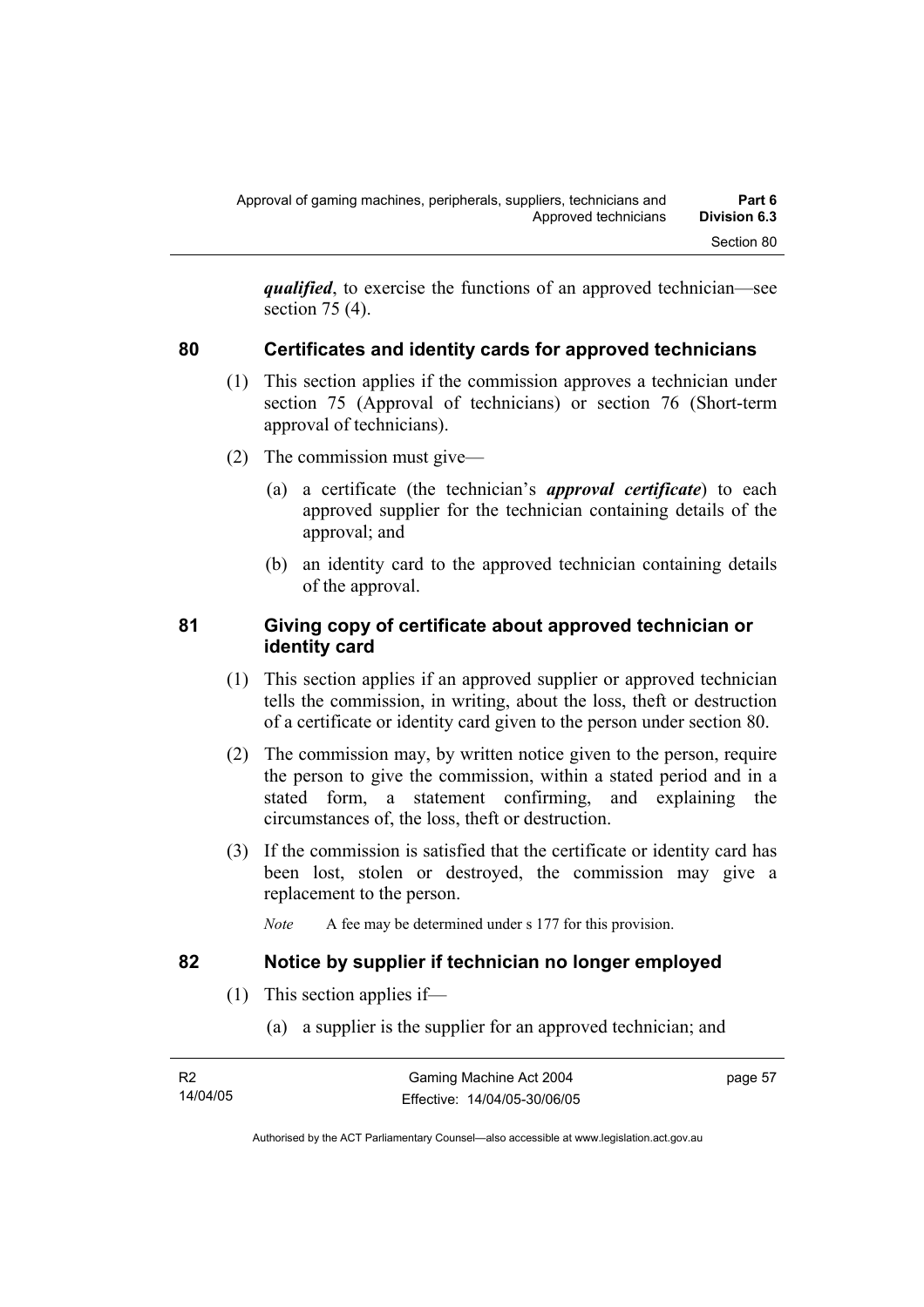***qualified***, to exercise the functions of an approved technician—see section 75 (4).

### 80 Certificates and identity cards for approved technicians

(1) This section applies if the commission approves a technician under section 75 (Approval of technicians) or section 76 (Short-term approval of technicians).

(2) The commission must give—

(a) a certificate (the technician's ***approval certificate***) to each approved supplier for the technician containing details of the approval; and

(b) an identity card to the approved technician containing details of the approval.

### 81 Giving copy of certificate about approved technician or identity card

(1) This section applies if an approved supplier or approved technician tells the commission, in writing, about the loss, theft or destruction of a certificate or identity card given to the person under section 80.

(2) The commission may, by written notice given to the person, require the person to give the commission, within a stated period and in a stated form, a statement confirming, and explaining the circumstances of, the loss, theft or destruction.

(3) If the commission is satisfied that the certificate or identity card has been lost, stolen or destroyed, the commission may give a replacement to the person.

*Note* A fee may be determined under s 177 for this provision.

### 82 Notice by supplier if technician no longer employed

(1) This section applies if—

(a) a supplier is the supplier for an approved technician; and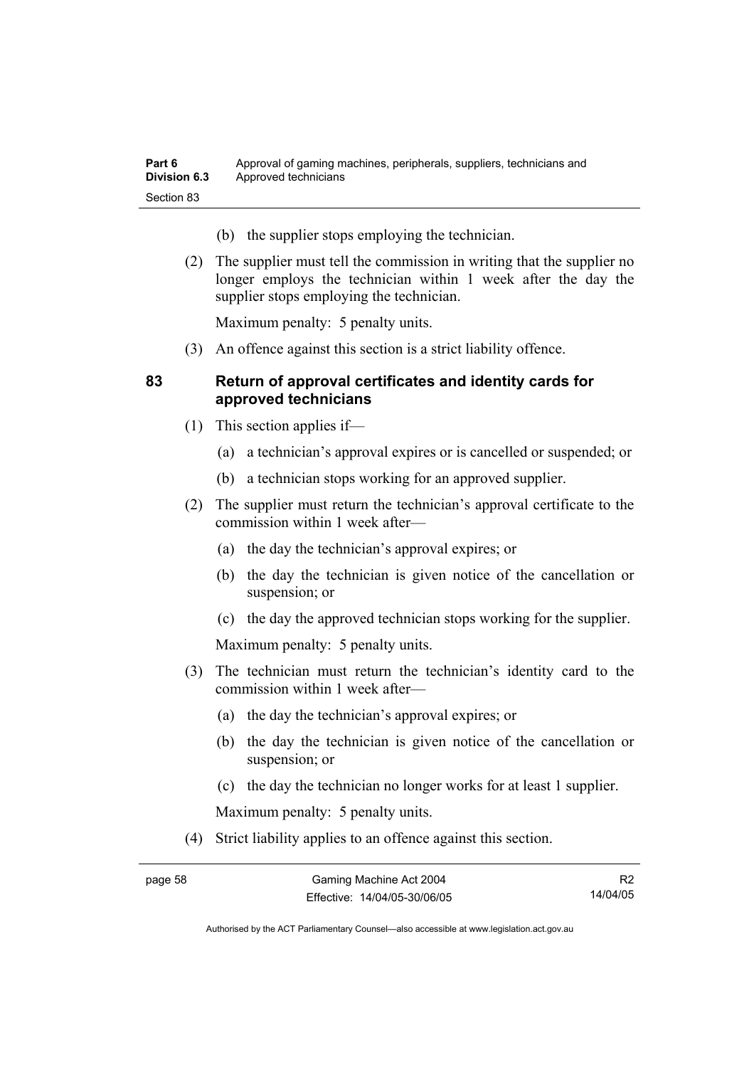(b) the supplier stops employing the technician.

(2) The supplier must tell the commission in writing that the supplier no longer employs the technician within 1 week after the day the supplier stops employing the technician.

Maximum penalty: 5 penalty units.

(3) An offence against this section is a strict liability offence.

## 83 Return of approval certificates and identity cards for approved technicians

(1) This section applies if—

(a) a technician's approval expires or is cancelled or suspended; or

(b) a technician stops working for an approved supplier.

(2) The supplier must return the technician's approval certificate to the commission within 1 week after—

(a) the day the technician's approval expires; or

(b) the day the technician is given notice of the cancellation or suspension; or

(c) the day the approved technician stops working for the supplier.

Maximum penalty: 5 penalty units.

(3) The technician must return the technician's identity card to the commission within 1 week after—

(a) the day the technician's approval expires; or

(b) the day the technician is given notice of the cancellation or suspension; or

(c) the day the technician no longer works for at least 1 supplier.

Maximum penalty: 5 penalty units.

(4) Strict liability applies to an offence against this section.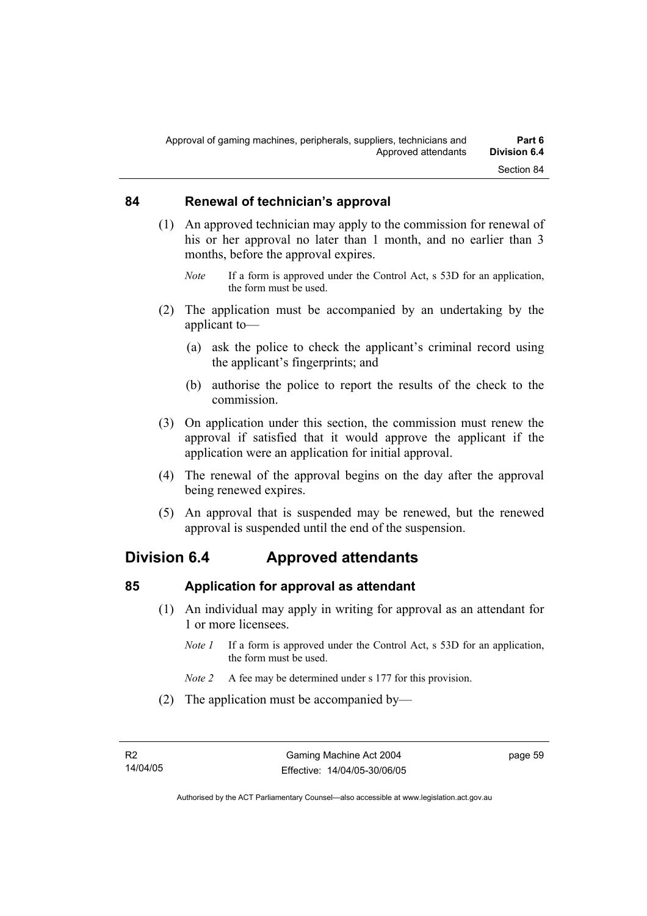### 84 Renewal of technician's approval

(1) An approved technician may apply to the commission for renewal of his or her approval no later than 1 month, and no earlier than 3 months, before the approval expires.

*Note* If a form is approved under the Control Act, s 53D for an application, the form must be used.

(2) The application must be accompanied by an undertaking by the applicant to—

(a) ask the police to check the applicant's criminal record using the applicant's fingerprints; and

(b) authorise the police to report the results of the check to the commission.

(3) On application under this section, the commission must renew the approval if satisfied that it would approve the applicant if the application were an application for initial approval.

(4) The renewal of the approval begins on the day after the approval being renewed expires.

(5) An approval that is suspended may be renewed, but the renewed approval is suspended until the end of the suspension.

## Division 6.4 Approved attendants

### 85 Application for approval as attendant

(1) An individual may apply in writing for approval as an attendant for 1 or more licensees.

*Note 1* If a form is approved under the Control Act, s 53D for an application, the form must be used.

*Note 2* A fee may be determined under s 177 for this provision.

(2) The application must be accompanied by—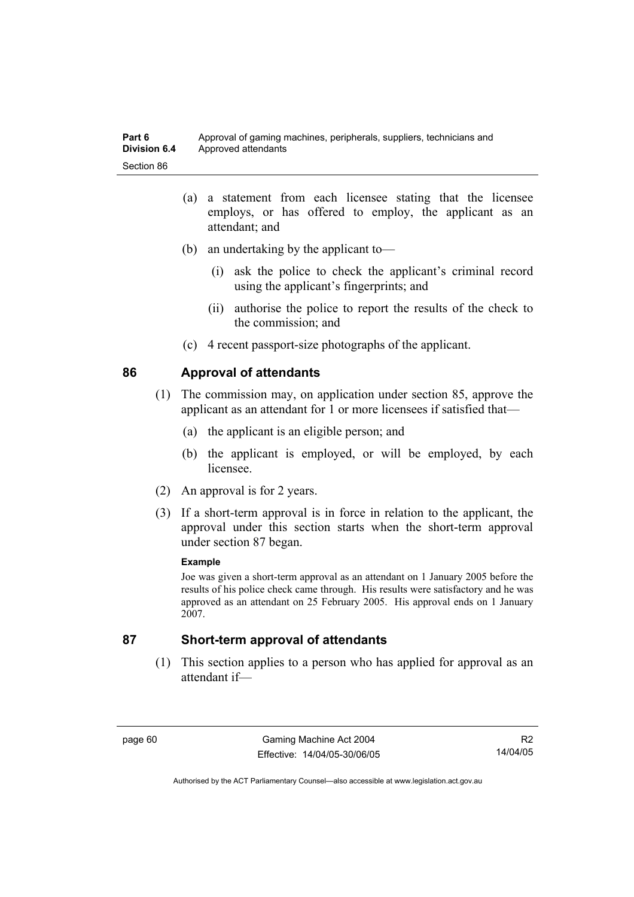(a) a statement from each licensee stating that the licensee employs, or has offered to employ, the applicant as an attendant; and

(b) an undertaking by the applicant to—

(i) ask the police to check the applicant's criminal record using the applicant's fingerprints; and

(ii) authorise the police to report the results of the check to the commission; and

(c) 4 recent passport-size photographs of the applicant.

## 86 Approval of attendants

(1) The commission may, on application under section 85, approve the applicant as an attendant for 1 or more licensees if satisfied that—

(a) the applicant is an eligible person; and

(b) the applicant is employed, or will be employed, by each licensee.

(2) An approval is for 2 years.

(3) If a short-term approval is in force in relation to the applicant, the approval under this section starts when the short-term approval under section 87 began.

**Example**

Joe was given a short-term approval as an attendant on 1 January 2005 before the results of his police check came through. His results were satisfactory and he was approved as an attendant on 25 February 2005. His approval ends on 1 January 2007.

## 87 Short-term approval of attendants

(1) This section applies to a person who has applied for approval as an attendant if—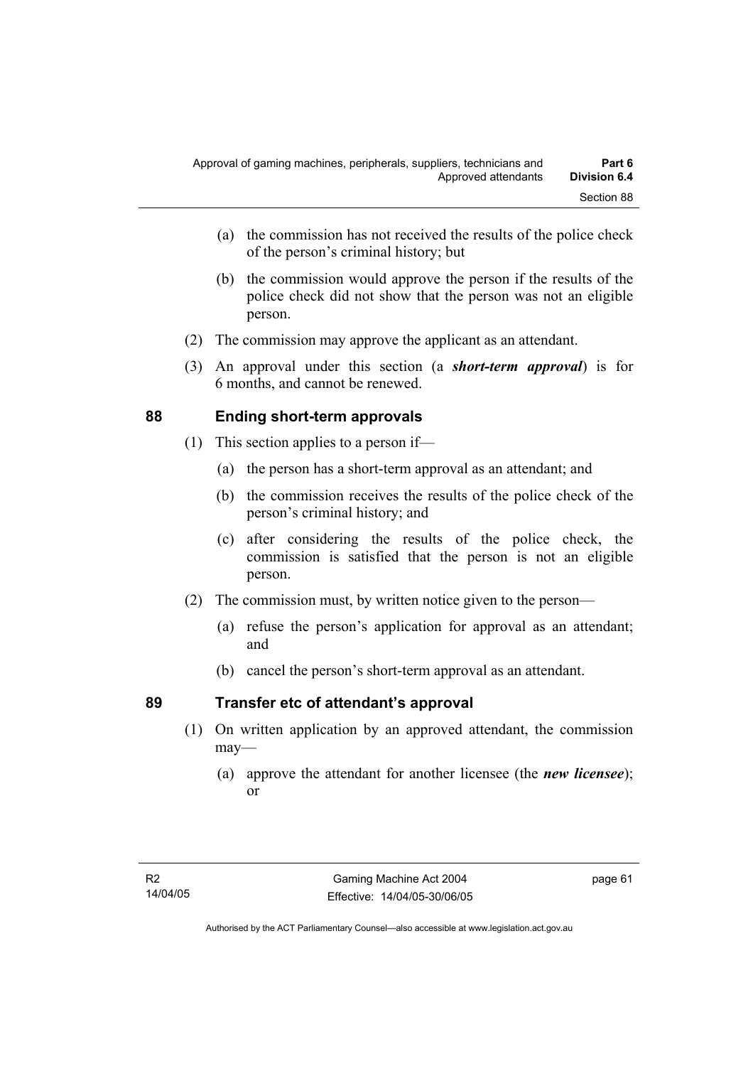(a) the commission has not received the results of the police check of the person's criminal history; but

(b) the commission would approve the person if the results of the police check did not show that the person was not an eligible person.

(2) The commission may approve the applicant as an attendant.

(3) An approval under this section (a ***short-term approval***) is for 6 months, and cannot be renewed.

## 88 Ending short-term approvals

(1) This section applies to a person if—

(a) the person has a short-term approval as an attendant; and

(b) the commission receives the results of the police check of the person's criminal history; and

(c) after considering the results of the police check, the commission is satisfied that the person is not an eligible person.

(2) The commission must, by written notice given to the person—

(a) refuse the person's application for approval as an attendant; and

(b) cancel the person's short-term approval as an attendant.

## 89 Transfer etc of attendant's approval

(1) On written application by an approved attendant, the commission may—

(a) approve the attendant for another licensee (the ***new licensee***); or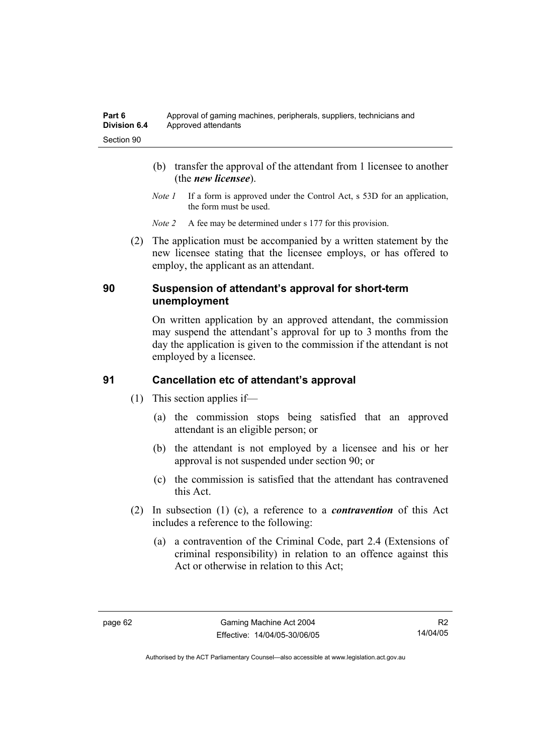(b) transfer the approval of the attendant from 1 licensee to another (the ***new licensee***).

*Note 1* If a form is approved under the Control Act, s 53D for an application, the form must be used.

*Note 2* A fee may be determined under s 177 for this provision.

(2) The application must be accompanied by a written statement by the new licensee stating that the licensee employs, or has offered to employ, the applicant as an attendant.

## 90 Suspension of attendant's approval for short-term unemployment

On written application by an approved attendant, the commission may suspend the attendant's approval for up to 3 months from the day the application is given to the commission if the attendant is not employed by a licensee.

## 91 Cancellation etc of attendant's approval

(1) This section applies if—

(a) the commission stops being satisfied that an approved attendant is an eligible person; or

(b) the attendant is not employed by a licensee and his or her approval is not suspended under section 90; or

(c) the commission is satisfied that the attendant has contravened this Act.

(2) In subsection (1) (c), a reference to a ***contravention*** of this Act includes a reference to the following:

(a) a contravention of the Criminal Code, part 2.4 (Extensions of criminal responsibility) in relation to an offence against this Act or otherwise in relation to this Act;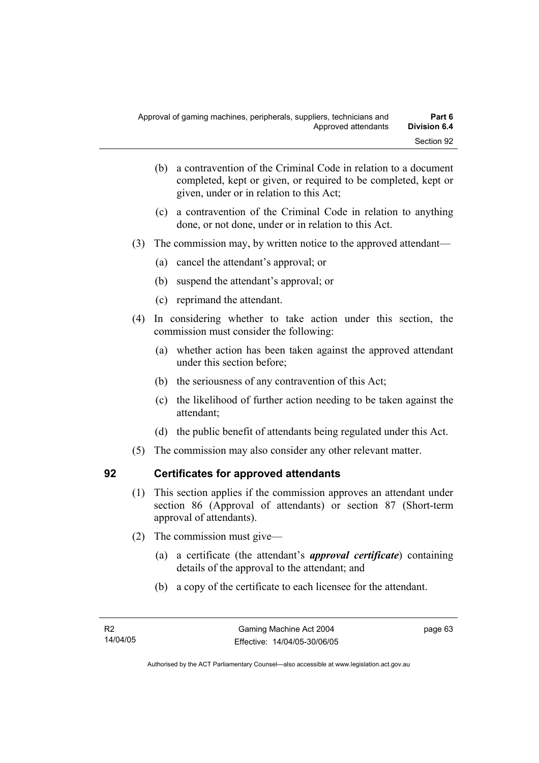(b) a contravention of the Criminal Code in relation to a document completed, kept or given, or required to be completed, kept or given, under or in relation to this Act;

(c) a contravention of the Criminal Code in relation to anything done, or not done, under or in relation to this Act.

(3) The commission may, by written notice to the approved attendant—

(a) cancel the attendant's approval; or

(b) suspend the attendant's approval; or

(c) reprimand the attendant.

(4) In considering whether to take action under this section, the commission must consider the following:

(a) whether action has been taken against the approved attendant under this section before;

(b) the seriousness of any contravention of this Act;

(c) the likelihood of further action needing to be taken against the attendant;

(d) the public benefit of attendants being regulated under this Act.

(5) The commission may also consider any other relevant matter.

## 92 Certificates for approved attendants

(1) This section applies if the commission approves an attendant under section 86 (Approval of attendants) or section 87 (Short-term approval of attendants).

(2) The commission must give—

(a) a certificate (the attendant's ***approval certificate***) containing details of the approval to the attendant; and

(b) a copy of the certificate to each licensee for the attendant.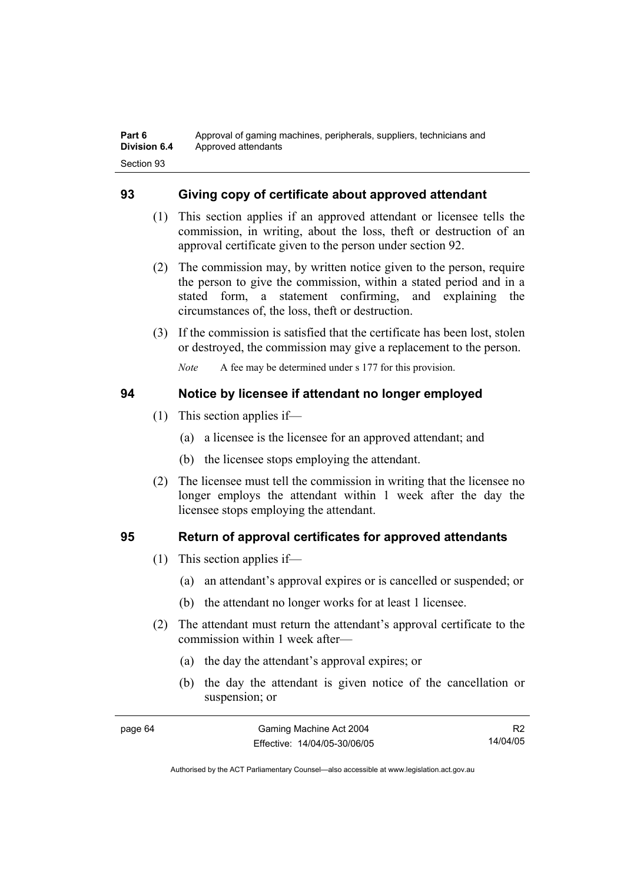## 93 Giving copy of certificate about approved attendant

(1) This section applies if an approved attendant or licensee tells the commission, in writing, about the loss, theft or destruction of an approval certificate given to the person under section 92.

(2) The commission may, by written notice given to the person, require the person to give the commission, within a stated period and in a stated form, a statement confirming, and explaining the circumstances of, the loss, theft or destruction.

(3) If the commission is satisfied that the certificate has been lost, stolen or destroyed, the commission may give a replacement to the person.

*Note* A fee may be determined under s 177 for this provision.

## 94 Notice by licensee if attendant no longer employed

(1) This section applies if—

(a) a licensee is the licensee for an approved attendant; and

(b) the licensee stops employing the attendant.

(2) The licensee must tell the commission in writing that the licensee no longer employs the attendant within 1 week after the day the licensee stops employing the attendant.

## 95 Return of approval certificates for approved attendants

(1) This section applies if—

(a) an attendant's approval expires or is cancelled or suspended; or

(b) the attendant no longer works for at least 1 licensee.

(2) The attendant must return the attendant's approval certificate to the commission within 1 week after—

(a) the day the attendant's approval expires; or

(b) the day the attendant is given notice of the cancellation or suspension; or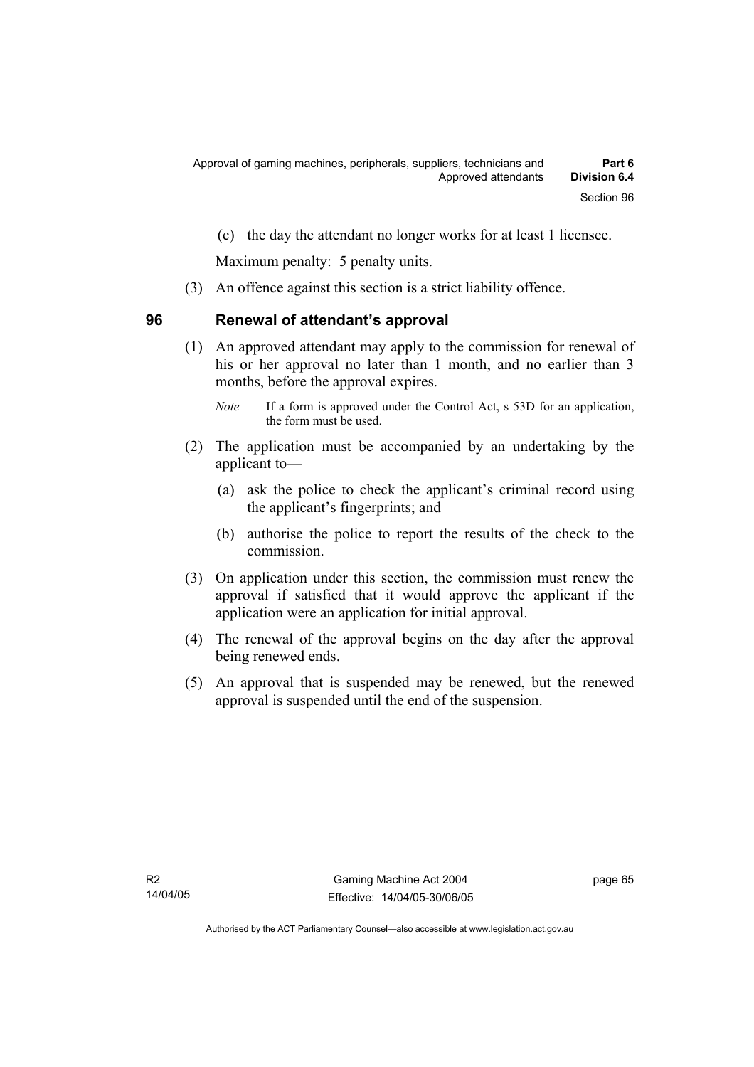(c) the day the attendant no longer works for at least 1 licensee.

Maximum penalty: 5 penalty units.

(3) An offence against this section is a strict liability offence.

## 96 Renewal of attendant's approval

(1) An approved attendant may apply to the commission for renewal of his or her approval no later than 1 month, and no earlier than 3 months, before the approval expires.

*Note* If a form is approved under the Control Act, s 53D for an application, the form must be used.

(2) The application must be accompanied by an undertaking by the applicant to—

(a) ask the police to check the applicant's criminal record using the applicant's fingerprints; and

(b) authorise the police to report the results of the check to the commission.

(3) On application under this section, the commission must renew the approval if satisfied that it would approve the applicant if the application were an application for initial approval.

(4) The renewal of the approval begins on the day after the approval being renewed ends.

(5) An approval that is suspended may be renewed, but the renewed approval is suspended until the end of the suspension.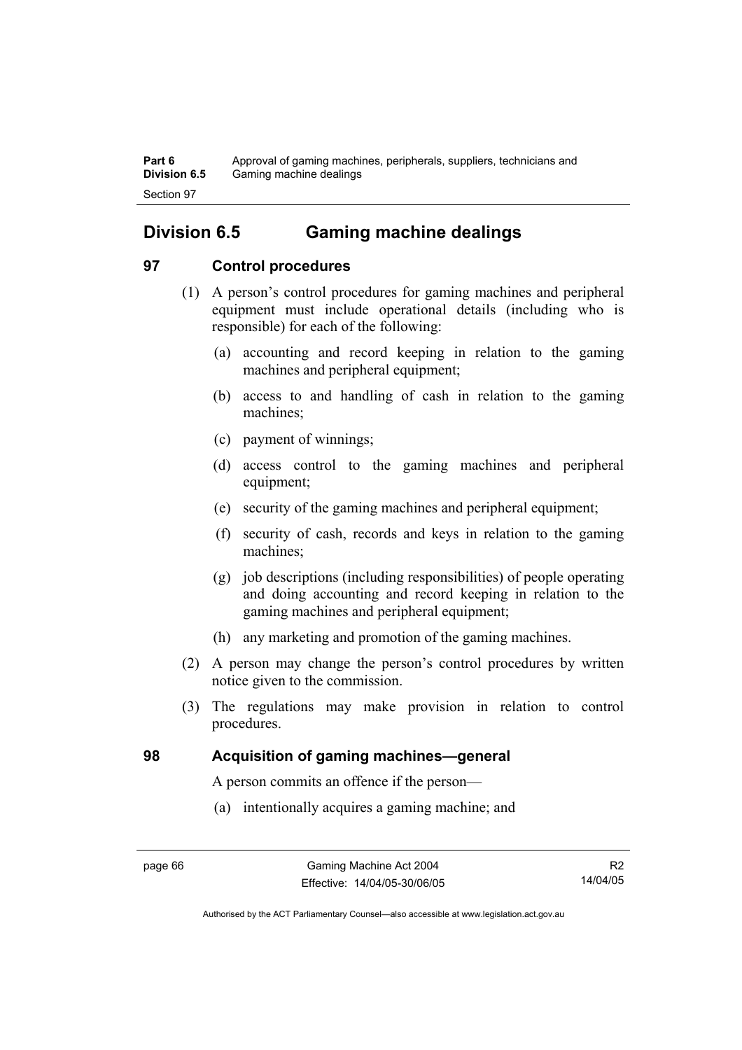## Division 6.5 Gaming machine dealings

### 97 Control procedures

(1) A person's control procedures for gaming machines and peripheral equipment must include operational details (including who is responsible) for each of the following:

- (a) accounting and record keeping in relation to the gaming machines and peripheral equipment;
- (b) access to and handling of cash in relation to the gaming machines;
- (c) payment of winnings;
- (d) access control to the gaming machines and peripheral equipment;
- (e) security of the gaming machines and peripheral equipment;
- (f) security of cash, records and keys in relation to the gaming machines;
- (g) job descriptions (including responsibilities) of people operating and doing accounting and record keeping in relation to the gaming machines and peripheral equipment;
- (h) any marketing and promotion of the gaming machines.

(2) A person may change the person's control procedures by written notice given to the commission.

(3) The regulations may make provision in relation to control procedures.

### 98 Acquisition of gaming machines—general

A person commits an offence if the person—

- (a) intentionally acquires a gaming machine; and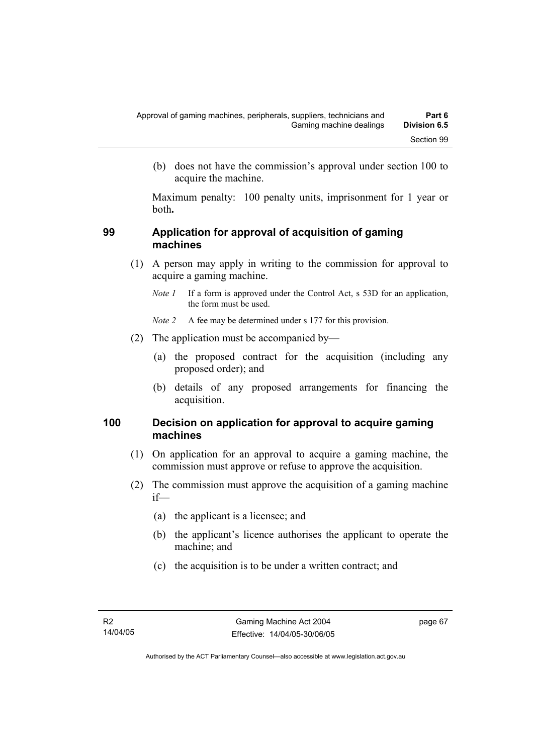(b) does not have the commission's approval under section 100 to acquire the machine.

Maximum penalty: 100 penalty units, imprisonment for 1 year or both**.**

### 99 Application for approval of acquisition of gaming machines

(1) A person may apply in writing to the commission for approval to acquire a gaming machine.

*Note 1* If a form is approved under the Control Act, s 53D for an application, the form must be used.

*Note 2* A fee may be determined under s 177 for this provision.

(2) The application must be accompanied by—

(a) the proposed contract for the acquisition (including any proposed order); and

(b) details of any proposed arrangements for financing the acquisition.

### 100 Decision on application for approval to acquire gaming machines

(1) On application for an approval to acquire a gaming machine, the commission must approve or refuse to approve the acquisition.

(2) The commission must approve the acquisition of a gaming machine if—

(a) the applicant is a licensee; and

(b) the applicant's licence authorises the applicant to operate the machine; and

(c) the acquisition is to be under a written contract; and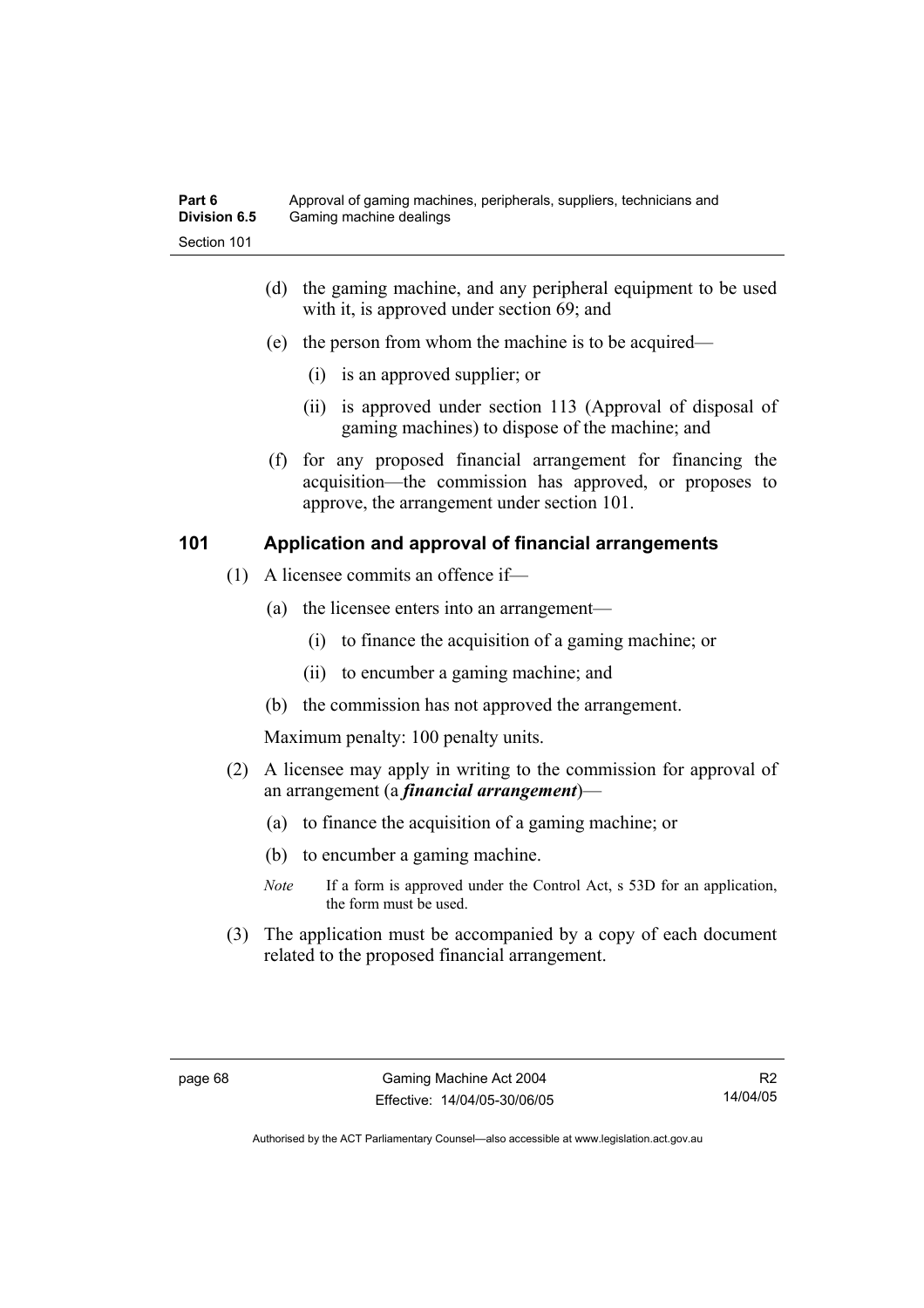(d) the gaming machine, and any peripheral equipment to be used with it, is approved under section 69; and

(e) the person from whom the machine is to be acquired—

(i) is an approved supplier; or

(ii) is approved under section 113 (Approval of disposal of gaming machines) to dispose of the machine; and

(f) for any proposed financial arrangement for financing the acquisition—the commission has approved, or proposes to approve, the arrangement under section 101.

## 101 Application and approval of financial arrangements

(1) A licensee commits an offence if—

(a) the licensee enters into an arrangement—

(i) to finance the acquisition of a gaming machine; or

(ii) to encumber a gaming machine; and

(b) the commission has not approved the arrangement.

Maximum penalty: 100 penalty units.

(2) A licensee may apply in writing to the commission for approval of an arrangement (a ***financial arrangement***)—

(a) to finance the acquisition of a gaming machine; or

(b) to encumber a gaming machine.

*Note* If a form is approved under the Control Act, s 53D for an application, the form must be used.

(3) The application must be accompanied by a copy of each document related to the proposed financial arrangement.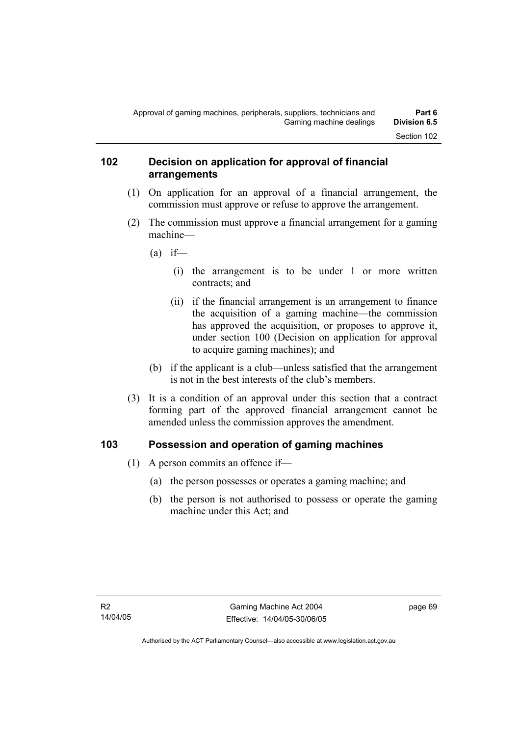## 102 Decision on application for approval of financial arrangements

(1) On application for an approval of a financial arrangement, the commission must approve or refuse to approve the arrangement.

(2) The commission must approve a financial arrangement for a gaming machine—

(a) if—

(i) the arrangement is to be under 1 or more written contracts; and

(ii) if the financial arrangement is an arrangement to finance the acquisition of a gaming machine—the commission has approved the acquisition, or proposes to approve it, under section 100 (Decision on application for approval to acquire gaming machines); and

(b) if the applicant is a club—unless satisfied that the arrangement is not in the best interests of the club's members.

(3) It is a condition of an approval under this section that a contract forming part of the approved financial arrangement cannot be amended unless the commission approves the amendment.

## 103 Possession and operation of gaming machines

(1) A person commits an offence if—

(a) the person possesses or operates a gaming machine; and

(b) the person is not authorised to possess or operate the gaming machine under this Act; and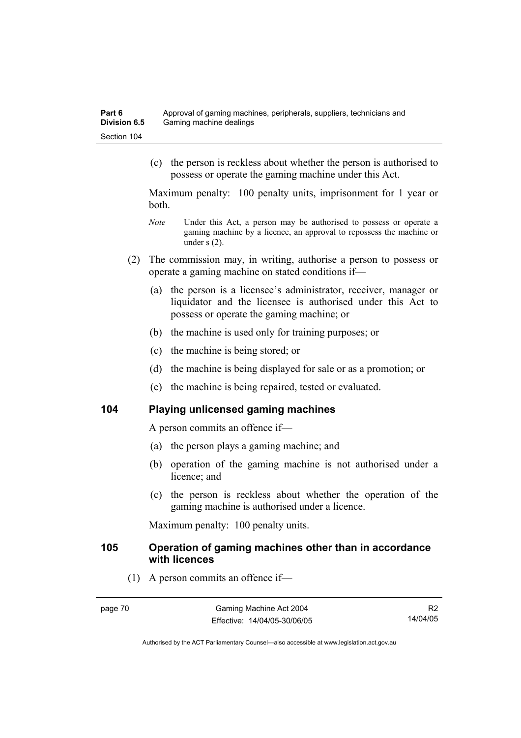(c) the person is reckless about whether the person is authorised to possess or operate the gaming machine under this Act.

Maximum penalty: 100 penalty units, imprisonment for 1 year or both.

*Note* Under this Act, a person may be authorised to possess or operate a gaming machine by a licence, an approval to repossess the machine or under s (2).

(2) The commission may, in writing, authorise a person to possess or operate a gaming machine on stated conditions if—

(a) the person is a licensee's administrator, receiver, manager or liquidator and the licensee is authorised under this Act to possess or operate the gaming machine; or

(b) the machine is used only for training purposes; or

(c) the machine is being stored; or

(d) the machine is being displayed for sale or as a promotion; or

(e) the machine is being repaired, tested or evaluated.

## 104 Playing unlicensed gaming machines

A person commits an offence if—

(a) the person plays a gaming machine; and

(b) operation of the gaming machine is not authorised under a licence; and

(c) the person is reckless about whether the operation of the gaming machine is authorised under a licence.

Maximum penalty: 100 penalty units.

## 105 Operation of gaming machines other than in accordance with licences

(1) A person commits an offence if—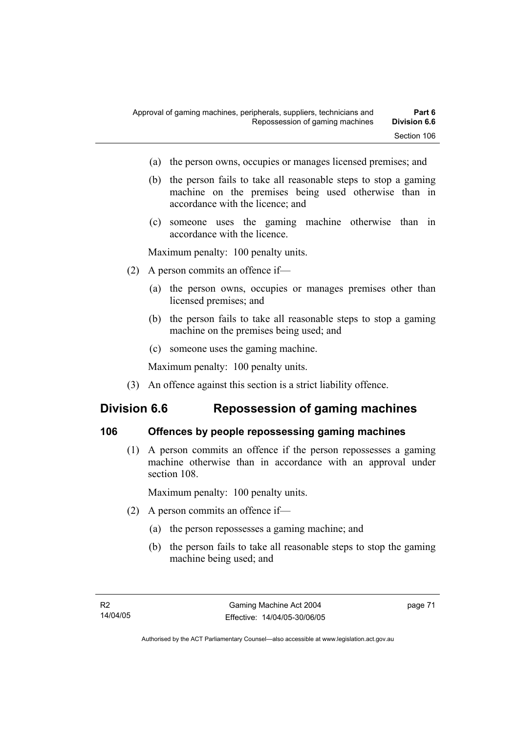(a) the person owns, occupies or manages licensed premises; and

(b) the person fails to take all reasonable steps to stop a gaming machine on the premises being used otherwise than in accordance with the licence; and

(c) someone uses the gaming machine otherwise than in accordance with the licence.

Maximum penalty: 100 penalty units.

(2) A person commits an offence if—

(a) the person owns, occupies or manages premises other than licensed premises; and

(b) the person fails to take all reasonable steps to stop a gaming machine on the premises being used; and

(c) someone uses the gaming machine.

Maximum penalty: 100 penalty units.

(3) An offence against this section is a strict liability offence.

## Division 6.6 Repossession of gaming machines

### 106 Offences by people repossessing gaming machines

(1) A person commits an offence if the person repossesses a gaming machine otherwise than in accordance with an approval under section 108.

Maximum penalty: 100 penalty units.

(2) A person commits an offence if—

(a) the person repossesses a gaming machine; and

(b) the person fails to take all reasonable steps to stop the gaming machine being used; and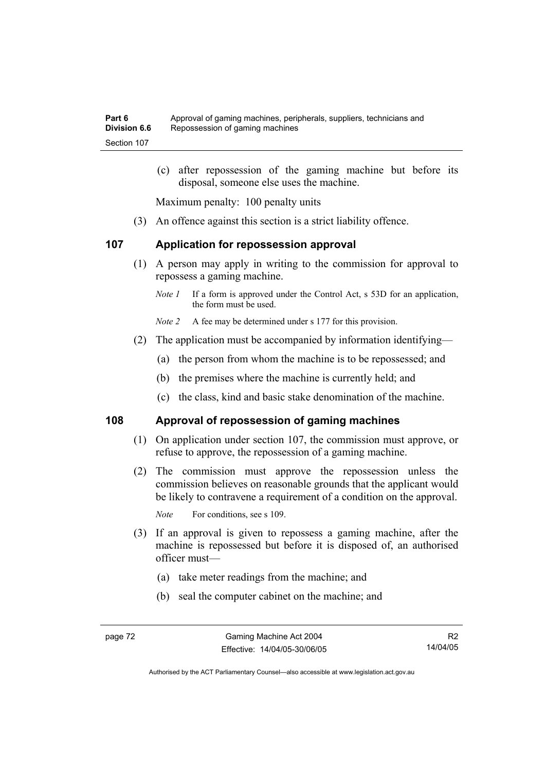(c) after repossession of the gaming machine but before its disposal, someone else uses the machine.

Maximum penalty: 100 penalty units

(3) An offence against this section is a strict liability offence.

## 107 Application for repossession approval

(1) A person may apply in writing to the commission for approval to repossess a gaming machine.

*Note 1* If a form is approved under the Control Act, s 53D for an application, the form must be used.

*Note 2* A fee may be determined under s 177 for this provision.

(2) The application must be accompanied by information identifying—

(a) the person from whom the machine is to be repossessed; and

(b) the premises where the machine is currently held; and

(c) the class, kind and basic stake denomination of the machine.

## 108 Approval of repossession of gaming machines

(1) On application under section 107, the commission must approve, or refuse to approve, the repossession of a gaming machine.

(2) The commission must approve the repossession unless the commission believes on reasonable grounds that the applicant would be likely to contravene a requirement of a condition on the approval.

*Note* For conditions, see s 109.

(3) If an approval is given to repossess a gaming machine, after the machine is repossessed but before it is disposed of, an authorised officer must—

(a) take meter readings from the machine; and

(b) seal the computer cabinet on the machine; and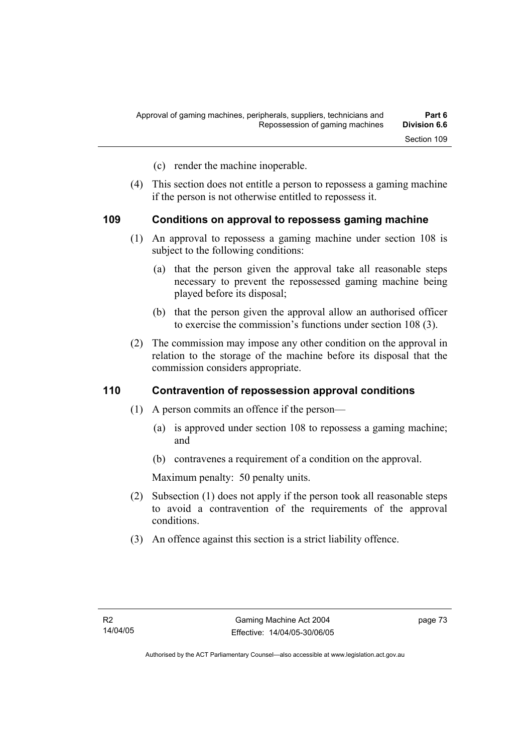(c) render the machine inoperable.

(4) This section does not entitle a person to repossess a gaming machine if the person is not otherwise entitled to repossess it.

### 109 Conditions on approval to repossess gaming machine

(1) An approval to repossess a gaming machine under section 108 is subject to the following conditions:

(a) that the person given the approval take all reasonable steps necessary to prevent the repossessed gaming machine being played before its disposal;

(b) that the person given the approval allow an authorised officer to exercise the commission's functions under section 108 (3).

(2) The commission may impose any other condition on the approval in relation to the storage of the machine before its disposal that the commission considers appropriate.

### 110 Contravention of repossession approval conditions

(1) A person commits an offence if the person—

(a) is approved under section 108 to repossess a gaming machine; and

(b) contravenes a requirement of a condition on the approval.

Maximum penalty: 50 penalty units.

(2) Subsection (1) does not apply if the person took all reasonable steps to avoid a contravention of the requirements of the approval conditions.

(3) An offence against this section is a strict liability offence.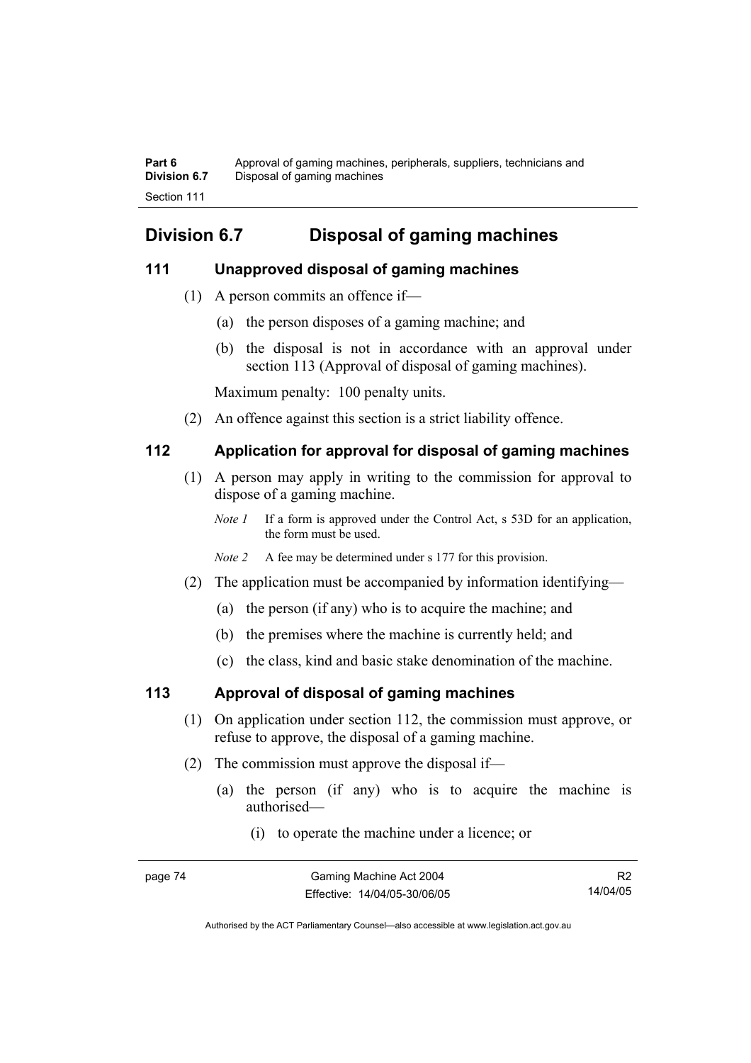## Division 6.7 Disposal of gaming machines

### 111 Unapproved disposal of gaming machines

(1) A person commits an offence if—

(a) the person disposes of a gaming machine; and

(b) the disposal is not in accordance with an approval under section 113 (Approval of disposal of gaming machines).

Maximum penalty: 100 penalty units.

(2) An offence against this section is a strict liability offence.

### 112 Application for approval for disposal of gaming machines

(1) A person may apply in writing to the commission for approval to dispose of a gaming machine.

*Note 1* If a form is approved under the Control Act, s 53D for an application, the form must be used.

*Note 2* A fee may be determined under s 177 for this provision.

(2) The application must be accompanied by information identifying—

(a) the person (if any) who is to acquire the machine; and

(b) the premises where the machine is currently held; and

(c) the class, kind and basic stake denomination of the machine.

### 113 Approval of disposal of gaming machines

(1) On application under section 112, the commission must approve, or refuse to approve, the disposal of a gaming machine.

(2) The commission must approve the disposal if—

(a) the person (if any) who is to acquire the machine is authorised—

(i) to operate the machine under a licence; or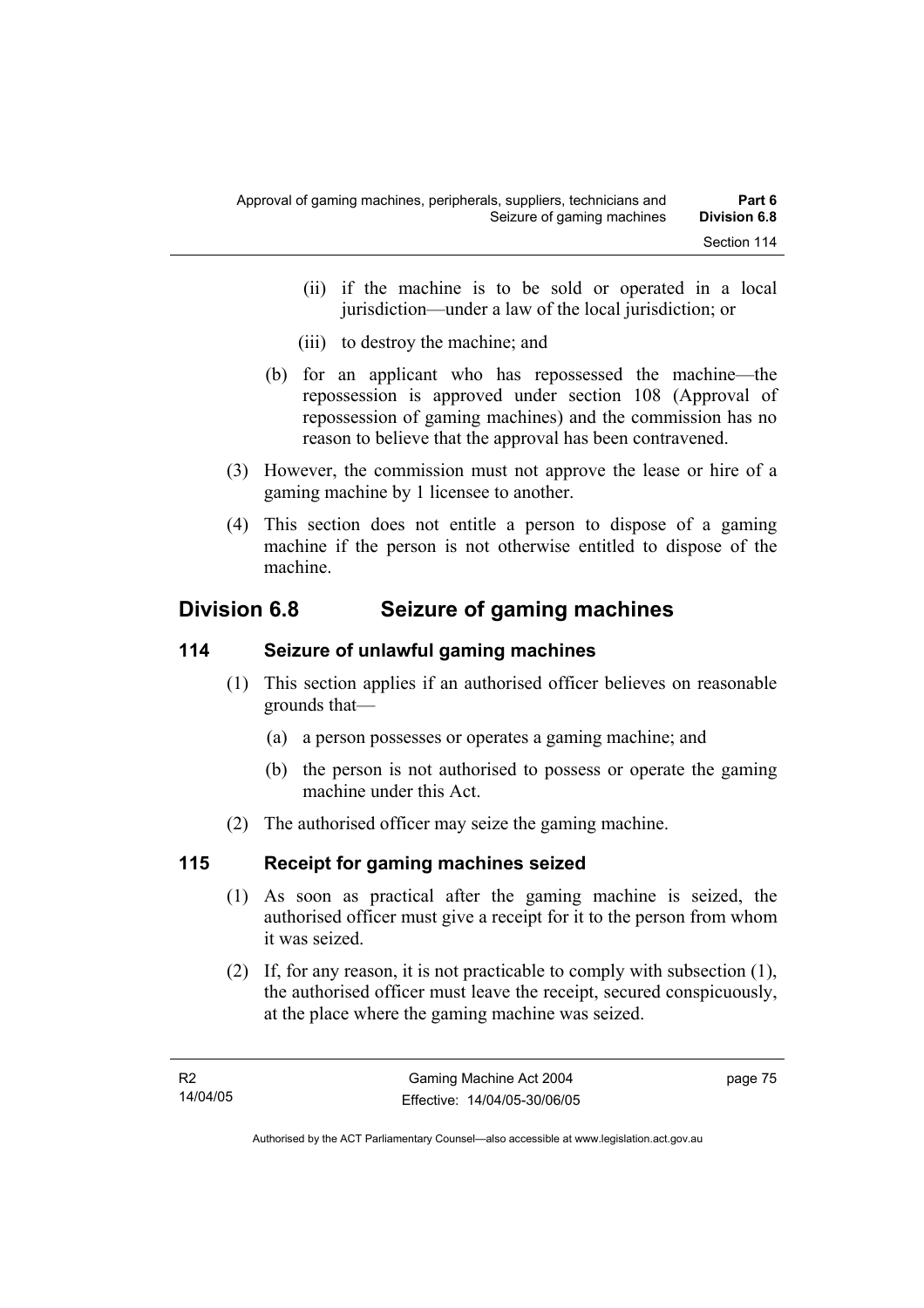(ii) if the machine is to be sold or operated in a local jurisdiction—under a law of the local jurisdiction; or

(iii) to destroy the machine; and

(b) for an applicant who has repossessed the machine—the repossession is approved under section 108 (Approval of repossession of gaming machines) and the commission has no reason to believe that the approval has been contravened.

(3) However, the commission must not approve the lease or hire of a gaming machine by 1 licensee to another.

(4) This section does not entitle a person to dispose of a gaming machine if the person is not otherwise entitled to dispose of the machine.

## Division 6.8 Seizure of gaming machines

### 114 Seizure of unlawful gaming machines

(1) This section applies if an authorised officer believes on reasonable grounds that—

(a) a person possesses or operates a gaming machine; and

(b) the person is not authorised to possess or operate the gaming machine under this Act.

(2) The authorised officer may seize the gaming machine.

### 115 Receipt for gaming machines seized

(1) As soon as practical after the gaming machine is seized, the authorised officer must give a receipt for it to the person from whom it was seized.

(2) If, for any reason, it is not practicable to comply with subsection (1), the authorised officer must leave the receipt, secured conspicuously, at the place where the gaming machine was seized.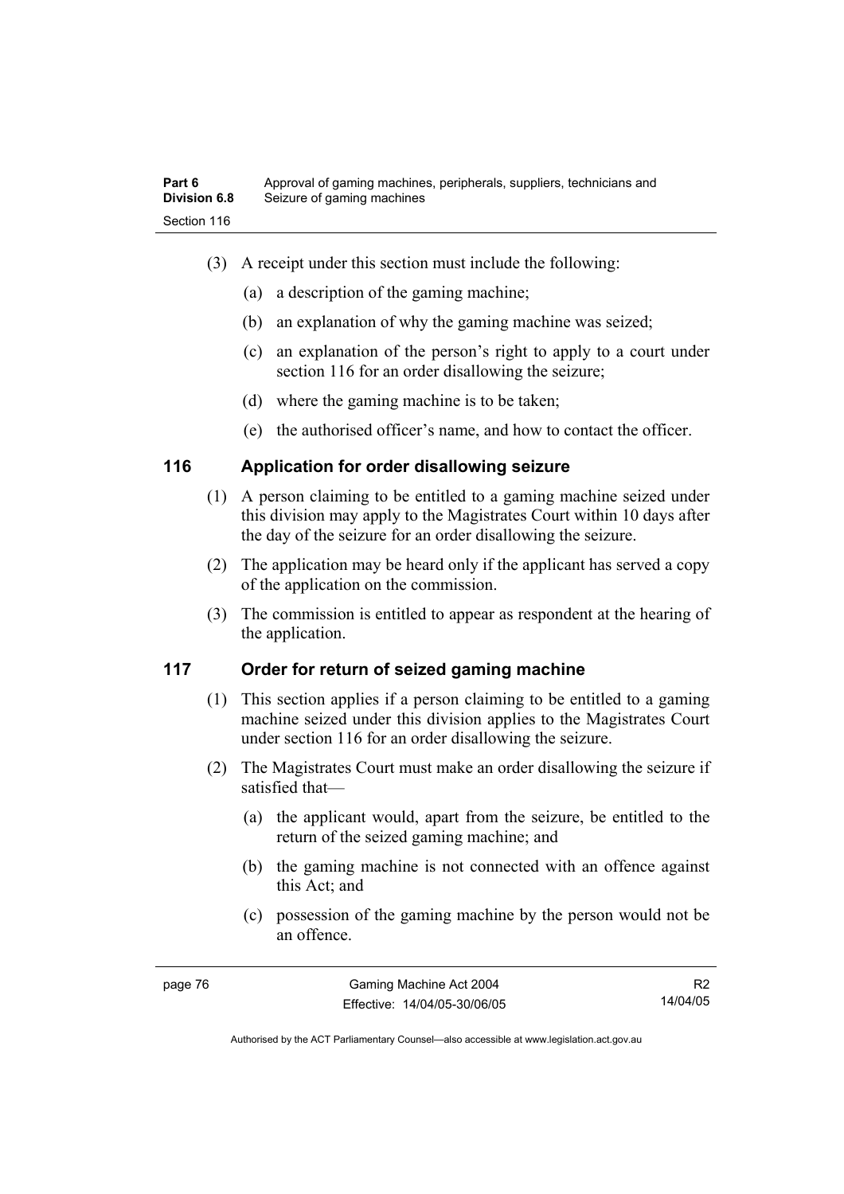(3) A receipt under this section must include the following:

(a) a description of the gaming machine;

(b) an explanation of why the gaming machine was seized;

(c) an explanation of the person's right to apply to a court under section 116 for an order disallowing the seizure;

(d) where the gaming machine is to be taken;

(e) the authorised officer's name, and how to contact the officer.

## 116 Application for order disallowing seizure

(1) A person claiming to be entitled to a gaming machine seized under this division may apply to the Magistrates Court within 10 days after the day of the seizure for an order disallowing the seizure.

(2) The application may be heard only if the applicant has served a copy of the application on the commission.

(3) The commission is entitled to appear as respondent at the hearing of the application.

## 117 Order for return of seized gaming machine

(1) This section applies if a person claiming to be entitled to a gaming machine seized under this division applies to the Magistrates Court under section 116 for an order disallowing the seizure.

(2) The Magistrates Court must make an order disallowing the seizure if satisfied that—

(a) the applicant would, apart from the seizure, be entitled to the return of the seized gaming machine; and

(b) the gaming machine is not connected with an offence against this Act; and

(c) possession of the gaming machine by the person would not be an offence.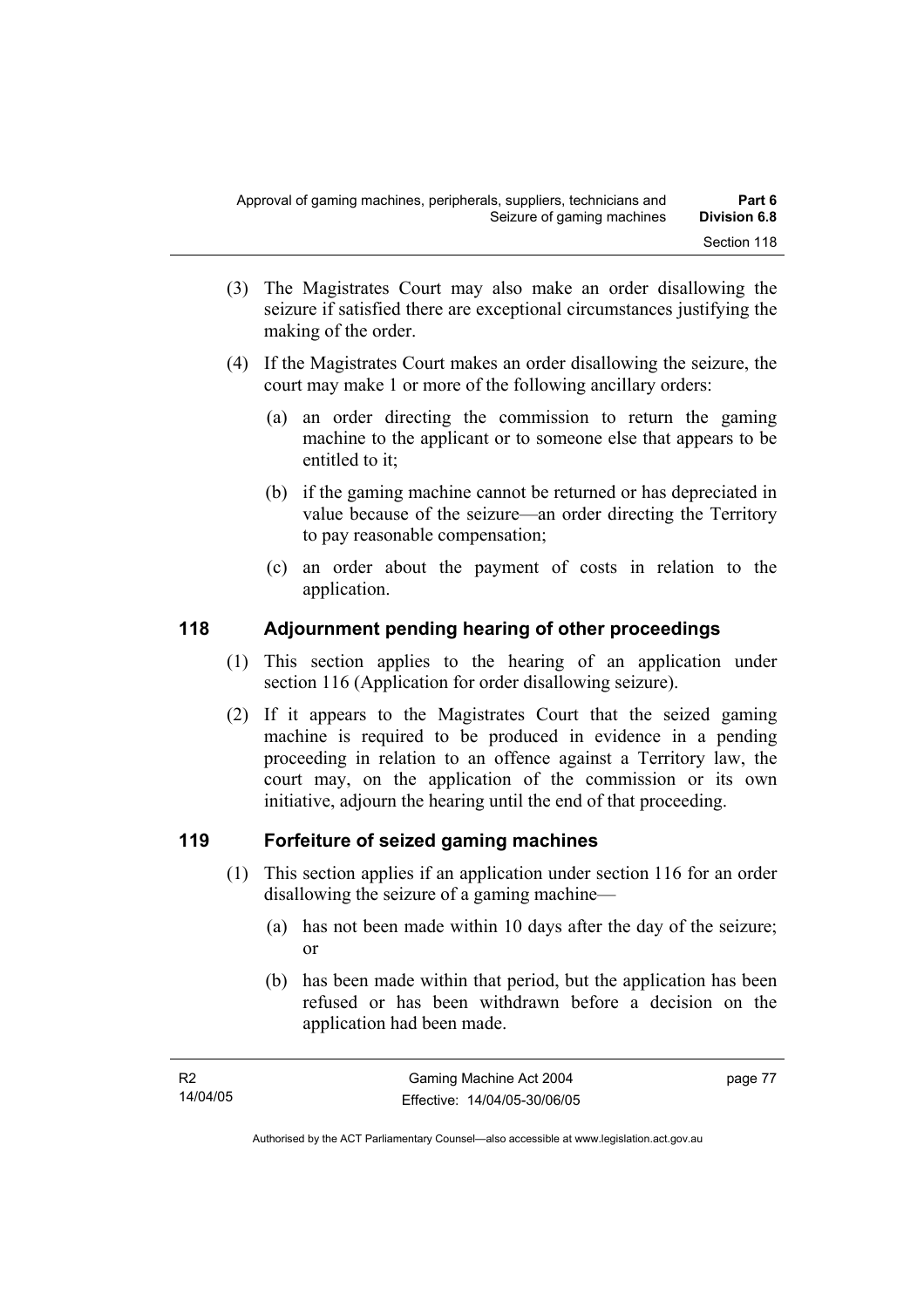(3) The Magistrates Court may also make an order disallowing the seizure if satisfied there are exceptional circumstances justifying the making of the order.

(4) If the Magistrates Court makes an order disallowing the seizure, the court may make 1 or more of the following ancillary orders:

(a) an order directing the commission to return the gaming machine to the applicant or to someone else that appears to be entitled to it;

(b) if the gaming machine cannot be returned or has depreciated in value because of the seizure—an order directing the Territory to pay reasonable compensation;

(c) an order about the payment of costs in relation to the application.

### 118 Adjournment pending hearing of other proceedings

(1) This section applies to the hearing of an application under section 116 (Application for order disallowing seizure).

(2) If it appears to the Magistrates Court that the seized gaming machine is required to be produced in evidence in a pending proceeding in relation to an offence against a Territory law, the court may, on the application of the commission or its own initiative, adjourn the hearing until the end of that proceeding.

### 119 Forfeiture of seized gaming machines

(1) This section applies if an application under section 116 for an order disallowing the seizure of a gaming machine—

(a) has not been made within 10 days after the day of the seizure; or

(b) has been made within that period, but the application has been refused or has been withdrawn before a decision on the application had been made.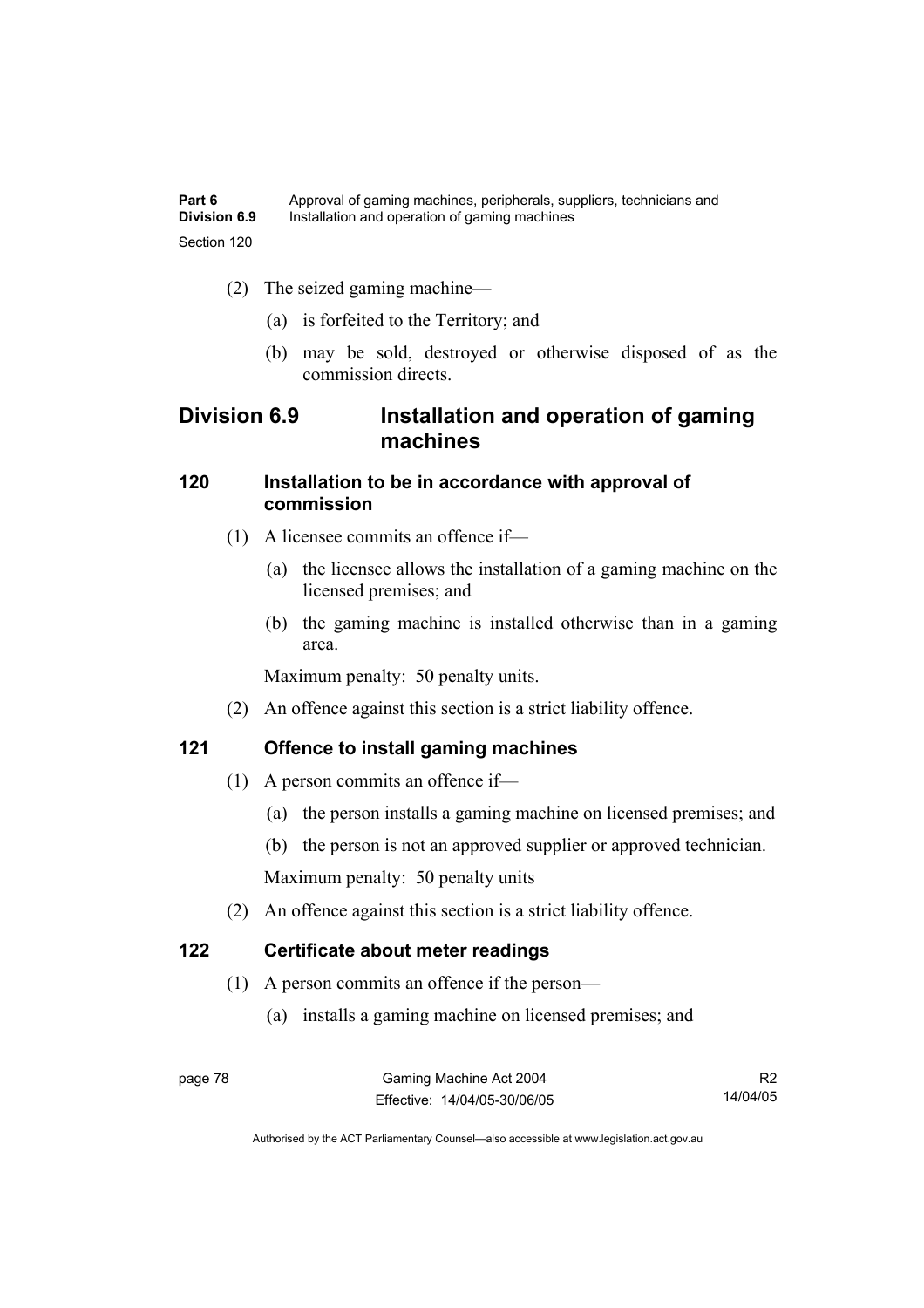(2) The seized gaming machine—

(a) is forfeited to the Territory; and

(b) may be sold, destroyed or otherwise disposed of as the commission directs.

## Division 6.9 Installation and operation of gaming machines

### 120 Installation to be in accordance with approval of commission

(1) A licensee commits an offence if—

(a) the licensee allows the installation of a gaming machine on the licensed premises; and

(b) the gaming machine is installed otherwise than in a gaming area.

Maximum penalty: 50 penalty units.

(2) An offence against this section is a strict liability offence.

### 121 Offence to install gaming machines

(1) A person commits an offence if—

(a) the person installs a gaming machine on licensed premises; and

(b) the person is not an approved supplier or approved technician.

Maximum penalty: 50 penalty units

(2) An offence against this section is a strict liability offence.

### 122 Certificate about meter readings

(1) A person commits an offence if the person—

(a) installs a gaming machine on licensed premises; and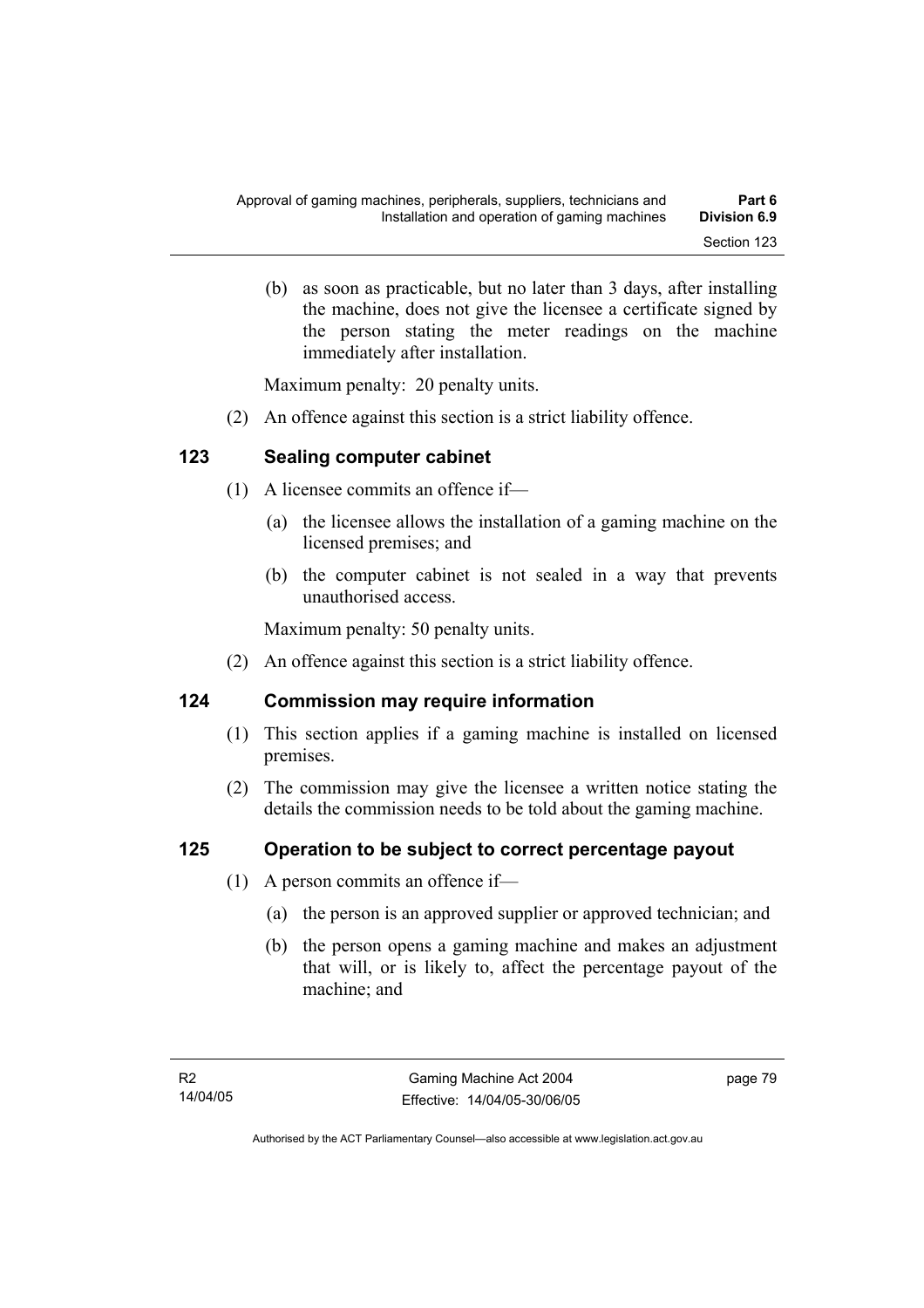(b) as soon as practicable, but no later than 3 days, after installing the machine, does not give the licensee a certificate signed by the person stating the meter readings on the machine immediately after installation.

Maximum penalty: 20 penalty units.

(2) An offence against this section is a strict liability offence.

## 123 Sealing computer cabinet

(1) A licensee commits an offence if—

(a) the licensee allows the installation of a gaming machine on the licensed premises; and

(b) the computer cabinet is not sealed in a way that prevents unauthorised access.

Maximum penalty: 50 penalty units.

(2) An offence against this section is a strict liability offence.

## 124 Commission may require information

(1) This section applies if a gaming machine is installed on licensed premises.

(2) The commission may give the licensee a written notice stating the details the commission needs to be told about the gaming machine.

## 125 Operation to be subject to correct percentage payout

(1) A person commits an offence if—

(a) the person is an approved supplier or approved technician; and

(b) the person opens a gaming machine and makes an adjustment that will, or is likely to, affect the percentage payout of the machine; and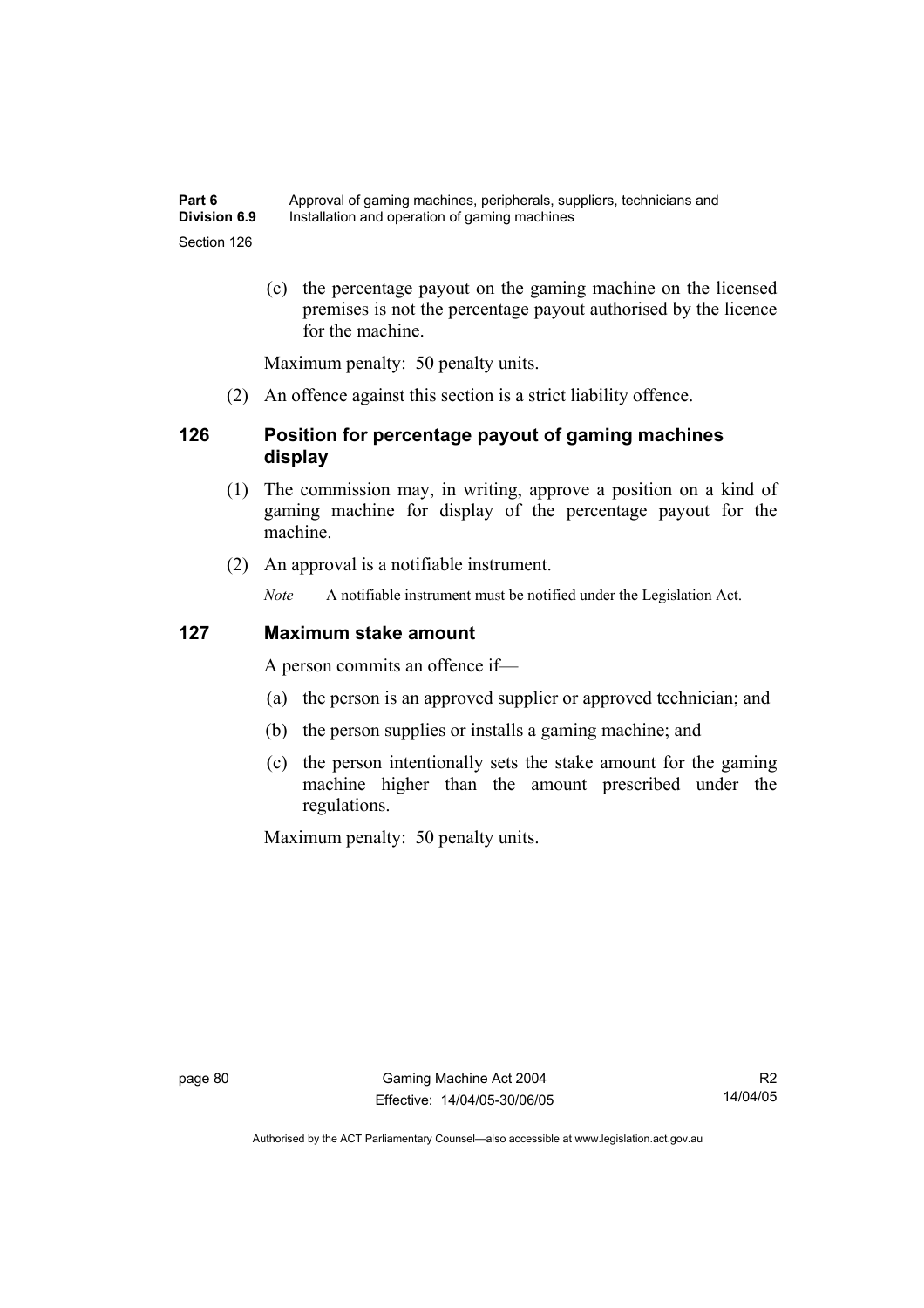(c) the percentage payout on the gaming machine on the licensed premises is not the percentage payout authorised by the licence for the machine.

Maximum penalty: 50 penalty units.

(2) An offence against this section is a strict liability offence.

### 126 Position for percentage payout of gaming machines display

(1) The commission may, in writing, approve a position on a kind of gaming machine for display of the percentage payout for the machine.

(2) An approval is a notifiable instrument.

*Note* A notifiable instrument must be notified under the Legislation Act.

### 127 Maximum stake amount

A person commits an offence if—

(a) the person is an approved supplier or approved technician; and

(b) the person supplies or installs a gaming machine; and

(c) the person intentionally sets the stake amount for the gaming machine higher than the amount prescribed under the regulations.

Maximum penalty: 50 penalty units.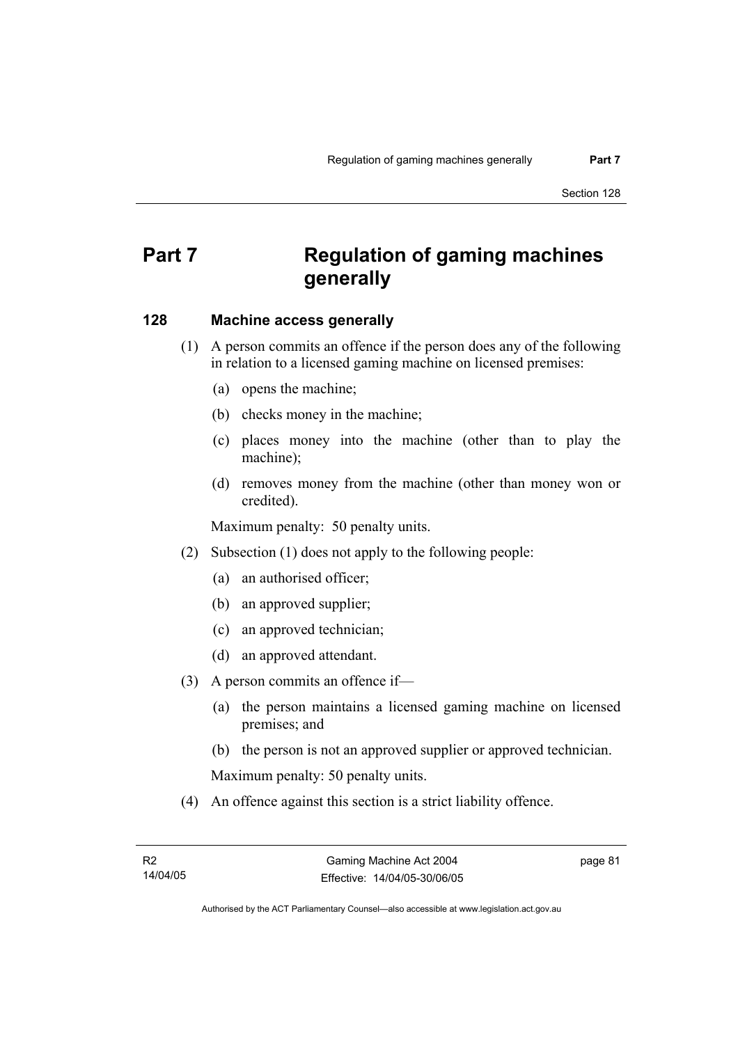# Part 7 Regulation of gaming machines generally

## 128 Machine access generally

(1) A person commits an offence if the person does any of the following in relation to a licensed gaming machine on licensed premises:

(a) opens the machine;

(b) checks money in the machine;

(c) places money into the machine (other than to play the machine);

(d) removes money from the machine (other than money won or credited).

Maximum penalty: 50 penalty units.

(2) Subsection (1) does not apply to the following people:

(a) an authorised officer;

(b) an approved supplier;

(c) an approved technician;

(d) an approved attendant.

(3) A person commits an offence if—

(a) the person maintains a licensed gaming machine on licensed premises; and

(b) the person is not an approved supplier or approved technician.

Maximum penalty: 50 penalty units.

(4) An offence against this section is a strict liability offence.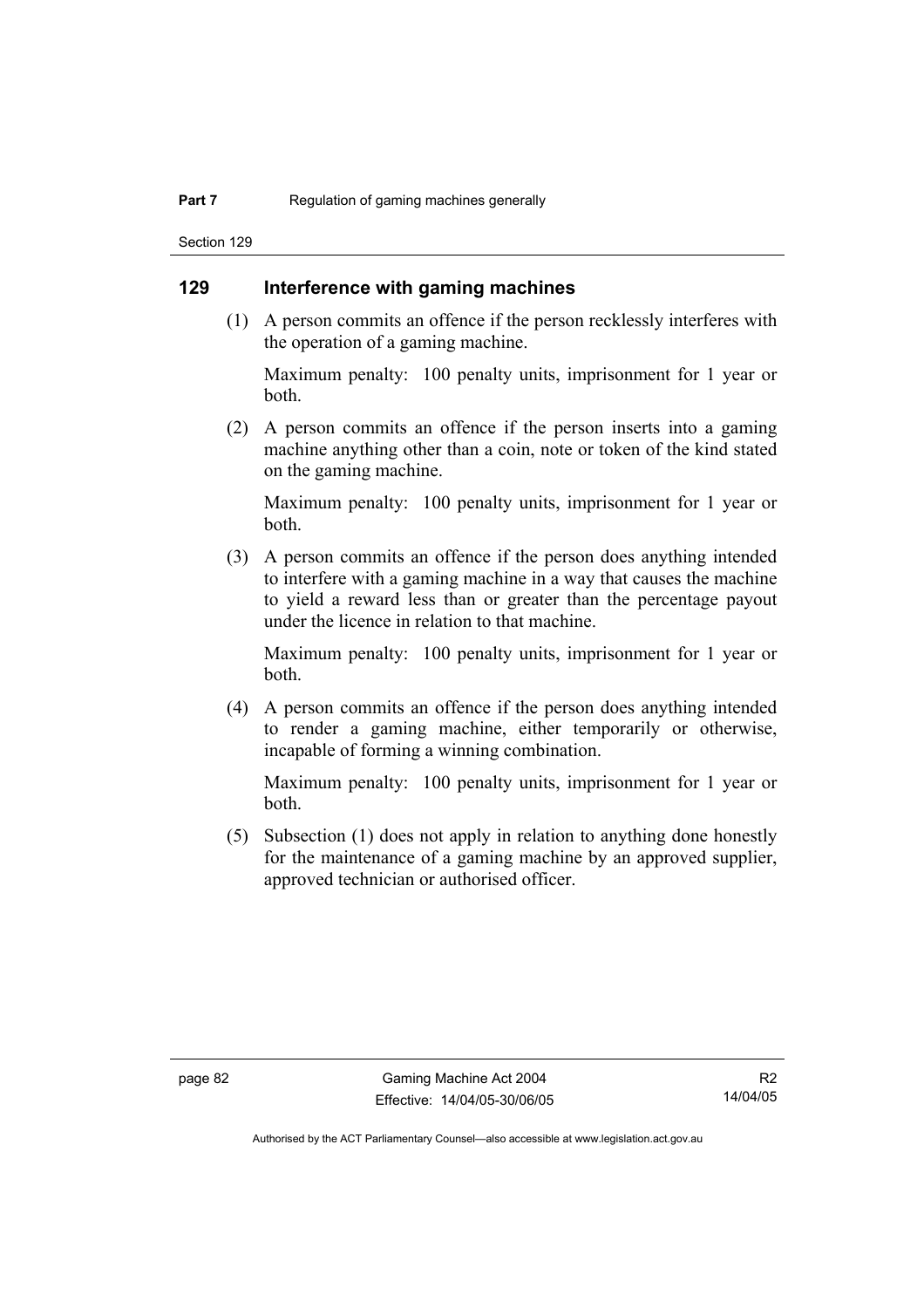## 129 Interference with gaming machines

(1) A person commits an offence if the person recklessly interferes with the operation of a gaming machine.

Maximum penalty: 100 penalty units, imprisonment for 1 year or both.

(2) A person commits an offence if the person inserts into a gaming machine anything other than a coin, note or token of the kind stated on the gaming machine.

Maximum penalty: 100 penalty units, imprisonment for 1 year or both.

(3) A person commits an offence if the person does anything intended to interfere with a gaming machine in a way that causes the machine to yield a reward less than or greater than the percentage payout under the licence in relation to that machine.

Maximum penalty: 100 penalty units, imprisonment for 1 year or both.

(4) A person commits an offence if the person does anything intended to render a gaming machine, either temporarily or otherwise, incapable of forming a winning combination.

Maximum penalty: 100 penalty units, imprisonment for 1 year or both.

(5) Subsection (1) does not apply in relation to anything done honestly for the maintenance of a gaming machine by an approved supplier, approved technician or authorised officer.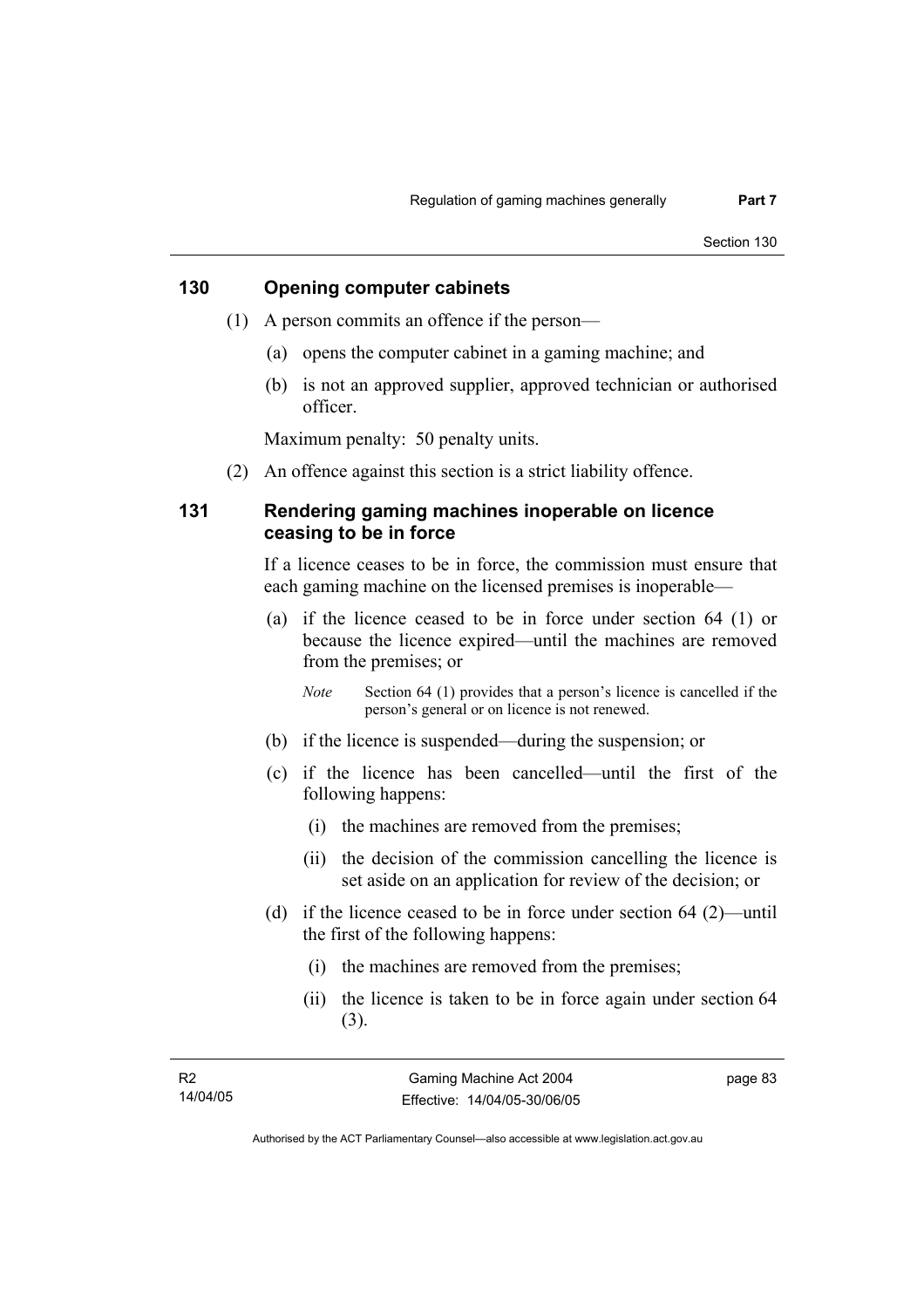## 130 Opening computer cabinets

(1) A person commits an offence if the person—

(a) opens the computer cabinet in a gaming machine; and

(b) is not an approved supplier, approved technician or authorised officer.

Maximum penalty: 50 penalty units.

(2) An offence against this section is a strict liability offence.

## 131 Rendering gaming machines inoperable on licence ceasing to be in force

If a licence ceases to be in force, the commission must ensure that each gaming machine on the licensed premises is inoperable—

(a) if the licence ceased to be in force under section 64 (1) or because the licence expired—until the machines are removed from the premises; or

*Note* Section 64 (1) provides that a person's licence is cancelled if the person's general or on licence is not renewed.

(b) if the licence is suspended—during the suspension; or

(c) if the licence has been cancelled—until the first of the following happens:

(i) the machines are removed from the premises;

(ii) the decision of the commission cancelling the licence is set aside on an application for review of the decision; or

(d) if the licence ceased to be in force under section 64 (2)—until the first of the following happens:

(i) the machines are removed from the premises;

(ii) the licence is taken to be in force again under section 64 (3).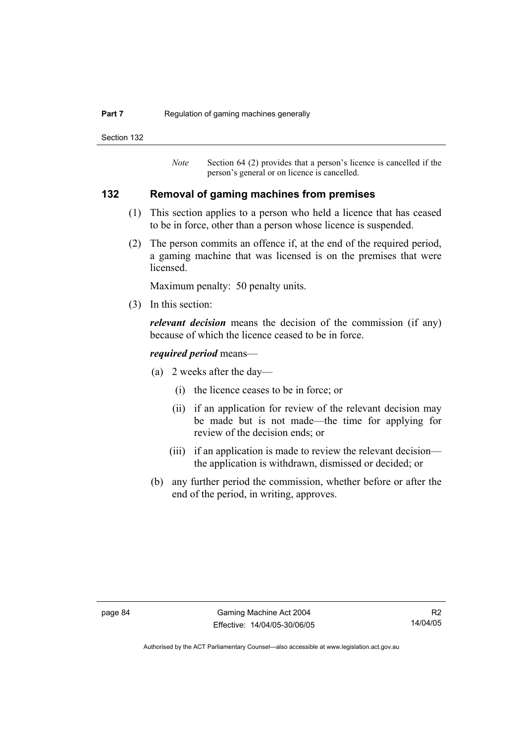*Note* Section 64 (2) provides that a person's licence is cancelled if the person's general or on licence is cancelled.

### 132 Removal of gaming machines from premises

(1) This section applies to a person who held a licence that has ceased to be in force, other than a person whose licence is suspended.

(2) The person commits an offence if, at the end of the required period, a gaming machine that was licensed is on the premises that were licensed.

Maximum penalty: 50 penalty units.

(3) In this section:

***relevant decision*** means the decision of the commission (if any) because of which the licence ceased to be in force.

***required period*** means—

(a) 2 weeks after the day—

(i) the licence ceases to be in force; or

(ii) if an application for review of the relevant decision may be made but is not made—the time for applying for review of the decision ends; or

(iii) if an application is made to review the relevant decision—the application is withdrawn, dismissed or decided; or

(b) any further period the commission, whether before or after the end of the period, in writing, approves.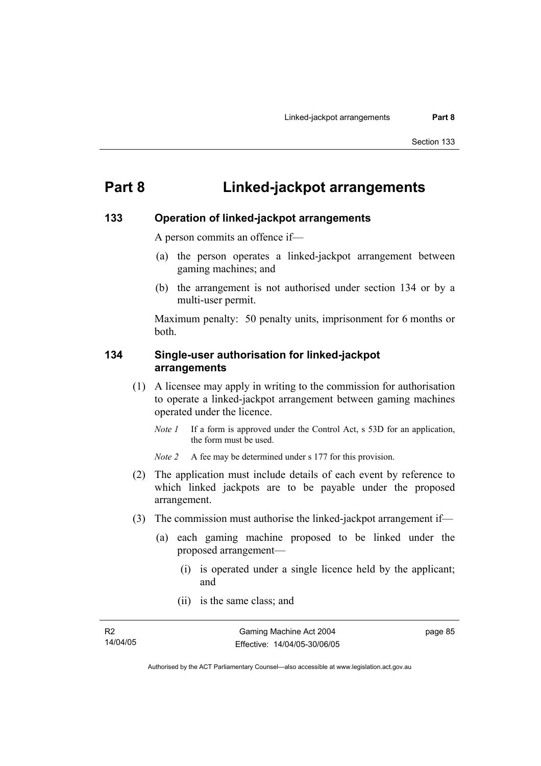# Part 8 Linked-jackpot arrangements

## 133 Operation of linked-jackpot arrangements

A person commits an offence if—

(a) the person operates a linked-jackpot arrangement between gaming machines; and

(b) the arrangement is not authorised under section 134 or by a multi-user permit.

Maximum penalty: 50 penalty units, imprisonment for 6 months or both.

## 134 Single-user authorisation for linked-jackpot arrangements

(1) A licensee may apply in writing to the commission for authorisation to operate a linked-jackpot arrangement between gaming machines operated under the licence.

*Note 1* If a form is approved under the Control Act, s 53D for an application, the form must be used.

*Note 2* A fee may be determined under s 177 for this provision.

(2) The application must include details of each event by reference to which linked jackpots are to be payable under the proposed arrangement.

(3) The commission must authorise the linked-jackpot arrangement if—

(a) each gaming machine proposed to be linked under the proposed arrangement—

(i) is operated under a single licence held by the applicant; and

(ii) is the same class; and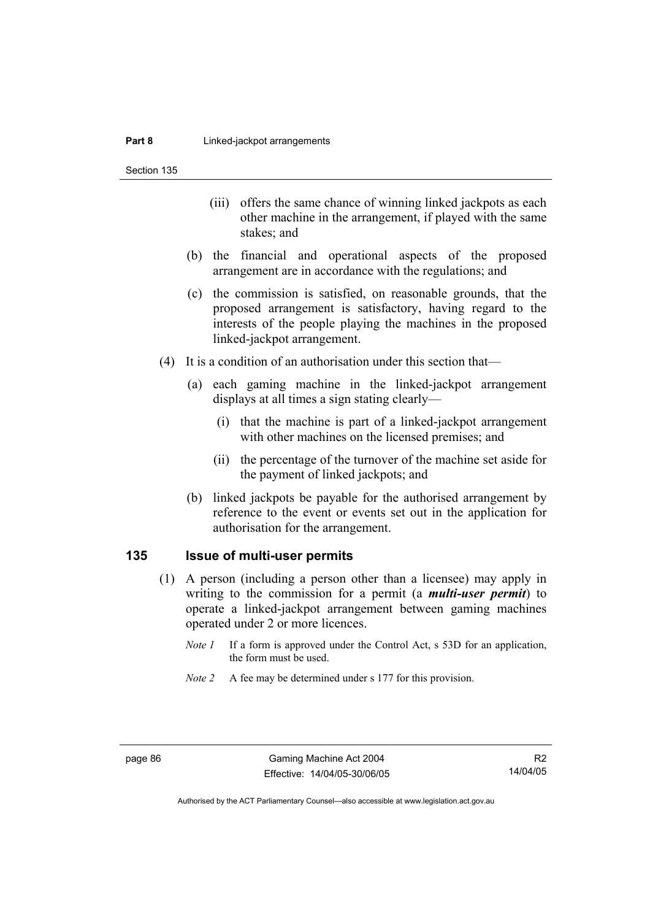(iii) offers the same chance of winning linked jackpots as each other machine in the arrangement, if played with the same stakes; and

(b) the financial and operational aspects of the proposed arrangement are in accordance with the regulations; and

(c) the commission is satisfied, on reasonable grounds, that the proposed arrangement is satisfactory, having regard to the interests of the people playing the machines in the proposed linked-jackpot arrangement.

(4) It is a condition of an authorisation under this section that—

(a) each gaming machine in the linked-jackpot arrangement displays at all times a sign stating clearly—

(i) that the machine is part of a linked-jackpot arrangement with other machines on the licensed premises; and

(ii) the percentage of the turnover of the machine set aside for the payment of linked jackpots; and

(b) linked jackpots be payable for the authorised arrangement by reference to the event or events set out in the application for authorisation for the arrangement.

## 135 Issue of multi-user permits

(1) A person (including a person other than a licensee) may apply in writing to the commission for a permit (a ***multi-user permit***) to operate a linked-jackpot arrangement between gaming machines operated under 2 or more licences.

*Note 1* If a form is approved under the Control Act, s 53D for an application, the form must be used.

*Note 2* A fee may be determined under s 177 for this provision.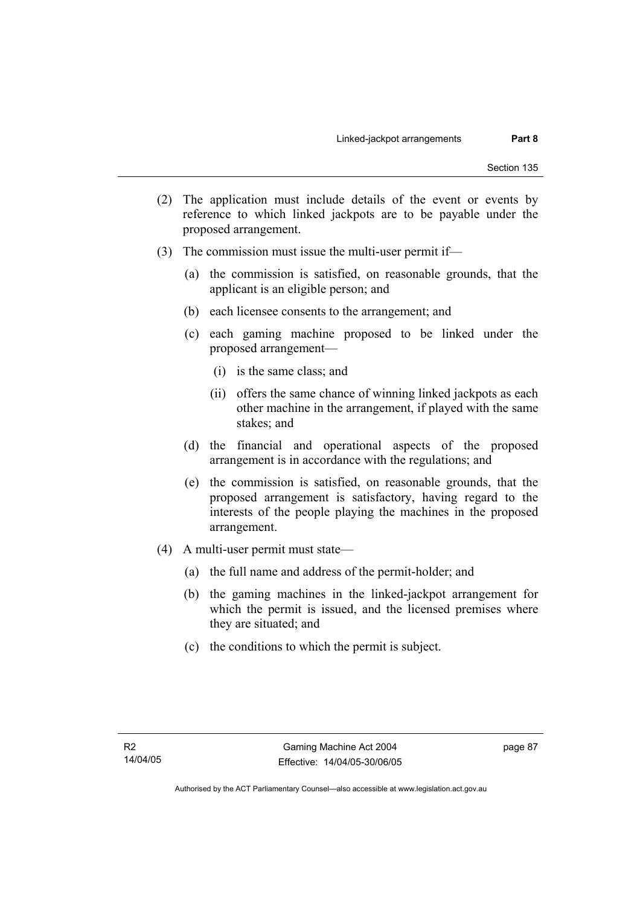(2) The application must include details of the event or events by reference to which linked jackpots are to be payable under the proposed arrangement.

(3) The commission must issue the multi-user permit if—

  (a) the commission is satisfied, on reasonable grounds, that the applicant is an eligible person; and

  (b) each licensee consents to the arrangement; and

  (c) each gaming machine proposed to be linked under the proposed arrangement—

    (i) is the same class; and

    (ii) offers the same chance of winning linked jackpots as each other machine in the arrangement, if played with the same stakes; and

  (d) the financial and operational aspects of the proposed arrangement is in accordance with the regulations; and

  (e) the commission is satisfied, on reasonable grounds, that the proposed arrangement is satisfactory, having regard to the interests of the people playing the machines in the proposed arrangement.

(4) A multi-user permit must state—

  (a) the full name and address of the permit-holder; and

  (b) the gaming machines in the linked-jackpot arrangement for which the permit is issued, and the licensed premises where they are situated; and

  (c) the conditions to which the permit is subject.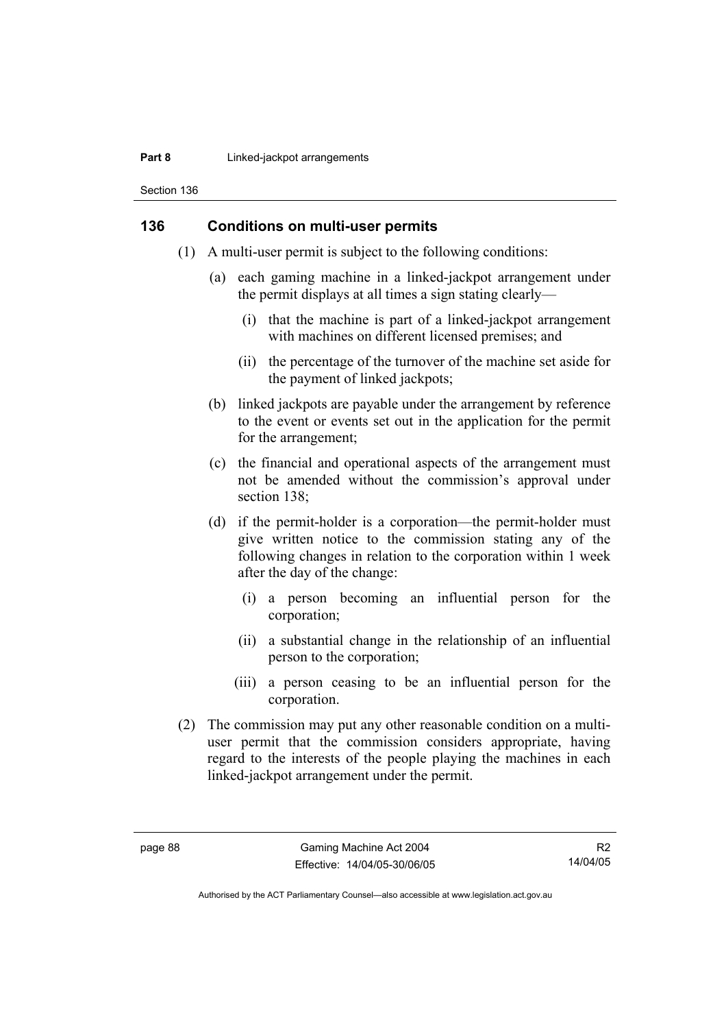## 136 Conditions on multi-user permits

(1) A multi-user permit is subject to the following conditions:

(a) each gaming machine in a linked-jackpot arrangement under the permit displays at all times a sign stating clearly—

(i) that the machine is part of a linked-jackpot arrangement with machines on different licensed premises; and

(ii) the percentage of the turnover of the machine set aside for the payment of linked jackpots;

(b) linked jackpots are payable under the arrangement by reference to the event or events set out in the application for the permit for the arrangement;

(c) the financial and operational aspects of the arrangement must not be amended without the commission's approval under section 138;

(d) if the permit-holder is a corporation—the permit-holder must give written notice to the commission stating any of the following changes in relation to the corporation within 1 week after the day of the change:

(i) a person becoming an influential person for the corporation;

(ii) a substantial change in the relationship of an influential person to the corporation;

(iii) a person ceasing to be an influential person for the corporation.

(2) The commission may put any other reasonable condition on a multi-user permit that the commission considers appropriate, having regard to the interests of the people playing the machines in each linked-jackpot arrangement under the permit.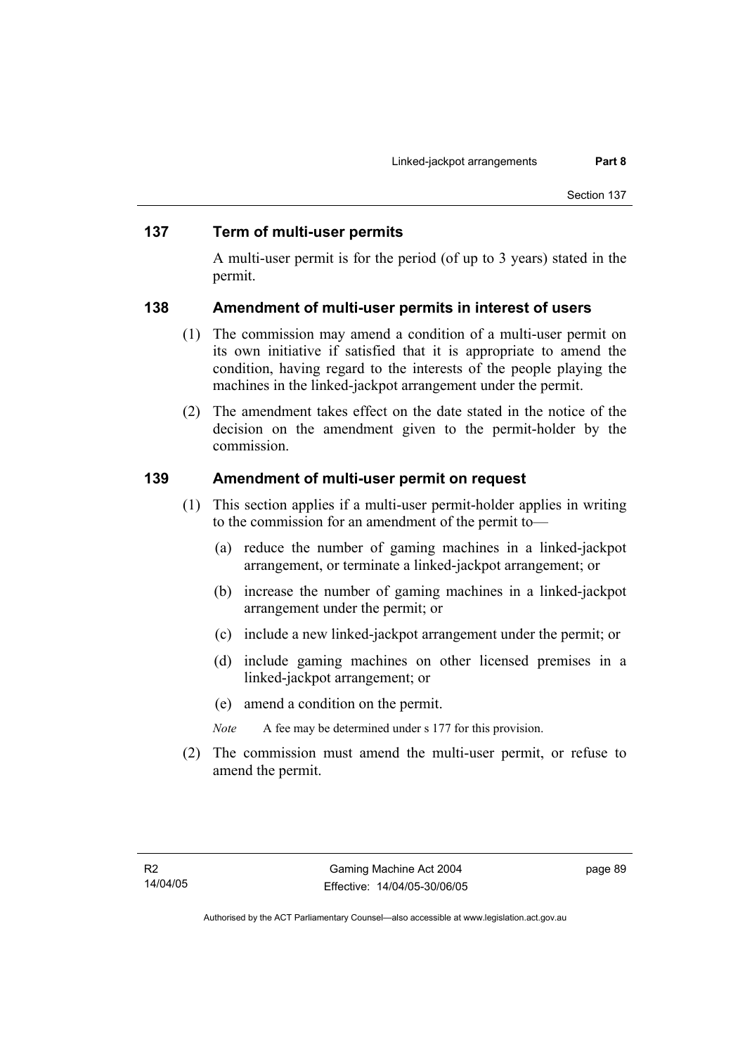## 137 Term of multi-user permits

A multi-user permit is for the period (of up to 3 years) stated in the permit.

## 138 Amendment of multi-user permits in interest of users

(1) The commission may amend a condition of a multi-user permit on its own initiative if satisfied that it is appropriate to amend the condition, having regard to the interests of the people playing the machines in the linked-jackpot arrangement under the permit.

(2) The amendment takes effect on the date stated in the notice of the decision on the amendment given to the permit-holder by the commission.

## 139 Amendment of multi-user permit on request

(1) This section applies if a multi-user permit-holder applies in writing to the commission for an amendment of the permit to—

(a) reduce the number of gaming machines in a linked-jackpot arrangement, or terminate a linked-jackpot arrangement; or

(b) increase the number of gaming machines in a linked-jackpot arrangement under the permit; or

(c) include a new linked-jackpot arrangement under the permit; or

(d) include gaming machines on other licensed premises in a linked-jackpot arrangement; or

(e) amend a condition on the permit.

*Note* A fee may be determined under s 177 for this provision.

(2) The commission must amend the multi-user permit, or refuse to amend the permit.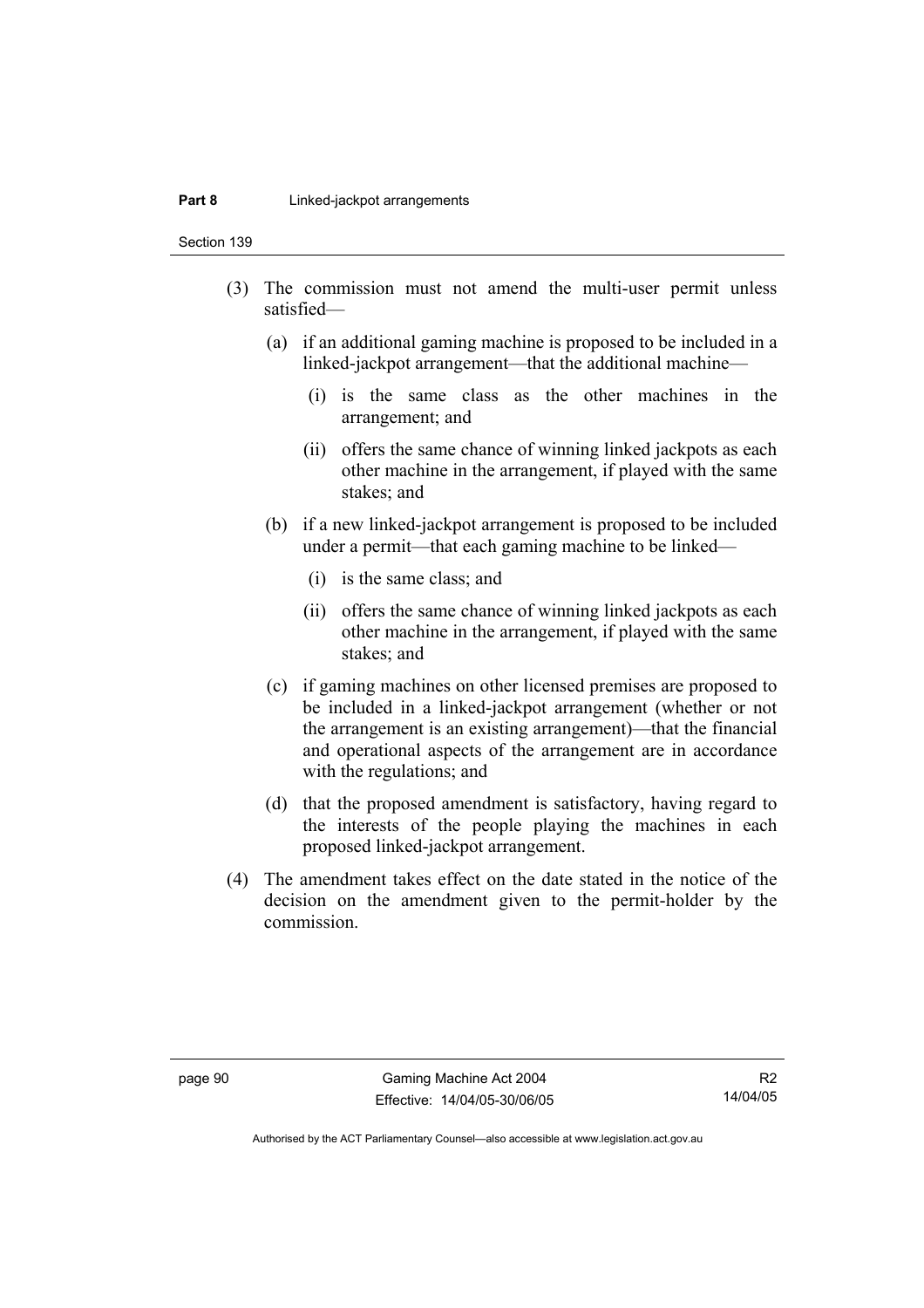(3) The commission must not amend the multi-user permit unless satisfied—

(a) if an additional gaming machine is proposed to be included in a linked-jackpot arrangement—that the additional machine—

(i) is the same class as the other machines in the arrangement; and

(ii) offers the same chance of winning linked jackpots as each other machine in the arrangement, if played with the same stakes; and

(b) if a new linked-jackpot arrangement is proposed to be included under a permit—that each gaming machine to be linked—

(i) is the same class; and

(ii) offers the same chance of winning linked jackpots as each other machine in the arrangement, if played with the same stakes; and

(c) if gaming machines on other licensed premises are proposed to be included in a linked-jackpot arrangement (whether or not the arrangement is an existing arrangement)—that the financial and operational aspects of the arrangement are in accordance with the regulations; and

(d) that the proposed amendment is satisfactory, having regard to the interests of the people playing the machines in each proposed linked-jackpot arrangement.

(4) The amendment takes effect on the date stated in the notice of the decision on the amendment given to the permit-holder by the commission.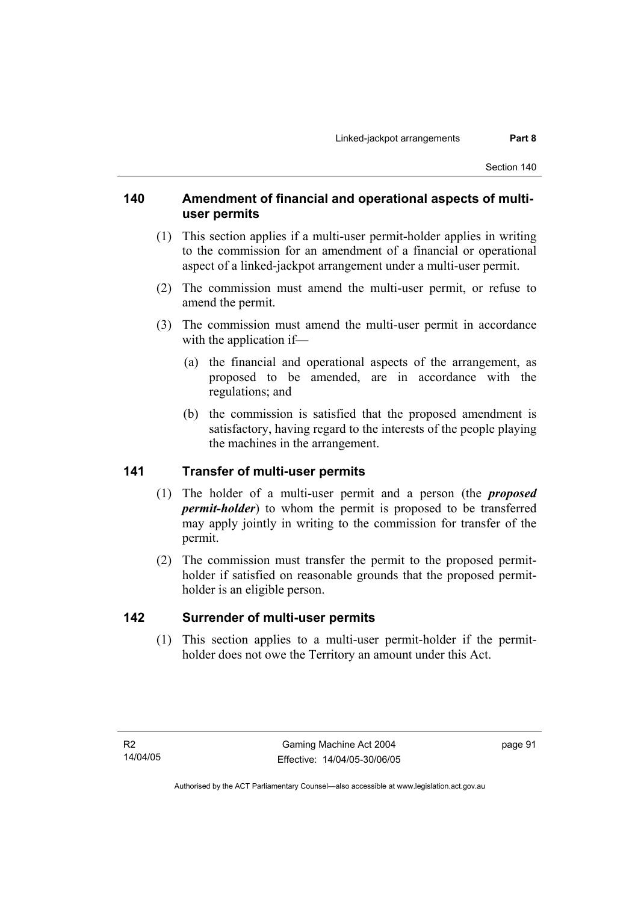## 140 Amendment of financial and operational aspects of multi-user permits

(1) This section applies if a multi-user permit-holder applies in writing to the commission for an amendment of a financial or operational aspect of a linked-jackpot arrangement under a multi-user permit.

(2) The commission must amend the multi-user permit, or refuse to amend the permit.

(3) The commission must amend the multi-user permit in accordance with the application if—

(a) the financial and operational aspects of the arrangement, as proposed to be amended, are in accordance with the regulations; and

(b) the commission is satisfied that the proposed amendment is satisfactory, having regard to the interests of the people playing the machines in the arrangement.

## 141 Transfer of multi-user permits

(1) The holder of a multi-user permit and a person (the ***proposed permit-holder***) to whom the permit is proposed to be transferred may apply jointly in writing to the commission for transfer of the permit.

(2) The commission must transfer the permit to the proposed permit-holder if satisfied on reasonable grounds that the proposed permit-holder is an eligible person.

## 142 Surrender of multi-user permits

(1) This section applies to a multi-user permit-holder if the permit-holder does not owe the Territory an amount under this Act.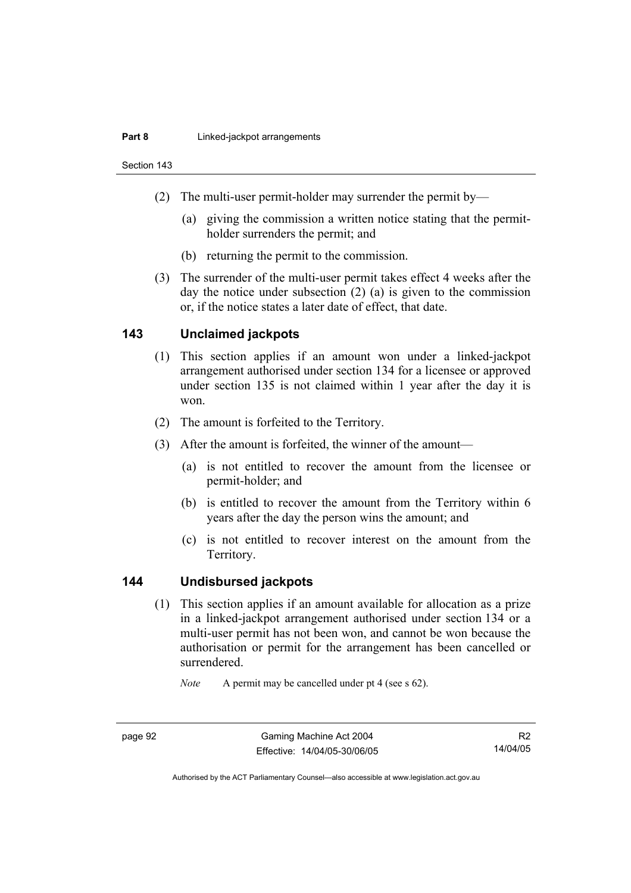(2) The multi-user permit-holder may surrender the permit by—

(a) giving the commission a written notice stating that the permit-holder surrenders the permit; and

(b) returning the permit to the commission.

(3) The surrender of the multi-user permit takes effect 4 weeks after the day the notice under subsection (2) (a) is given to the commission or, if the notice states a later date of effect, that date.

## 143 Unclaimed jackpots

(1) This section applies if an amount won under a linked-jackpot arrangement authorised under section 134 for a licensee or approved under section 135 is not claimed within 1 year after the day it is won.

(2) The amount is forfeited to the Territory.

(3) After the amount is forfeited, the winner of the amount—

(a) is not entitled to recover the amount from the licensee or permit-holder; and

(b) is entitled to recover the amount from the Territory within 6 years after the day the person wins the amount; and

(c) is not entitled to recover interest on the amount from the Territory.

## 144 Undisbursed jackpots

(1) This section applies if an amount available for allocation as a prize in a linked-jackpot arrangement authorised under section 134 or a multi-user permit has not been won, and cannot be won because the authorisation or permit for the arrangement has been cancelled or surrendered.

*Note* A permit may be cancelled under pt 4 (see s 62).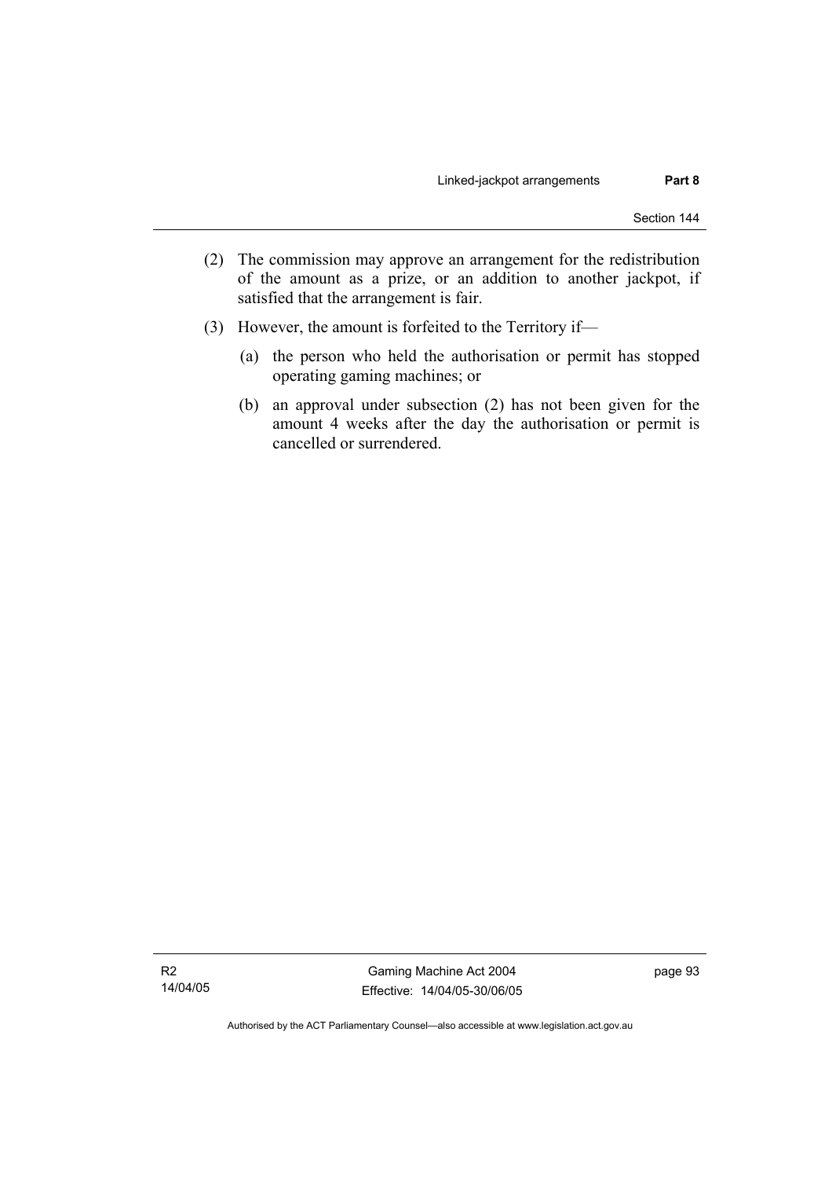(2) The commission may approve an arrangement for the redistribution of the amount as a prize, or an addition to another jackpot, if satisfied that the arrangement is fair.

(3) However, the amount is forfeited to the Territory if—

(a) the person who held the authorisation or permit has stopped operating gaming machines; or

(b) an approval under subsection (2) has not been given for the amount 4 weeks after the day the authorisation or permit is cancelled or surrendered.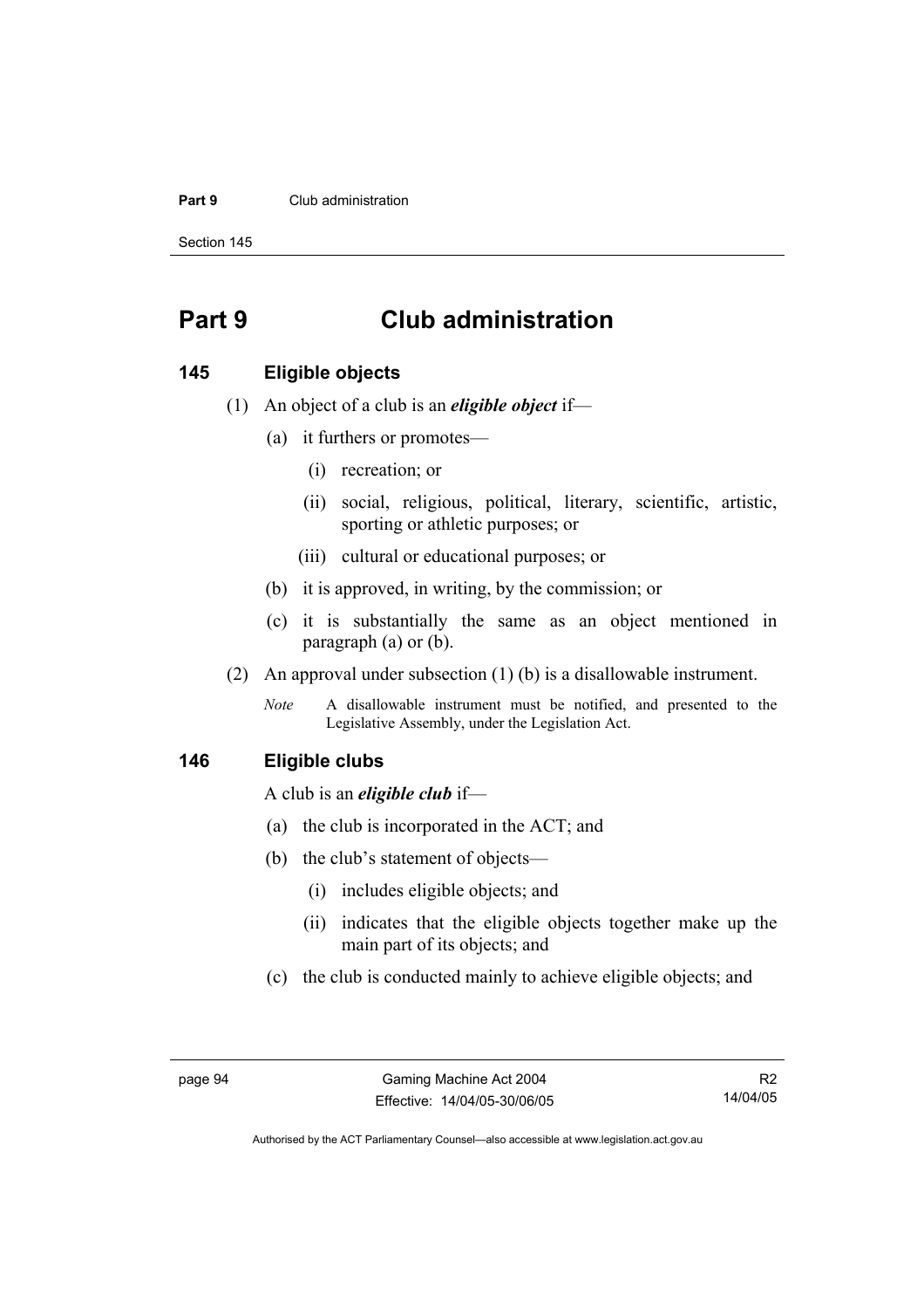# Part 9 Club administration

## 145 Eligible objects

(1) An object of a club is an ***eligible object*** if—

(a) it furthers or promotes—

(i) recreation; or

(ii) social, religious, political, literary, scientific, artistic, sporting or athletic purposes; or

(iii) cultural or educational purposes; or

(b) it is approved, in writing, by the commission; or

(c) it is substantially the same as an object mentioned in paragraph (a) or (b).

(2) An approval under subsection (1) (b) is a disallowable instrument.

*Note* A disallowable instrument must be notified, and presented to the Legislative Assembly, under the Legislation Act.

## 146 Eligible clubs

A club is an ***eligible club*** if—

(a) the club is incorporated in the ACT; and

(b) the club's statement of objects—

(i) includes eligible objects; and

(ii) indicates that the eligible objects together make up the main part of its objects; and

(c) the club is conducted mainly to achieve eligible objects; and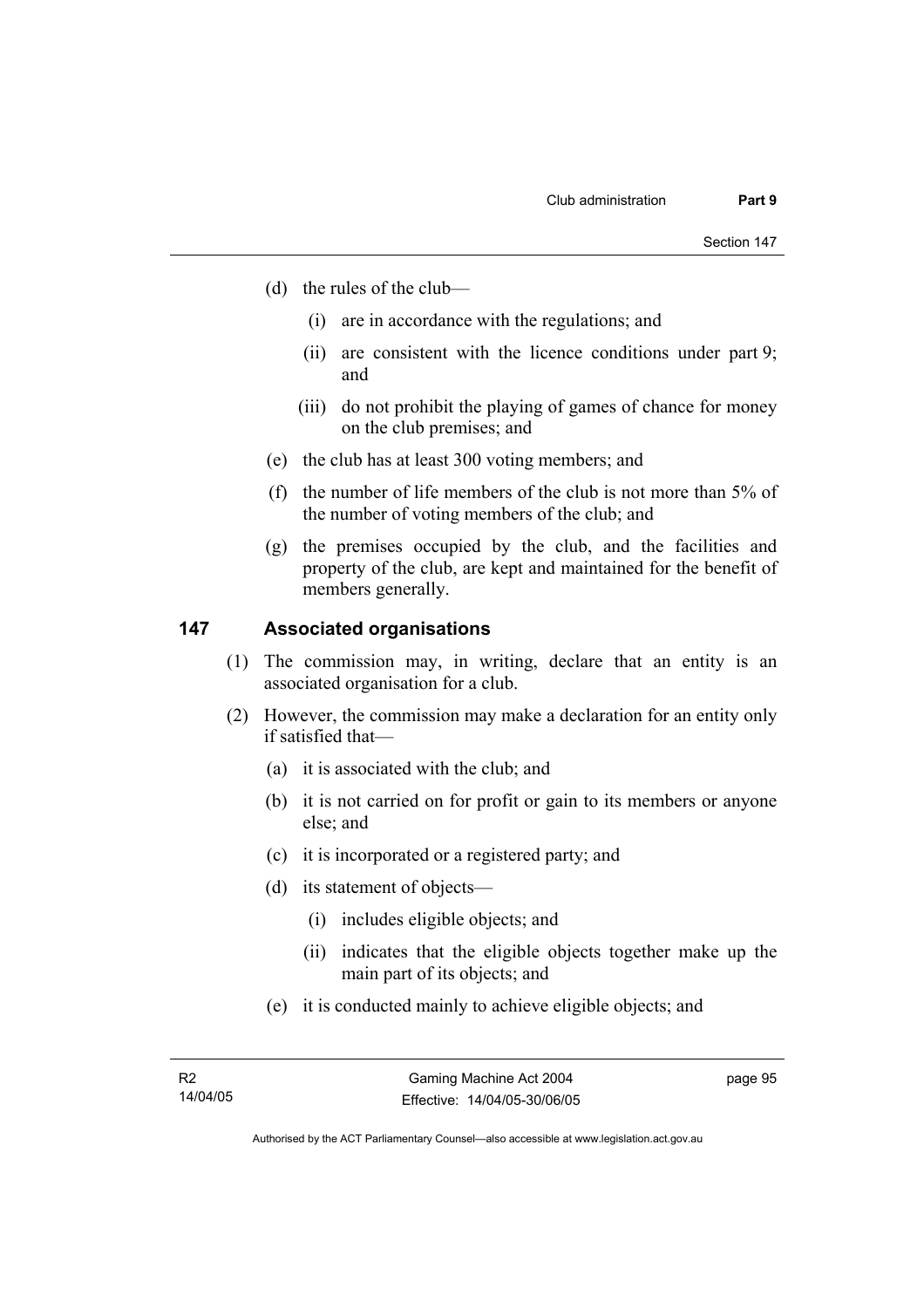(d) the rules of the club—

  (i) are in accordance with the regulations; and

  (ii) are consistent with the licence conditions under part 9; and

  (iii) do not prohibit the playing of games of chance for money on the club premises; and

(e) the club has at least 300 voting members; and

(f) the number of life members of the club is not more than 5% of the number of voting members of the club; and

(g) the premises occupied by the club, and the facilities and property of the club, are kept and maintained for the benefit of members generally.

## 147 Associated organisations

(1) The commission may, in writing, declare that an entity is an associated organisation for a club.

(2) However, the commission may make a declaration for an entity only if satisfied that—

  (a) it is associated with the club; and

  (b) it is not carried on for profit or gain to its members or anyone else; and

  (c) it is incorporated or a registered party; and

  (d) its statement of objects—

    (i) includes eligible objects; and

    (ii) indicates that the eligible objects together make up the main part of its objects; and

  (e) it is conducted mainly to achieve eligible objects; and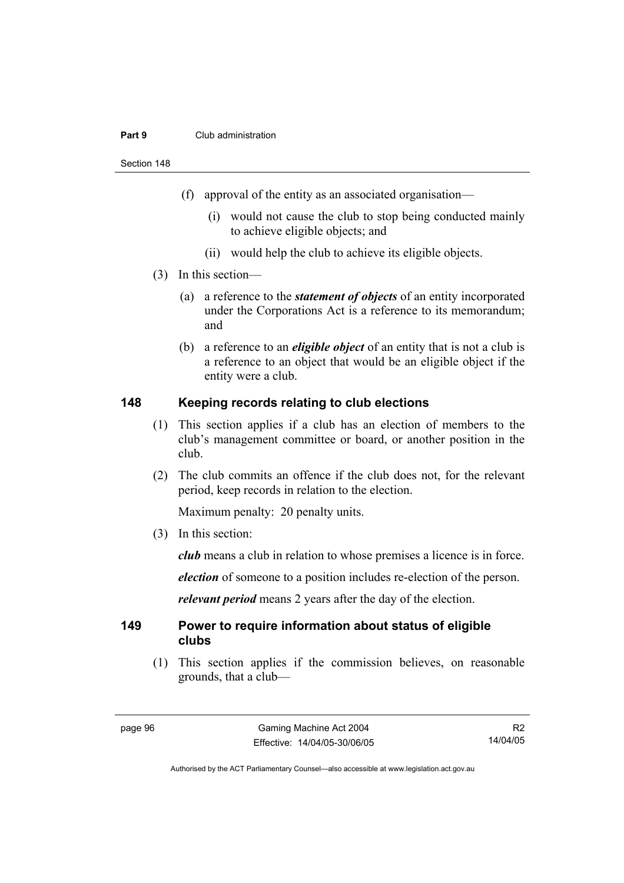(f) approval of the entity as an associated organisation—

(i) would not cause the club to stop being conducted mainly to achieve eligible objects; and

(ii) would help the club to achieve its eligible objects.

(3) In this section—

(a) a reference to the ***statement of objects*** of an entity incorporated under the Corporations Act is a reference to its memorandum; and

(b) a reference to an ***eligible object*** of an entity that is not a club is a reference to an object that would be an eligible object if the entity were a club.

### 148 Keeping records relating to club elections

(1) This section applies if a club has an election of members to the club's management committee or board, or another position in the club.

(2) The club commits an offence if the club does not, for the relevant period, keep records in relation to the election.

Maximum penalty: 20 penalty units.

(3) In this section:

***club*** means a club in relation to whose premises a licence is in force.

***election*** of someone to a position includes re-election of the person.

***relevant period*** means 2 years after the day of the election.

### 149 Power to require information about status of eligible clubs

(1) This section applies if the commission believes, on reasonable grounds, that a club—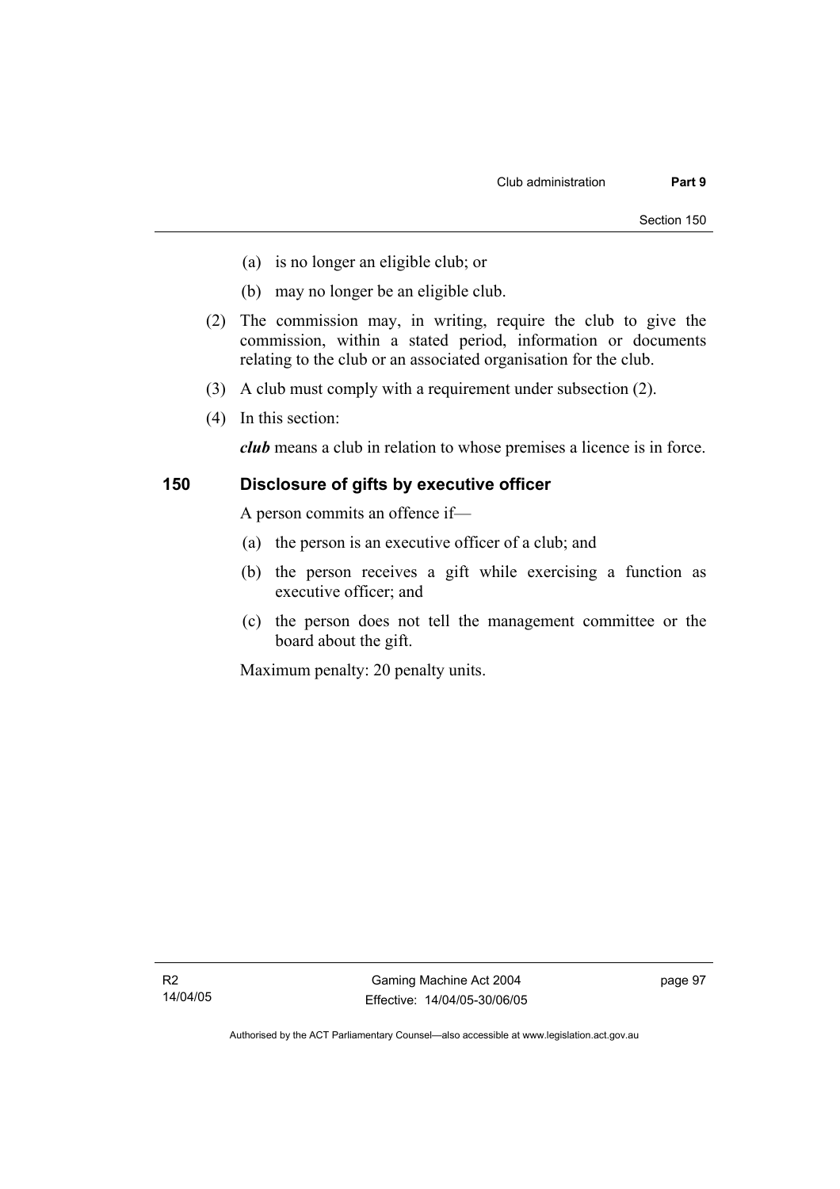(a) is no longer an eligible club; or

(b) may no longer be an eligible club.

(2) The commission may, in writing, require the club to give the commission, within a stated period, information or documents relating to the club or an associated organisation for the club.

(3) A club must comply with a requirement under subsection (2).

(4) In this section:

***club*** means a club in relation to whose premises a licence is in force.

## 150 Disclosure of gifts by executive officer

A person commits an offence if—

(a) the person is an executive officer of a club; and

(b) the person receives a gift while exercising a function as executive officer; and

(c) the person does not tell the management committee or the board about the gift.

Maximum penalty: 20 penalty units.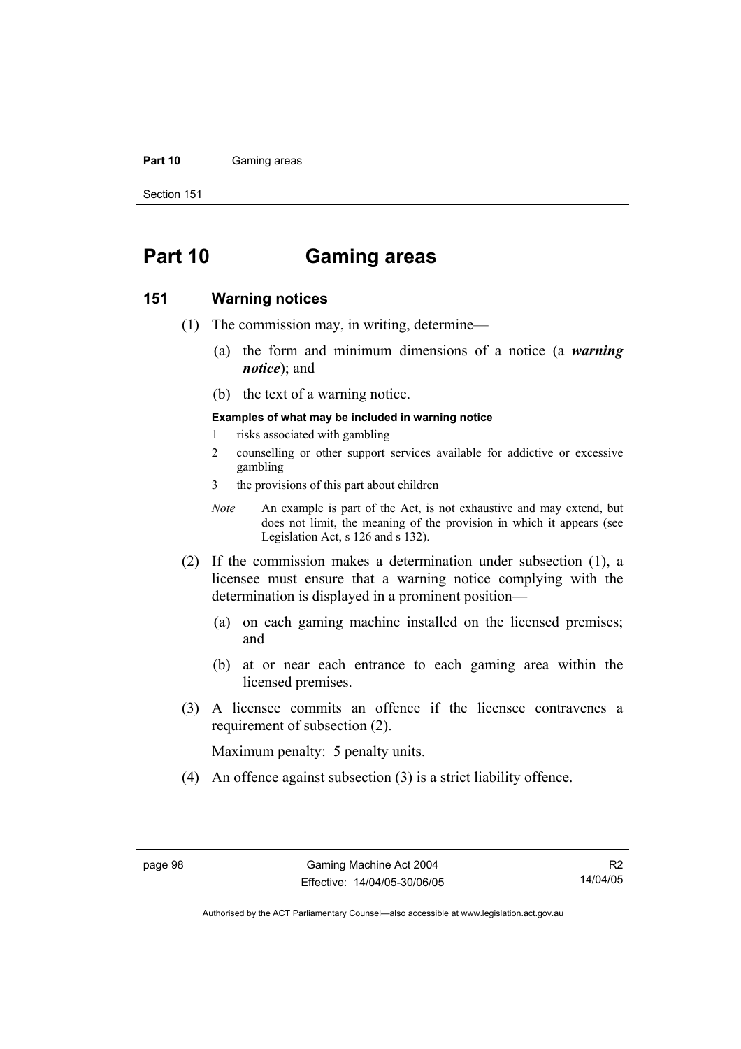# Part 10 Gaming areas

## 151 Warning notices

(1) The commission may, in writing, determine—

(a) the form and minimum dimensions of a notice (a ***warning notice***); and

(b) the text of a warning notice.

**Examples of what may be included in warning notice**

1 risks associated with gambling

2 counselling or other support services available for addictive or excessive gambling

3 the provisions of this part about children

*Note* An example is part of the Act, is not exhaustive and may extend, but does not limit, the meaning of the provision in which it appears (see Legislation Act, s 126 and s 132).

(2) If the commission makes a determination under subsection (1), a licensee must ensure that a warning notice complying with the determination is displayed in a prominent position—

(a) on each gaming machine installed on the licensed premises; and

(b) at or near each entrance to each gaming area within the licensed premises.

(3) A licensee commits an offence if the licensee contravenes a requirement of subsection (2).

Maximum penalty: 5 penalty units.

(4) An offence against subsection (3) is a strict liability offence.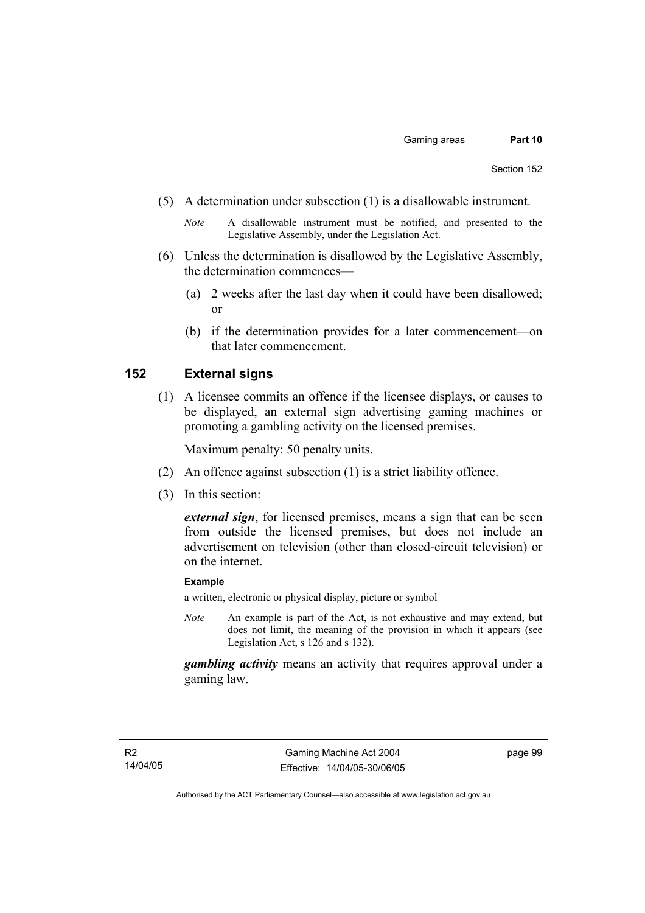(5) A determination under subsection (1) is a disallowable instrument.

*Note* A disallowable instrument must be notified, and presented to the Legislative Assembly, under the Legislation Act.

(6) Unless the determination is disallowed by the Legislative Assembly, the determination commences—

(a) 2 weeks after the last day when it could have been disallowed; or

(b) if the determination provides for a later commencement—on that later commencement.

## 152 External signs

(1) A licensee commits an offence if the licensee displays, or causes to be displayed, an external sign advertising gaming machines or promoting a gambling activity on the licensed premises.

Maximum penalty: 50 penalty units.

(2) An offence against subsection (1) is a strict liability offence.

(3) In this section:

***external sign***, for licensed premises, means a sign that can be seen from outside the licensed premises, but does not include an advertisement on television (other than closed-circuit television) or on the internet.

**Example**

a written, electronic or physical display, picture or symbol

*Note* An example is part of the Act, is not exhaustive and may extend, but does not limit, the meaning of the provision in which it appears (see Legislation Act, s 126 and s 132).

***gambling activity*** means an activity that requires approval under a gaming law.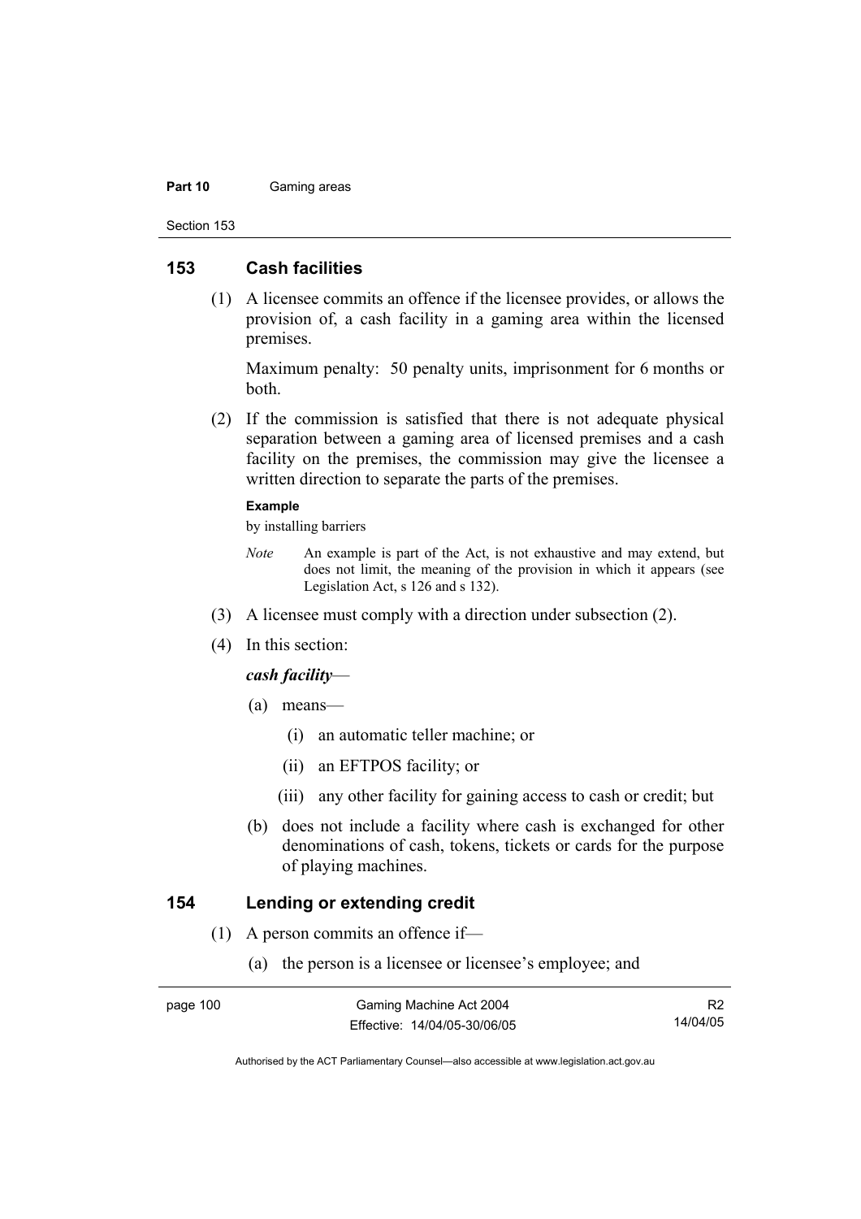## 153 Cash facilities

(1) A licensee commits an offence if the licensee provides, or allows the provision of, a cash facility in a gaming area within the licensed premises.

Maximum penalty: 50 penalty units, imprisonment for 6 months or both.

(2) If the commission is satisfied that there is not adequate physical separation between a gaming area of licensed premises and a cash facility on the premises, the commission may give the licensee a written direction to separate the parts of the premises.

**Example**

by installing barriers

*Note* An example is part of the Act, is not exhaustive and may extend, but does not limit, the meaning of the provision in which it appears (see Legislation Act, s 126 and s 132).

(3) A licensee must comply with a direction under subsection (2).

(4) In this section:

***cash facility***—

(a) means—

(i) an automatic teller machine; or

(ii) an EFTPOS facility; or

(iii) any other facility for gaining access to cash or credit; but

(b) does not include a facility where cash is exchanged for other denominations of cash, tokens, tickets or cards for the purpose of playing machines.

## 154 Lending or extending credit

(1) A person commits an offence if—

(a) the person is a licensee or licensee's employee; and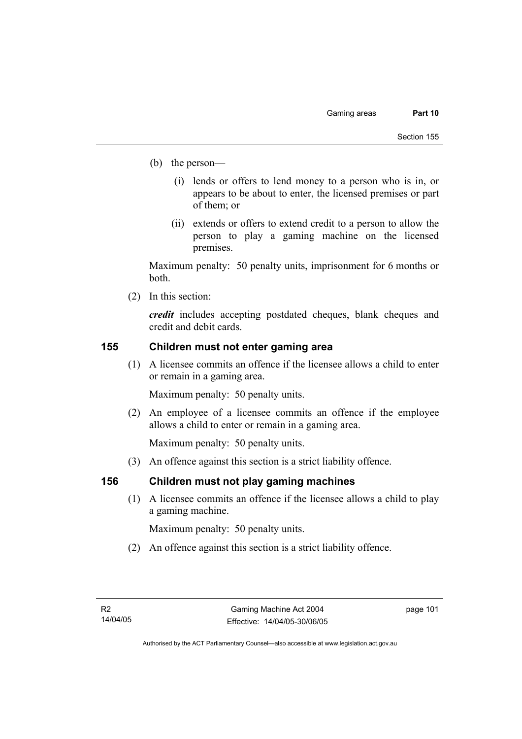(b) the person—

(i) lends or offers to lend money to a person who is in, or appears to be about to enter, the licensed premises or part of them; or

(ii) extends or offers to extend credit to a person to allow the person to play a gaming machine on the licensed premises.

Maximum penalty: 50 penalty units, imprisonment for 6 months or both.

(2) In this section:

***credit*** includes accepting postdated cheques, blank cheques and credit and debit cards.

## 155 Children must not enter gaming area

(1) A licensee commits an offence if the licensee allows a child to enter or remain in a gaming area.

Maximum penalty: 50 penalty units.

(2) An employee of a licensee commits an offence if the employee allows a child to enter or remain in a gaming area.

Maximum penalty: 50 penalty units.

(3) An offence against this section is a strict liability offence.

## 156 Children must not play gaming machines

(1) A licensee commits an offence if the licensee allows a child to play a gaming machine.

Maximum penalty: 50 penalty units.

(2) An offence against this section is a strict liability offence.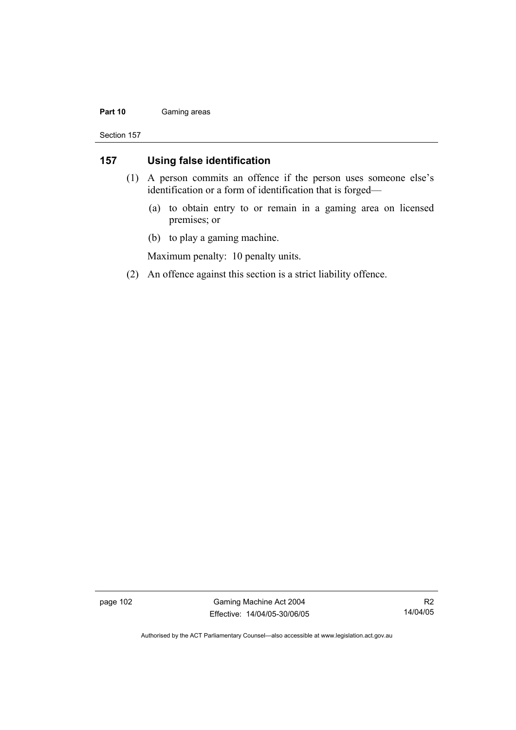## 157 Using false identification

(1) A person commits an offence if the person uses someone else's identification or a form of identification that is forged—

(a) to obtain entry to or remain in a gaming area on licensed premises; or

(b) to play a gaming machine.

Maximum penalty: 10 penalty units.

(2) An offence against this section is a strict liability offence.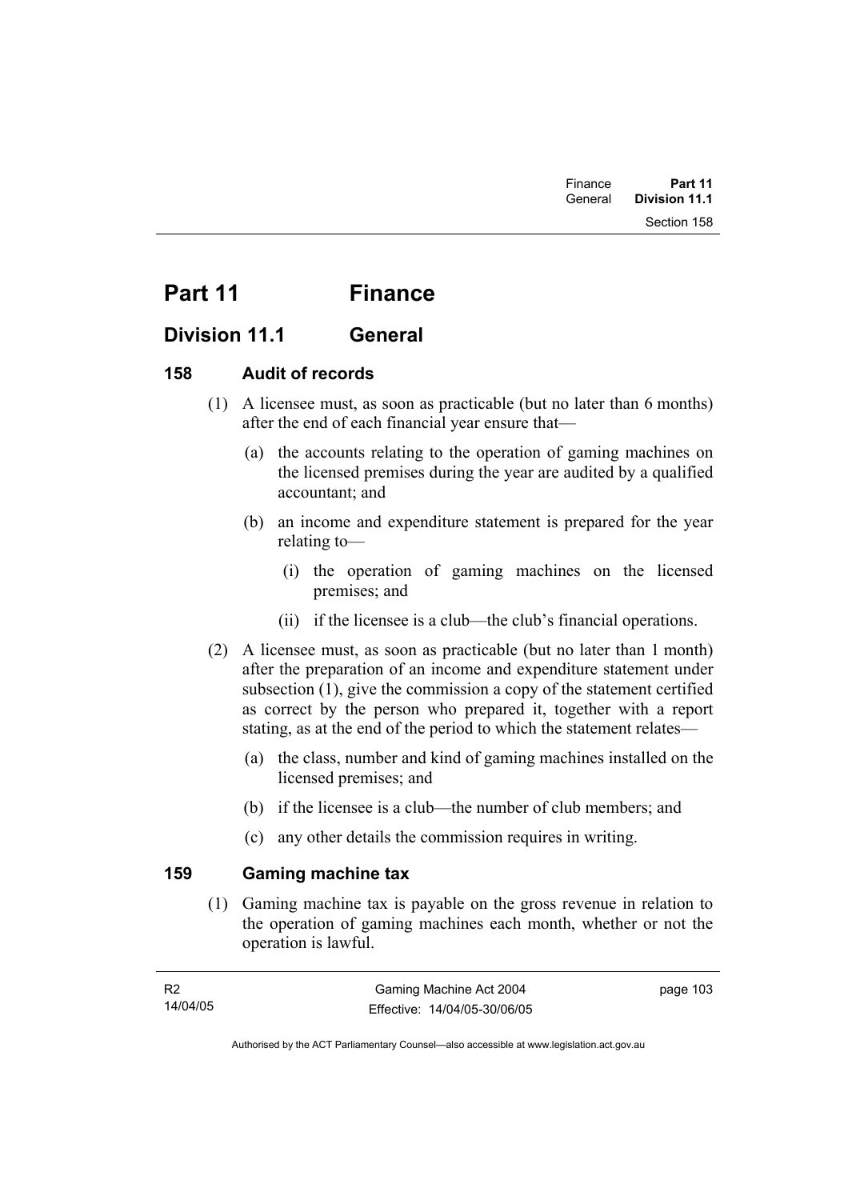# Part 11 Finance

## Division 11.1 General

### 158 Audit of records

(1) A licensee must, as soon as practicable (but no later than 6 months) after the end of each financial year ensure that—

(a) the accounts relating to the operation of gaming machines on the licensed premises during the year are audited by a qualified accountant; and

(b) an income and expenditure statement is prepared for the year relating to—

(i) the operation of gaming machines on the licensed premises; and

(ii) if the licensee is a club—the club's financial operations.

(2) A licensee must, as soon as practicable (but no later than 1 month) after the preparation of an income and expenditure statement under subsection (1), give the commission a copy of the statement certified as correct by the person who prepared it, together with a report stating, as at the end of the period to which the statement relates—

(a) the class, number and kind of gaming machines installed on the licensed premises; and

(b) if the licensee is a club—the number of club members; and

(c) any other details the commission requires in writing.

### 159 Gaming machine tax

(1) Gaming machine tax is payable on the gross revenue in relation to the operation of gaming machines each month, whether or not the operation is lawful.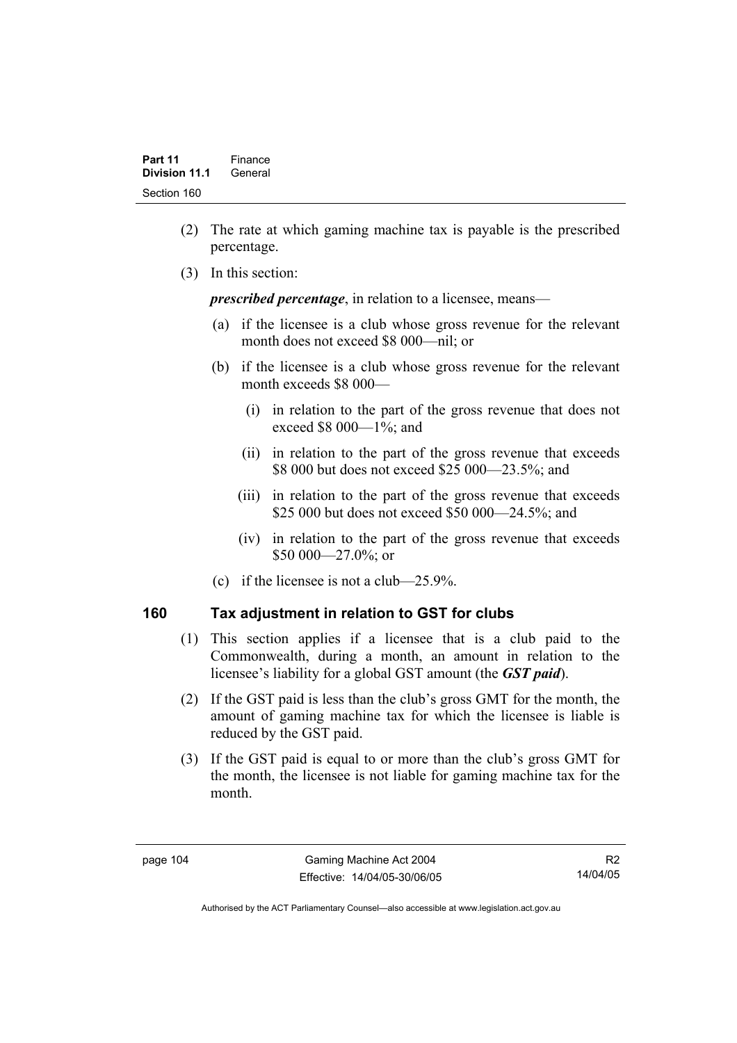(2) The rate at which gaming machine tax is payable is the prescribed percentage.

(3) In this section:

***prescribed percentage***, in relation to a licensee, means—

(a) if the licensee is a club whose gross revenue for the relevant month does not exceed $8 000—nil; or

(b) if the licensee is a club whose gross revenue for the relevant month exceeds $8 000—

(i) in relation to the part of the gross revenue that does not exceed $8 000—1%; and

(ii) in relation to the part of the gross revenue that exceeds $8 000 but does not exceed $25 000—23.5%; and

(iii) in relation to the part of the gross revenue that exceeds $25 000 but does not exceed $50 000—24.5%; and

(iv) in relation to the part of the gross revenue that exceeds $50 000—27.0%; or

(c) if the licensee is not a club—25.9%.

## 160 Tax adjustment in relation to GST for clubs

(1) This section applies if a licensee that is a club paid to the Commonwealth, during a month, an amount in relation to the licensee's liability for a global GST amount (the ***GST paid***).

(2) If the GST paid is less than the club's gross GMT for the month, the amount of gaming machine tax for which the licensee is liable is reduced by the GST paid.

(3) If the GST paid is equal to or more than the club's gross GMT for the month, the licensee is not liable for gaming machine tax for the month.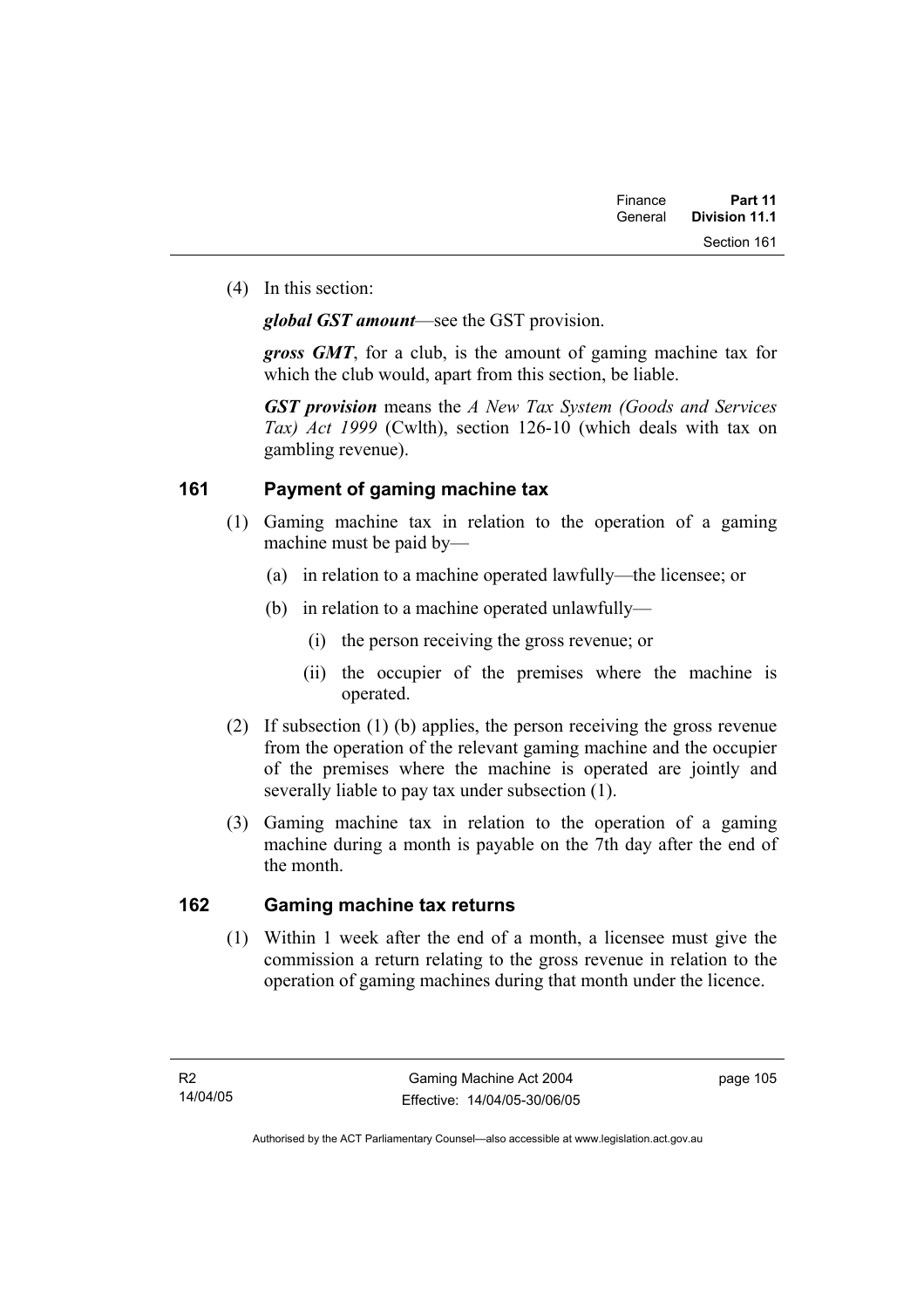(4) In this section:

***global GST amount***—see the GST provision.

***gross GMT***, for a club, is the amount of gaming machine tax for which the club would, apart from this section, be liable.

***GST provision*** means the *A New Tax System (Goods and Services Tax) Act 1999* (Cwlth), section 126-10 (which deals with tax on gambling revenue).

## 161 Payment of gaming machine tax

(1) Gaming machine tax in relation to the operation of a gaming machine must be paid by—

(a) in relation to a machine operated lawfully—the licensee; or

(b) in relation to a machine operated unlawfully—

(i) the person receiving the gross revenue; or

(ii) the occupier of the premises where the machine is operated.

(2) If subsection (1) (b) applies, the person receiving the gross revenue from the operation of the relevant gaming machine and the occupier of the premises where the machine is operated are jointly and severally liable to pay tax under subsection (1).

(3) Gaming machine tax in relation to the operation of a gaming machine during a month is payable on the 7th day after the end of the month.

## 162 Gaming machine tax returns

(1) Within 1 week after the end of a month, a licensee must give the commission a return relating to the gross revenue in relation to the operation of gaming machines during that month under the licence.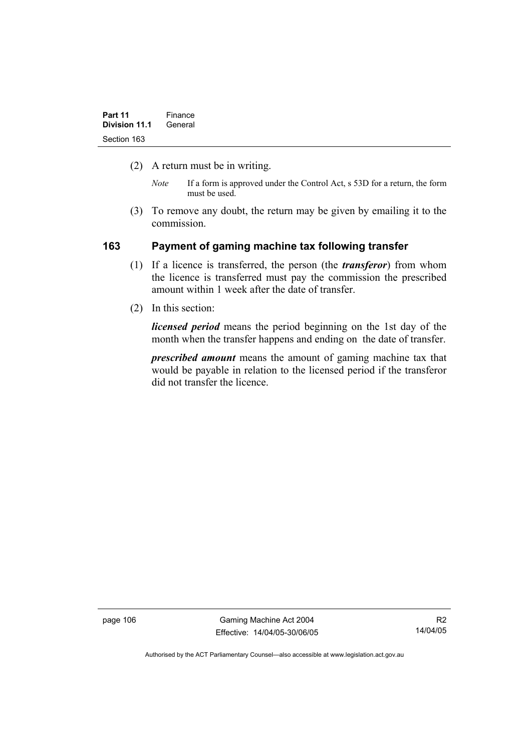(2) A return must be in writing.

*Note* If a form is approved under the Control Act, s 53D for a return, the form must be used.

(3) To remove any doubt, the return may be given by emailing it to the commission.

## 163 Payment of gaming machine tax following transfer

(1) If a licence is transferred, the person (the ***transferor***) from whom the licence is transferred must pay the commission the prescribed amount within 1 week after the date of transfer.

(2) In this section:

***licensed period*** means the period beginning on the 1st day of the month when the transfer happens and ending on the date of transfer.

***prescribed amount*** means the amount of gaming machine tax that would be payable in relation to the licensed period if the transferor did not transfer the licence.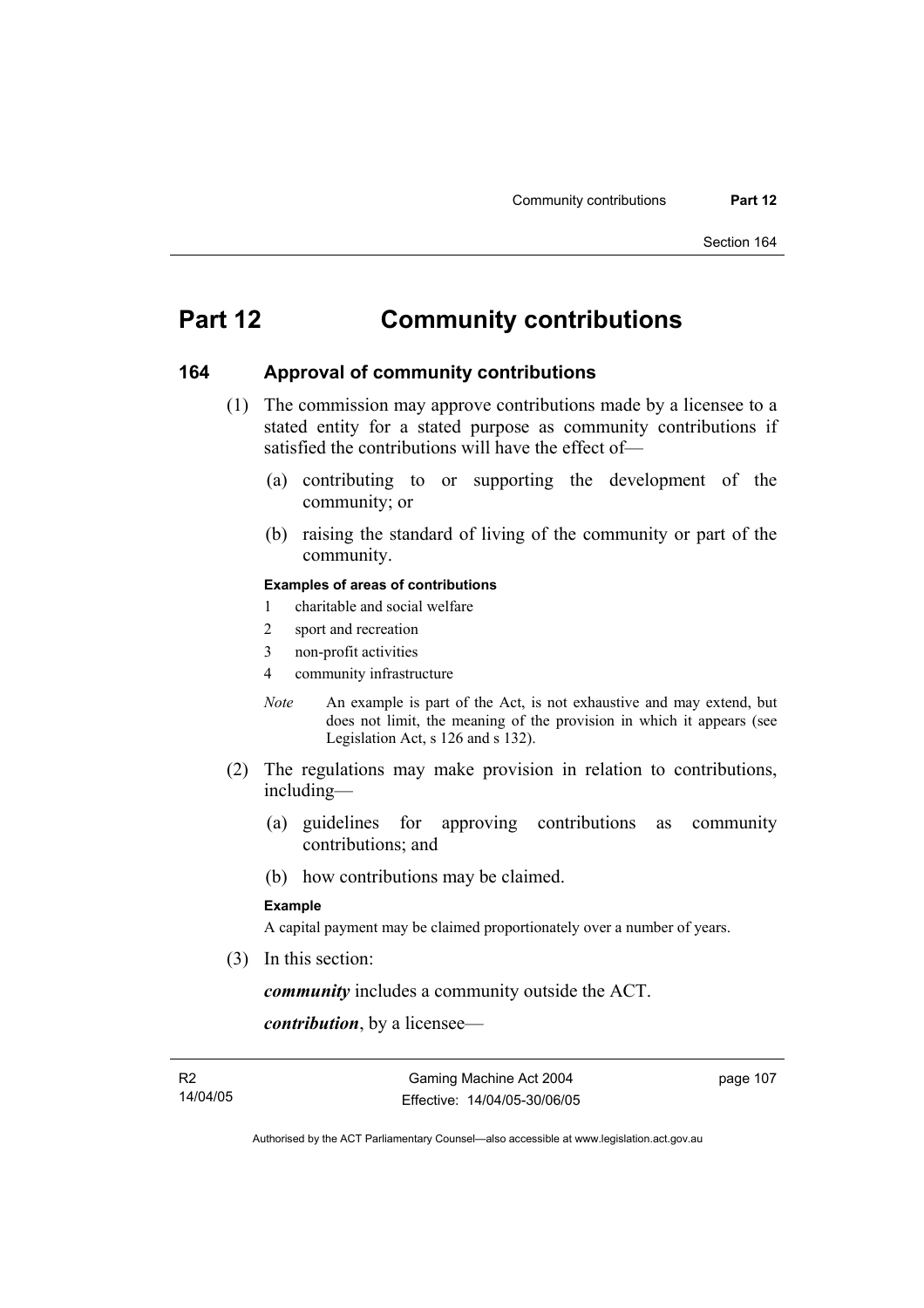# Part 12 Community contributions

## 164 Approval of community contributions

(1) The commission may approve contributions made by a licensee to a stated entity for a stated purpose as community contributions if satisfied the contributions will have the effect of—

(a) contributing to or supporting the development of the community; or

(b) raising the standard of living of the community or part of the community.

**Examples of areas of contributions**

1 charitable and social welfare

2 sport and recreation

3 non-profit activities

4 community infrastructure

*Note* An example is part of the Act, is not exhaustive and may extend, but does not limit, the meaning of the provision in which it appears (see Legislation Act, s 126 and s 132).

(2) The regulations may make provision in relation to contributions, including—

(a) guidelines for approving contributions as community contributions; and

(b) how contributions may be claimed.

**Example**

A capital payment may be claimed proportionately over a number of years.

(3) In this section:

***community*** includes a community outside the ACT.

***contribution***, by a licensee—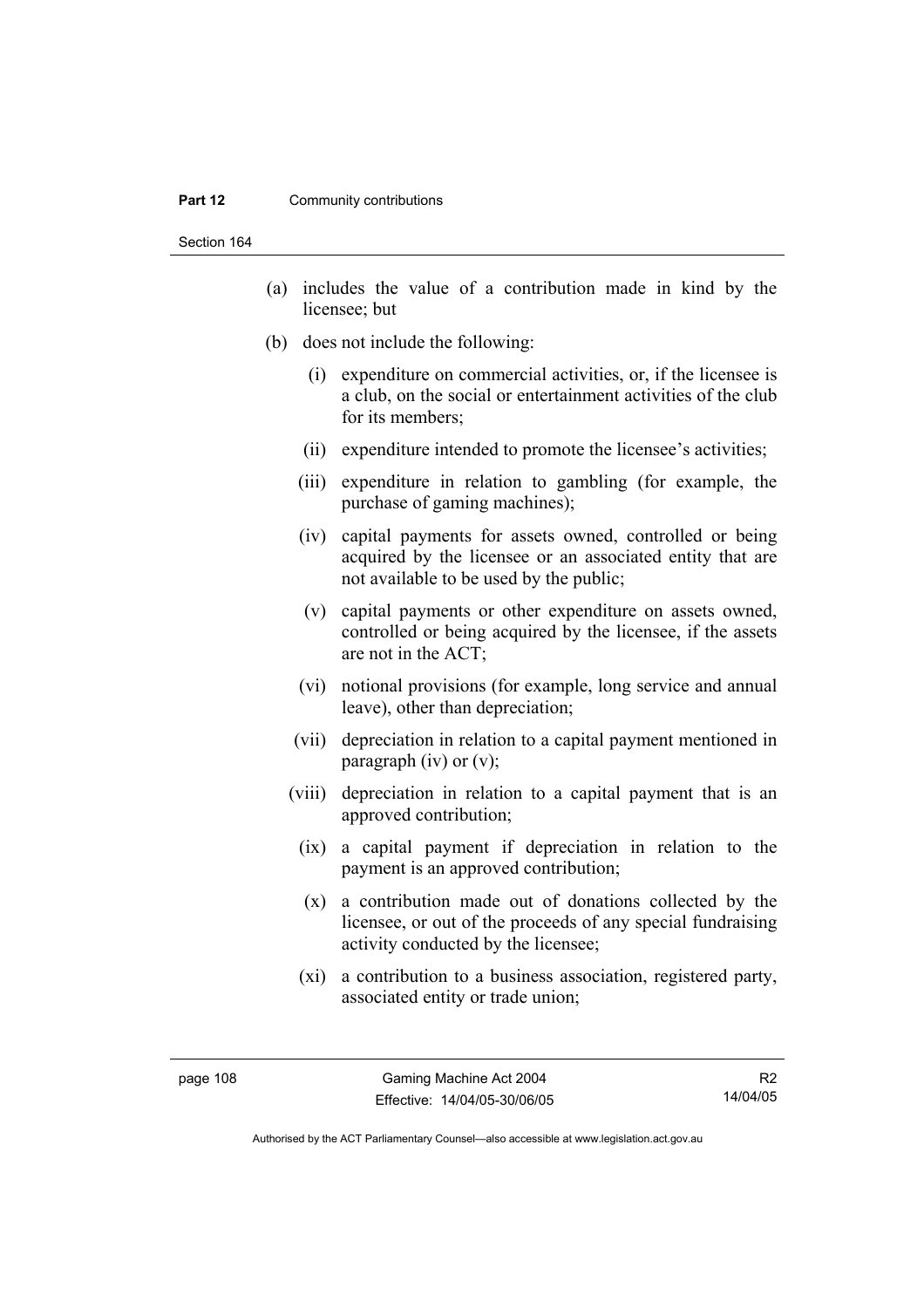(a) includes the value of a contribution made in kind by the licensee; but

(b) does not include the following:

   (i) expenditure on commercial activities, or, if the licensee is a club, on the social or entertainment activities of the club for its members;

   (ii) expenditure intended to promote the licensee's activities;

   (iii) expenditure in relation to gambling (for example, the purchase of gaming machines);

   (iv) capital payments for assets owned, controlled or being acquired by the licensee or an associated entity that are not available to be used by the public;

   (v) capital payments or other expenditure on assets owned, controlled or being acquired by the licensee, if the assets are not in the ACT;

   (vi) notional provisions (for example, long service and annual leave), other than depreciation;

   (vii) depreciation in relation to a capital payment mentioned in paragraph (iv) or (v);

   (viii) depreciation in relation to a capital payment that is an approved contribution;

   (ix) a capital payment if depreciation in relation to the payment is an approved contribution;

   (x) a contribution made out of donations collected by the licensee, or out of the proceeds of any special fundraising activity conducted by the licensee;

   (xi) a contribution to a business association, registered party, associated entity or trade union;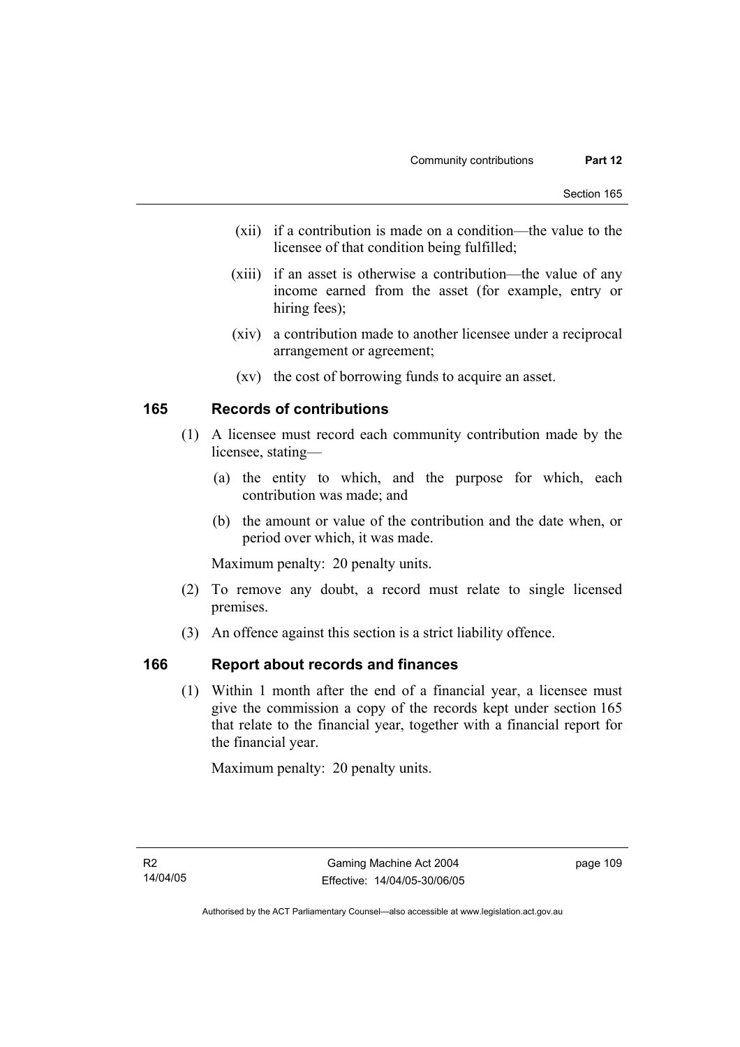(xii) if a contribution is made on a condition—the value to the licensee of that condition being fulfilled;

(xiii) if an asset is otherwise a contribution—the value of any income earned from the asset (for example, entry or hiring fees);

(xiv) a contribution made to another licensee under a reciprocal arrangement or agreement;

(xv) the cost of borrowing funds to acquire an asset.

## 165 Records of contributions

(1) A licensee must record each community contribution made by the licensee, stating—

(a) the entity to which, and the purpose for which, each contribution was made; and

(b) the amount or value of the contribution and the date when, or period over which, it was made.

Maximum penalty: 20 penalty units.

(2) To remove any doubt, a record must relate to single licensed premises.

(3) An offence against this section is a strict liability offence.

## 166 Report about records and finances

(1) Within 1 month after the end of a financial year, a licensee must give the commission a copy of the records kept under section 165 that relate to the financial year, together with a financial report for the financial year.

Maximum penalty: 20 penalty units.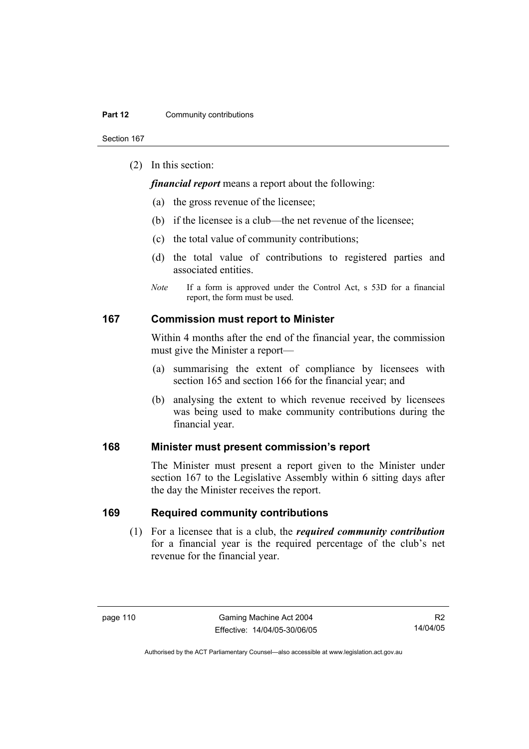(2) In this section:

***financial report*** means a report about the following:

(a) the gross revenue of the licensee;

(b) if the licensee is a club—the net revenue of the licensee;

(c) the total value of community contributions;

(d) the total value of contributions to registered parties and associated entities.

*Note* If a form is approved under the Control Act, s 53D for a financial report, the form must be used.

## 167 Commission must report to Minister

Within 4 months after the end of the financial year, the commission must give the Minister a report—

(a) summarising the extent of compliance by licensees with section 165 and section 166 for the financial year; and

(b) analysing the extent to which revenue received by licensees was being used to make community contributions during the financial year.

## 168 Minister must present commission's report

The Minister must present a report given to the Minister under section 167 to the Legislative Assembly within 6 sitting days after the day the Minister receives the report.

## 169 Required community contributions

(1) For a licensee that is a club, the ***required community contribution*** for a financial year is the required percentage of the club's net revenue for the financial year.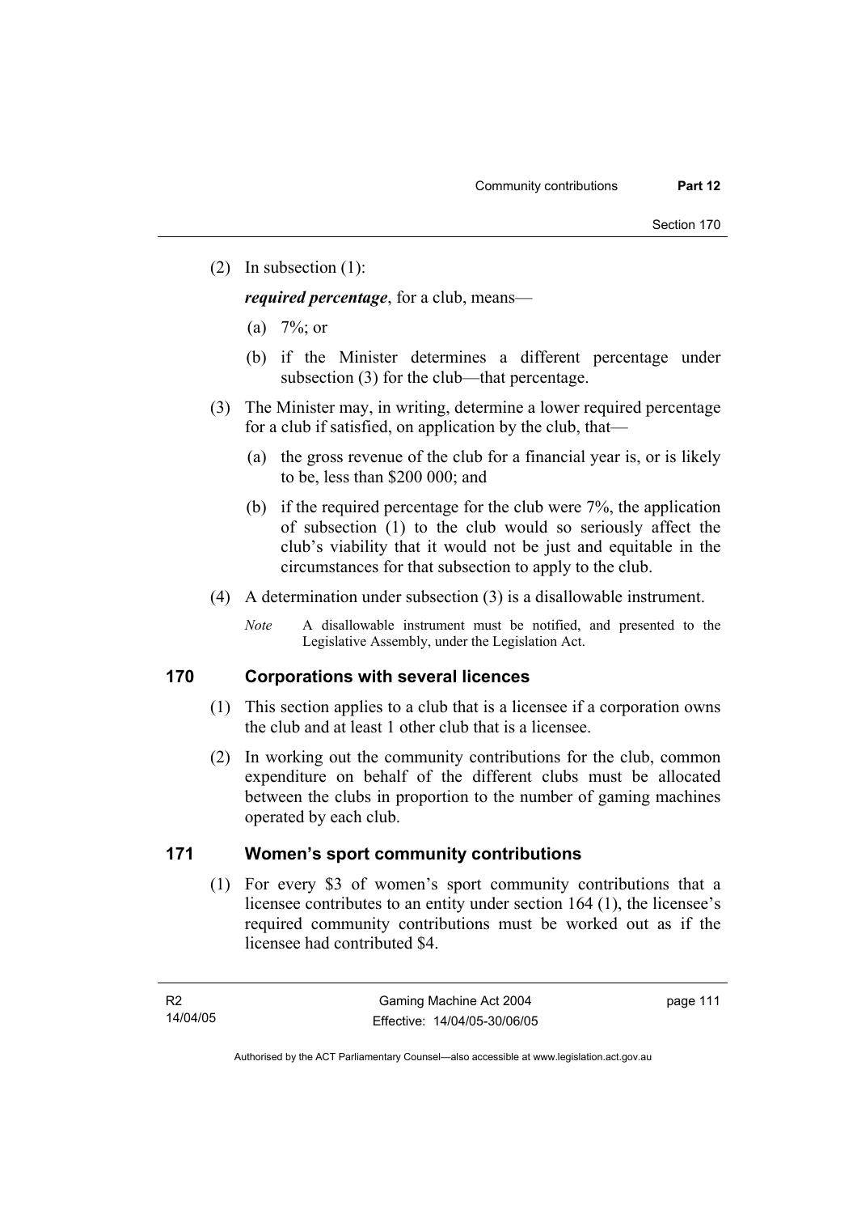(2) In subsection (1):

***required percentage***, for a club, means—

(a) 7%; or

(b) if the Minister determines a different percentage under subsection (3) for the club—that percentage.

(3) The Minister may, in writing, determine a lower required percentage for a club if satisfied, on application by the club, that—

(a) the gross revenue of the club for a financial year is, or is likely to be, less than $200 000; and

(b) if the required percentage for the club were 7%, the application of subsection (1) to the club would so seriously affect the club's viability that it would not be just and equitable in the circumstances for that subsection to apply to the club.

(4) A determination under subsection (3) is a disallowable instrument.

*Note* A disallowable instrument must be notified, and presented to the Legislative Assembly, under the Legislation Act.

## 170 Corporations with several licences

(1) This section applies to a club that is a licensee if a corporation owns the club and at least 1 other club that is a licensee.

(2) In working out the community contributions for the club, common expenditure on behalf of the different clubs must be allocated between the clubs in proportion to the number of gaming machines operated by each club.

## 171 Women's sport community contributions

(1) For every $3 of women's sport community contributions that a licensee contributes to an entity under section 164 (1), the licensee's required community contributions must be worked out as if the licensee had contributed $4.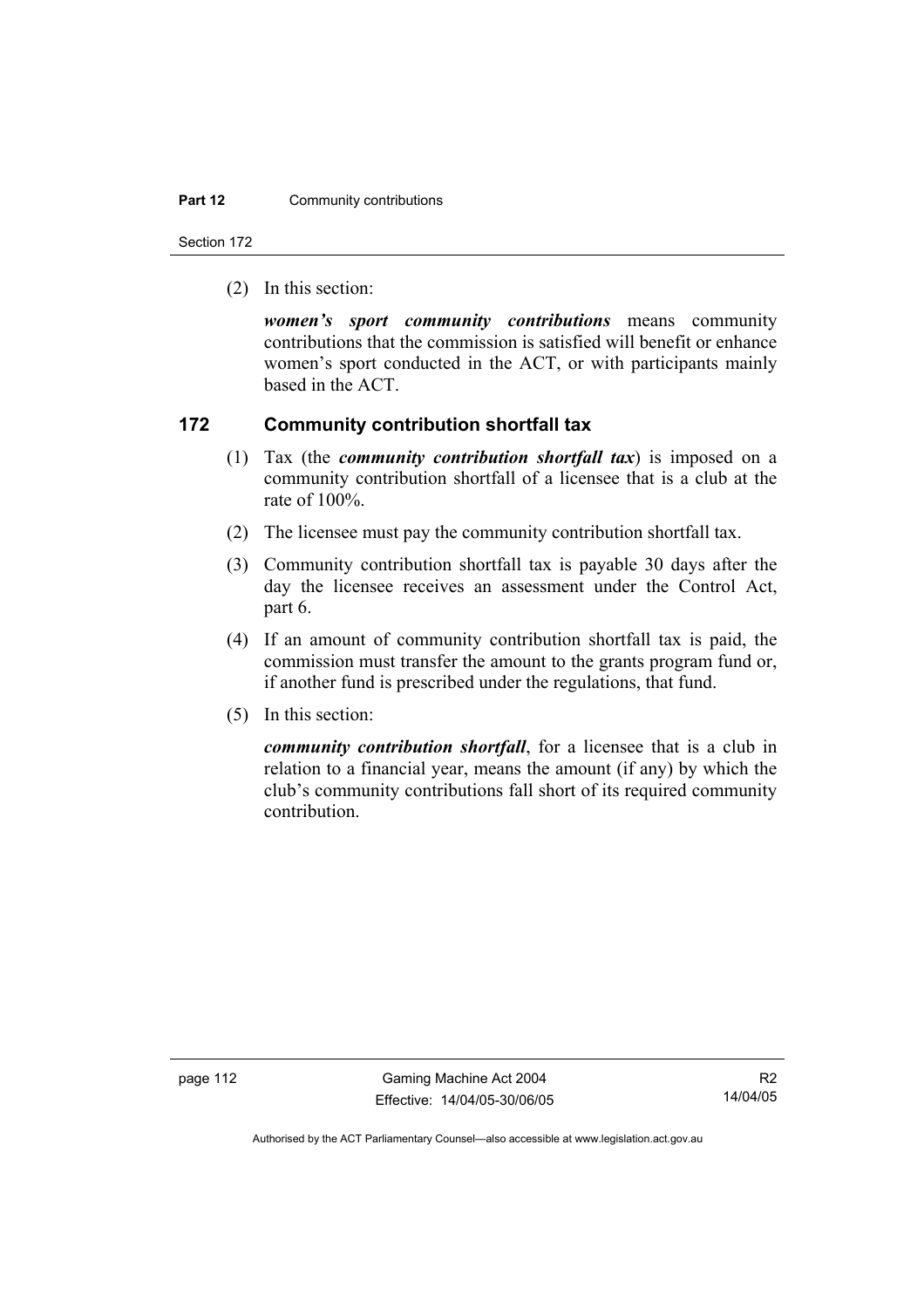(2) In this section:

***women's sport community contributions*** means community contributions that the commission is satisfied will benefit or enhance women's sport conducted in the ACT, or with participants mainly based in the ACT.

## 172 Community contribution shortfall tax

(1) Tax (the ***community contribution shortfall tax***) is imposed on a community contribution shortfall of a licensee that is a club at the rate of 100%.

(2) The licensee must pay the community contribution shortfall tax.

(3) Community contribution shortfall tax is payable 30 days after the day the licensee receives an assessment under the Control Act, part 6.

(4) If an amount of community contribution shortfall tax is paid, the commission must transfer the amount to the grants program fund or, if another fund is prescribed under the regulations, that fund.

(5) In this section:

***community contribution shortfall***, for a licensee that is a club in relation to a financial year, means the amount (if any) by which the club's community contributions fall short of its required community contribution.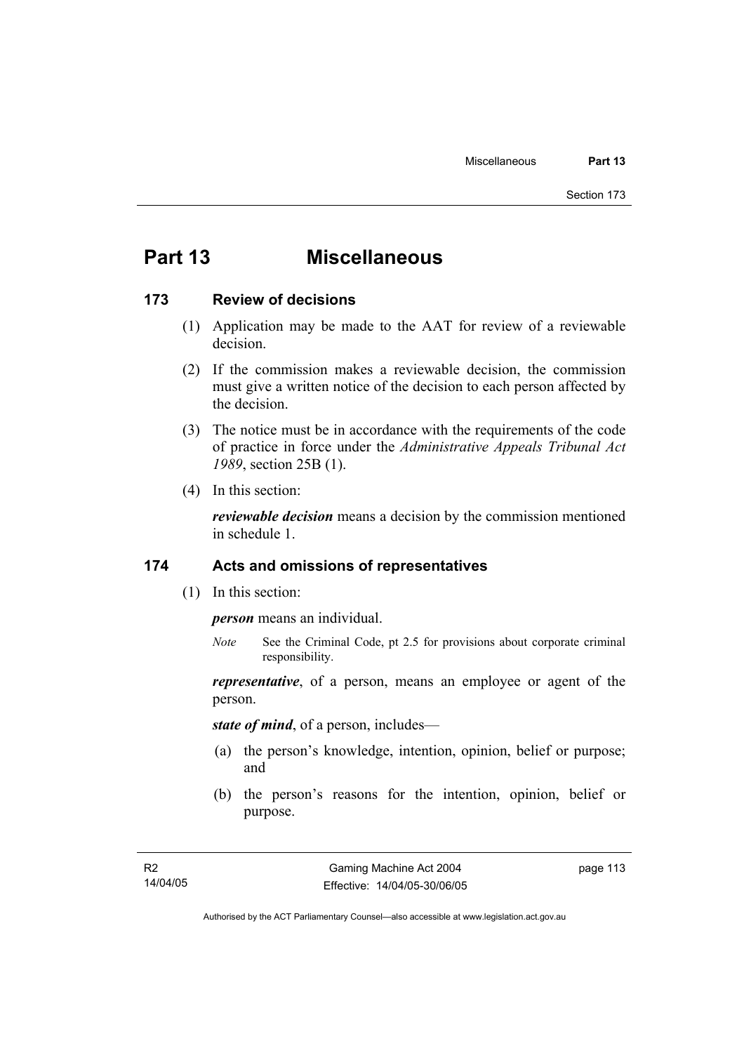# Part 13 Miscellaneous

## 173 Review of decisions

(1) Application may be made to the AAT for review of a reviewable decision.

(2) If the commission makes a reviewable decision, the commission must give a written notice of the decision to each person affected by the decision.

(3) The notice must be in accordance with the requirements of the code of practice in force under the *Administrative Appeals Tribunal Act 1989*, section 25B (1).

(4) In this section:

***reviewable decision*** means a decision by the commission mentioned in schedule 1.

## 174 Acts and omissions of representatives

(1) In this section:

***person*** means an individual.

*Note* See the Criminal Code, pt 2.5 for provisions about corporate criminal responsibility.

***representative***, of a person, means an employee or agent of the person.

***state of mind***, of a person, includes—

(a) the person's knowledge, intention, opinion, belief or purpose; and

(b) the person's reasons for the intention, opinion, belief or purpose.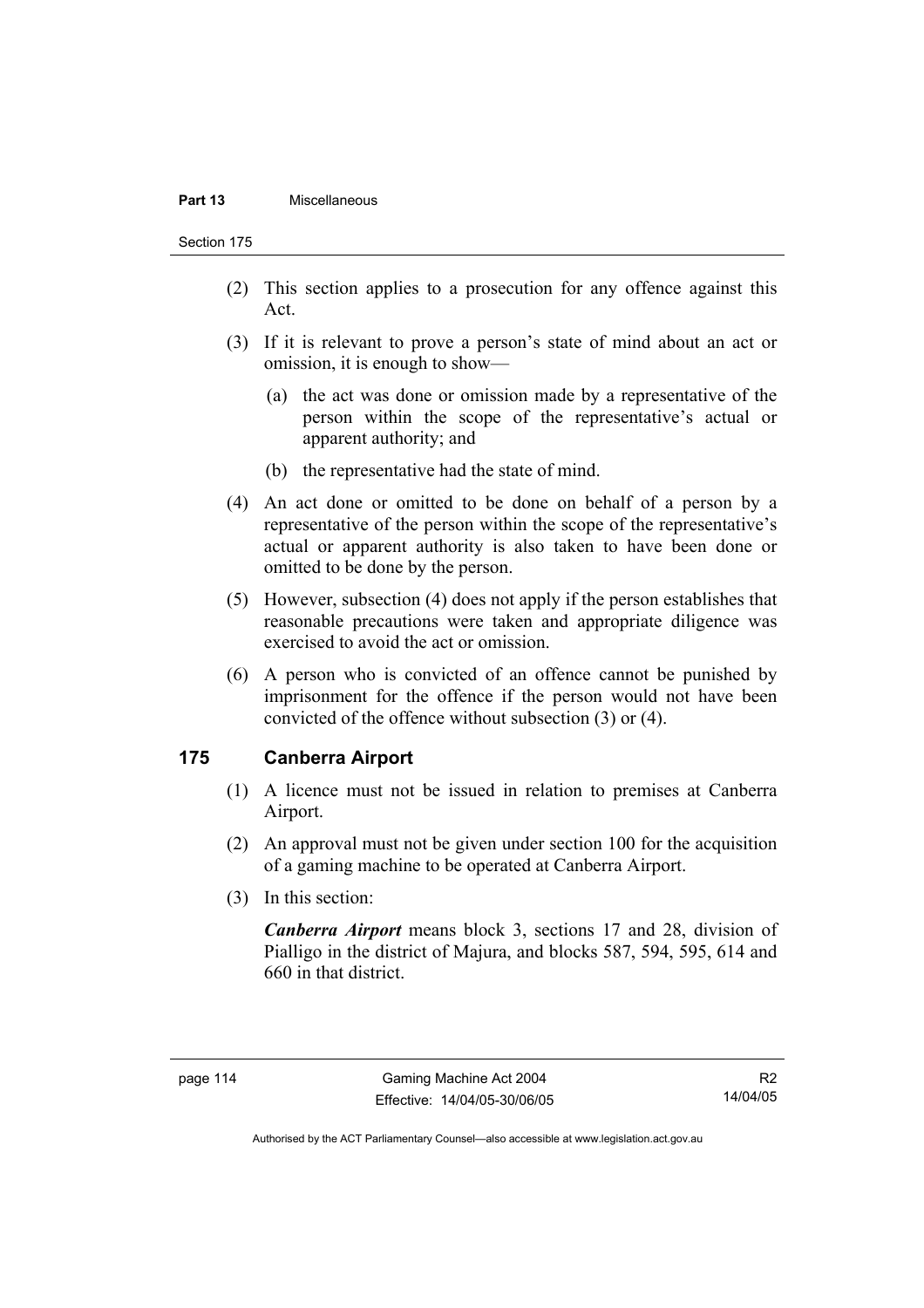(2) This section applies to a prosecution for any offence against this Act.

(3) If it is relevant to prove a person's state of mind about an act or omission, it is enough to show—

  (a) the act was done or omission made by a representative of the person within the scope of the representative's actual or apparent authority; and

  (b) the representative had the state of mind.

(4) An act done or omitted to be done on behalf of a person by a representative of the person within the scope of the representative's actual or apparent authority is also taken to have been done or omitted to be done by the person.

(5) However, subsection (4) does not apply if the person establishes that reasonable precautions were taken and appropriate diligence was exercised to avoid the act or omission.

(6) A person who is convicted of an offence cannot be punished by imprisonment for the offence if the person would not have been convicted of the offence without subsection (3) or (4).

## 175 Canberra Airport

(1) A licence must not be issued in relation to premises at Canberra Airport.

(2) An approval must not be given under section 100 for the acquisition of a gaming machine to be operated at Canberra Airport.

(3) In this section:

***Canberra Airport*** means block 3, sections 17 and 28, division of Pialligo in the district of Majura, and blocks 587, 594, 595, 614 and 660 in that district.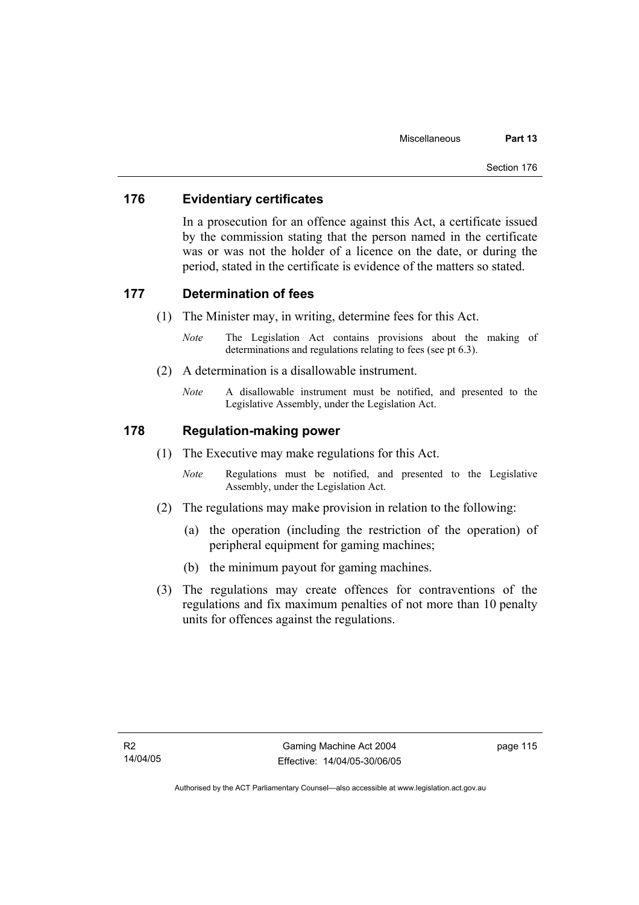## 176 Evidentiary certificates

In a prosecution for an offence against this Act, a certificate issued by the commission stating that the person named in the certificate was or was not the holder of a licence on the date, or during the period, stated in the certificate is evidence of the matters so stated.

## 177 Determination of fees

(1) The Minister may, in writing, determine fees for this Act.

*Note* The Legislation Act contains provisions about the making of determinations and regulations relating to fees (see pt 6.3).

(2) A determination is a disallowable instrument.

*Note* A disallowable instrument must be notified, and presented to the Legislative Assembly, under the Legislation Act.

## 178 Regulation-making power

(1) The Executive may make regulations for this Act.

*Note* Regulations must be notified, and presented to the Legislative Assembly, under the Legislation Act.

(2) The regulations may make provision in relation to the following:

(a) the operation (including the restriction of the operation) of peripheral equipment for gaming machines;

(b) the minimum payout for gaming machines.

(3) The regulations may create offences for contraventions of the regulations and fix maximum penalties of not more than 10 penalty units for offences against the regulations.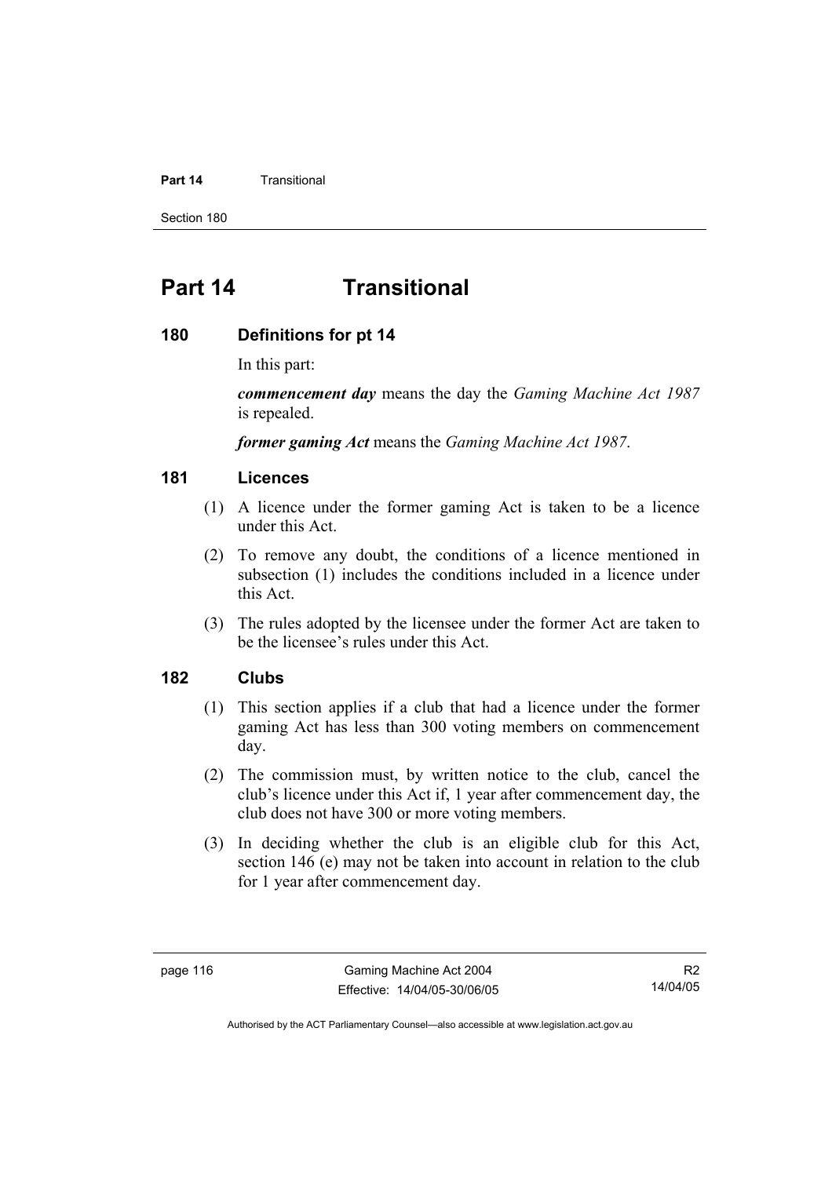# Part 14 Transitional

## 180 Definitions for pt 14

In this part:

***commencement day*** means the day the *Gaming Machine Act 1987* is repealed.

***former gaming Act*** means the *Gaming Machine Act 1987*.

## 181 Licences

(1) A licence under the former gaming Act is taken to be a licence under this Act.

(2) To remove any doubt, the conditions of a licence mentioned in subsection (1) includes the conditions included in a licence under this Act.

(3) The rules adopted by the licensee under the former Act are taken to be the licensee's rules under this Act.

## 182 Clubs

(1) This section applies if a club that had a licence under the former gaming Act has less than 300 voting members on commencement day.

(2) The commission must, by written notice to the club, cancel the club's licence under this Act if, 1 year after commencement day, the club does not have 300 or more voting members.

(3) In deciding whether the club is an eligible club for this Act, section 146 (e) may not be taken into account in relation to the club for 1 year after commencement day.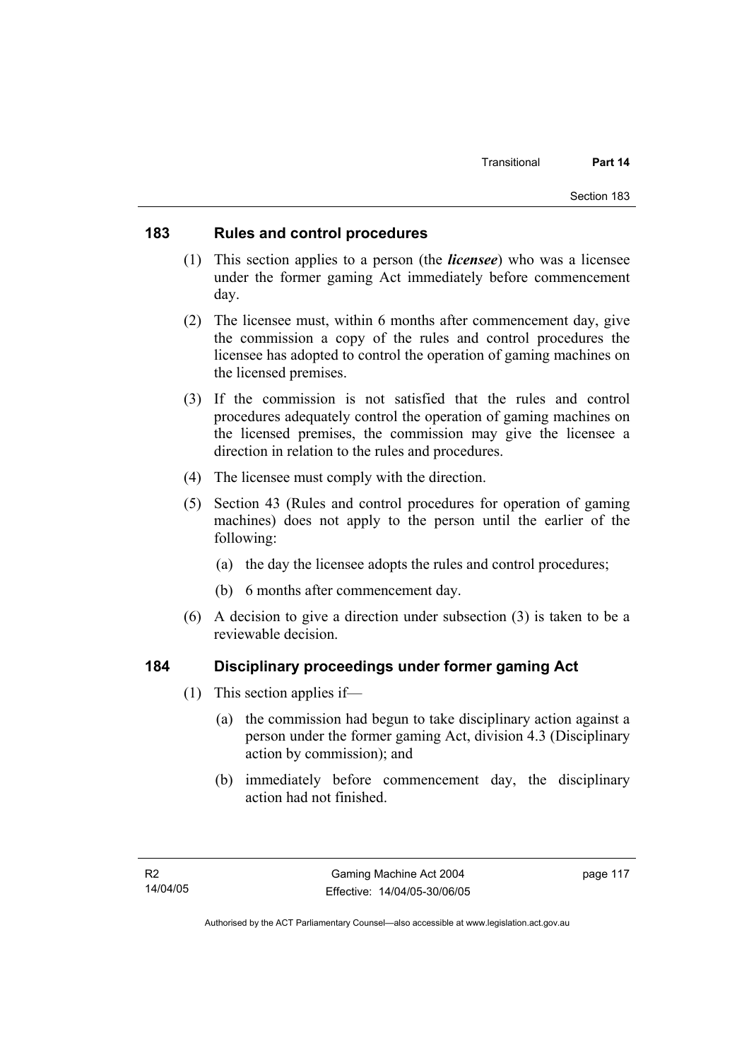### 183 Rules and control procedures

(1) This section applies to a person (the ***licensee***) who was a licensee under the former gaming Act immediately before commencement day.

(2) The licensee must, within 6 months after commencement day, give the commission a copy of the rules and control procedures the licensee has adopted to control the operation of gaming machines on the licensed premises.

(3) If the commission is not satisfied that the rules and control procedures adequately control the operation of gaming machines on the licensed premises, the commission may give the licensee a direction in relation to the rules and procedures.

(4) The licensee must comply with the direction.

(5) Section 43 (Rules and control procedures for operation of gaming machines) does not apply to the person until the earlier of the following:

(a) the day the licensee adopts the rules and control procedures;

(b) 6 months after commencement day.

(6) A decision to give a direction under subsection (3) is taken to be a reviewable decision.

### 184 Disciplinary proceedings under former gaming Act

(1) This section applies if—

(a) the commission had begun to take disciplinary action against a person under the former gaming Act, division 4.3 (Disciplinary action by commission); and

(b) immediately before commencement day, the disciplinary action had not finished.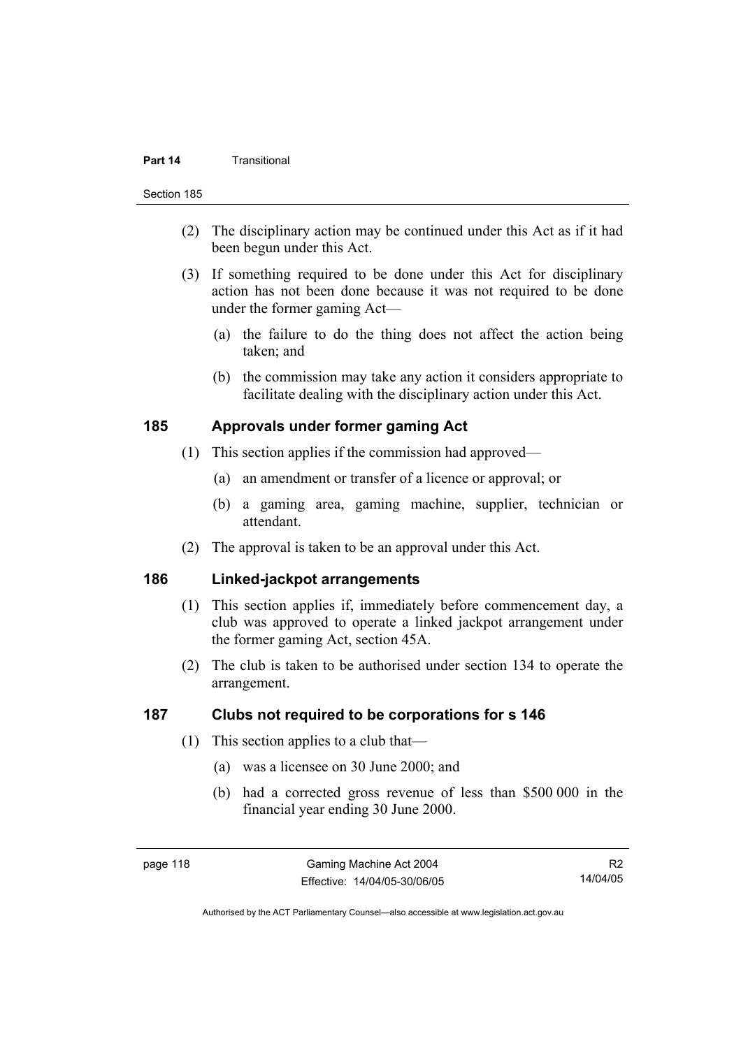(2) The disciplinary action may be continued under this Act as if it had been begun under this Act.

(3) If something required to be done under this Act for disciplinary action has not been done because it was not required to be done under the former gaming Act—

(a) the failure to do the thing does not affect the action being taken; and

(b) the commission may take any action it considers appropriate to facilitate dealing with the disciplinary action under this Act.

## 185 Approvals under former gaming Act

(1) This section applies if the commission had approved—

(a) an amendment or transfer of a licence or approval; or

(b) a gaming area, gaming machine, supplier, technician or attendant.

(2) The approval is taken to be an approval under this Act.

## 186 Linked-jackpot arrangements

(1) This section applies if, immediately before commencement day, a club was approved to operate a linked jackpot arrangement under the former gaming Act, section 45A.

(2) The club is taken to be authorised under section 134 to operate the arrangement.

## 187 Clubs not required to be corporations for s 146

(1) This section applies to a club that—

(a) was a licensee on 30 June 2000; and

(b) had a corrected gross revenue of less than \$500 000 in the financial year ending 30 June 2000.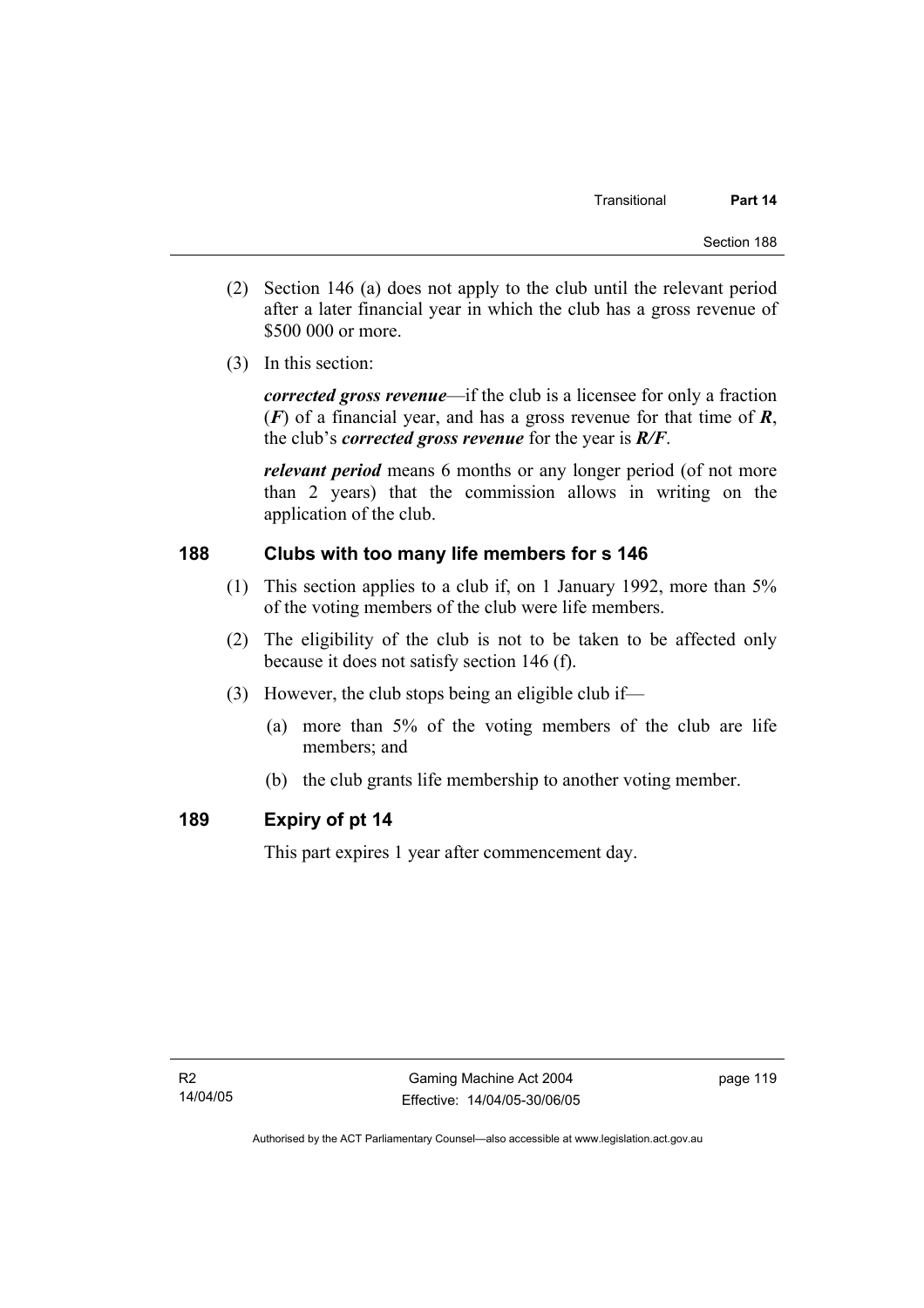(2) Section 146 (a) does not apply to the club until the relevant period after a later financial year in which the club has a gross revenue of $500 000 or more.

(3) In this section:

***corrected gross revenue***—if the club is a licensee for only a fraction (***F***) of a financial year, and has a gross revenue for that time of ***R***, the club's ***corrected gross revenue*** for the year is ***R/F***.

***relevant period*** means 6 months or any longer period (of not more than 2 years) that the commission allows in writing on the application of the club.

## 188 Clubs with too many life members for s 146

(1) This section applies to a club if, on 1 January 1992, more than 5% of the voting members of the club were life members.

(2) The eligibility of the club is not to be taken to be affected only because it does not satisfy section 146 (f).

(3) However, the club stops being an eligible club if—

(a) more than 5% of the voting members of the club are life members; and

(b) the club grants life membership to another voting member.

## 189 Expiry of pt 14

This part expires 1 year after commencement day.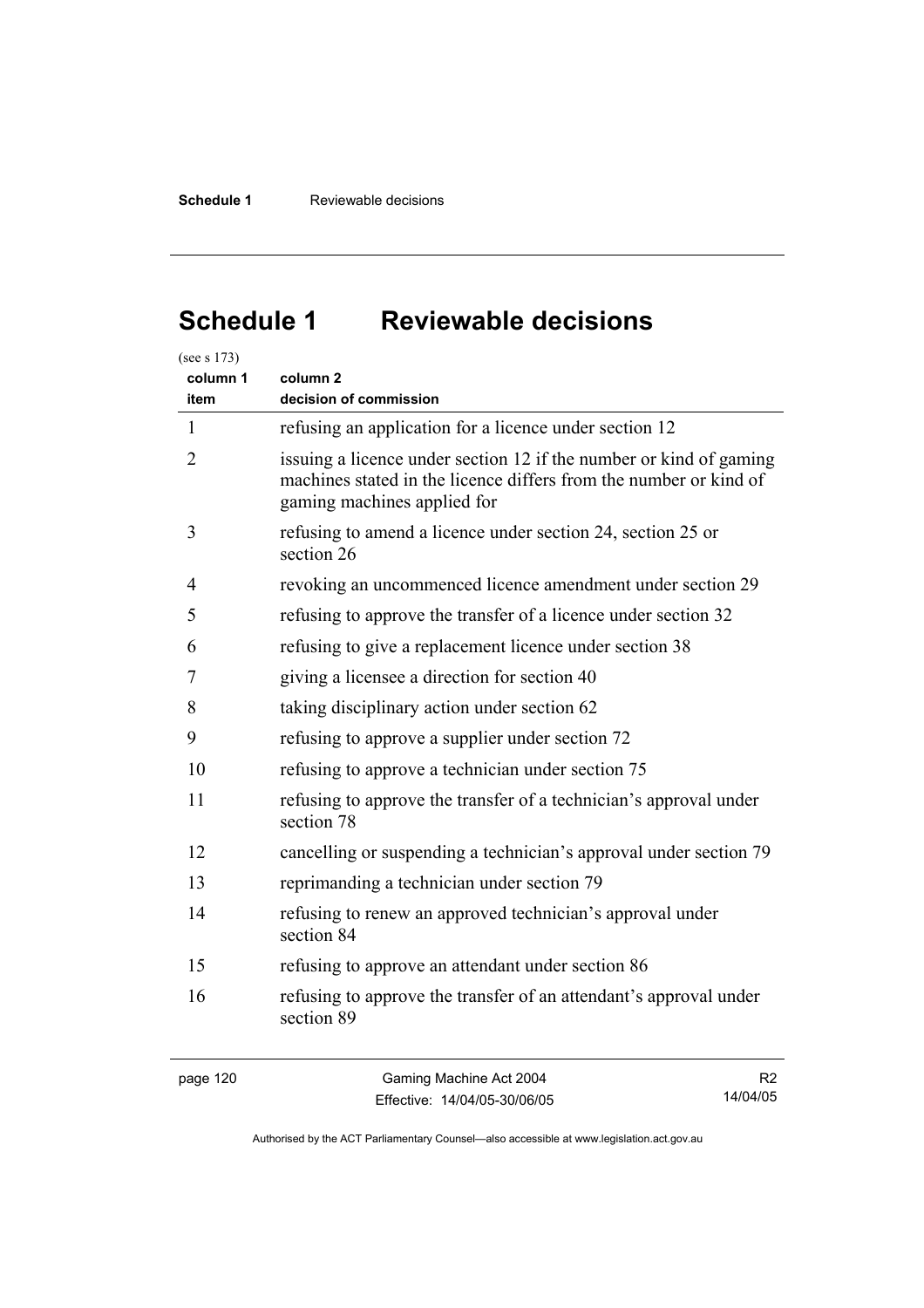# Schedule 1 Reviewable decisions

(see s 173)

| column 1 item | column 2 decision of commission |
|---|---|
| 1 | refusing an application for a licence under section 12 |
| 2 | issuing a licence under section 12 if the number or kind of gaming machines stated in the licence differs from the number or kind of gaming machines applied for |
| 3 | refusing to amend a licence under section 24, section 25 or section 26 |
| 4 | revoking an uncommenced licence amendment under section 29 |
| 5 | refusing to approve the transfer of a licence under section 32 |
| 6 | refusing to give a replacement licence under section 38 |
| 7 | giving a licensee a direction for section 40 |
| 8 | taking disciplinary action under section 62 |
| 9 | refusing to approve a supplier under section 72 |
| 10 | refusing to approve a technician under section 75 |
| 11 | refusing to approve the transfer of a technician's approval under section 78 |
| 12 | cancelling or suspending a technician's approval under section 79 |
| 13 | reprimanding a technician under section 79 |
| 14 | refusing to renew an approved technician's approval under section 84 |
| 15 | refusing to approve an attendant under section 86 |
| 16 | refusing to approve the transfer of an attendant's approval under section 89 |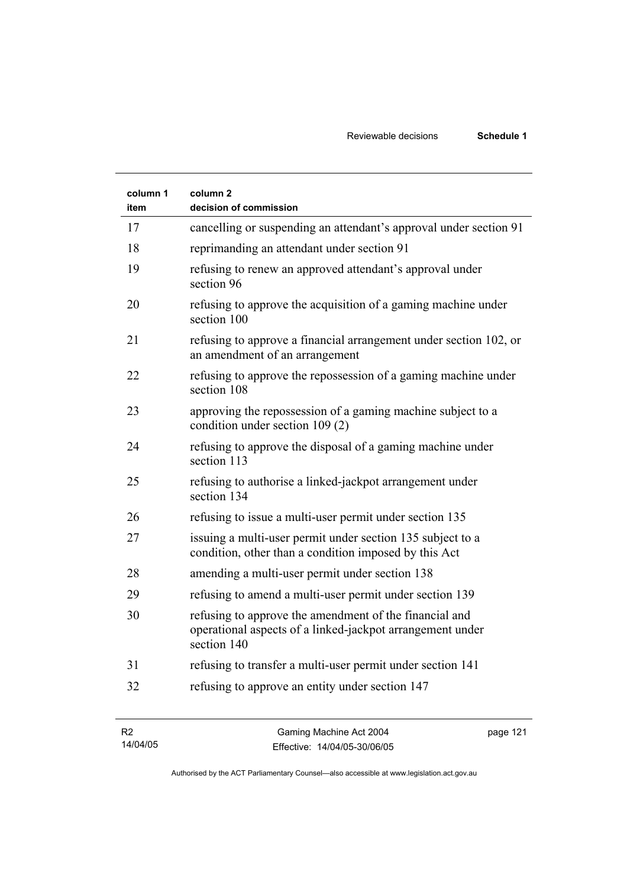| column 1 item | column 2 decision of commission |
|---|---|
| 17 | cancelling or suspending an attendant's approval under section 91 |
| 18 | reprimanding an attendant under section 91 |
| 19 | refusing to renew an approved attendant's approval under section 96 |
| 20 | refusing to approve the acquisition of a gaming machine under section 100 |
| 21 | refusing to approve a financial arrangement under section 102, or an amendment of an arrangement |
| 22 | refusing to approve the repossession of a gaming machine under section 108 |
| 23 | approving the repossession of a gaming machine subject to a condition under section 109 (2) |
| 24 | refusing to approve the disposal of a gaming machine under section 113 |
| 25 | refusing to authorise a linked-jackpot arrangement under section 134 |
| 26 | refusing to issue a multi-user permit under section 135 |
| 27 | issuing a multi-user permit under section 135 subject to a condition, other than a condition imposed by this Act |
| 28 | amending a multi-user permit under section 138 |
| 29 | refusing to amend a multi-user permit under section 139 |
| 30 | refusing to approve the amendment of the financial and operational aspects of a linked-jackpot arrangement under section 140 |
| 31 | refusing to transfer a multi-user permit under section 141 |
| 32 | refusing to approve an entity under section 147 |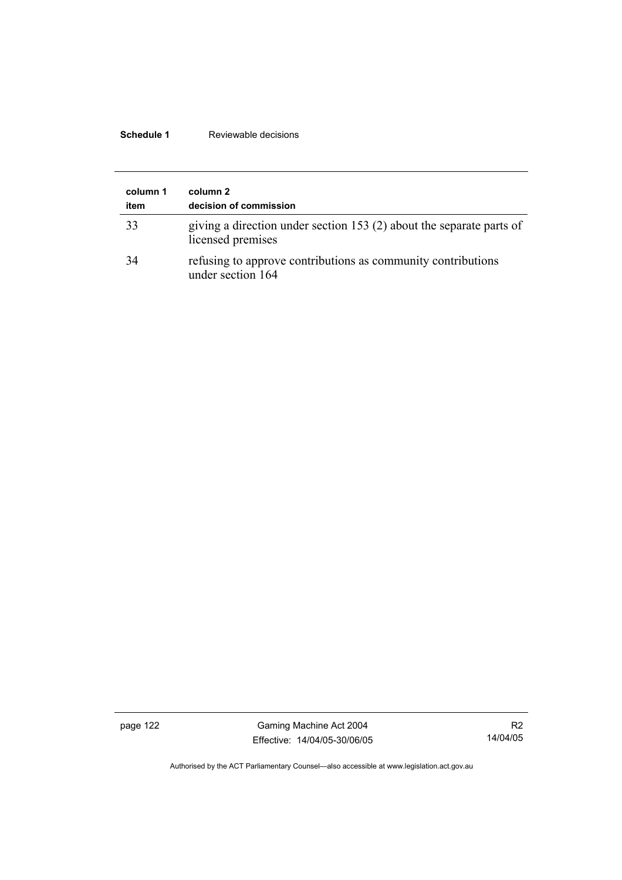| column 1<br>item | column 2<br>decision of commission |
|---|---|
| 33 | giving a direction under section 153 (2) about the separate parts of licensed premises |
| 34 | refusing to approve contributions as community contributions under section 164 |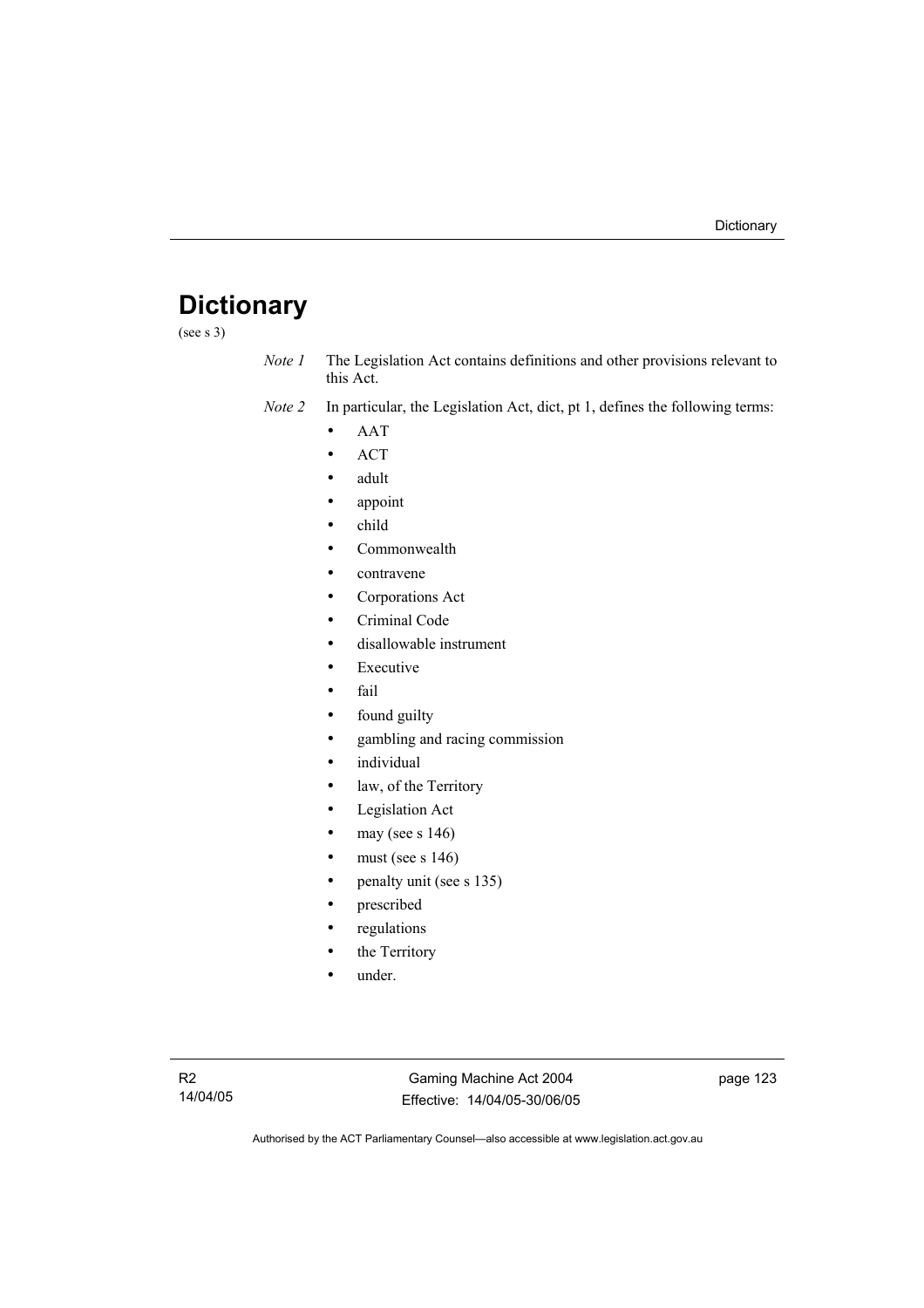# Dictionary

(see s 3)

*Note 1* The Legislation Act contains definitions and other provisions relevant to this Act.

*Note 2* In particular, the Legislation Act, dict, pt 1, defines the following terms:

- AAT
- ACT
- adult
- appoint
- child
- Commonwealth
- contravene
- Corporations Act
- Criminal Code
- disallowable instrument
- Executive
- fail
- found guilty
- gambling and racing commission
- individual
- law, of the Territory
- Legislation Act
- may (see s 146)
- must (see s 146)
- penalty unit (see s 135)
- prescribed
- regulations
- the Territory
- under.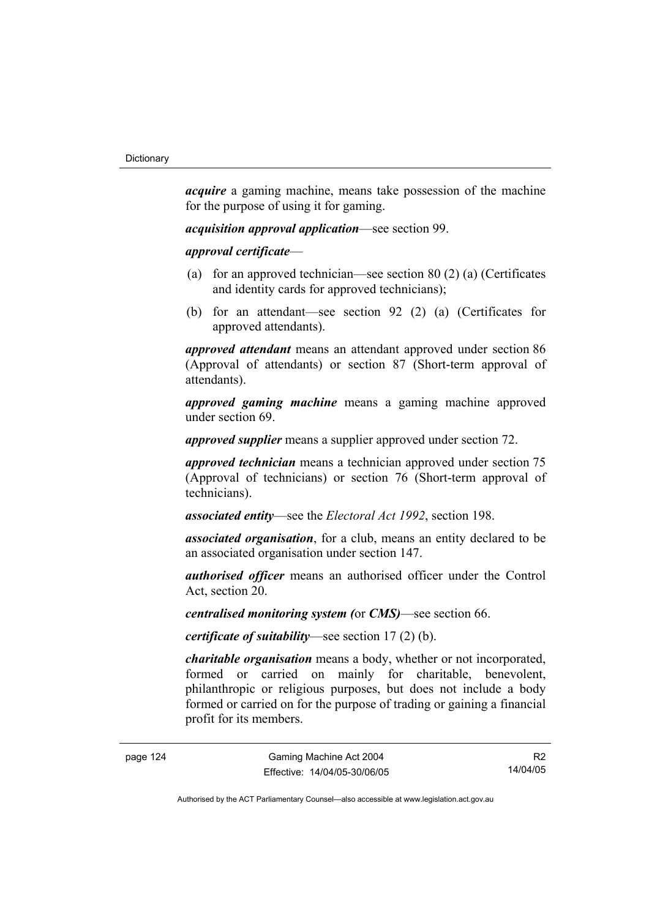***acquire*** a gaming machine, means take possession of the machine for the purpose of using it for gaming.

***acquisition approval application***—see section 99.

***approval certificate***—

(a) for an approved technician—see section 80 (2) (a) (Certificates and identity cards for approved technicians);

(b) for an attendant—see section 92 (2) (a) (Certificates for approved attendants).

***approved attendant*** means an attendant approved under section 86 (Approval of attendants) or section 87 (Short-term approval of attendants).

***approved gaming machine*** means a gaming machine approved under section 69.

***approved supplier*** means a supplier approved under section 72.

***approved technician*** means a technician approved under section 75 (Approval of technicians) or section 76 (Short-term approval of technicians).

***associated entity***—see the *Electoral Act 1992*, section 198.

***associated organisation***, for a club, means an entity declared to be an associated organisation under section 147.

***authorised officer*** means an authorised officer under the Control Act, section 20.

***centralised monitoring system (*or ***CMS)***—see section 66.

***certificate of suitability***—see section 17 (2) (b).

***charitable organisation*** means a body, whether or not incorporated, formed or carried on mainly for charitable, benevolent, philanthropic or religious purposes, but does not include a body formed or carried on for the purpose of trading or gaining a financial profit for its members.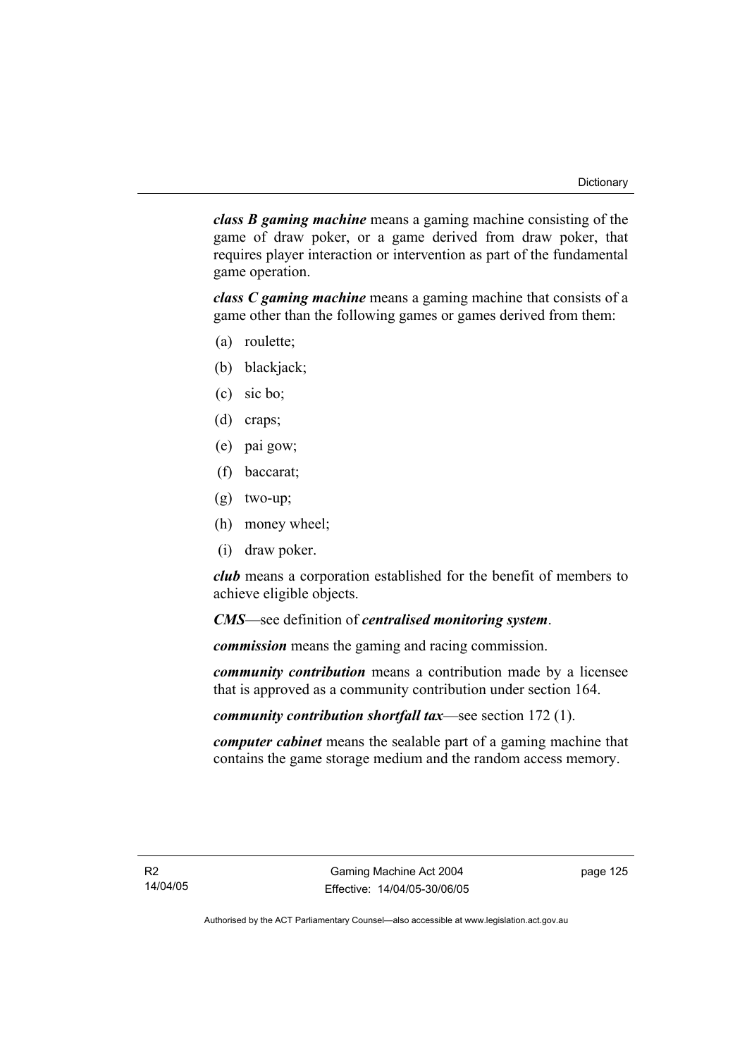***class B gaming machine*** means a gaming machine consisting of the game of draw poker, or a game derived from draw poker, that requires player interaction or intervention as part of the fundamental game operation.

***class C gaming machine*** means a gaming machine that consists of a game other than the following games or games derived from them:

(a) roulette;

(b) blackjack;

(c) sic bo;

(d) craps;

(e) pai gow;

(f) baccarat;

(g) two-up;

(h) money wheel;

(i) draw poker.

***club*** means a corporation established for the benefit of members to achieve eligible objects.

***CMS***—see definition of ***centralised monitoring system***.

***commission*** means the gaming and racing commission.

***community contribution*** means a contribution made by a licensee that is approved as a community contribution under section 164.

***community contribution shortfall tax***—see section 172 (1).

***computer cabinet*** means the sealable part of a gaming machine that contains the game storage medium and the random access memory.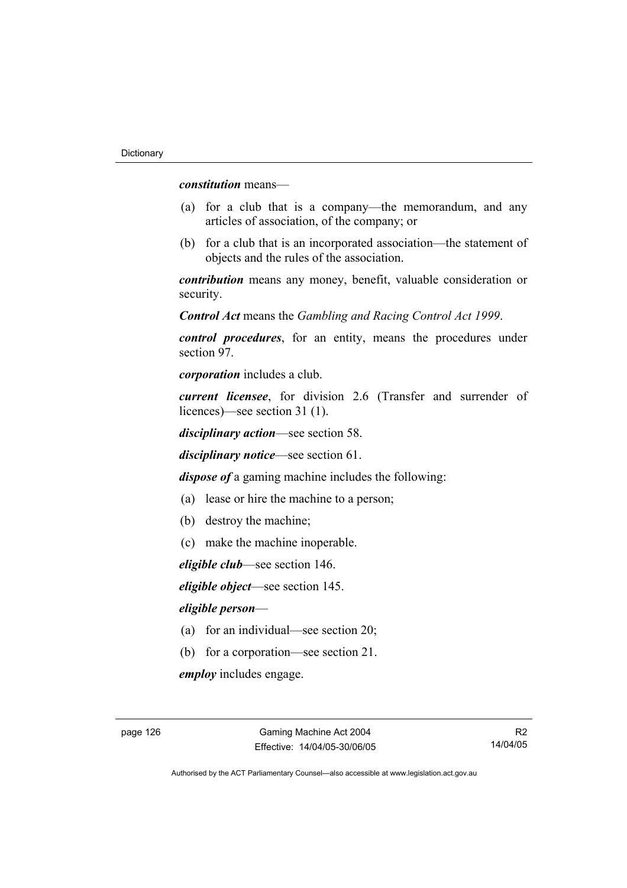***constitution*** means—

(a) for a club that is a company—the memorandum, and any articles of association, of the company; or

(b) for a club that is an incorporated association—the statement of objects and the rules of the association.

***contribution*** means any money, benefit, valuable consideration or security.

***Control Act*** means the *Gambling and Racing Control Act 1999*.

***control procedures***, for an entity, means the procedures under section 97.

***corporation*** includes a club.

***current licensee***, for division 2.6 (Transfer and surrender of licences)—see section 31 (1).

***disciplinary action***—see section 58.

***disciplinary notice***—see section 61.

***dispose of*** a gaming machine includes the following:

(a) lease or hire the machine to a person;

(b) destroy the machine;

(c) make the machine inoperable.

***eligible club***—see section 146.

***eligible object***—see section 145.

***eligible person***—

(a) for an individual—see section 20;

(b) for a corporation—see section 21.

***employ*** includes engage.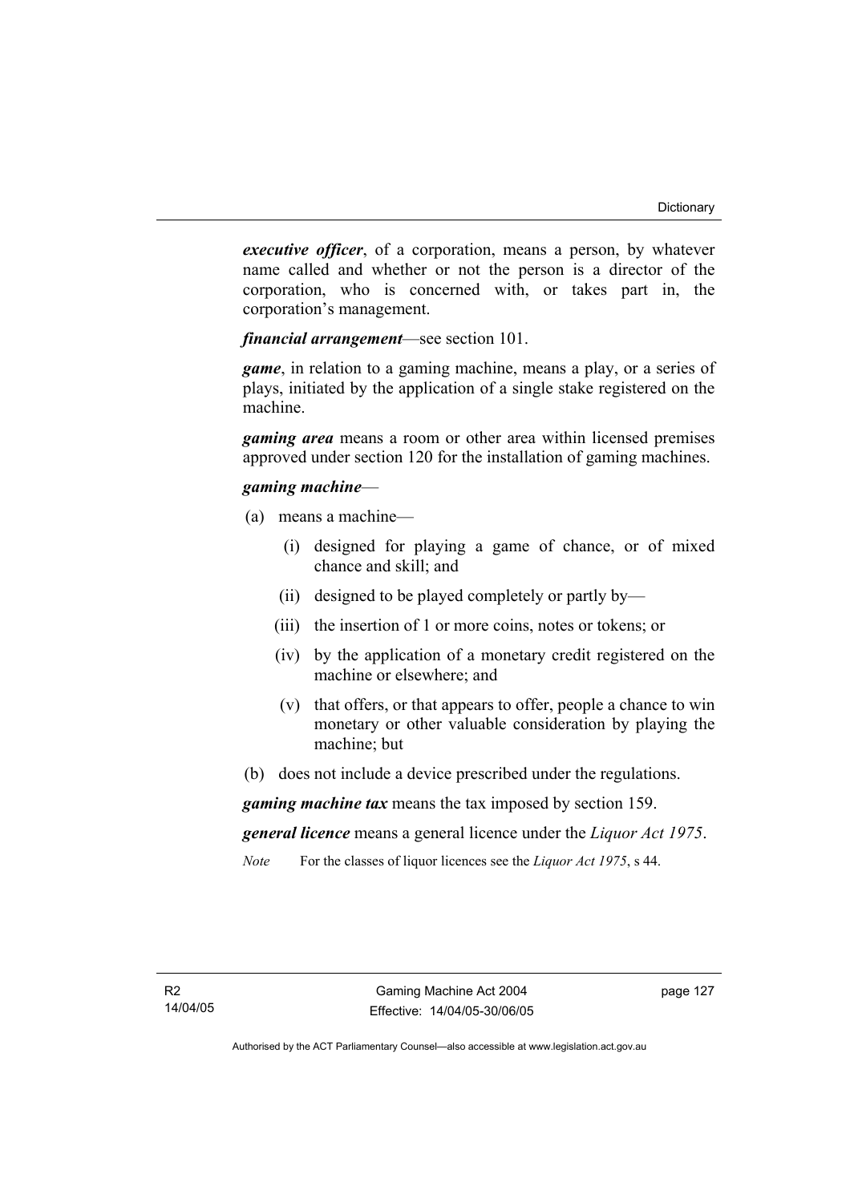***executive officer***, of a corporation, means a person, by whatever name called and whether or not the person is a director of the corporation, who is concerned with, or takes part in, the corporation's management.

***financial arrangement***—see section 101.

***game***, in relation to a gaming machine, means a play, or a series of plays, initiated by the application of a single stake registered on the machine.

***gaming area*** means a room or other area within licensed premises approved under section 120 for the installation of gaming machines.

***gaming machine***—

(a) means a machine—

   (i) designed for playing a game of chance, or of mixed chance and skill; and

   (ii) designed to be played completely or partly by—

   (iii) the insertion of 1 or more coins, notes or tokens; or

   (iv) by the application of a monetary credit registered on the machine or elsewhere; and

   (v) that offers, or that appears to offer, people a chance to win monetary or other valuable consideration by playing the machine; but

(b) does not include a device prescribed under the regulations.

***gaming machine tax*** means the tax imposed by section 159.

***general licence*** means a general licence under the *Liquor Act 1975*.

*Note* For the classes of liquor licences see the *Liquor Act 1975*, s 44.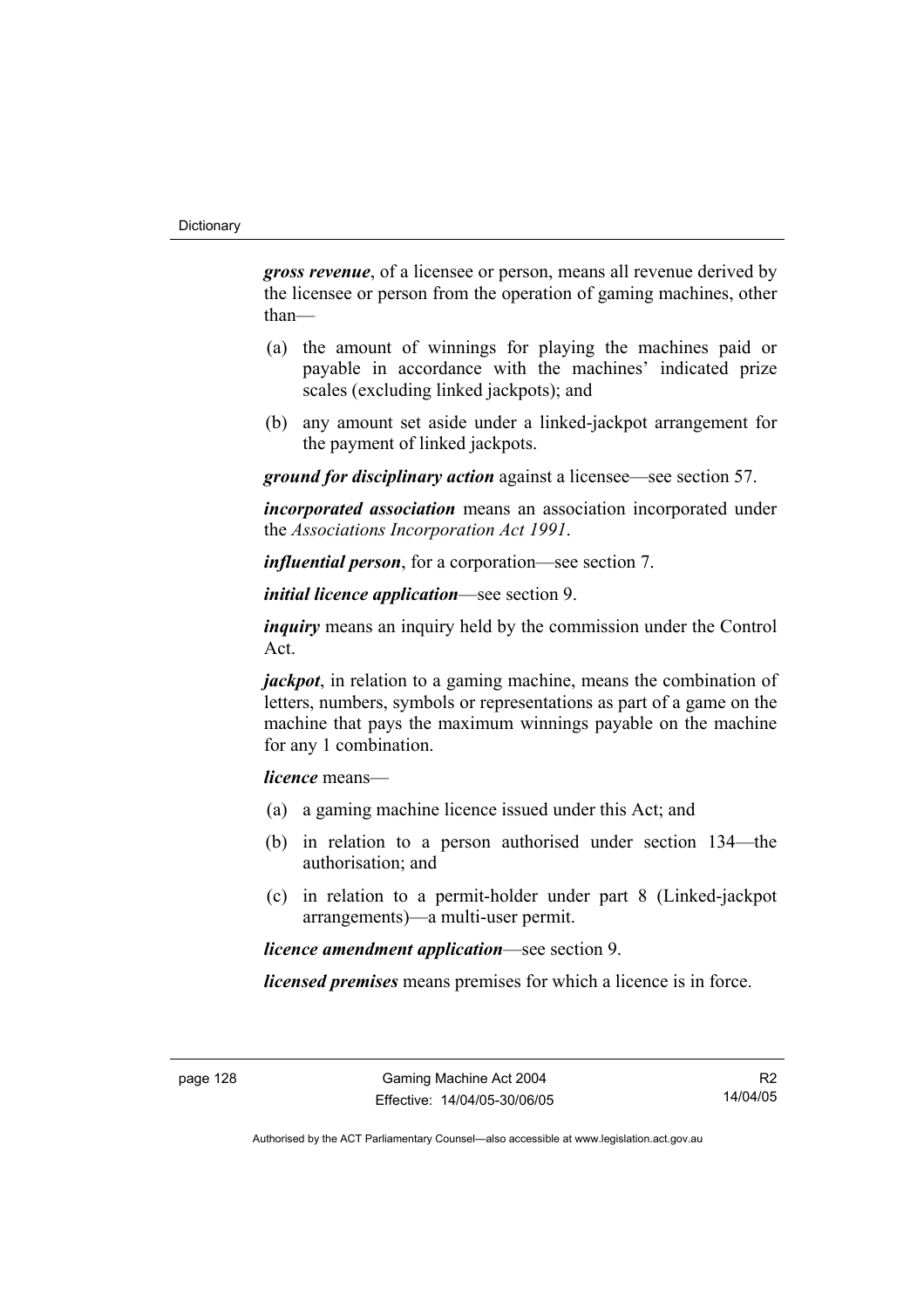***gross revenue***, of a licensee or person, means all revenue derived by the licensee or person from the operation of gaming machines, other than—

(a) the amount of winnings for playing the machines paid or payable in accordance with the machines' indicated prize scales (excluding linked jackpots); and

(b) any amount set aside under a linked-jackpot arrangement for the payment of linked jackpots.

***ground for disciplinary action*** against a licensee—see section 57.

***incorporated association*** means an association incorporated under the *Associations Incorporation Act 1991*.

***influential person***, for a corporation—see section 7.

***initial licence application***—see section 9.

***inquiry*** means an inquiry held by the commission under the Control Act.

***jackpot***, in relation to a gaming machine, means the combination of letters, numbers, symbols or representations as part of a game on the machine that pays the maximum winnings payable on the machine for any 1 combination.

***licence*** means—

(a) a gaming machine licence issued under this Act; and

(b) in relation to a person authorised under section 134—the authorisation; and

(c) in relation to a permit-holder under part 8 (Linked-jackpot arrangements)—a multi-user permit.

***licence amendment application***—see section 9.

***licensed premises*** means premises for which a licence is in force.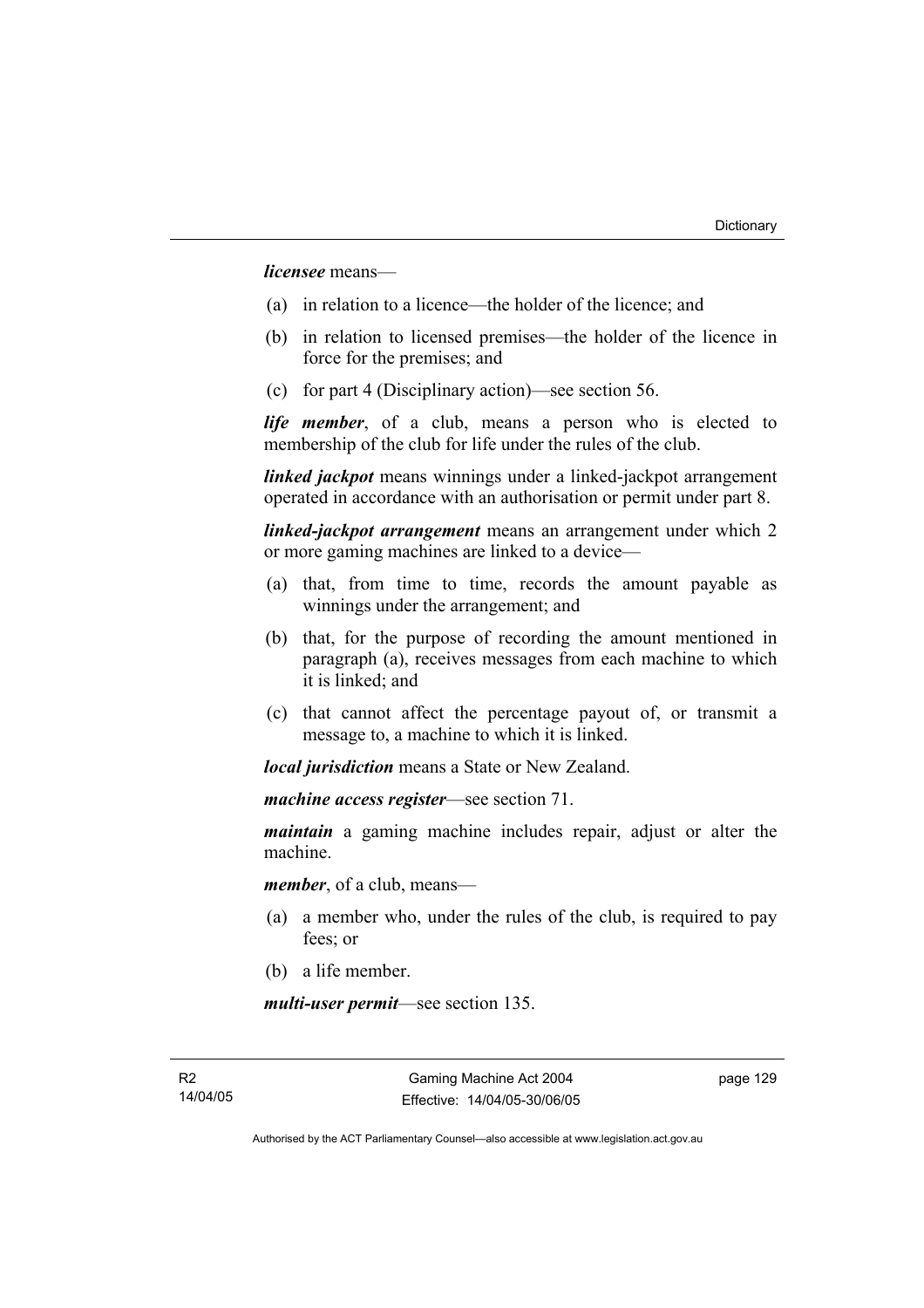***licensee*** means—

(a) in relation to a licence—the holder of the licence; and

(b) in relation to licensed premises—the holder of the licence in force for the premises; and

(c) for part 4 (Disciplinary action)—see section 56.

***life member***, of a club, means a person who is elected to membership of the club for life under the rules of the club.

***linked jackpot*** means winnings under a linked-jackpot arrangement operated in accordance with an authorisation or permit under part 8.

***linked-jackpot arrangement*** means an arrangement under which 2 or more gaming machines are linked to a device—

(a) that, from time to time, records the amount payable as winnings under the arrangement; and

(b) that, for the purpose of recording the amount mentioned in paragraph (a), receives messages from each machine to which it is linked; and

(c) that cannot affect the percentage payout of, or transmit a message to, a machine to which it is linked.

***local jurisdiction*** means a State or New Zealand.

***machine access register***—see section 71.

***maintain*** a gaming machine includes repair, adjust or alter the machine.

***member***, of a club, means—

(a) a member who, under the rules of the club, is required to pay fees; or

(b) a life member.

***multi-user permit***—see section 135.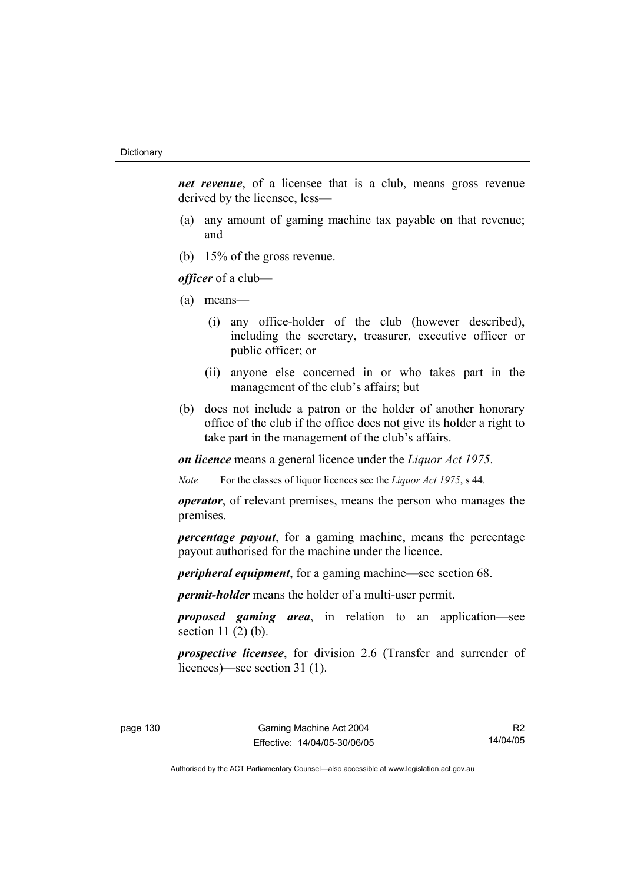***net revenue***, of a licensee that is a club, means gross revenue derived by the licensee, less—

(a) any amount of gaming machine tax payable on that revenue; and

(b) 15% of the gross revenue.

***officer*** of a club—

(a) means—

  (i) any office-holder of the club (however described), including the secretary, treasurer, executive officer or public officer; or

  (ii) anyone else concerned in or who takes part in the management of the club's affairs; but

(b) does not include a patron or the holder of another honorary office of the club if the office does not give its holder a right to take part in the management of the club's affairs.

***on licence*** means a general licence under the *Liquor Act 1975*.

*Note* For the classes of liquor licences see the *Liquor Act 1975*, s 44.

***operator***, of relevant premises, means the person who manages the premises.

***percentage payout***, for a gaming machine, means the percentage payout authorised for the machine under the licence.

***peripheral equipment***, for a gaming machine—see section 68.

***permit-holder*** means the holder of a multi-user permit.

***proposed gaming area***, in relation to an application—see section 11 (2) (b).

***prospective licensee***, for division 2.6 (Transfer and surrender of licences)—see section 31 (1).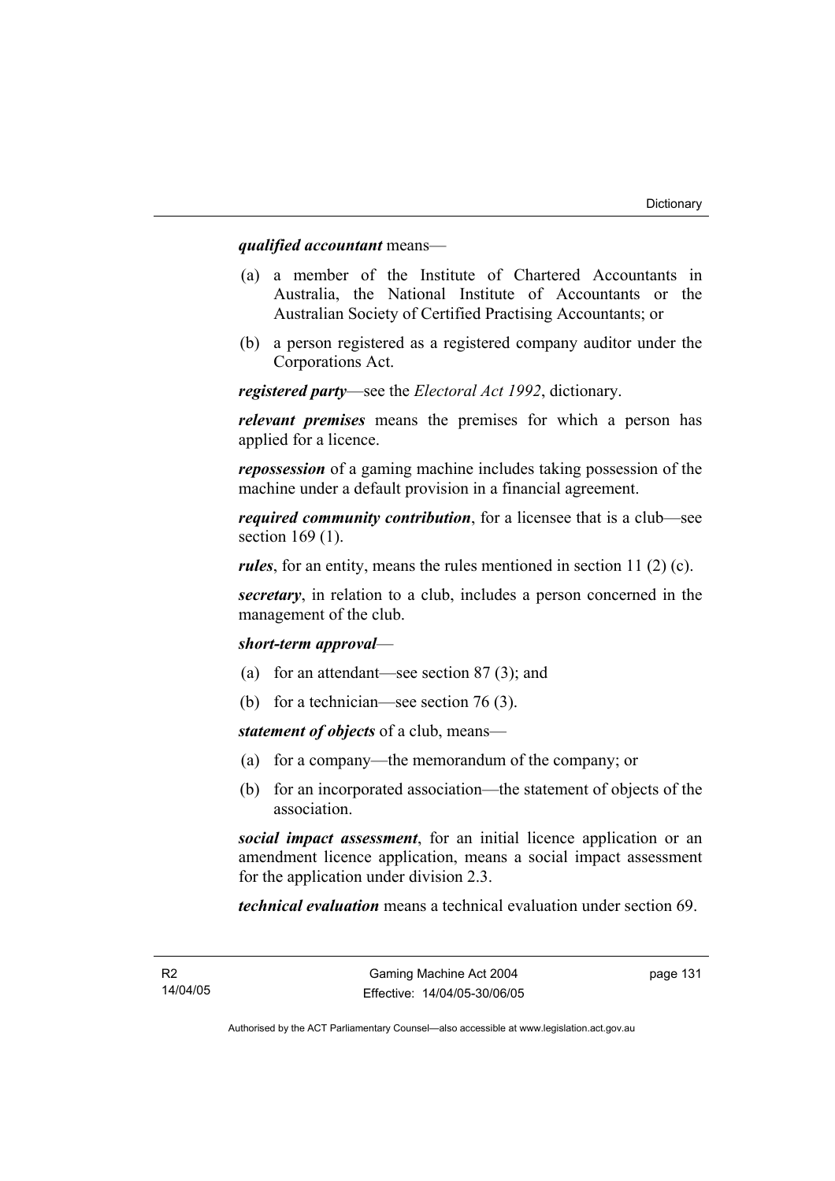***qualified accountant*** means—

(a) a member of the Institute of Chartered Accountants in Australia, the National Institute of Accountants or the Australian Society of Certified Practising Accountants; or

(b) a person registered as a registered company auditor under the Corporations Act.

***registered party***—see the *Electoral Act 1992*, dictionary.

***relevant premises*** means the premises for which a person has applied for a licence.

***repossession*** of a gaming machine includes taking possession of the machine under a default provision in a financial agreement.

***required community contribution***, for a licensee that is a club—see section 169 (1).

***rules***, for an entity, means the rules mentioned in section 11 (2) (c).

***secretary***, in relation to a club, includes a person concerned in the management of the club.

***short-term approval***—

(a) for an attendant—see section 87 (3); and

(b) for a technician—see section 76 (3).

***statement of objects*** of a club, means—

(a) for a company—the memorandum of the company; or

(b) for an incorporated association—the statement of objects of the association.

***social impact assessment***, for an initial licence application or an amendment licence application, means a social impact assessment for the application under division 2.3.

***technical evaluation*** means a technical evaluation under section 69.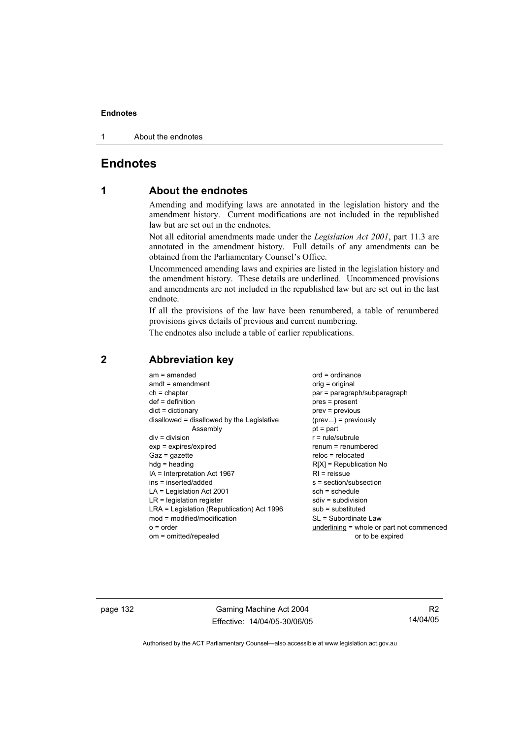# Endnotes

## 1 About the endnotes

Amending and modifying laws are annotated in the legislation history and the amendment history. Current modifications are not included in the republished law but are set out in the endnotes.

Not all editorial amendments made under the *Legislation Act 2001*, part 11.3 are annotated in the amendment history. Full details of any amendments can be obtained from the Parliamentary Counsel's Office.

Uncommenced amending laws and expiries are listed in the legislation history and the amendment history. These details are underlined. Uncommenced provisions and amendments are not included in the republished law but are set out in the last endnote.

If all the provisions of the law have been renumbered, a table of renumbered provisions gives details of previous and current numbering.

The endnotes also include a table of earlier republications.

## 2 Abbreviation key

am = amended
amdt = amendment
ch = chapter
def = definition
dict = dictionary
disallowed = disallowed by the Legislative Assembly
div = division
exp = expires/expired
Gaz = gazette
hdg = heading
IA = Interpretation Act 1967
ins = inserted/added
LA = Legislation Act 2001
LR = legislation register
LRA = Legislation (Republication) Act 1996
mod = modified/modification
o = order
om = omitted/repealed
ord = ordinance
orig = original
par = paragraph/subparagraph
pres = present
prev = previous
(prev...) = previously
pt = part
r = rule/subrule
renum = renumbered
reloc = relocated
R[X] = Republication No
RI = reissue
s = section/subsection
sch = schedule
sdiv = subdivision
sub = substituted
SL = Subordinate Law
underlining = whole or part not commenced or to be expired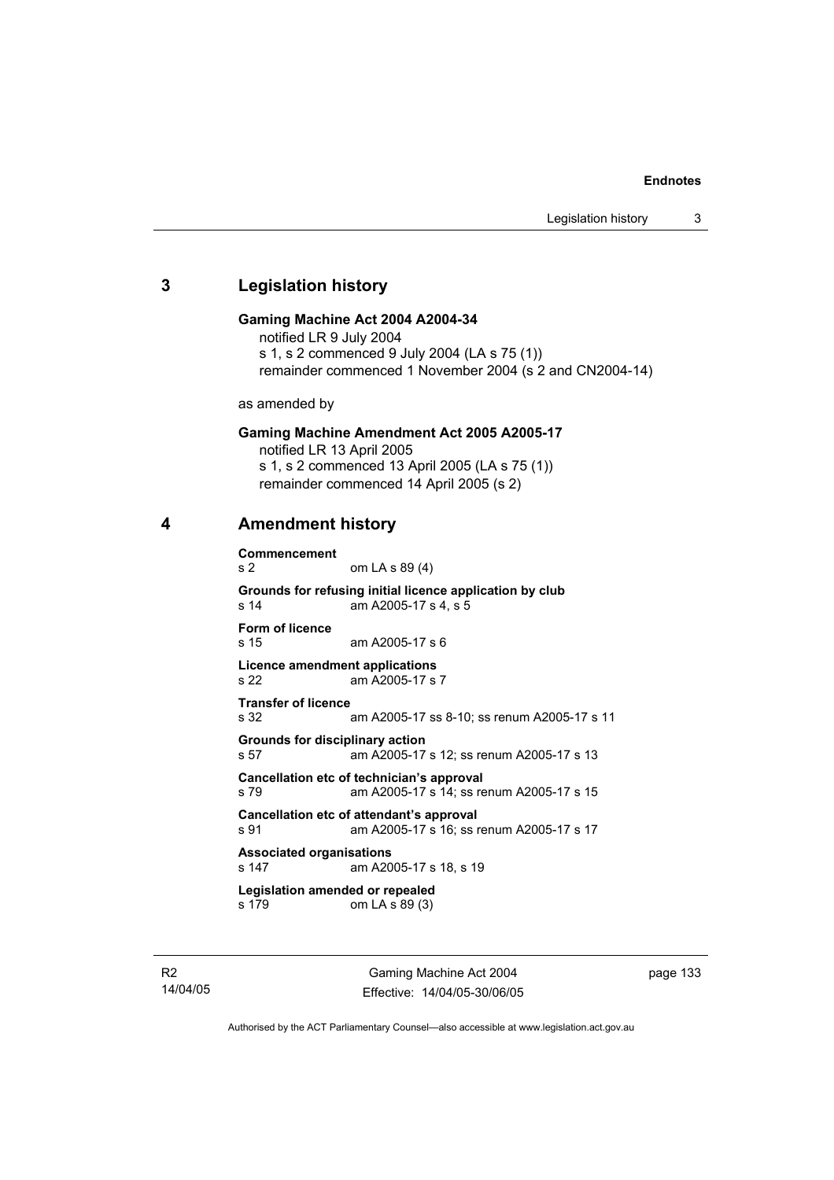## 3 Legislation history

**Gaming Machine Act 2004 A2004-34**

notified LR 9 July 2004
s 1, s 2 commenced 9 July 2004 (LA s 75 (1))
remainder commenced 1 November 2004 (s 2 and CN2004-14)

as amended by

**Gaming Machine Amendment Act 2005 A2005-17**

notified LR 13 April 2005
s 1, s 2 commenced 13 April 2005 (LA s 75 (1))
remainder commenced 14 April 2005 (s 2)

## 4 Amendment history

**Commencement**
s 2 om LA s 89 (4)

**Grounds for refusing initial licence application by club**
s 14 am A2005-17 s 4, s 5

**Form of licence**
s 15 am A2005-17 s 6

**Licence amendment applications**
s 22 am A2005-17 s 7

**Transfer of licence**
s 32 am A2005-17 ss 8-10; ss renum A2005-17 s 11

**Grounds for disciplinary action**
s 57 am A2005-17 s 12; ss renum A2005-17 s 13

**Cancellation etc of technician's approval**
s 79 am A2005-17 s 14; ss renum A2005-17 s 15

**Cancellation etc of attendant's approval**
s 91 am A2005-17 s 16; ss renum A2005-17 s 17

**Associated organisations**
s 147 am A2005-17 s 18, s 19

**Legislation amended or repealed**
s 179 om LA s 89 (3)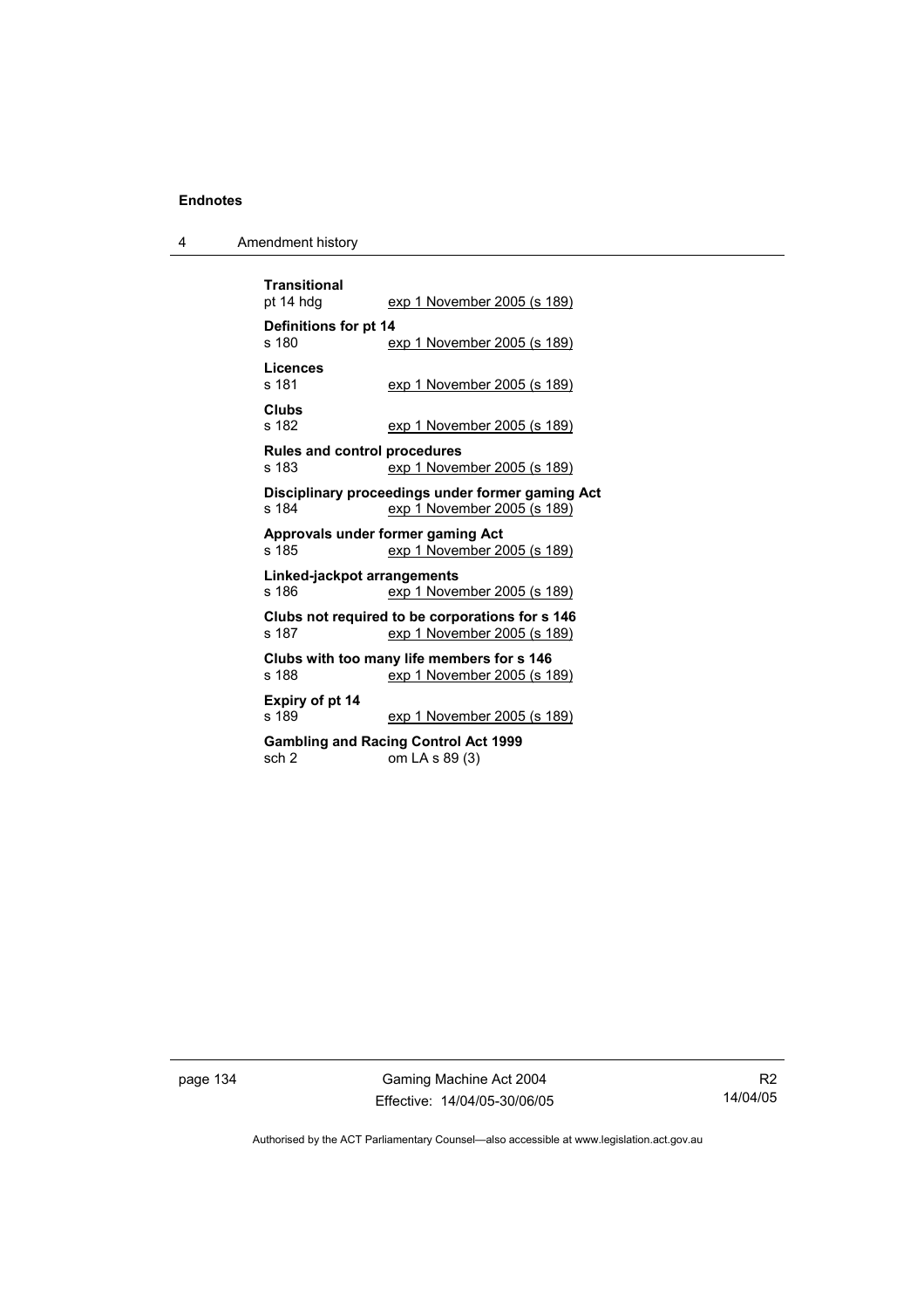**Transitional**
pt 14 hdg exp 1 November 2005 (s 189)

**Definitions for pt 14**
s 180 exp 1 November 2005 (s 189)

**Licences**
s 181 exp 1 November 2005 (s 189)

**Clubs**
s 182 exp 1 November 2005 (s 189)

**Rules and control procedures**
s 183 exp 1 November 2005 (s 189)

**Disciplinary proceedings under former gaming Act**
s 184 exp 1 November 2005 (s 189)

**Approvals under former gaming Act**
s 185 exp 1 November 2005 (s 189)

**Linked-jackpot arrangements**
s 186 exp 1 November 2005 (s 189)

**Clubs not required to be corporations for s 146**
s 187 exp 1 November 2005 (s 189)

**Clubs with too many life members for s 146**
s 188 exp 1 November 2005 (s 189)

**Expiry of pt 14**
s 189 exp 1 November 2005 (s 189)

**Gambling and Racing Control Act 1999**
sch 2 om LA s 89 (3)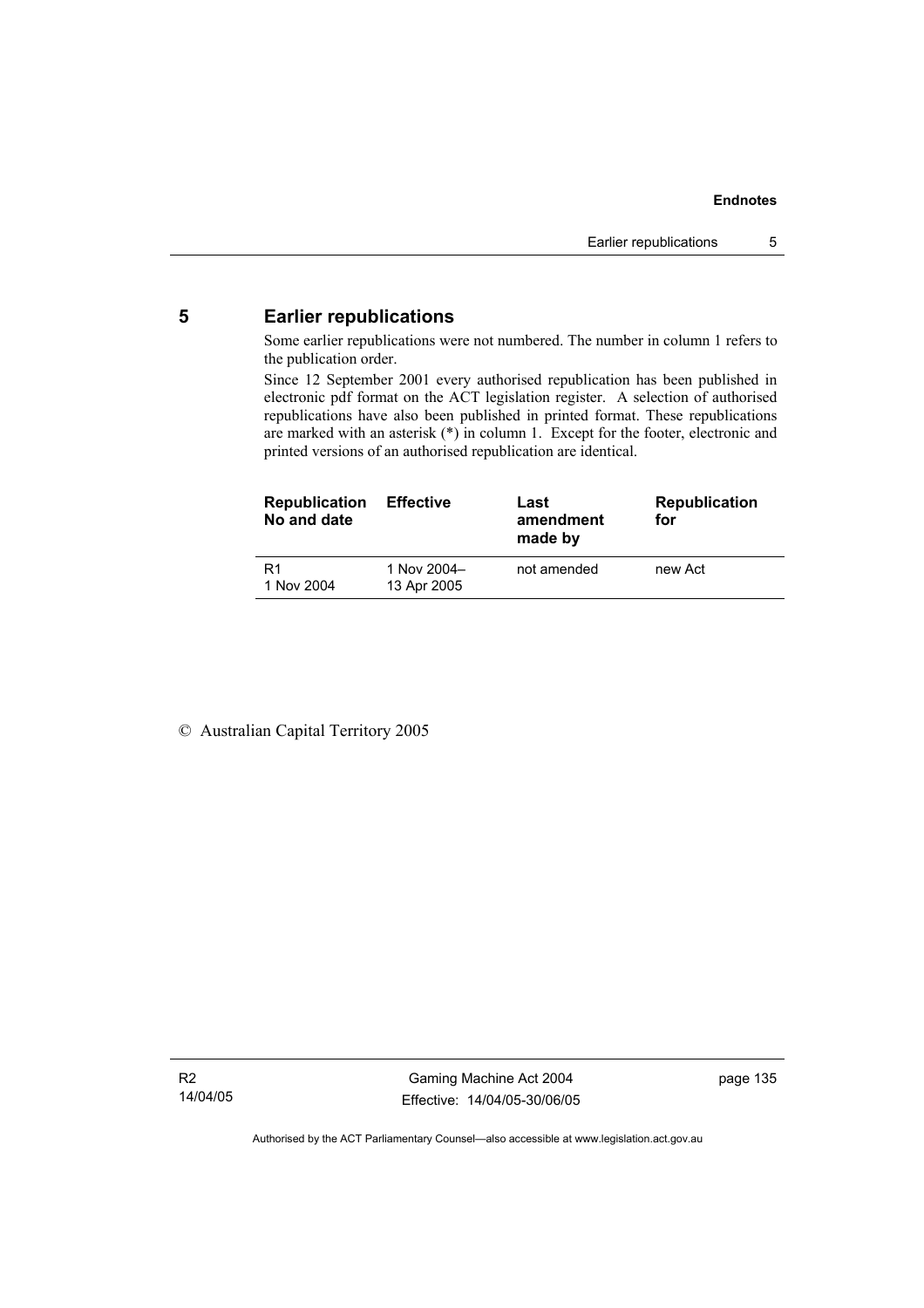## 5 Earlier republications

Some earlier republications were not numbered. The number in column 1 refers to the publication order.

Since 12 September 2001 every authorised republication has been published in electronic pdf format on the ACT legislation register. A selection of authorised republications have also been published in printed format. These republications are marked with an asterisk (*) in column 1. Except for the footer, electronic and printed versions of an authorised republication are identical.

| Republication No and date | Effective | Last amendment made by | Republication for |
|---|---|---|---|
| R1<br>1 Nov 2004 | 1 Nov 2004–<br>13 Apr 2005 | not amended | new Act |

© Australian Capital Territory 2005